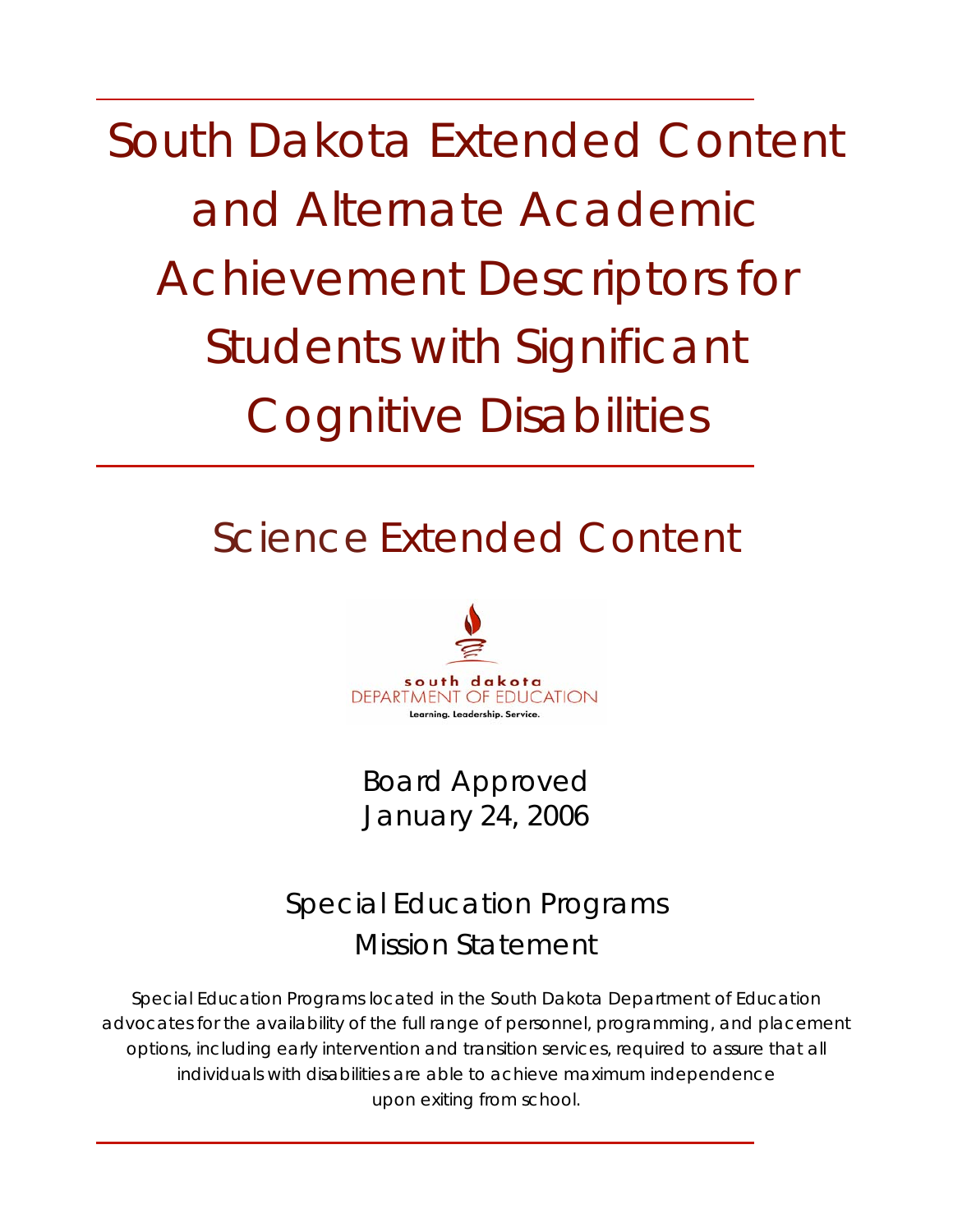# South Dakota Extended Content and Alternate Academic Achievement Descriptors for Students with Significant Cognitive Disabilities

## Science Extended Content

south dakota
DEPARTMENT OF EDUCATION
Learning. Leadership. Service.

Board Approved
January 24, 2006

## Special Education Programs Mission Statement

*Special Education Programs located in the South Dakota Department of Education advocates for the availability of the full range of personnel, programming, and placement options, including early intervention and transition services, required to assure that all individuals with disabilities are able to achieve maximum independence upon exiting from school.*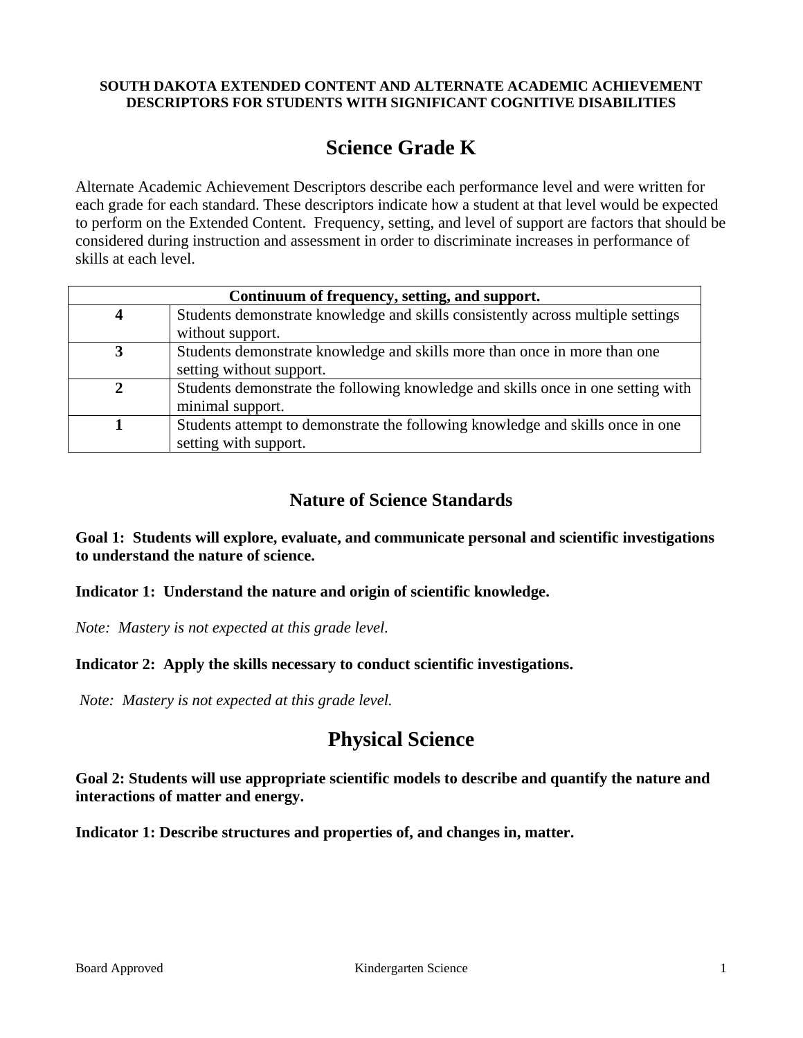**SOUTH DAKOTA EXTENDED CONTENT AND ALTERNATE ACADEMIC ACHIEVEMENT DESCRIPTORS FOR STUDENTS WITH SIGNIFICANT COGNITIVE DISABILITIES**

# Science Grade K

Alternate Academic Achievement Descriptors describe each performance level and were written for each grade for each standard. These descriptors indicate how a student at that level would be expected to perform on the Extended Content. Frequency, setting, and level of support are factors that should be considered during instruction and assessment in order to discriminate increases in performance of skills at each level.

| **Continuum of frequency, setting, and support.** | |
|---|---|
| **4** | Students demonstrate knowledge and skills consistently across multiple settings without support. |
| **3** | Students demonstrate knowledge and skills more than once in more than one setting without support. |
| **2** | Students demonstrate the following knowledge and skills once in one setting with minimal support. |
| **1** | Students attempt to demonstrate the following knowledge and skills once in one setting with support. |

## Nature of Science Standards

**Goal 1: Students will explore, evaluate, and communicate personal and scientific investigations to understand the nature of science.**

**Indicator 1: Understand the nature and origin of scientific knowledge.**

*Note: Mastery is not expected at this grade level.*

**Indicator 2: Apply the skills necessary to conduct scientific investigations.**

*Note: Mastery is not expected at this grade level.*

# Physical Science

**Goal 2: Students will use appropriate scientific models to describe and quantify the nature and interactions of matter and energy.**

**Indicator 1: Describe structures and properties of, and changes in, matter.**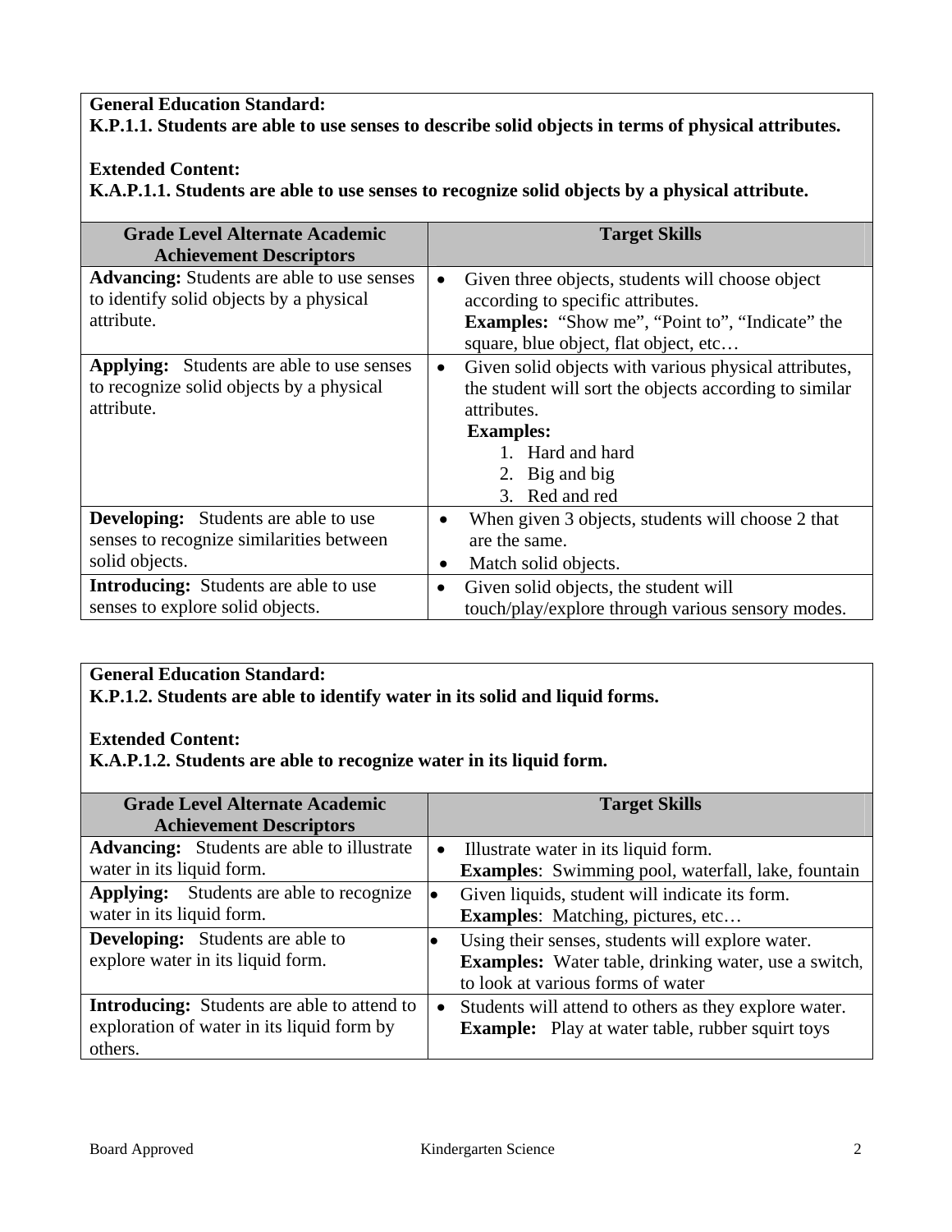**General Education Standard:**
**K.P.1.1. Students are able to use senses to describe solid objects in terms of physical attributes.**

**Extended Content:**
**K.A.P.1.1. Students are able to use senses to recognize solid objects by a physical attribute.**

| Grade Level Alternate Academic Achievement Descriptors | Target Skills |
|---|---|
| **Advancing:** Students are able to use senses to identify solid objects by a physical attribute. | • Given three objects, students will choose object according to specific attributes. **Examples:** "Show me", "Point to", "Indicate" the square, blue object, flat object, etc… |
| **Applying:** Students are able to use senses to recognize solid objects by a physical attribute. | • Given solid objects with various physical attributes, the student will sort the objects according to similar attributes. **Examples:** 1. Hard and hard 2. Big and big 3. Red and red |
| **Developing:** Students are able to use senses to recognize similarities between solid objects. | • When given 3 objects, students will choose 2 that are the same. • Match solid objects. |
| **Introducing:** Students are able to use senses to explore solid objects. | • Given solid objects, the student will touch/play/explore through various sensory modes. |

**General Education Standard:**
**K.P.1.2. Students are able to identify water in its solid and liquid forms.**

**Extended Content:**
**K.A.P.1.2. Students are able to recognize water in its liquid form.**

| Grade Level Alternate Academic Achievement Descriptors | Target Skills |
|---|---|
| **Advancing:** Students are able to illustrate water in its liquid form. | • Illustrate water in its liquid form. **Examples**: Swimming pool, waterfall, lake, fountain |
| **Applying:** Students are able to recognize water in its liquid form. | • Given liquids, student will indicate its form. **Examples**: Matching, pictures, etc… |
| **Developing:** Students are able to explore water in its liquid form. | • Using their senses, students will explore water. **Examples:** Water table, drinking water, use a switch, to look at various forms of water |
| **Introducing:** Students are able to attend to exploration of water in its liquid form by others. | • Students will attend to others as they explore water. **Example:** Play at water table, rubber squirt toys |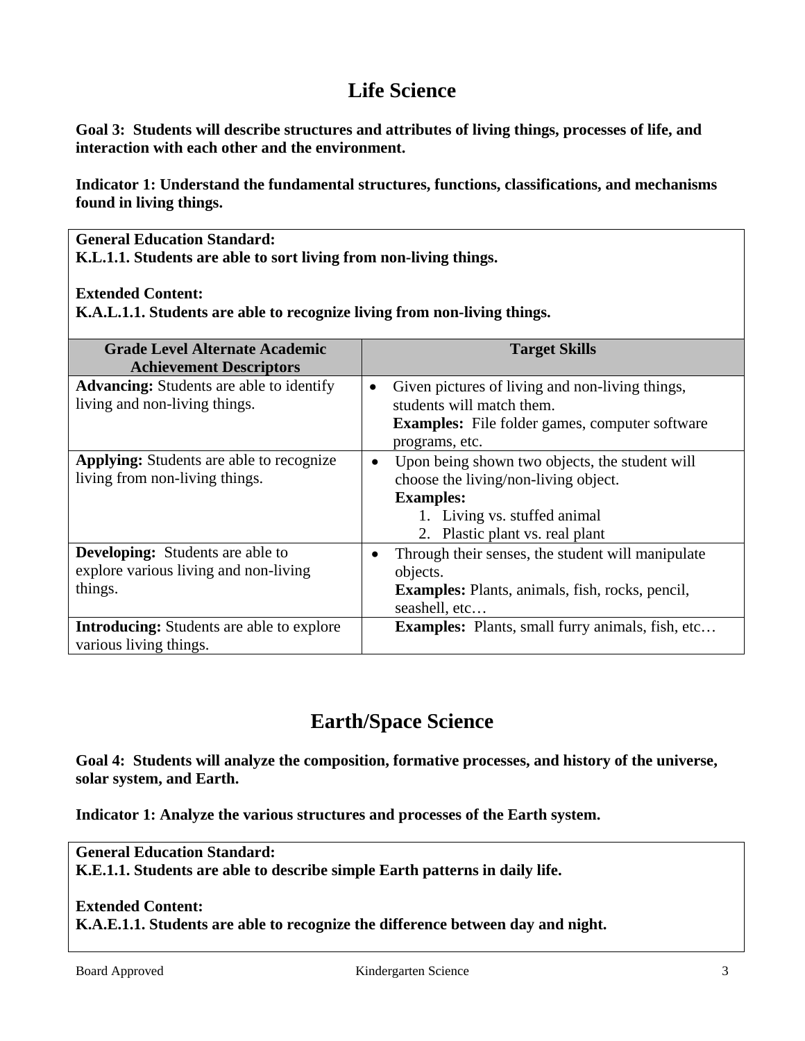# Life Science

**Goal 3: Students will describe structures and attributes of living things, processes of life, and interaction with each other and the environment.**

**Indicator 1: Understand the fundamental structures, functions, classifications, and mechanisms found in living things.**

**General Education Standard:**
**K.L.1.1. Students are able to sort living from non-living things.**

**Extended Content:**
**K.A.L.1.1. Students are able to recognize living from non-living things.**

| Grade Level Alternate Academic Achievement Descriptors | Target Skills |
|---|---|
| **Advancing:** Students are able to identify living and non-living things. | • Given pictures of living and non-living things, students will match them.<br>**Examples:** File folder games, computer software programs, etc. |
| **Applying:** Students are able to recognize living from non-living things. | • Upon being shown two objects, the student will choose the living/non-living object.<br>**Examples:**<br>1. Living vs. stuffed animal<br>2. Plastic plant vs. real plant |
| **Developing:** Students are able to explore various living and non-living things. | • Through their senses, the student will manipulate objects.<br>**Examples:** Plants, animals, fish, rocks, pencil, seashell, etc… |
| **Introducing:** Students are able to explore various living things. | **Examples:** Plants, small furry animals, fish, etc… |

# Earth/Space Science

**Goal 4: Students will analyze the composition, formative processes, and history of the universe, solar system, and Earth.**

**Indicator 1: Analyze the various structures and processes of the Earth system.**

**General Education Standard:**
**K.E.1.1. Students are able to describe simple Earth patterns in daily life.**

**Extended Content:**
**K.A.E.1.1. Students are able to recognize the difference between day and night.**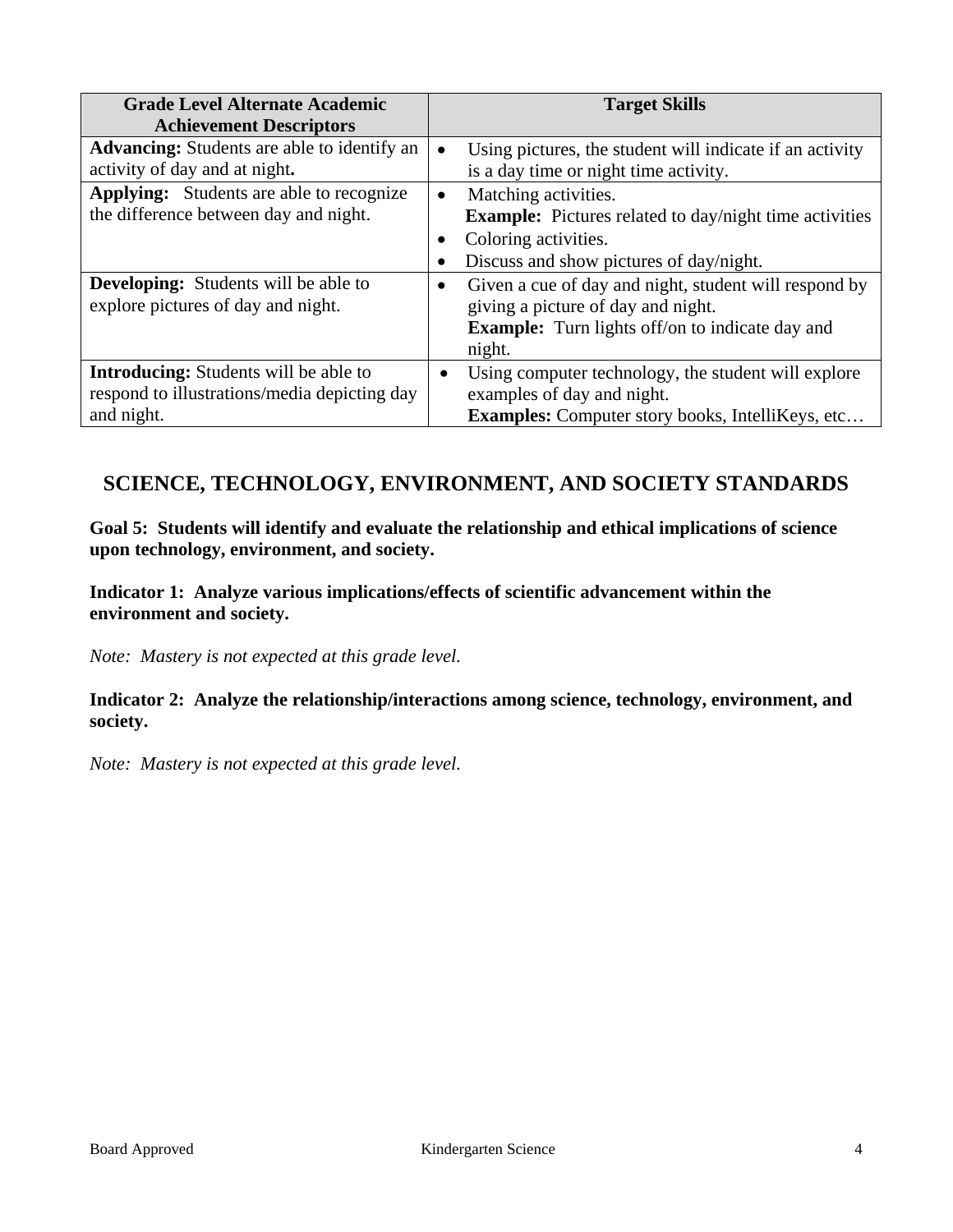| Grade Level Alternate Academic Achievement Descriptors | Target Skills |
|---|---|
| **Advancing:** Students are able to identify an activity of day and at night**.** | • Using pictures, the student will indicate if an activity is a day time or night time activity. |
| **Applying:** Students are able to recognize the difference between day and night. | • Matching activities. **Example:** Pictures related to day/night time activities<br>• Coloring activities.<br>• Discuss and show pictures of day/night. |
| **Developing:** Students will be able to explore pictures of day and night. | • Given a cue of day and night, student will respond by giving a picture of day and night. **Example:** Turn lights off/on to indicate day and night. |
| **Introducing:** Students will be able to respond to illustrations/media depicting day and night. | • Using computer technology, the student will explore examples of day and night. **Examples:** Computer story books, IntelliKeys, etc… |

## SCIENCE, TECHNOLOGY, ENVIRONMENT, AND SOCIETY STANDARDS

**Goal 5: Students will identify and evaluate the relationship and ethical implications of science upon technology, environment, and society.**

**Indicator 1: Analyze various implications/effects of scientific advancement within the environment and society.**

*Note: Mastery is not expected at this grade level.*

**Indicator 2: Analyze the relationship/interactions among science, technology, environment, and society.**

*Note: Mastery is not expected at this grade level.*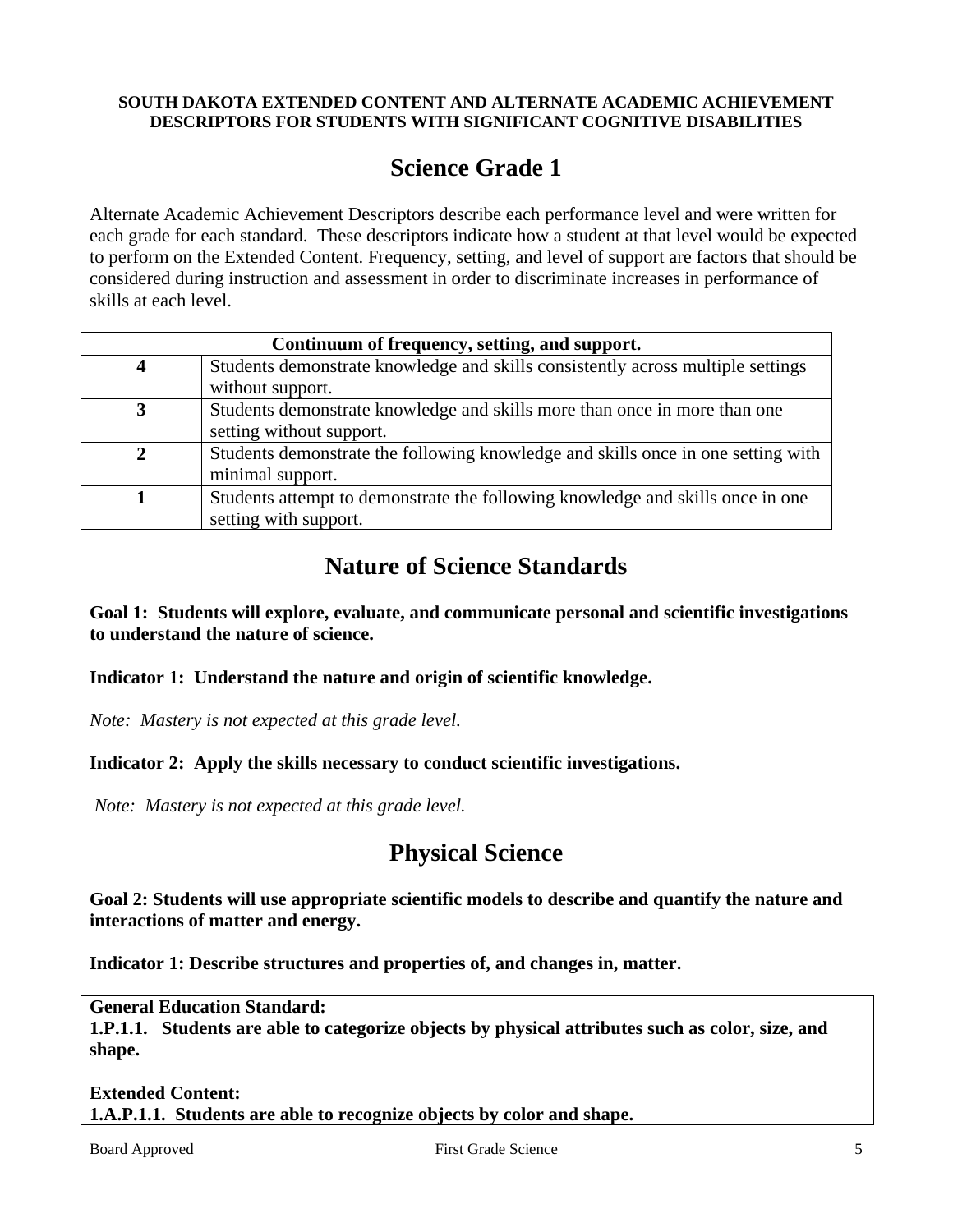**SOUTH DAKOTA EXTENDED CONTENT AND ALTERNATE ACADEMIC ACHIEVEMENT DESCRIPTORS FOR STUDENTS WITH SIGNIFICANT COGNITIVE DISABILITIES**

# Science Grade 1

Alternate Academic Achievement Descriptors describe each performance level and were written for each grade for each standard. These descriptors indicate how a student at that level would be expected to perform on the Extended Content. Frequency, setting, and level of support are factors that should be considered during instruction and assessment in order to discriminate increases in performance of skills at each level.

| **Continuum of frequency, setting, and support.** | |
|---|---|
| **4** | Students demonstrate knowledge and skills consistently across multiple settings without support. |
| **3** | Students demonstrate knowledge and skills more than once in more than one setting without support. |
| **2** | Students demonstrate the following knowledge and skills once in one setting with minimal support. |
| **1** | Students attempt to demonstrate the following knowledge and skills once in one setting with support. |

## Nature of Science Standards

**Goal 1: Students will explore, evaluate, and communicate personal and scientific investigations to understand the nature of science.**

**Indicator 1: Understand the nature and origin of scientific knowledge.**

*Note: Mastery is not expected at this grade level.*

**Indicator 2: Apply the skills necessary to conduct scientific investigations.**

*Note: Mastery is not expected at this grade level.*

## Physical Science

**Goal 2: Students will use appropriate scientific models to describe and quantify the nature and interactions of matter and energy.**

**Indicator 1: Describe structures and properties of, and changes in, matter.**

**General Education Standard:**
**1.P.1.1. Students are able to categorize objects by physical attributes such as color, size, and shape.**

**Extended Content:**
**1.A.P.1.1. Students are able to recognize objects by color and shape.**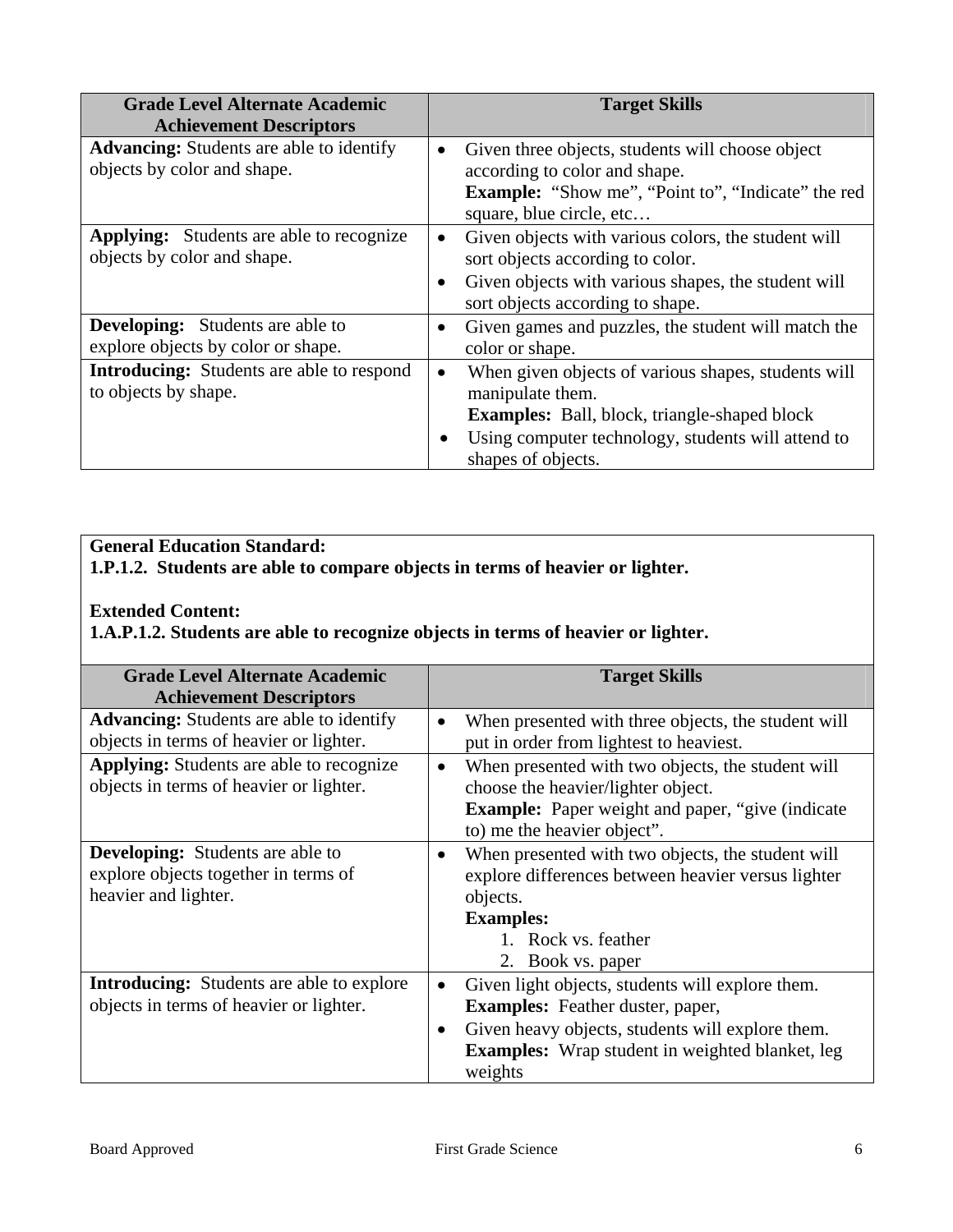| Grade Level Alternate Academic Achievement Descriptors | Target Skills |
| --- | --- |
| **Advancing:** Students are able to identify objects by color and shape. | • Given three objects, students will choose object according to color and shape. **Example:** "Show me", "Point to", "Indicate" the red square, blue circle, etc… |
| **Applying:** Students are able to recognize objects by color and shape. | • Given objects with various colors, the student will sort objects according to color. • Given objects with various shapes, the student will sort objects according to shape. |
| **Developing:** Students are able to explore objects by color or shape. | • Given games and puzzles, the student will match the color or shape. |
| **Introducing:** Students are able to respond to objects by shape. | • When given objects of various shapes, students will manipulate them. **Examples:** Ball, block, triangle-shaped block • Using computer technology, students will attend to shapes of objects. |

**General Education Standard:**
**1.P.1.2. Students are able to compare objects in terms of heavier or lighter.**

**Extended Content:**
**1.A.P.1.2. Students are able to recognize objects in terms of heavier or lighter.**

| Grade Level Alternate Academic Achievement Descriptors | Target Skills |
| --- | --- |
| **Advancing:** Students are able to identify objects in terms of heavier or lighter. | • When presented with three objects, the student will put in order from lightest to heaviest. |
| **Applying:** Students are able to recognize objects in terms of heavier or lighter. | • When presented with two objects, the student will choose the heavier/lighter object. **Example:** Paper weight and paper, "give (indicate to) me the heavier object". |
| **Developing:** Students are able to explore objects together in terms of heavier and lighter. | • When presented with two objects, the student will explore differences between heavier versus lighter objects. **Examples:** 1. Rock vs. feather 2. Book vs. paper |
| **Introducing:** Students are able to explore objects in terms of heavier or lighter. | • Given light objects, students will explore them. **Examples:** Feather duster, paper, • Given heavy objects, students will explore them. **Examples:** Wrap student in weighted blanket, leg weights |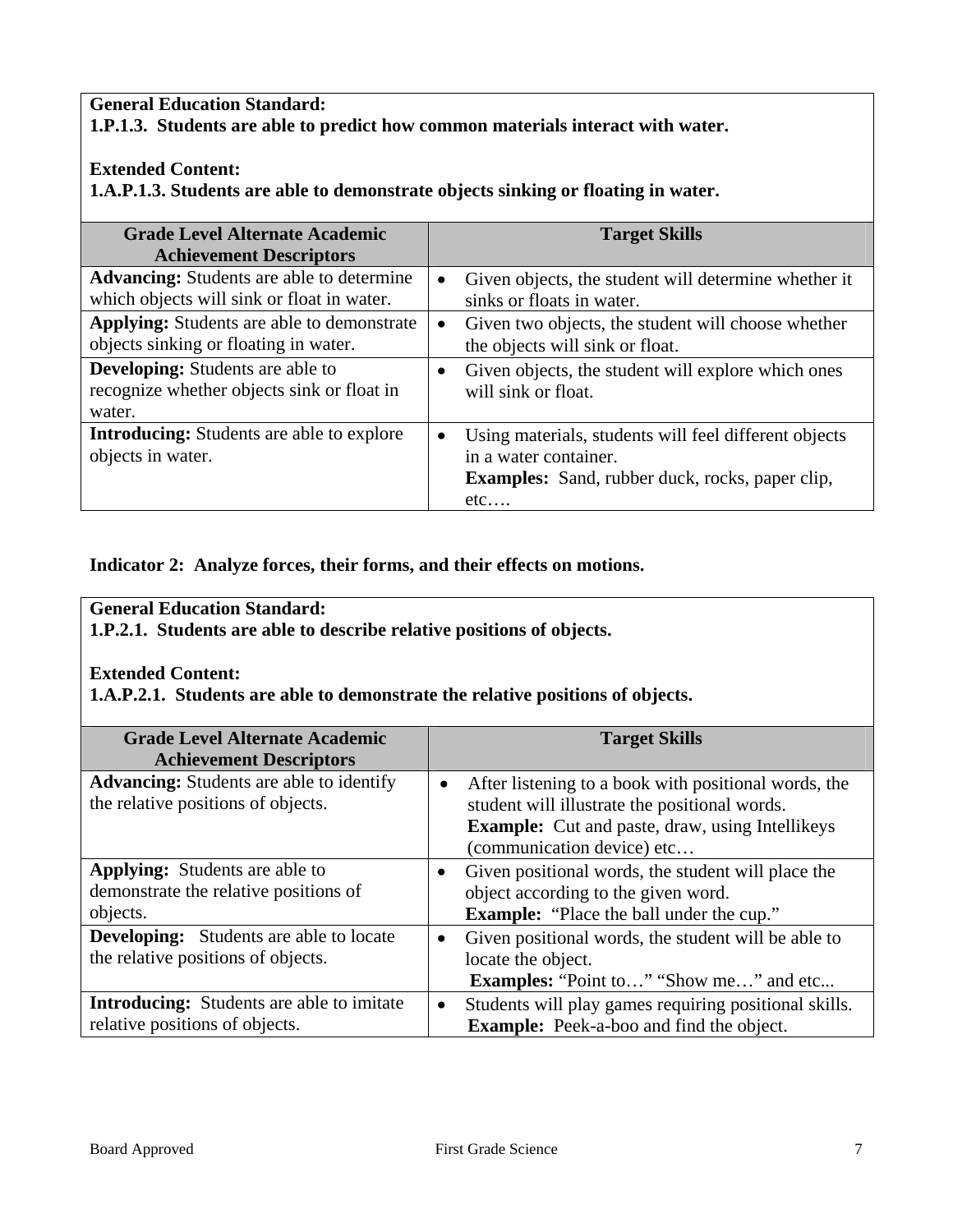**General Education Standard:**
**1.P.1.3. Students are able to predict how common materials interact with water.**

**Extended Content:**
**1.A.P.1.3. Students are able to demonstrate objects sinking or floating in water.**

| Grade Level Alternate Academic Achievement Descriptors | Target Skills |
|---|---|
| **Advancing:** Students are able to determine which objects will sink or float in water. | • Given objects, the student will determine whether it sinks or floats in water. |
| **Applying:** Students are able to demonstrate objects sinking or floating in water. | • Given two objects, the student will choose whether the objects will sink or float. |
| **Developing:** Students are able to recognize whether objects sink or float in water. | • Given objects, the student will explore which ones will sink or float. |
| **Introducing:** Students are able to explore objects in water. | • Using materials, students will feel different objects in a water container. **Examples:** Sand, rubber duck, rocks, paper clip, etc…. |

**Indicator 2: Analyze forces, their forms, and their effects on motions.**

**General Education Standard:**
**1.P.2.1. Students are able to describe relative positions of objects.**

**Extended Content:**
**1.A.P.2.1. Students are able to demonstrate the relative positions of objects.**

| Grade Level Alternate Academic Achievement Descriptors | Target Skills |
|---|---|
| **Advancing:** Students are able to identify the relative positions of objects. | • After listening to a book with positional words, the student will illustrate the positional words. **Example:** Cut and paste, draw, using Intellikeys (communication device) etc… |
| **Applying:** Students are able to demonstrate the relative positions of objects. | • Given positional words, the student will place the object according to the given word. **Example:** "Place the ball under the cup." |
| **Developing:** Students are able to locate the relative positions of objects. | • Given positional words, the student will be able to locate the object. **Examples:** "Point to…" "Show me…" and etc... |
| **Introducing:** Students are able to imitate relative positions of objects. | • Students will play games requiring positional skills. **Example:** Peek-a-boo and find the object. |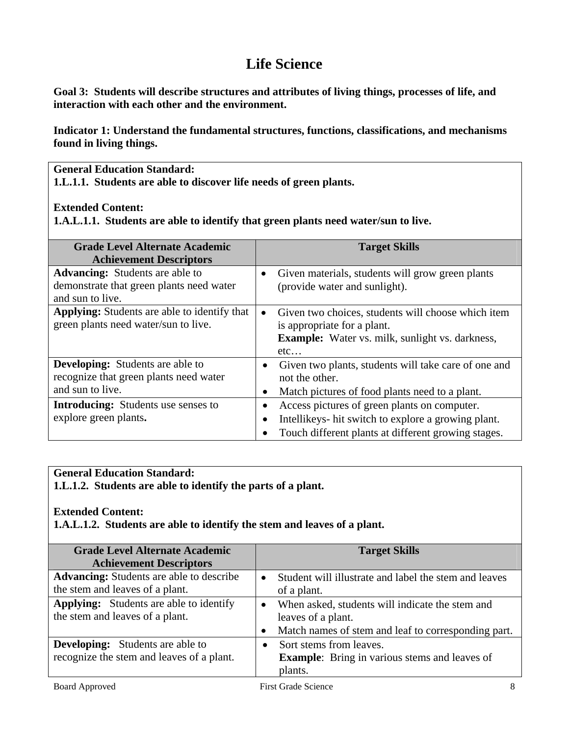# Life Science

**Goal 3: Students will describe structures and attributes of living things, processes of life, and interaction with each other and the environment.**

**Indicator 1: Understand the fundamental structures, functions, classifications, and mechanisms found in living things.**

**General Education Standard:**
**1.L.1.1. Students are able to discover life needs of green plants.**

**Extended Content:**
**1.A.L.1.1. Students are able to identify that green plants need water/sun to live.**

| Grade Level Alternate Academic Achievement Descriptors | Target Skills |
|---|---|
| **Advancing:** Students are able to demonstrate that green plants need water and sun to live. | • Given materials, students will grow green plants (provide water and sunlight). |
| **Applying:** Students are able to identify that green plants need water/sun to live. | • Given two choices, students will choose which item is appropriate for a plant. **Example:** Water vs. milk, sunlight vs. darkness, etc… |
| **Developing:** Students are able to recognize that green plants need water and sun to live. | • Given two plants, students will take care of one and not the other. • Match pictures of food plants need to a plant. |
| **Introducing:** Students use senses to explore green plants**.** | • Access pictures of green plants on computer. • Intellikeys- hit switch to explore a growing plant. • Touch different plants at different growing stages. |

**General Education Standard:**
**1.L.1.2. Students are able to identify the parts of a plant.**

**Extended Content:**
**1.A.L.1.2. Students are able to identify the stem and leaves of a plant.**

| Grade Level Alternate Academic Achievement Descriptors | Target Skills |
|---|---|
| **Advancing:** Students are able to describe the stem and leaves of a plant. | • Student will illustrate and label the stem and leaves of a plant. |
| **Applying:** Students are able to identify the stem and leaves of a plant. | • When asked, students will indicate the stem and leaves of a plant. • Match names of stem and leaf to corresponding part. |
| **Developing:** Students are able to recognize the stem and leaves of a plant. | • Sort stems from leaves. **Example**: Bring in various stems and leaves of plants. |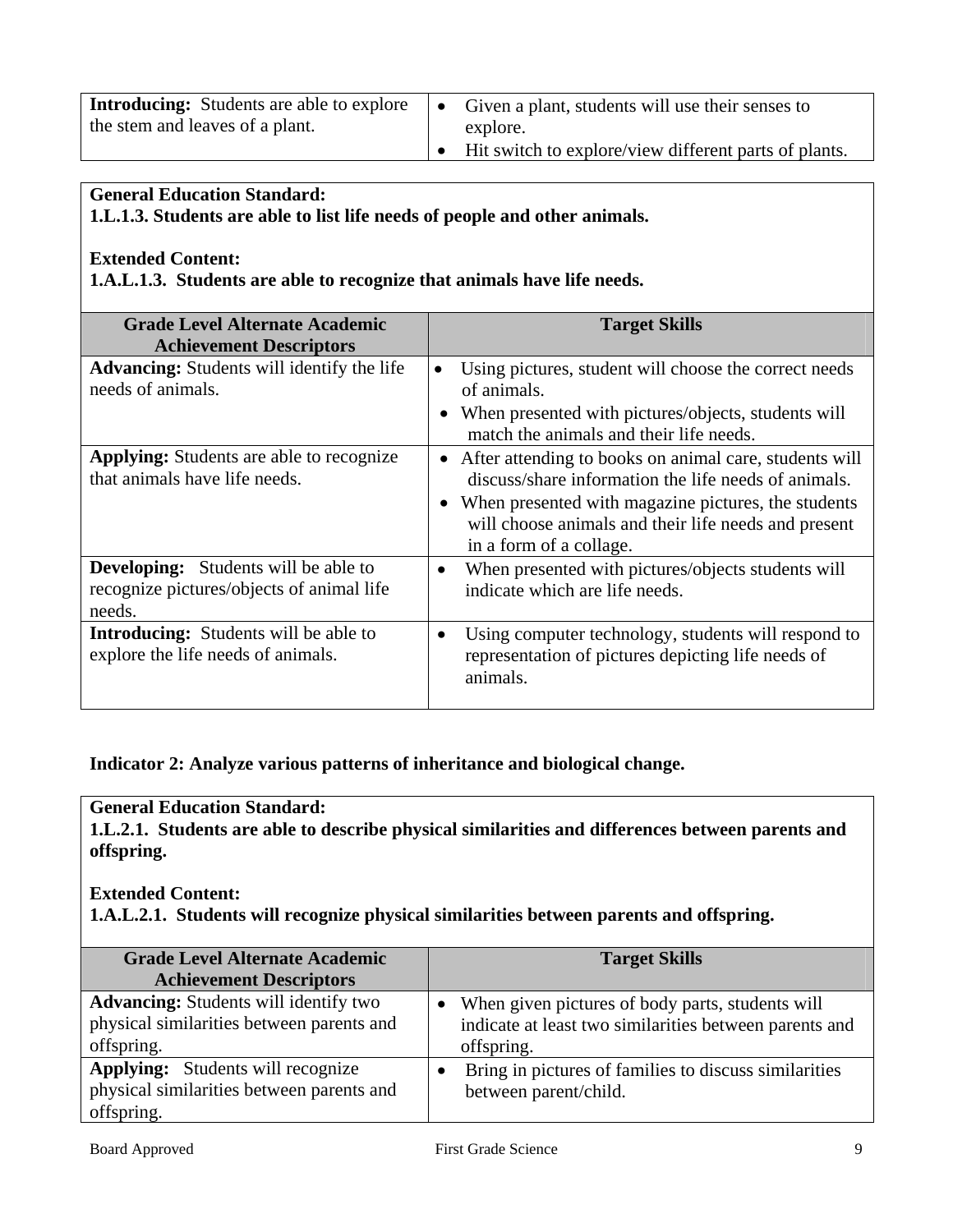| | |
|---|---|
| **Introducing:** Students are able to explore the stem and leaves of a plant. | • Given a plant, students will use their senses to explore.<br>• Hit switch to explore/view different parts of plants. |

**General Education Standard:**
**1.L.1.3. Students are able to list life needs of people and other animals.**

**Extended Content:**
**1.A.L.1.3. Students are able to recognize that animals have life needs.**

| Grade Level Alternate Academic Achievement Descriptors | Target Skills |
|---|---|
| **Advancing:** Students will identify the life needs of animals. | • Using pictures, student will choose the correct needs of animals.<br>• When presented with pictures/objects, students will match the animals and their life needs. |
| **Applying:** Students are able to recognize that animals have life needs. | • After attending to books on animal care, students will discuss/share information the life needs of animals.<br>• When presented with magazine pictures, the students will choose animals and their life needs and present in a form of a collage. |
| **Developing:** Students will be able to recognize pictures/objects of animal life needs. | • When presented with pictures/objects students will indicate which are life needs. |
| **Introducing:** Students will be able to explore the life needs of animals. | • Using computer technology, students will respond to representation of pictures depicting life needs of animals. |

**Indicator 2: Analyze various patterns of inheritance and biological change.**

**General Education Standard:**
**1.L.2.1. Students are able to describe physical similarities and differences between parents and offspring.**

**Extended Content:**
**1.A.L.2.1. Students will recognize physical similarities between parents and offspring.**

| Grade Level Alternate Academic Achievement Descriptors | Target Skills |
|---|---|
| **Advancing:** Students will identify two physical similarities between parents and offspring. | • When given pictures of body parts, students will indicate at least two similarities between parents and offspring. |
| **Applying:** Students will recognize physical similarities between parents and offspring. | • Bring in pictures of families to discuss similarities between parent/child. |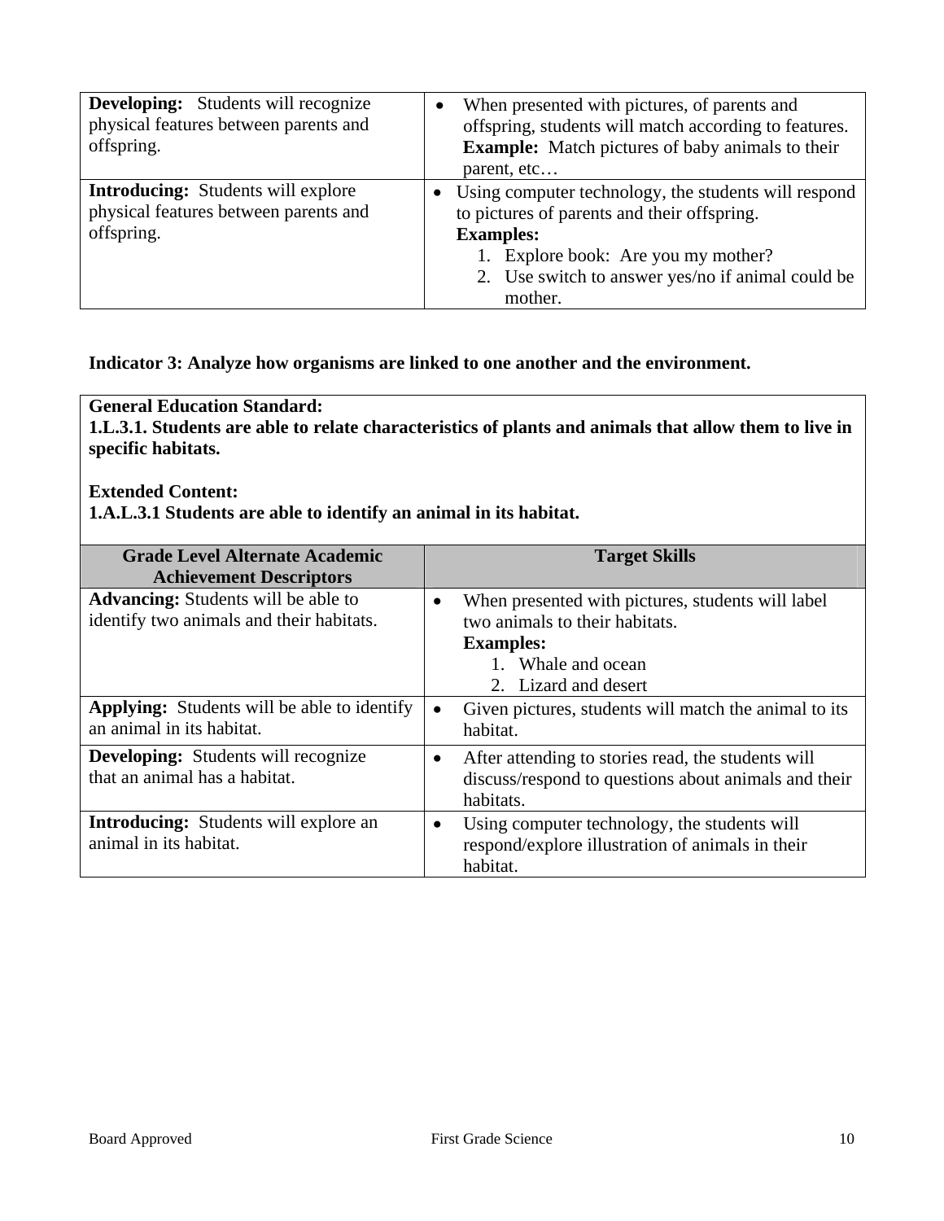| | |
|---|---|
| **Developing:** Students will recognize physical features between parents and offspring. | • When presented with pictures, of parents and offspring, students will match according to features. **Example:** Match pictures of baby animals to their parent, etc… |
| **Introducing:** Students will explore physical features between parents and offspring. | • Using computer technology, the students will respond to pictures of parents and their offspring. **Examples:** 1. Explore book: Are you my mother? 2. Use switch to answer yes/no if animal could be mother. |

**Indicator 3: Analyze how organisms are linked to one another and the environment.**

**General Education Standard:**
**1.L.3.1. Students are able to relate characteristics of plants and animals that allow them to live in specific habitats.**

**Extended Content:**
**1.A.L.3.1 Students are able to identify an animal in its habitat.**

| Grade Level Alternate Academic Achievement Descriptors | Target Skills |
|---|---|
| **Advancing:** Students will be able to identify two animals and their habitats. | • When presented with pictures, students will label two animals to their habitats. **Examples:** 1. Whale and ocean 2. Lizard and desert |
| **Applying:** Students will be able to identify an animal in its habitat. | • Given pictures, students will match the animal to its habitat. |
| **Developing:** Students will recognize that an animal has a habitat. | • After attending to stories read, the students will discuss/respond to questions about animals and their habitats. |
| **Introducing:** Students will explore an animal in its habitat. | • Using computer technology, the students will respond/explore illustration of animals in their habitat. |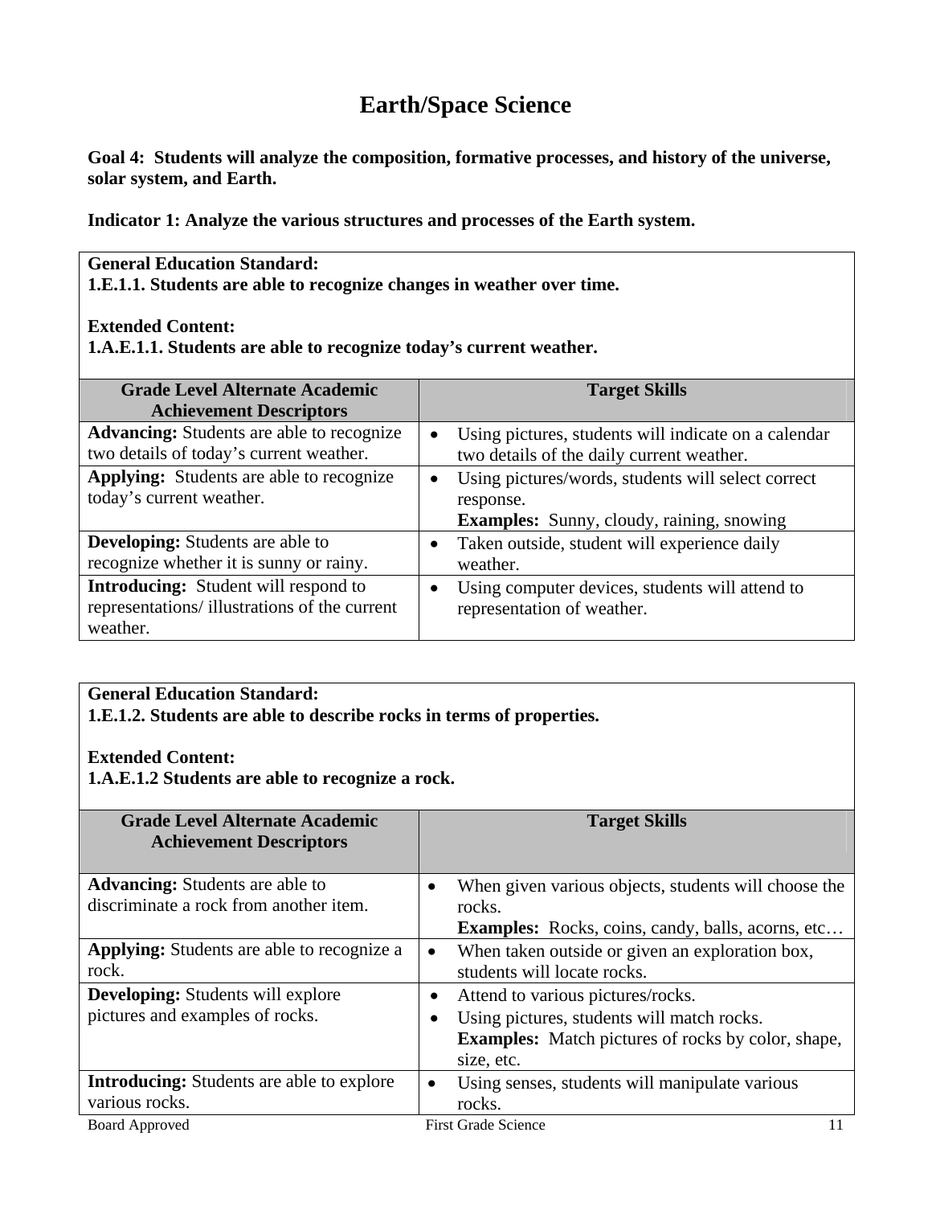# Earth/Space Science

**Goal 4: Students will analyze the composition, formative processes, and history of the universe, solar system, and Earth.**

**Indicator 1: Analyze the various structures and processes of the Earth system.**

**General Education Standard:**
**1.E.1.1. Students are able to recognize changes in weather over time.**

**Extended Content:**
**1.A.E.1.1. Students are able to recognize today's current weather.**

| Grade Level Alternate Academic Achievement Descriptors | Target Skills |
|---|---|
| **Advancing:** Students are able to recognize two details of today's current weather. | • Using pictures, students will indicate on a calendar two details of the daily current weather. |
| **Applying:** Students are able to recognize today's current weather. | • Using pictures/words, students will select correct response. **Examples:** Sunny, cloudy, raining, snowing |
| **Developing:** Students are able to recognize whether it is sunny or rainy. | • Taken outside, student will experience daily weather. |
| **Introducing:** Student will respond to representations/ illustrations of the current weather. | • Using computer devices, students will attend to representation of weather. |

**General Education Standard:**
**1.E.1.2. Students are able to describe rocks in terms of properties.**

**Extended Content:**
**1.A.E.1.2 Students are able to recognize a rock.**

| Grade Level Alternate Academic Achievement Descriptors | Target Skills |
|---|---|
| **Advancing:** Students are able to discriminate a rock from another item. | • When given various objects, students will choose the rocks. **Examples:** Rocks, coins, candy, balls, acorns, etc… |
| **Applying:** Students are able to recognize a rock. | • When taken outside or given an exploration box, students will locate rocks. |
| **Developing:** Students will explore pictures and examples of rocks. | • Attend to various pictures/rocks. • Using pictures, students will match rocks. **Examples:** Match pictures of rocks by color, shape, size, etc. |
| **Introducing:** Students are able to explore various rocks. | • Using senses, students will manipulate various rocks. |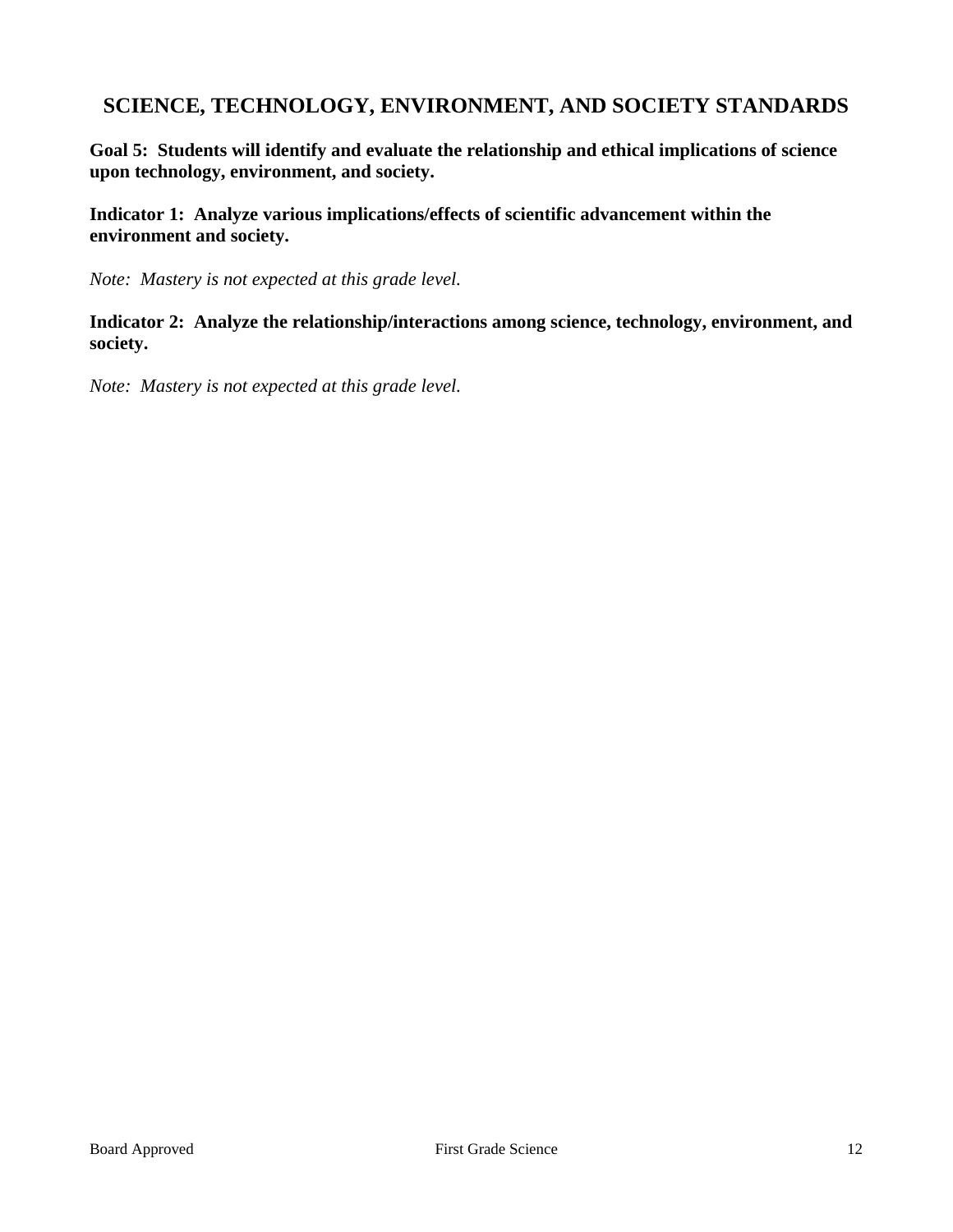## SCIENCE, TECHNOLOGY, ENVIRONMENT, AND SOCIETY STANDARDS

**Goal 5: Students will identify and evaluate the relationship and ethical implications of science upon technology, environment, and society.**

**Indicator 1: Analyze various implications/effects of scientific advancement within the environment and society.**

*Note: Mastery is not expected at this grade level.*

**Indicator 2: Analyze the relationship/interactions among science, technology, environment, and society.**

*Note: Mastery is not expected at this grade level.*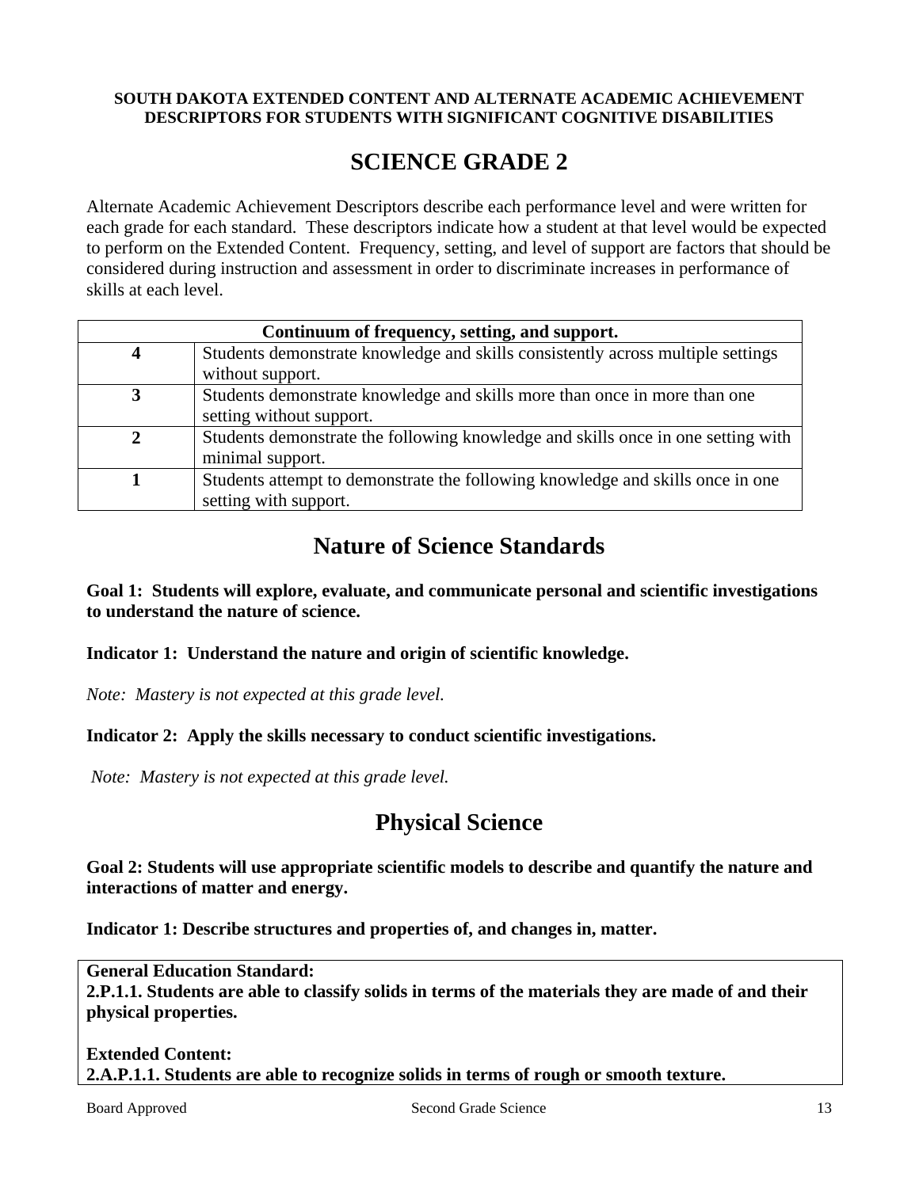**SOUTH DAKOTA EXTENDED CONTENT AND ALTERNATE ACADEMIC ACHIEVEMENT DESCRIPTORS FOR STUDENTS WITH SIGNIFICANT COGNITIVE DISABILITIES**

# SCIENCE GRADE 2

Alternate Academic Achievement Descriptors describe each performance level and were written for each grade for each standard. These descriptors indicate how a student at that level would be expected to perform on the Extended Content. Frequency, setting, and level of support are factors that should be considered during instruction and assessment in order to discriminate increases in performance of skills at each level.

| Continuum of frequency, setting, and support. | |
|---|---|
| **4** | Students demonstrate knowledge and skills consistently across multiple settings without support. |
| **3** | Students demonstrate knowledge and skills more than once in more than one setting without support. |
| **2** | Students demonstrate the following knowledge and skills once in one setting with minimal support. |
| **1** | Students attempt to demonstrate the following knowledge and skills once in one setting with support. |

## Nature of Science Standards

**Goal 1: Students will explore, evaluate, and communicate personal and scientific investigations to understand the nature of science.**

**Indicator 1: Understand the nature and origin of scientific knowledge.**

*Note: Mastery is not expected at this grade level.*

**Indicator 2: Apply the skills necessary to conduct scientific investigations.**

*Note: Mastery is not expected at this grade level.*

## Physical Science

**Goal 2: Students will use appropriate scientific models to describe and quantify the nature and interactions of matter and energy.**

**Indicator 1: Describe structures and properties of, and changes in, matter.**

**General Education Standard:**
**2.P.1.1. Students are able to classify solids in terms of the materials they are made of and their physical properties.**

**Extended Content:**
**2.A.P.1.1. Students are able to recognize solids in terms of rough or smooth texture.**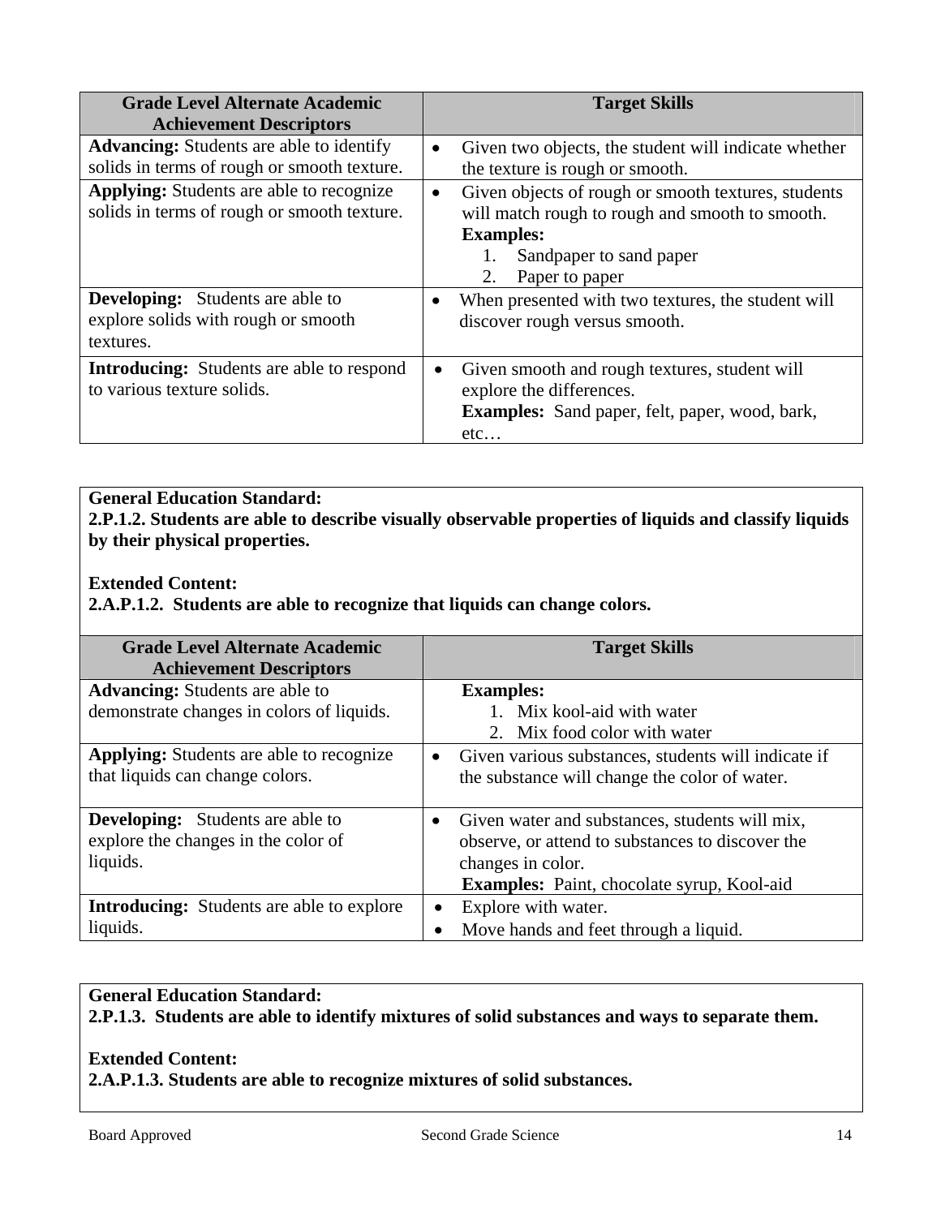| Grade Level Alternate Academic Achievement Descriptors | Target Skills |
|---|---|
| **Advancing:** Students are able to identify solids in terms of rough or smooth texture. | • Given two objects, the student will indicate whether the texture is rough or smooth. |
| **Applying:** Students are able to recognize solids in terms of rough or smooth texture. | • Given objects of rough or smooth textures, students will match rough to rough and smooth to smooth. **Examples:** 1. Sandpaper to sand paper 2. Paper to paper |
| **Developing:** Students are able to explore solids with rough or smooth textures. | • When presented with two textures, the student will discover rough versus smooth. |
| **Introducing:** Students are able to respond to various texture solids. | • Given smooth and rough textures, student will explore the differences. **Examples:** Sand paper, felt, paper, wood, bark, etc… |

**General Education Standard:**
**2.P.1.2. Students are able to describe visually observable properties of liquids and classify liquids by their physical properties.**

**Extended Content:**
**2.A.P.1.2. Students are able to recognize that liquids can change colors.**

| Grade Level Alternate Academic Achievement Descriptors | Target Skills |
|---|---|
| **Advancing:** Students are able to demonstrate changes in colors of liquids. | **Examples:** 1. Mix kool-aid with water 2. Mix food color with water |
| **Applying:** Students are able to recognize that liquids can change colors. | • Given various substances, students will indicate if the substance will change the color of water. |
| **Developing:** Students are able to explore the changes in the color of liquids. | • Given water and substances, students will mix, observe, or attend to substances to discover the changes in color. **Examples:** Paint, chocolate syrup, Kool-aid |
| **Introducing:** Students are able to explore liquids. | • Explore with water. • Move hands and feet through a liquid. |

**General Education Standard:**
**2.P.1.3. Students are able to identify mixtures of solid substances and ways to separate them.**

**Extended Content:**
**2.A.P.1.3. Students are able to recognize mixtures of solid substances.**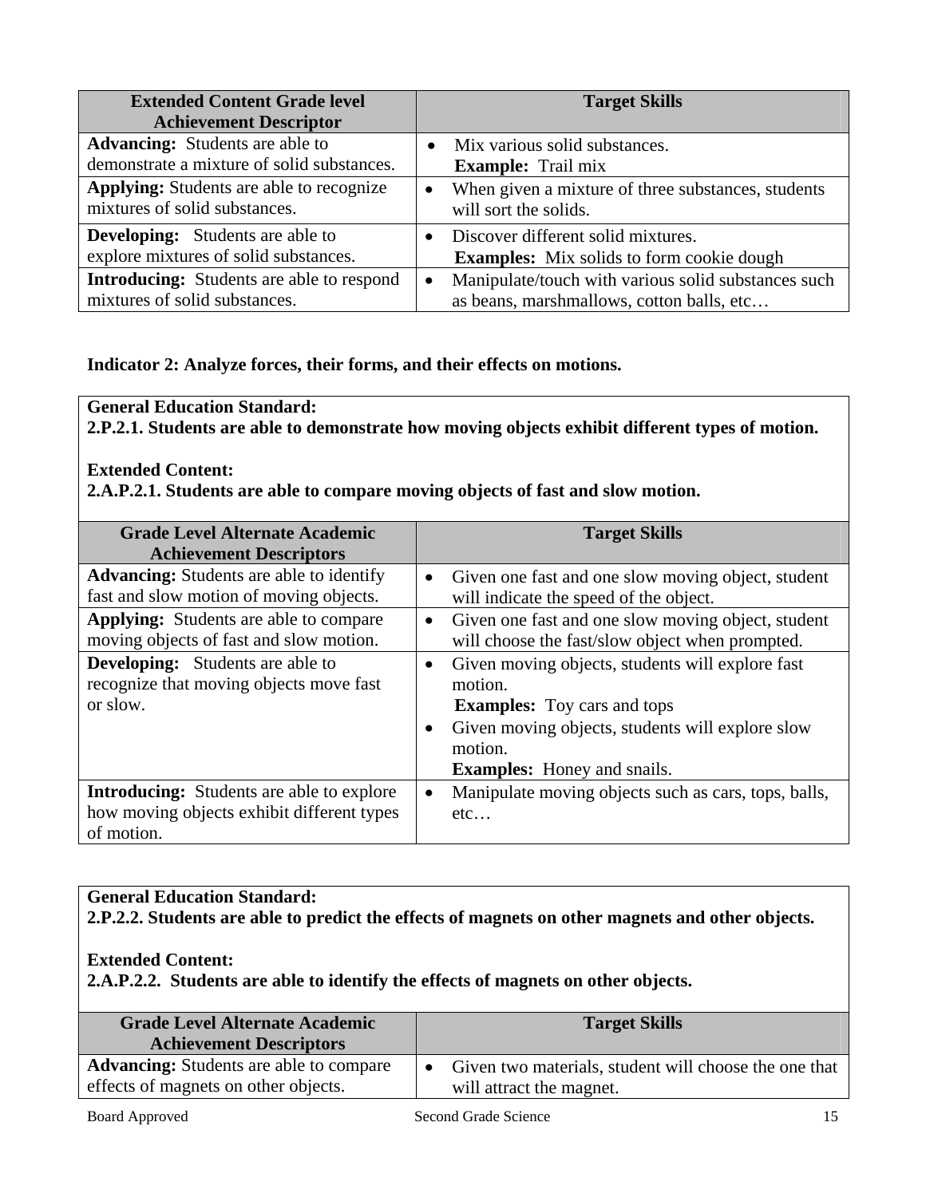| Extended Content Grade level Achievement Descriptor | Target Skills |
|---|---|
| **Advancing:** Students are able to demonstrate a mixture of solid substances. | • Mix various solid substances. **Example:** Trail mix |
| **Applying:** Students are able to recognize mixtures of solid substances. | • When given a mixture of three substances, students will sort the solids. |
| **Developing:** Students are able to explore mixtures of solid substances. | • Discover different solid mixtures. **Examples:** Mix solids to form cookie dough |
| **Introducing:** Students are able to respond mixtures of solid substances. | • Manipulate/touch with various solid substances such as beans, marshmallows, cotton balls, etc… |

**Indicator 2: Analyze forces, their forms, and their effects on motions.**

**General Education Standard:**
**2.P.2.1. Students are able to demonstrate how moving objects exhibit different types of motion.**

**Extended Content:**
**2.A.P.2.1. Students are able to compare moving objects of fast and slow motion.**

| Grade Level Alternate Academic Achievement Descriptors | Target Skills |
|---|---|
| **Advancing:** Students are able to identify fast and slow motion of moving objects. | • Given one fast and one slow moving object, student will indicate the speed of the object. |
| **Applying:** Students are able to compare moving objects of fast and slow motion. | • Given one fast and one slow moving object, student will choose the fast/slow object when prompted. |
| **Developing:** Students are able to recognize that moving objects move fast or slow. | • Given moving objects, students will explore fast motion. **Examples:** Toy cars and tops<br>• Given moving objects, students will explore slow motion. **Examples:** Honey and snails. |
| **Introducing:** Students are able to explore how moving objects exhibit different types of motion. | • Manipulate moving objects such as cars, tops, balls, etc… |

**General Education Standard:**
**2.P.2.2. Students are able to predict the effects of magnets on other magnets and other objects.**

**Extended Content:**
**2.A.P.2.2. Students are able to identify the effects of magnets on other objects.**

| Grade Level Alternate Academic Achievement Descriptors | Target Skills |
|---|---|
| **Advancing:** Students are able to compare effects of magnets on other objects. | • Given two materials, student will choose the one that will attract the magnet. |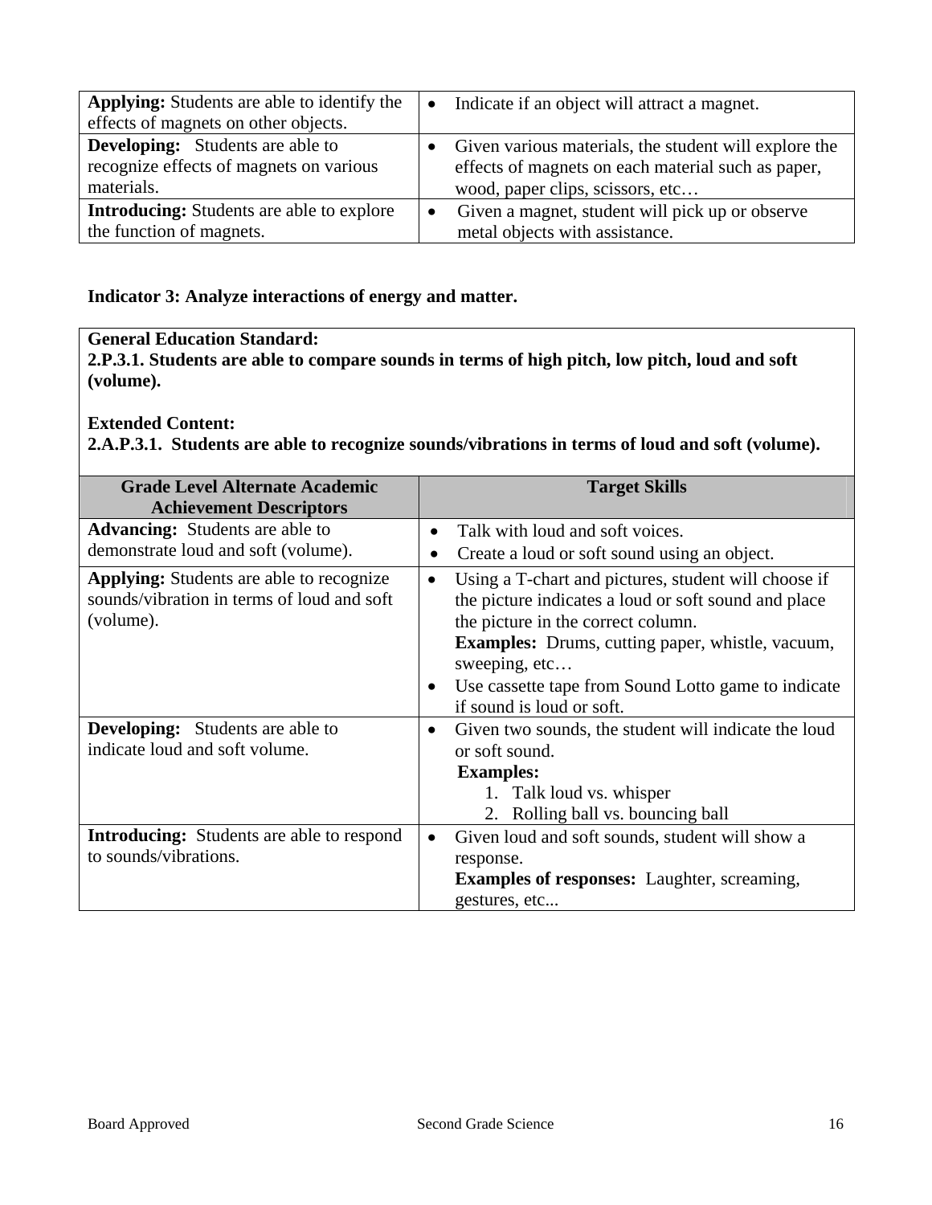| | |
|---|---|
| **Applying:** Students are able to identify the effects of magnets on other objects. | • Indicate if an object will attract a magnet. |
| **Developing:** Students are able to recognize effects of magnets on various materials. | • Given various materials, the student will explore the effects of magnets on each material such as paper, wood, paper clips, scissors, etc… |
| **Introducing:** Students are able to explore the function of magnets. | • Given a magnet, student will pick up or observe metal objects with assistance. |

**Indicator 3: Analyze interactions of energy and matter.**

**General Education Standard:**
**2.P.3.1. Students are able to compare sounds in terms of high pitch, low pitch, loud and soft (volume).**

**Extended Content:**
**2.A.P.3.1. Students are able to recognize sounds/vibrations in terms of loud and soft (volume).**

| Grade Level Alternate Academic Achievement Descriptors | Target Skills |
|---|---|
| **Advancing:** Students are able to demonstrate loud and soft (volume). | • Talk with loud and soft voices.<br>• Create a loud or soft sound using an object. |
| **Applying:** Students are able to recognize sounds/vibration in terms of loud and soft (volume). | • Using a T-chart and pictures, student will choose if the picture indicates a loud or soft sound and place the picture in the correct column. **Examples:** Drums, cutting paper, whistle, vacuum, sweeping, etc…<br>• Use cassette tape from Sound Lotto game to indicate if sound is loud or soft. |
| **Developing:** Students are able to indicate loud and soft volume. | • Given two sounds, the student will indicate the loud or soft sound. **Examples:** 1. Talk loud vs. whisper 2. Rolling ball vs. bouncing ball |
| **Introducing:** Students are able to respond to sounds/vibrations. | • Given loud and soft sounds, student will show a response. **Examples of responses:** Laughter, screaming, gestures, etc... |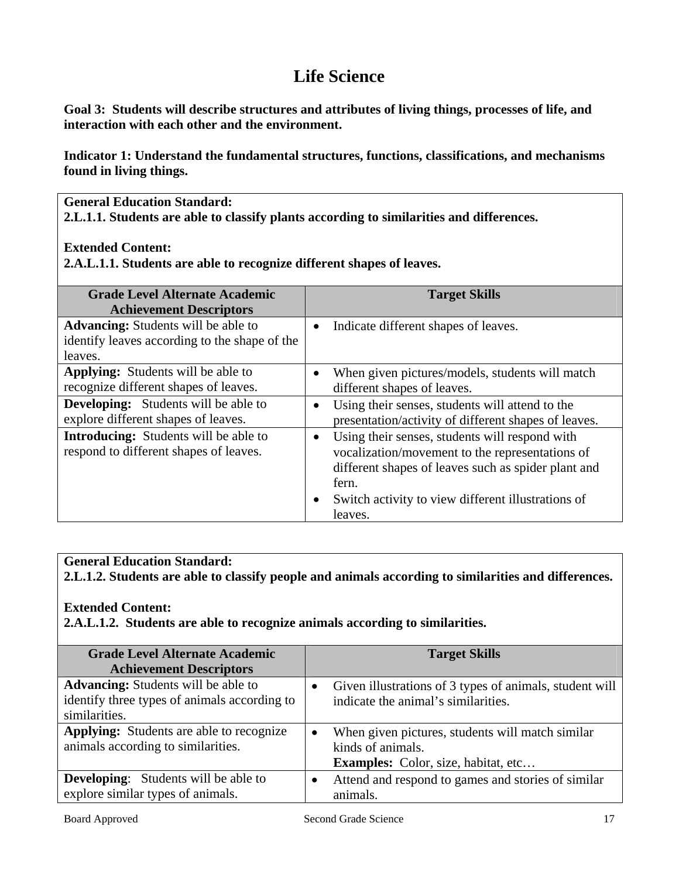# Life Science

**Goal 3: Students will describe structures and attributes of living things, processes of life, and interaction with each other and the environment.**

**Indicator 1: Understand the fundamental structures, functions, classifications, and mechanisms found in living things.**

**General Education Standard:**
**2.L.1.1. Students are able to classify plants according to similarities and differences.**

**Extended Content:**
**2.A.L.1.1. Students are able to recognize different shapes of leaves.**

| Grade Level Alternate Academic Achievement Descriptors | Target Skills |
|---|---|
| **Advancing:** Students will be able to identify leaves according to the shape of the leaves. | • Indicate different shapes of leaves. |
| **Applying:** Students will be able to recognize different shapes of leaves. | • When given pictures/models, students will match different shapes of leaves. |
| **Developing:** Students will be able to explore different shapes of leaves. | • Using their senses, students will attend to the presentation/activity of different shapes of leaves. |
| **Introducing:** Students will be able to respond to different shapes of leaves. | • Using their senses, students will respond with vocalization/movement to the representations of different shapes of leaves such as spider plant and fern. <br> • Switch activity to view different illustrations of leaves. |

**General Education Standard:**
**2.L.1.2. Students are able to classify people and animals according to similarities and differences.**

**Extended Content:**
**2.A.L.1.2. Students are able to recognize animals according to similarities.**

| Grade Level Alternate Academic Achievement Descriptors | Target Skills |
|---|---|
| **Advancing:** Students will be able to identify three types of animals according to similarities. | • Given illustrations of 3 types of animals, student will indicate the animal's similarities. |
| **Applying:** Students are able to recognize animals according to similarities. | • When given pictures, students will match similar kinds of animals. <br> **Examples:** Color, size, habitat, etc… |
| **Developing**: Students will be able to explore similar types of animals. | • Attend and respond to games and stories of similar animals. |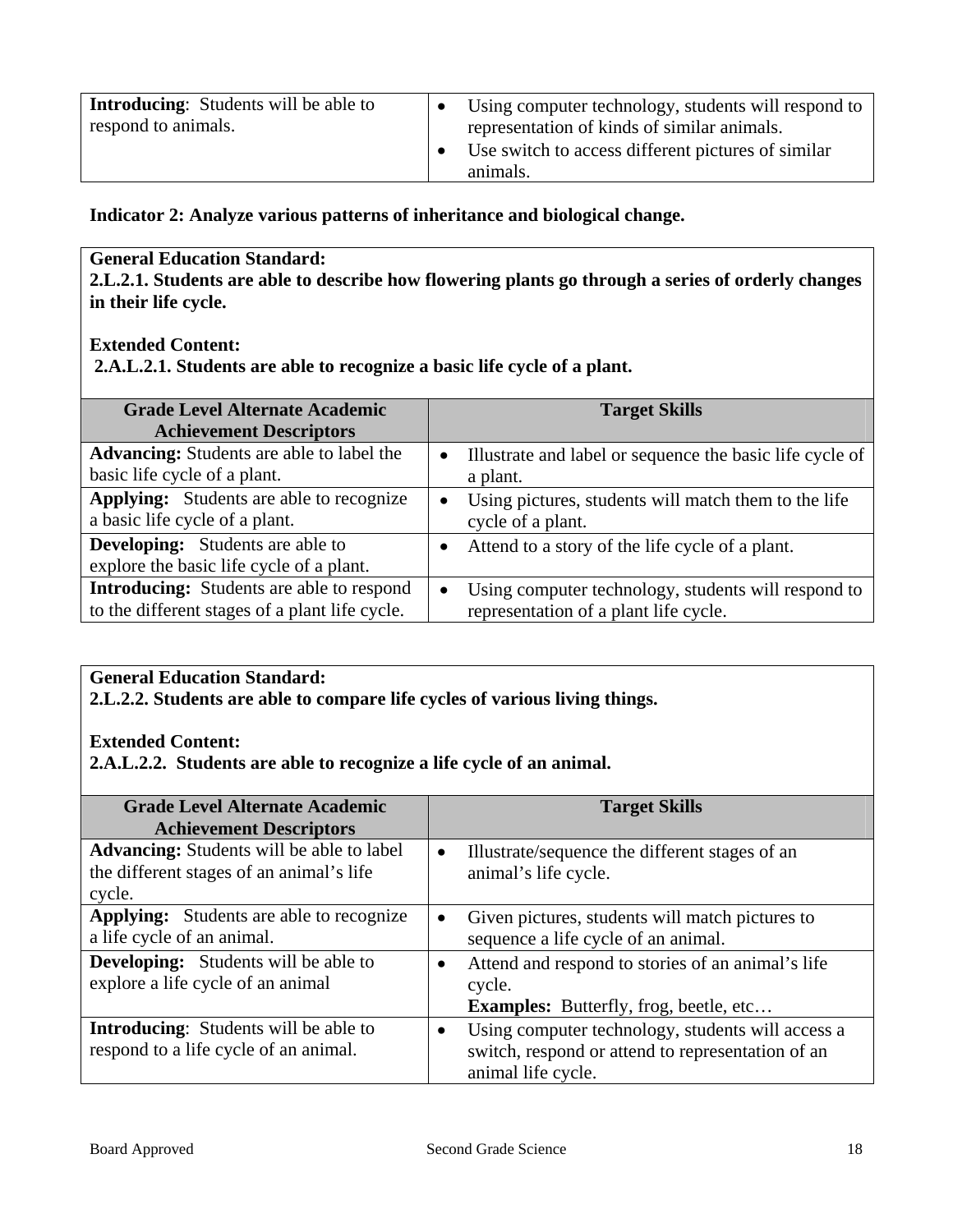| | |
|---|---|
| **Introducing**: Students will be able to respond to animals. | • Using computer technology, students will respond to representation of kinds of similar animals.<br>• Use switch to access different pictures of similar animals. |

**Indicator 2: Analyze various patterns of inheritance and biological change.**

**General Education Standard:**
**2.L.2.1. Students are able to describe how flowering plants go through a series of orderly changes in their life cycle.**

**Extended Content:**
**2.A.L.2.1. Students are able to recognize a basic life cycle of a plant.**

| Grade Level Alternate Academic Achievement Descriptors | Target Skills |
|---|---|
| **Advancing:** Students are able to label the basic life cycle of a plant. | • Illustrate and label or sequence the basic life cycle of a plant. |
| **Applying:** Students are able to recognize a basic life cycle of a plant. | • Using pictures, students will match them to the life cycle of a plant. |
| **Developing:** Students are able to explore the basic life cycle of a plant. | • Attend to a story of the life cycle of a plant. |
| **Introducing:** Students are able to respond to the different stages of a plant life cycle. | • Using computer technology, students will respond to representation of a plant life cycle. |

**General Education Standard:**
**2.L.2.2. Students are able to compare life cycles of various living things.**

**Extended Content:**
**2.A.L.2.2. Students are able to recognize a life cycle of an animal.**

| Grade Level Alternate Academic Achievement Descriptors | Target Skills |
|---|---|
| **Advancing:** Students will be able to label the different stages of an animal's life cycle. | • Illustrate/sequence the different stages of an animal's life cycle. |
| **Applying:** Students are able to recognize a life cycle of an animal. | • Given pictures, students will match pictures to sequence a life cycle of an animal. |
| **Developing:** Students will be able to explore a life cycle of an animal | • Attend and respond to stories of an animal's life cycle.<br>**Examples:** Butterfly, frog, beetle, etc… |
| **Introducing**: Students will be able to respond to a life cycle of an animal. | • Using computer technology, students will access a switch, respond or attend to representation of an animal life cycle. |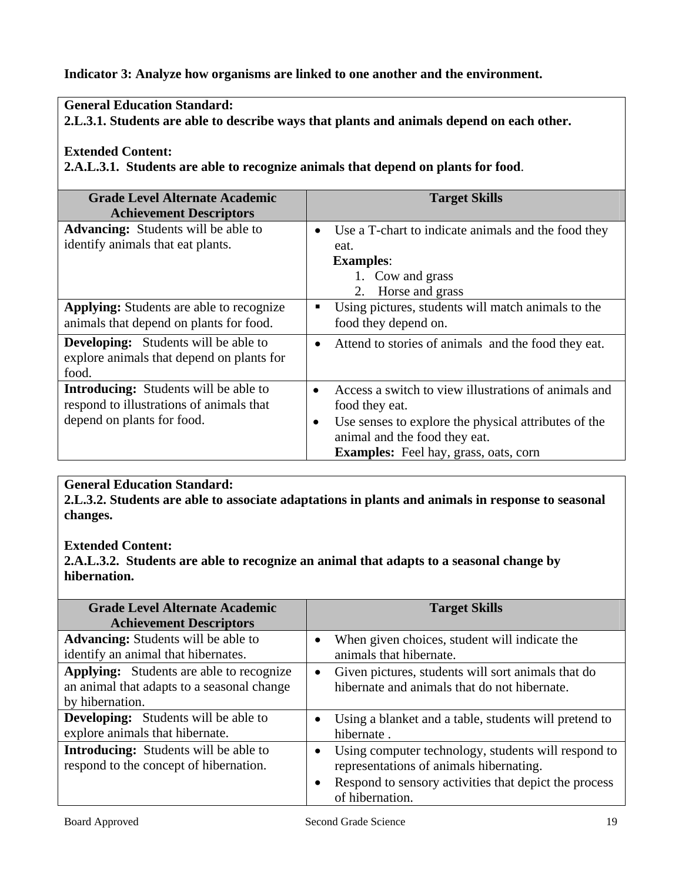**Indicator 3: Analyze how organisms are linked to one another and the environment.**

**General Education Standard:**
**2.L.3.1. Students are able to describe ways that plants and animals depend on each other.**

**Extended Content:**
**2.A.L.3.1. Students are able to recognize animals that depend on plants for food**.

| Grade Level Alternate Academic Achievement Descriptors | Target Skills |
|---|---|
| **Advancing:** Students will be able to identify animals that eat plants. | • Use a T-chart to indicate animals and the food they eat.<br>**Examples**:<br>1. Cow and grass<br>2. Horse and grass |
| **Applying:** Students are able to recognize animals that depend on plants for food. | ▪ Using pictures, students will match animals to the food they depend on. |
| **Developing:** Students will be able to explore animals that depend on plants for food. | • Attend to stories of animals and the food they eat. |
| **Introducing:** Students will be able to respond to illustrations of animals that depend on plants for food. | • Access a switch to view illustrations of animals and food they eat.<br>• Use senses to explore the physical attributes of the animal and the food they eat.<br>**Examples:** Feel hay, grass, oats, corn |

**General Education Standard:**
**2.L.3.2. Students are able to associate adaptations in plants and animals in response to seasonal changes.**

**Extended Content:**
**2.A.L.3.2. Students are able to recognize an animal that adapts to a seasonal change by hibernation.**

| Grade Level Alternate Academic Achievement Descriptors | Target Skills |
|---|---|
| **Advancing:** Students will be able to identify an animal that hibernates. | • When given choices, student will indicate the animals that hibernate. |
| **Applying:** Students are able to recognize an animal that adapts to a seasonal change by hibernation. | • Given pictures, students will sort animals that do hibernate and animals that do not hibernate. |
| **Developing:** Students will be able to explore animals that hibernate. | • Using a blanket and a table, students will pretend to hibernate . |
| **Introducing:** Students will be able to respond to the concept of hibernation. | • Using computer technology, students will respond to representations of animals hibernating.<br>• Respond to sensory activities that depict the process of hibernation. |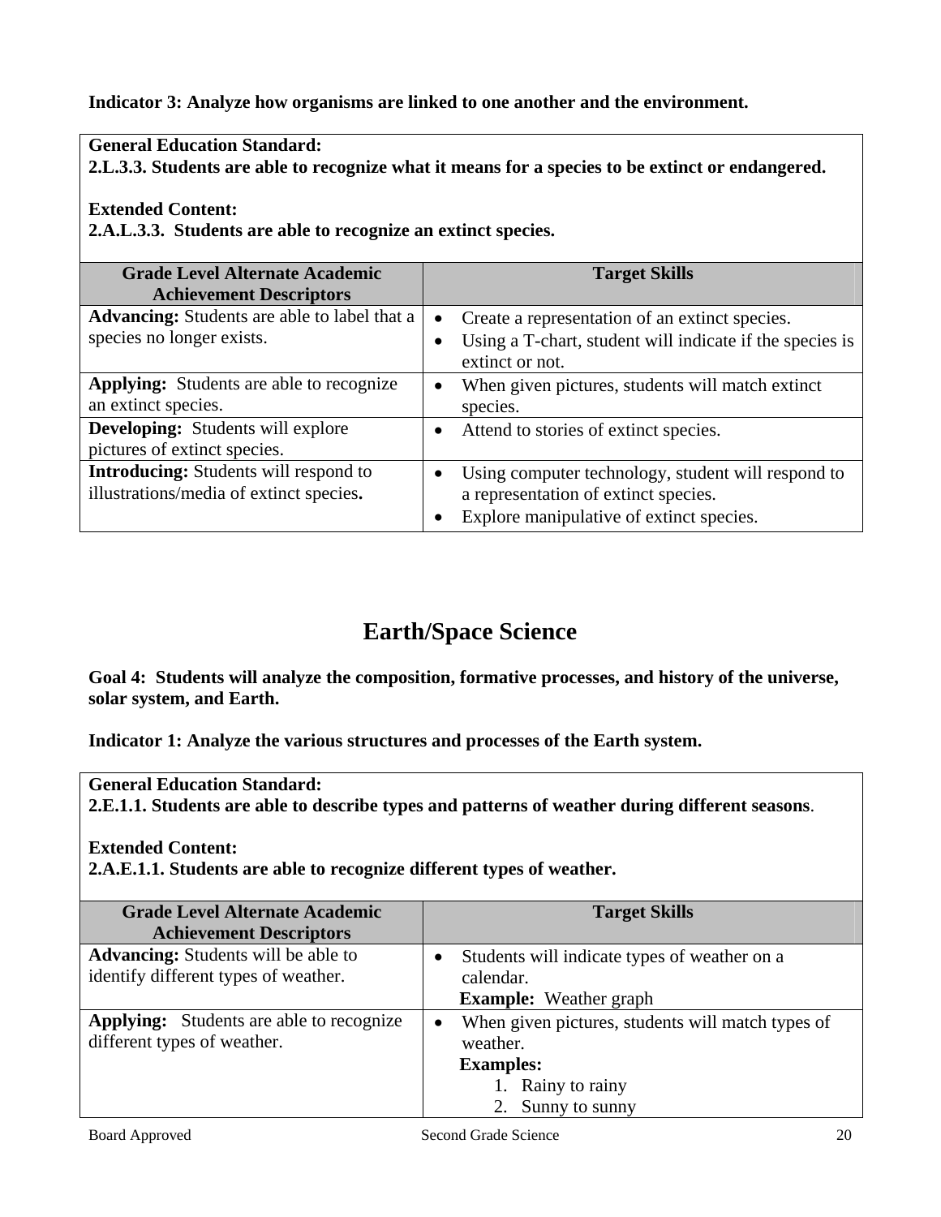**Indicator 3: Analyze how organisms are linked to one another and the environment.**

**General Education Standard:**
**2.L.3.3. Students are able to recognize what it means for a species to be extinct or endangered.**

**Extended Content:**
**2.A.L.3.3. Students are able to recognize an extinct species.**

| Grade Level Alternate Academic Achievement Descriptors | Target Skills |
|---|---|
| **Advancing:** Students are able to label that a species no longer exists. | • Create a representation of an extinct species.<br>• Using a T-chart, student will indicate if the species is extinct or not. |
| **Applying:** Students are able to recognize an extinct species. | • When given pictures, students will match extinct species. |
| **Developing:** Students will explore pictures of extinct species. | • Attend to stories of extinct species. |
| **Introducing:** Students will respond to illustrations/media of extinct species**.** | • Using computer technology, student will respond to a representation of extinct species.<br>• Explore manipulative of extinct species. |

# Earth/Space Science

**Goal 4: Students will analyze the composition, formative processes, and history of the universe, solar system, and Earth.**

**Indicator 1: Analyze the various structures and processes of the Earth system.**

**General Education Standard:**
**2.E.1.1. Students are able to describe types and patterns of weather during different seasons**.

**Extended Content:**
**2.A.E.1.1. Students are able to recognize different types of weather.**

| Grade Level Alternate Academic Achievement Descriptors | Target Skills |
|---|---|
| **Advancing:** Students will be able to identify different types of weather. | • Students will indicate types of weather on a calendar.<br>**Example:** Weather graph |
| **Applying:** Students are able to recognize different types of weather. | • When given pictures, students will match types of weather.<br>**Examples:**<br>1. Rainy to rainy<br>2. Sunny to sunny |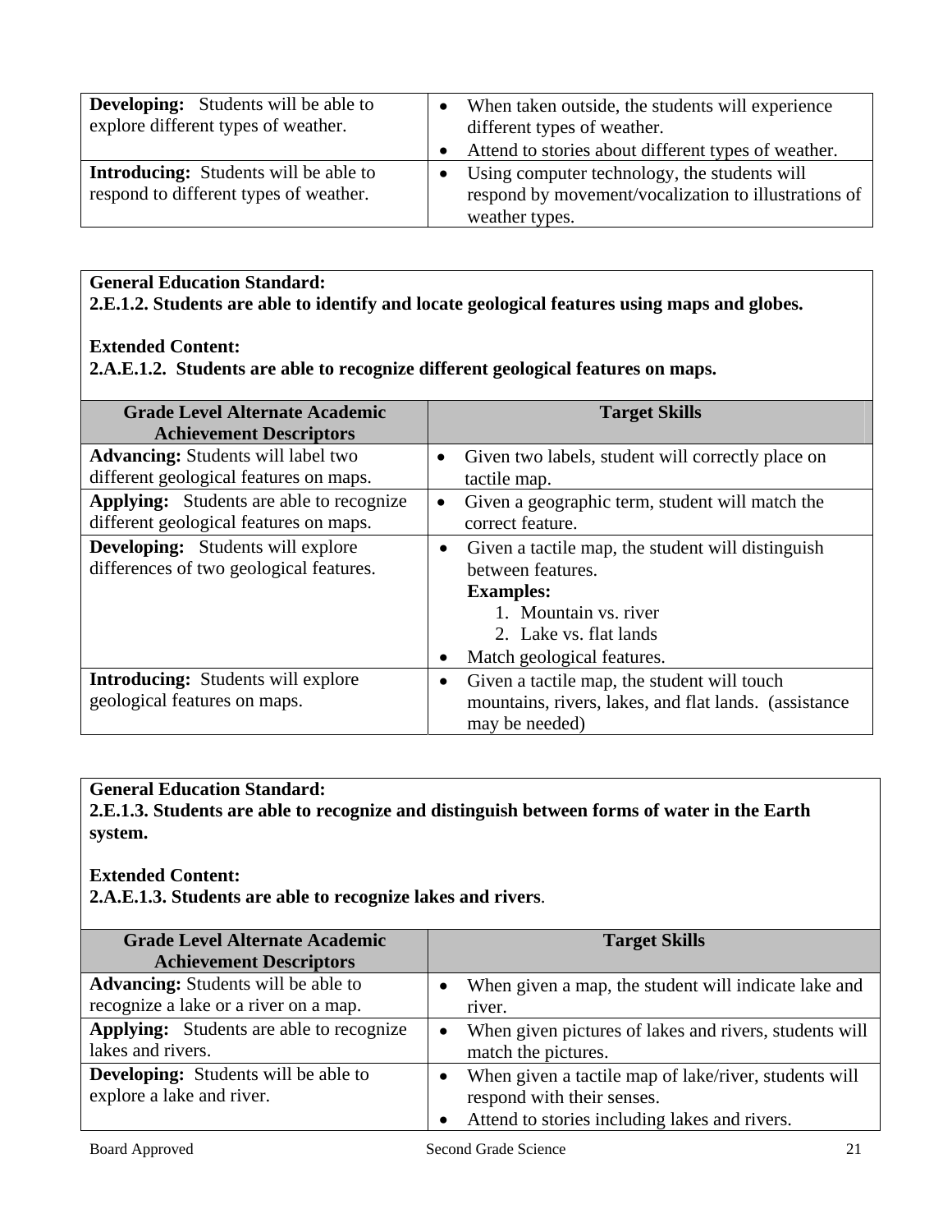| | |
|---|---|
| **Developing:** Students will be able to explore different types of weather. | • When taken outside, the students will experience different types of weather.<br>• Attend to stories about different types of weather. |
| **Introducing:** Students will be able to respond to different types of weather. | • Using computer technology, the students will respond by movement/vocalization to illustrations of weather types. |

**General Education Standard:**
**2.E.1.2. Students are able to identify and locate geological features using maps and globes.**

**Extended Content:**
**2.A.E.1.2. Students are able to recognize different geological features on maps.**

| Grade Level Alternate Academic Achievement Descriptors | Target Skills |
|---|---|
| **Advancing:** Students will label two different geological features on maps. | • Given two labels, student will correctly place on tactile map. |
| **Applying:** Students are able to recognize different geological features on maps. | • Given a geographic term, student will match the correct feature. |
| **Developing:** Students will explore differences of two geological features. | • Given a tactile map, the student will distinguish between features.<br>**Examples:**<br>1. Mountain vs. river<br>2. Lake vs. flat lands<br>• Match geological features. |
| **Introducing:** Students will explore geological features on maps. | • Given a tactile map, the student will touch mountains, rivers, lakes, and flat lands. (assistance may be needed) |

**General Education Standard:**
**2.E.1.3. Students are able to recognize and distinguish between forms of water in the Earth system.**

**Extended Content:**
**2.A.E.1.3. Students are able to recognize lakes and rivers**.

| Grade Level Alternate Academic Achievement Descriptors | Target Skills |
|---|---|
| **Advancing:** Students will be able to recognize a lake or a river on a map. | • When given a map, the student will indicate lake and river. |
| **Applying:** Students are able to recognize lakes and rivers. | • When given pictures of lakes and rivers, students will match the pictures. |
| **Developing:** Students will be able to explore a lake and river. | • When given a tactile map of lake/river, students will respond with their senses.<br>• Attend to stories including lakes and rivers. |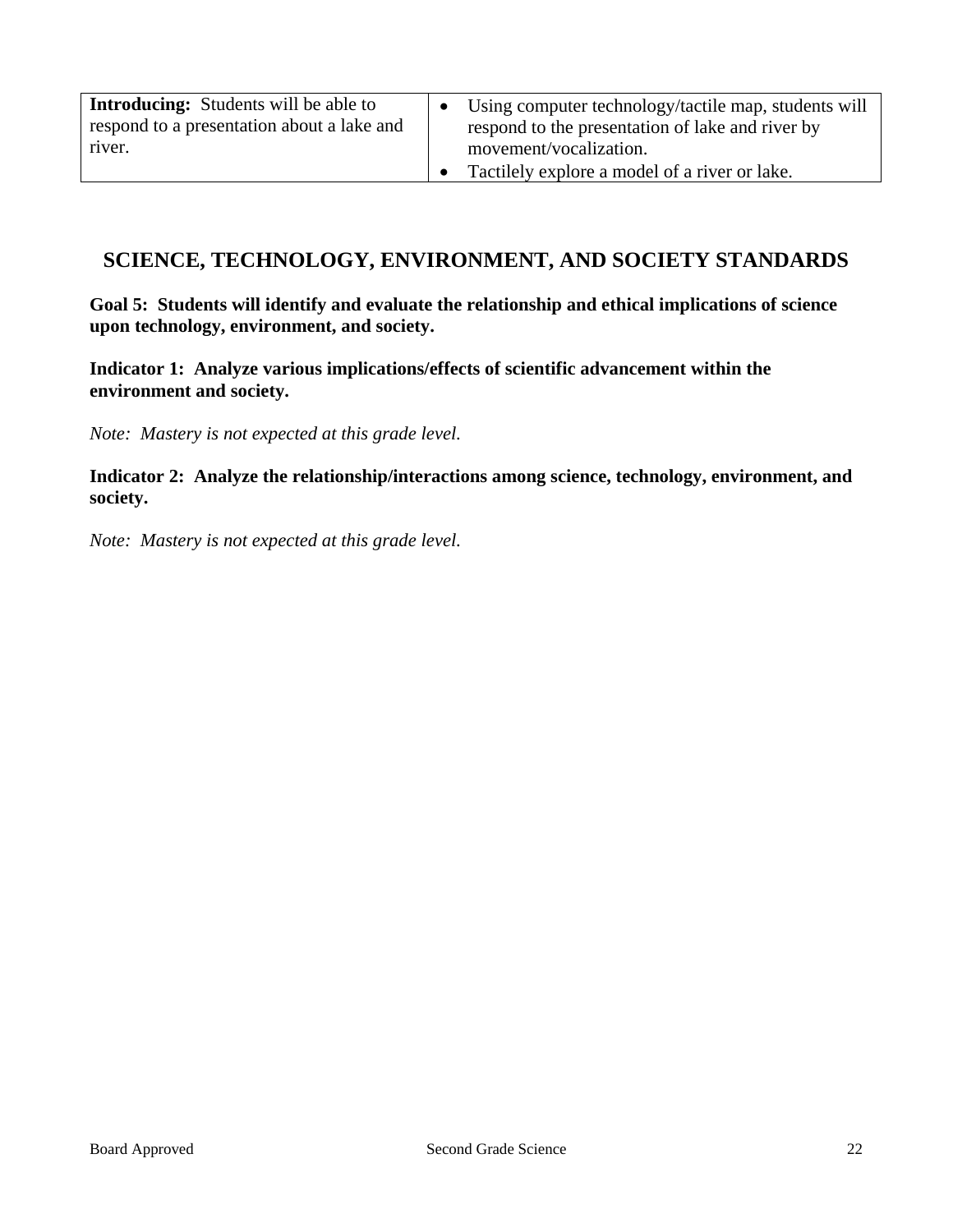| | |
|---|---|
| **Introducing:** Students will be able to respond to a presentation about a lake and river. | • Using computer technology/tactile map, students will respond to the presentation of lake and river by movement/vocalization.<br>• Tactilely explore a model of a river or lake. |

## SCIENCE, TECHNOLOGY, ENVIRONMENT, AND SOCIETY STANDARDS

**Goal 5: Students will identify and evaluate the relationship and ethical implications of science upon technology, environment, and society.**

**Indicator 1: Analyze various implications/effects of scientific advancement within the environment and society.**

*Note: Mastery is not expected at this grade level.*

**Indicator 2: Analyze the relationship/interactions among science, technology, environment, and society.**

*Note: Mastery is not expected at this grade level.*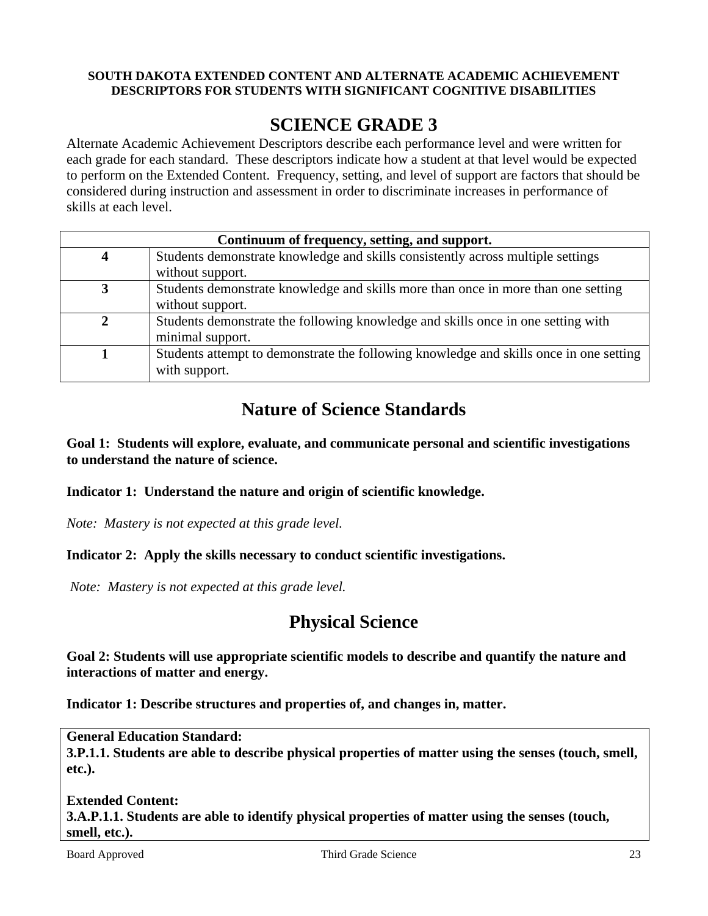**SOUTH DAKOTA EXTENDED CONTENT AND ALTERNATE ACADEMIC ACHIEVEMENT DESCRIPTORS FOR STUDENTS WITH SIGNIFICANT COGNITIVE DISABILITIES**

# SCIENCE GRADE 3

Alternate Academic Achievement Descriptors describe each performance level and were written for each grade for each standard. These descriptors indicate how a student at that level would be expected to perform on the Extended Content. Frequency, setting, and level of support are factors that should be considered during instruction and assessment in order to discriminate increases in performance of skills at each level.

| Continuum of frequency, setting, and support. | |
|---|---|
| **4** | Students demonstrate knowledge and skills consistently across multiple settings without support. |
| **3** | Students demonstrate knowledge and skills more than once in more than one setting without support. |
| **2** | Students demonstrate the following knowledge and skills once in one setting with minimal support. |
| **1** | Students attempt to demonstrate the following knowledge and skills once in one setting with support. |

## Nature of Science Standards

**Goal 1: Students will explore, evaluate, and communicate personal and scientific investigations to understand the nature of science.**

**Indicator 1: Understand the nature and origin of scientific knowledge.**

*Note: Mastery is not expected at this grade level.*

**Indicator 2: Apply the skills necessary to conduct scientific investigations.**

*Note: Mastery is not expected at this grade level.*

## Physical Science

**Goal 2: Students will use appropriate scientific models to describe and quantify the nature and interactions of matter and energy.**

**Indicator 1: Describe structures and properties of, and changes in, matter.**

**General Education Standard:**
**3.P.1.1. Students are able to describe physical properties of matter using the senses (touch, smell, etc.).**

**Extended Content:**
**3.A.P.1.1. Students are able to identify physical properties of matter using the senses (touch, smell, etc.).**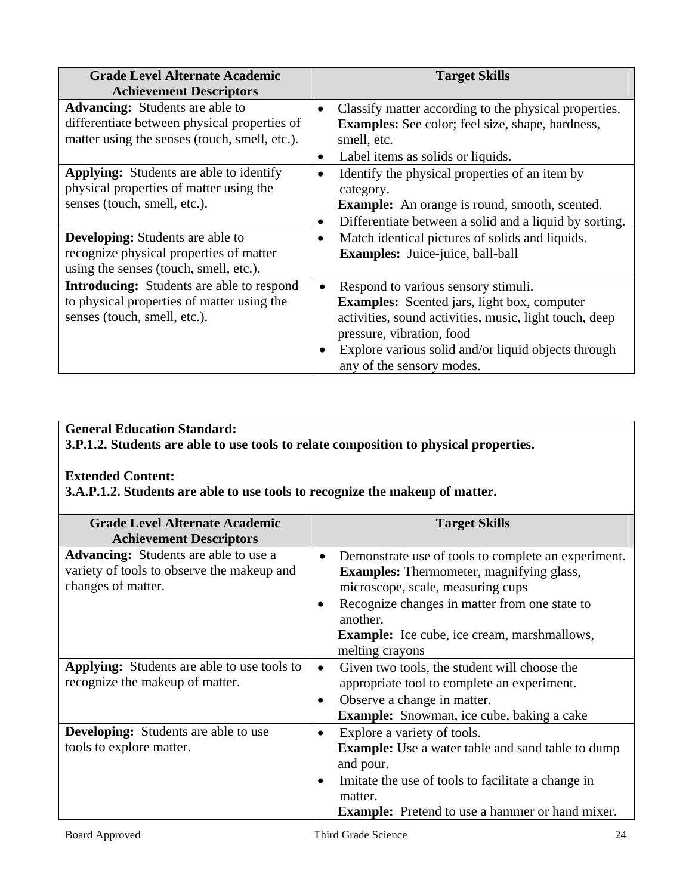| Grade Level Alternate Academic Achievement Descriptors | Target Skills |
|---|---|
| **Advancing:** Students are able to differentiate between physical properties of matter using the senses (touch, smell, etc.). | • Classify matter according to the physical properties. **Examples:** See color; feel size, shape, hardness, smell, etc. <br>• Label items as solids or liquids. |
| **Applying:** Students are able to identify physical properties of matter using the senses (touch, smell, etc.). | • Identify the physical properties of an item by category. **Example:** An orange is round, smooth, scented. <br>• Differentiate between a solid and a liquid by sorting. |
| **Developing:** Students are able to recognize physical properties of matter using the senses (touch, smell, etc.). | • Match identical pictures of solids and liquids. **Examples:** Juice-juice, ball-ball |
| **Introducing:** Students are able to respond to physical properties of matter using the senses (touch, smell, etc.). | • Respond to various sensory stimuli. **Examples:** Scented jars, light box, computer activities, sound activities, music, light touch, deep pressure, vibration, food <br>• Explore various solid and/or liquid objects through any of the sensory modes. |

**General Education Standard:**
**3.P.1.2. Students are able to use tools to relate composition to physical properties.**

**Extended Content:**
**3.A.P.1.2. Students are able to use tools to recognize the makeup of matter.**

| Grade Level Alternate Academic Achievement Descriptors | Target Skills |
|---|---|
| **Advancing:** Students are able to use a variety of tools to observe the makeup and changes of matter. | • Demonstrate use of tools to complete an experiment. **Examples:** Thermometer, magnifying glass, microscope, scale, measuring cups <br>• Recognize changes in matter from one state to another. **Example:** Ice cube, ice cream, marshmallows, melting crayons |
| **Applying:** Students are able to use tools to recognize the makeup of matter. | • Given two tools, the student will choose the appropriate tool to complete an experiment. <br>• Observe a change in matter. **Example:** Snowman, ice cube, baking a cake |
| **Developing:** Students are able to use tools to explore matter. | • Explore a variety of tools. **Example:** Use a water table and sand table to dump and pour. <br>• Imitate the use of tools to facilitate a change in matter. **Example:** Pretend to use a hammer or hand mixer. |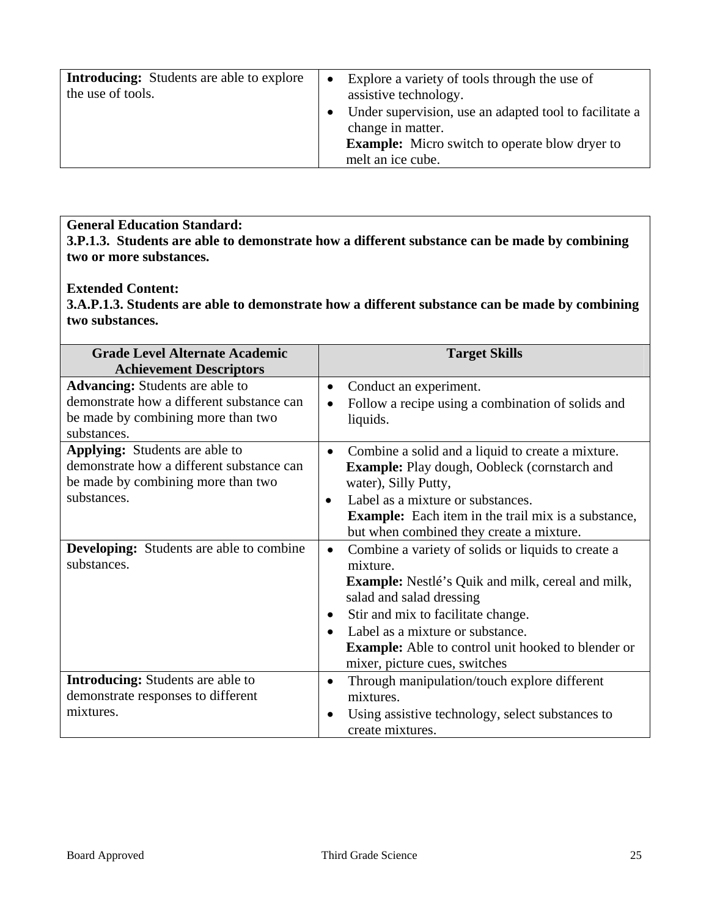| | |
|---|---|
| **Introducing:** Students are able to explore the use of tools. | • Explore a variety of tools through the use of assistive technology.<br>• Under supervision, use an adapted tool to facilitate a change in matter.<br>**Example:** Micro switch to operate blow dryer to melt an ice cube. |

**General Education Standard:**
**3.P.1.3. Students are able to demonstrate how a different substance can be made by combining two or more substances.**

**Extended Content:**
**3.A.P.1.3. Students are able to demonstrate how a different substance can be made by combining two substances.**

| Grade Level Alternate Academic Achievement Descriptors | Target Skills |
|---|---|
| **Advancing:** Students are able to demonstrate how a different substance can be made by combining more than two substances. | • Conduct an experiment.<br>• Follow a recipe using a combination of solids and liquids. |
| **Applying:** Students are able to demonstrate how a different substance can be made by combining more than two substances. | • Combine a solid and a liquid to create a mixture.<br>**Example:** Play dough, Oobleck (cornstarch and water), Silly Putty,<br>• Label as a mixture or substances.<br>**Example:** Each item in the trail mix is a substance, but when combined they create a mixture. |
| **Developing:** Students are able to combine substances. | • Combine a variety of solids or liquids to create a mixture.<br>**Example:** Nestlé's Quik and milk, cereal and milk, salad and salad dressing<br>• Stir and mix to facilitate change.<br>• Label as a mixture or substance.<br>**Example:** Able to control unit hooked to blender or mixer, picture cues, switches |
| **Introducing:** Students are able to demonstrate responses to different mixtures. | • Through manipulation/touch explore different mixtures.<br>• Using assistive technology, select substances to create mixtures. |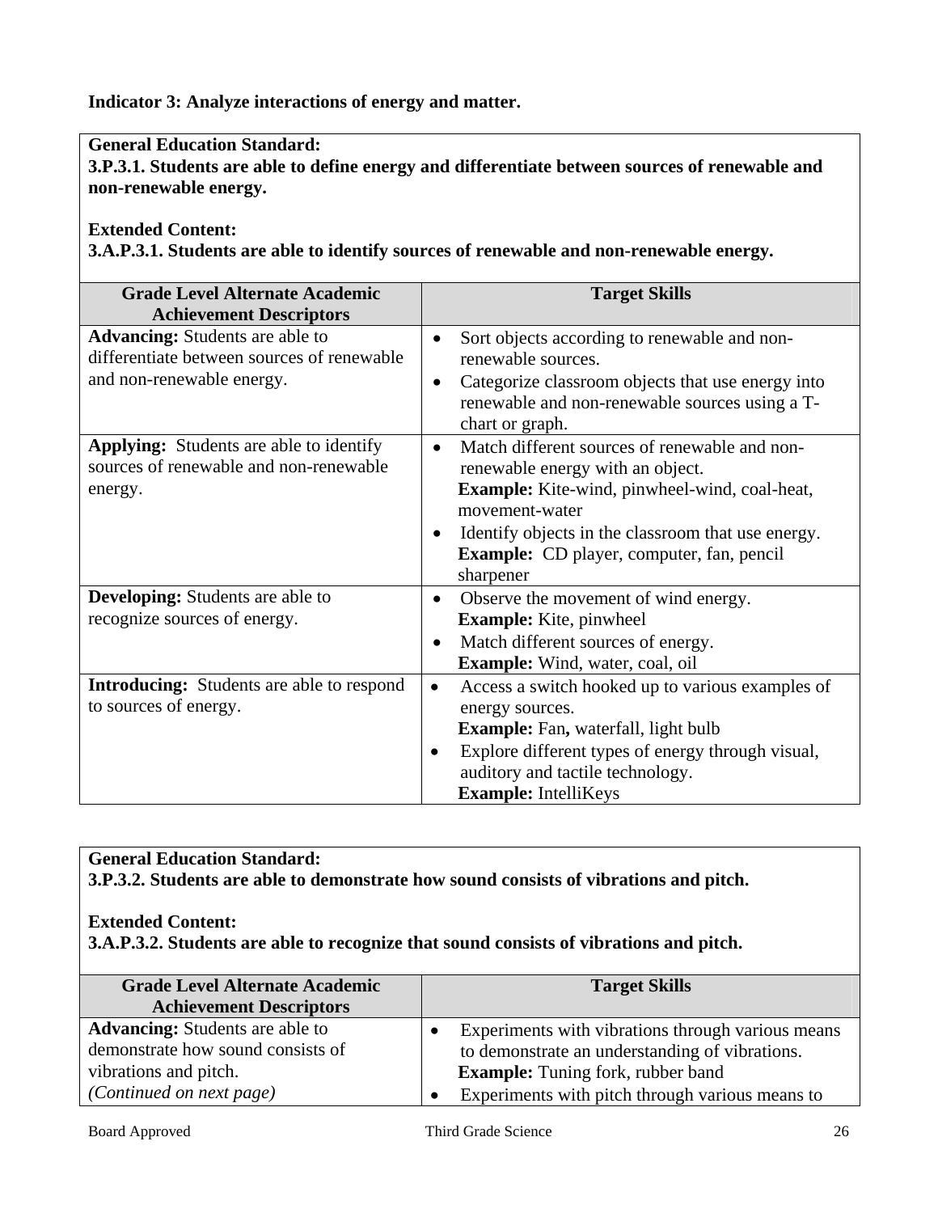**Indicator 3: Analyze interactions of energy and matter.**

**General Education Standard:**
**3.P.3.1. Students are able to define energy and differentiate between sources of renewable and non-renewable energy.**

**Extended Content:**
**3.A.P.3.1. Students are able to identify sources of renewable and non-renewable energy.**

| Grade Level Alternate Academic Achievement Descriptors | Target Skills |
|---|---|
| **Advancing:** Students are able to differentiate between sources of renewable and non-renewable energy. | • Sort objects according to renewable and non-renewable sources.<br>• Categorize classroom objects that use energy into renewable and non-renewable sources using a T-chart or graph. |
| **Applying:** Students are able to identify sources of renewable and non-renewable energy. | • Match different sources of renewable and non-renewable energy with an object.<br>**Example:** Kite-wind, pinwheel-wind, coal-heat, movement-water<br>• Identify objects in the classroom that use energy.<br>**Example:** CD player, computer, fan, pencil sharpener |
| **Developing:** Students are able to recognize sources of energy. | • Observe the movement of wind energy.<br>**Example:** Kite, pinwheel<br>• Match different sources of energy.<br>**Example:** Wind, water, coal, oil |
| **Introducing:** Students are able to respond to sources of energy. | • Access a switch hooked up to various examples of energy sources.<br>**Example:** Fan**,** waterfall, light bulb<br>• Explore different types of energy through visual, auditory and tactile technology.<br>**Example:** IntelliKeys |

**General Education Standard:**
**3.P.3.2. Students are able to demonstrate how sound consists of vibrations and pitch.**

**Extended Content:**
**3.A.P.3.2. Students are able to recognize that sound consists of vibrations and pitch.**

| Grade Level Alternate Academic Achievement Descriptors | Target Skills |
|---|---|
| **Advancing:** Students are able to demonstrate how sound consists of vibrations and pitch.<br>*(Continued on next page)* | • Experiments with vibrations through various means to demonstrate an understanding of vibrations.<br>**Example:** Tuning fork, rubber band<br>• Experiments with pitch through various means to |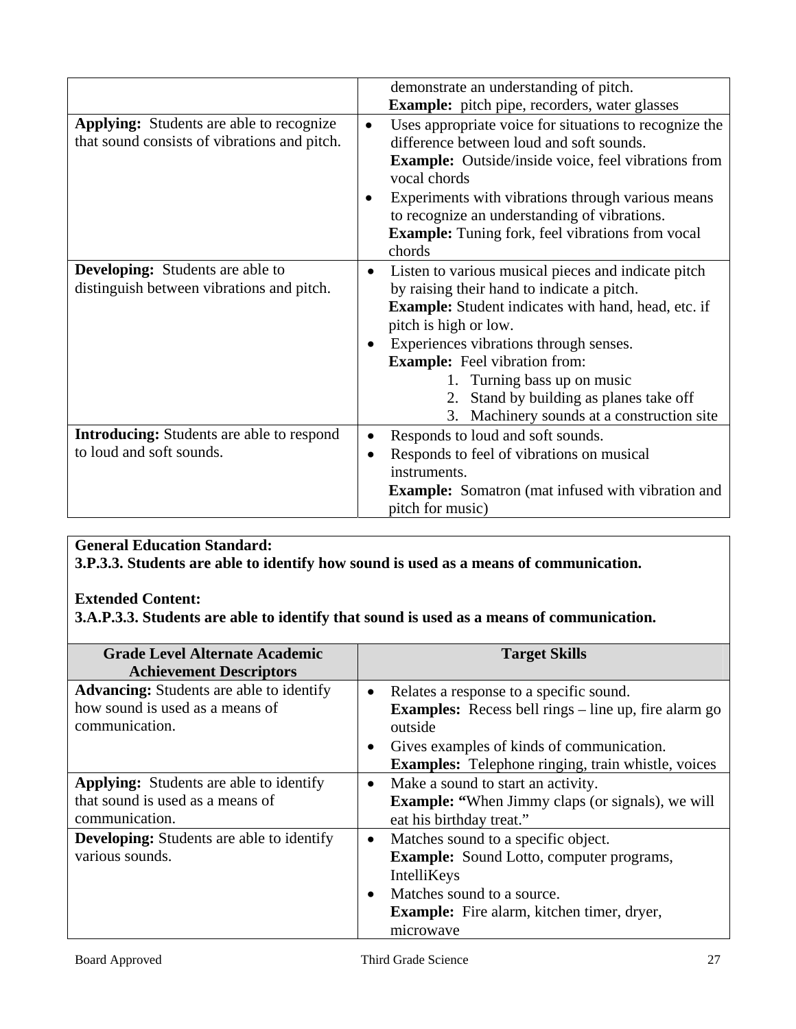| | |
|---|---|
| | demonstrate an understanding of pitch.<br>**Example:** pitch pipe, recorders, water glasses |
| **Applying:** Students are able to recognize that sound consists of vibrations and pitch. | • Uses appropriate voice for situations to recognize the difference between loud and soft sounds.<br>**Example:** Outside/inside voice, feel vibrations from vocal chords<br>• Experiments with vibrations through various means to recognize an understanding of vibrations.<br>**Example:** Tuning fork, feel vibrations from vocal chords |
| **Developing:** Students are able to distinguish between vibrations and pitch. | • Listen to various musical pieces and indicate pitch by raising their hand to indicate a pitch.<br>**Example:** Student indicates with hand, head, etc. if pitch is high or low.<br>• Experiences vibrations through senses.<br>**Example:** Feel vibration from:<br>1. Turning bass up on music<br>2. Stand by building as planes take off<br>3. Machinery sounds at a construction site |
| **Introducing:** Students are able to respond to loud and soft sounds. | • Responds to loud and soft sounds.<br>• Responds to feel of vibrations on musical instruments.<br>**Example:** Somatron (mat infused with vibration and pitch for music) |

**General Education Standard:**
**3.P.3.3. Students are able to identify how sound is used as a means of communication.**

**Extended Content:**
**3.A.P.3.3. Students are able to identify that sound is used as a means of communication.**

| Grade Level Alternate Academic Achievement Descriptors | Target Skills |
|---|---|
| **Advancing:** Students are able to identify how sound is used as a means of communication. | • Relates a response to a specific sound.<br>**Examples:** Recess bell rings – line up, fire alarm go outside<br>• Gives examples of kinds of communication.<br>**Examples:** Telephone ringing, train whistle, voices |
| **Applying:** Students are able to identify that sound is used as a means of communication. | • Make a sound to start an activity.<br>**Example: "**When Jimmy claps (or signals), we will eat his birthday treat." |
| **Developing:** Students are able to identify various sounds. | • Matches sound to a specific object.<br>**Example:** Sound Lotto, computer programs, IntelliKeys<br>• Matches sound to a source.<br>**Example:** Fire alarm, kitchen timer, dryer, microwave |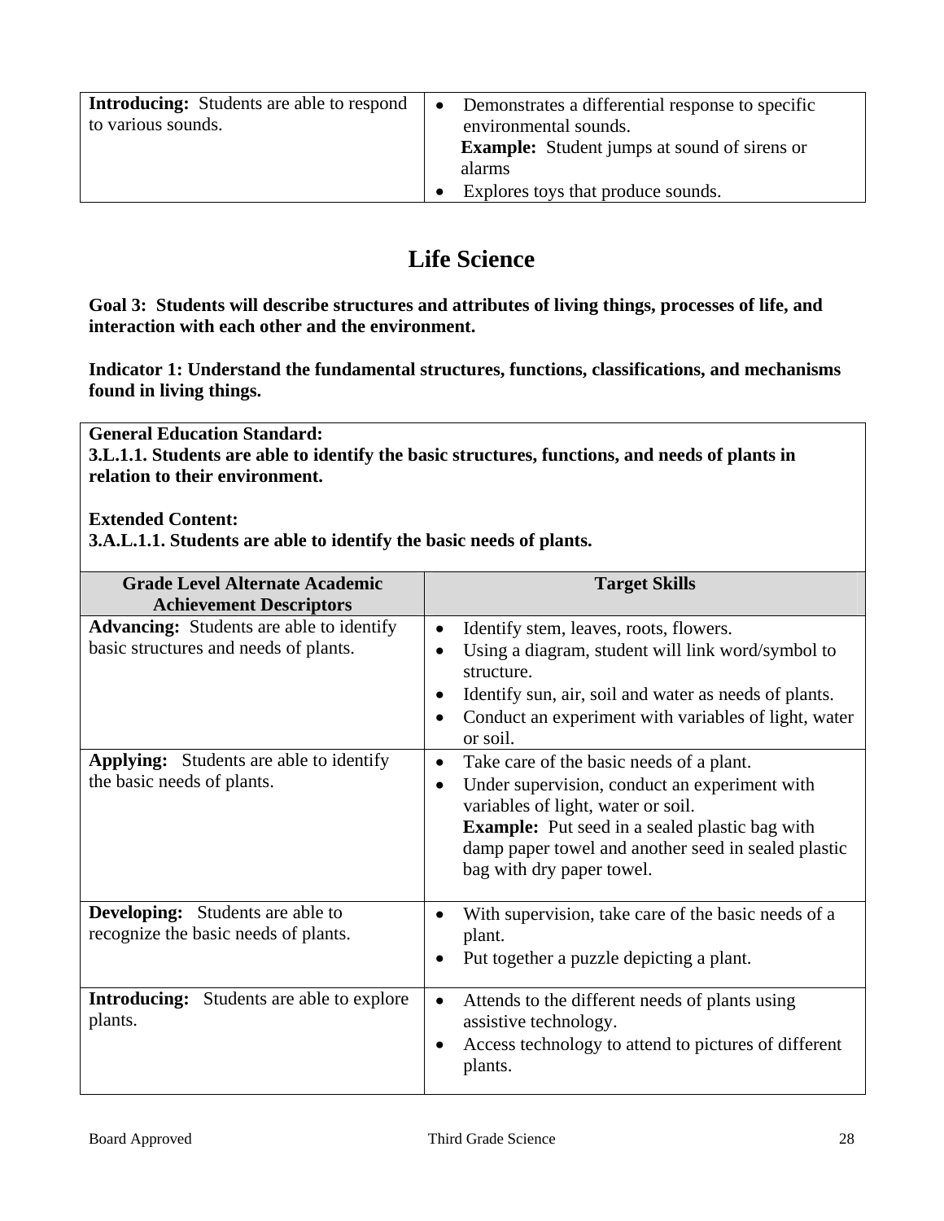| | |
|---|---|
| **Introducing:** Students are able to respond to various sounds. | • Demonstrates a differential response to specific environmental sounds. **Example:** Student jumps at sound of sirens or alarms<br>• Explores toys that produce sounds. |

# Life Science

**Goal 3: Students will describe structures and attributes of living things, processes of life, and interaction with each other and the environment.**

**Indicator 1: Understand the fundamental structures, functions, classifications, and mechanisms found in living things.**

**General Education Standard:**
**3.L.1.1. Students are able to identify the basic structures, functions, and needs of plants in relation to their environment.**

**Extended Content:**
**3.A.L.1.1. Students are able to identify the basic needs of plants.**

| Grade Level Alternate Academic Achievement Descriptors | Target Skills |
|---|---|
| **Advancing:** Students are able to identify basic structures and needs of plants. | • Identify stem, leaves, roots, flowers.<br>• Using a diagram, student will link word/symbol to structure.<br>• Identify sun, air, soil and water as needs of plants.<br>• Conduct an experiment with variables of light, water or soil. |
| **Applying:** Students are able to identify the basic needs of plants. | • Take care of the basic needs of a plant.<br>• Under supervision, conduct an experiment with variables of light, water or soil. **Example:** Put seed in a sealed plastic bag with damp paper towel and another seed in sealed plastic bag with dry paper towel. |
| **Developing:** Students are able to recognize the basic needs of plants. | • With supervision, take care of the basic needs of a plant.<br>• Put together a puzzle depicting a plant. |
| **Introducing:** Students are able to explore plants. | • Attends to the different needs of plants using assistive technology.<br>• Access technology to attend to pictures of different plants. |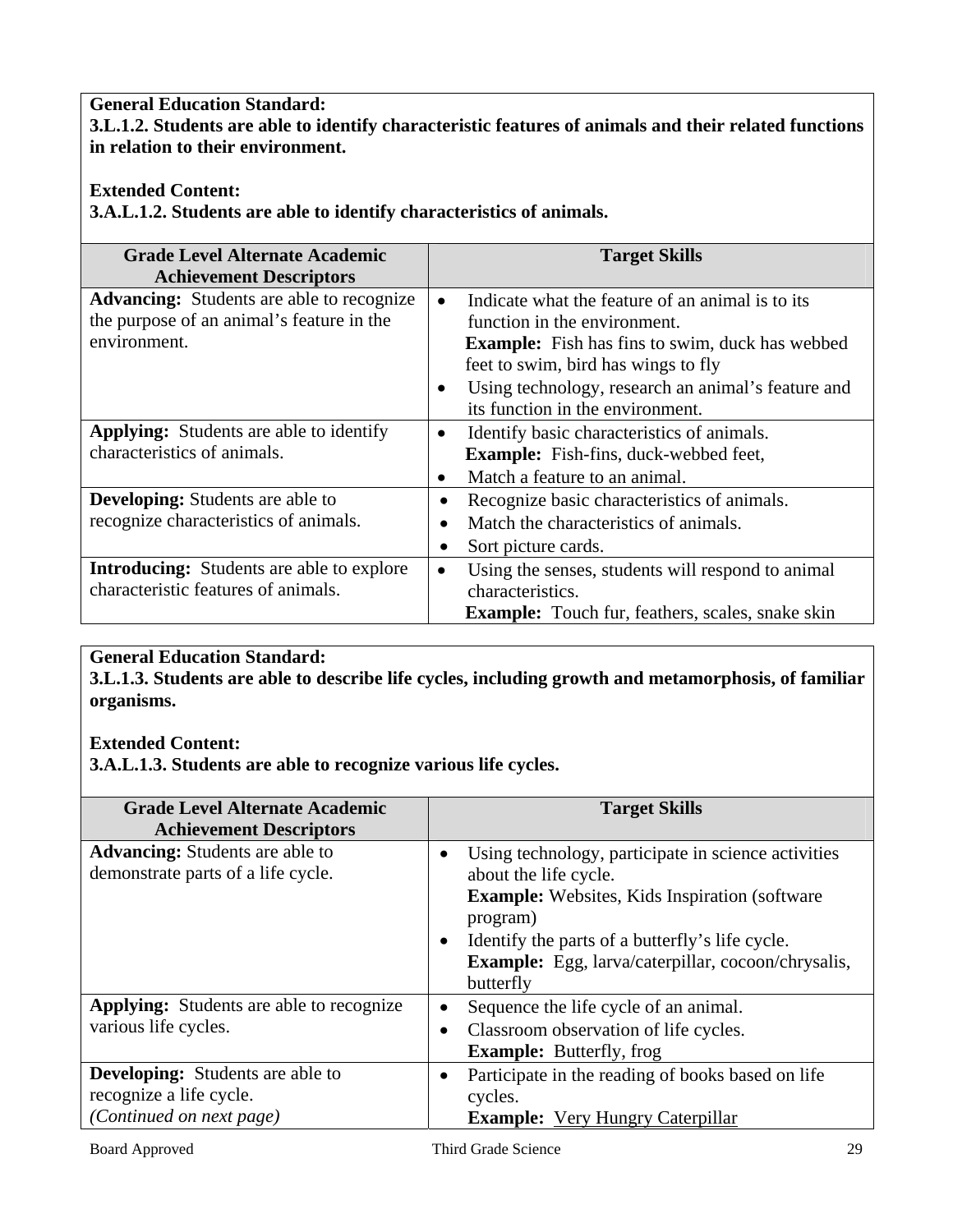**General Education Standard:**
**3.L.1.2. Students are able to identify characteristic features of animals and their related functions in relation to their environment.**

**Extended Content:**
**3.A.L.1.2. Students are able to identify characteristics of animals.**

| Grade Level Alternate Academic Achievement Descriptors | Target Skills |
|---|---|
| **Advancing:** Students are able to recognize the purpose of an animal's feature in the environment. | • Indicate what the feature of an animal is to its function in the environment. **Example:** Fish has fins to swim, duck has webbed feet to swim, bird has wings to fly<br>• Using technology, research an animal's feature and its function in the environment. |
| **Applying:** Students are able to identify characteristics of animals. | • Identify basic characteristics of animals. **Example:** Fish-fins, duck-webbed feet,<br>• Match a feature to an animal. |
| **Developing:** Students are able to recognize characteristics of animals. | • Recognize basic characteristics of animals.<br>• Match the characteristics of animals.<br>• Sort picture cards. |
| **Introducing:** Students are able to explore characteristic features of animals. | • Using the senses, students will respond to animal characteristics. **Example:** Touch fur, feathers, scales, snake skin |

**General Education Standard:**
**3.L.1.3. Students are able to describe life cycles, including growth and metamorphosis, of familiar organisms.**

**Extended Content:**
**3.A.L.1.3. Students are able to recognize various life cycles.**

| Grade Level Alternate Academic Achievement Descriptors | Target Skills |
|---|---|
| **Advancing:** Students are able to demonstrate parts of a life cycle. | • Using technology, participate in science activities about the life cycle. **Example:** Websites, Kids Inspiration (software program)<br>• Identify the parts of a butterfly's life cycle. **Example:** Egg, larva/caterpillar, cocoon/chrysalis, butterfly |
| **Applying:** Students are able to recognize various life cycles. | • Sequence the life cycle of an animal.<br>• Classroom observation of life cycles. **Example:** Butterfly, frog |
| **Developing:** Students are able to recognize a life cycle. *(Continued on next page)* | • Participate in the reading of books based on life cycles. **Example:** Very Hungry Caterpillar |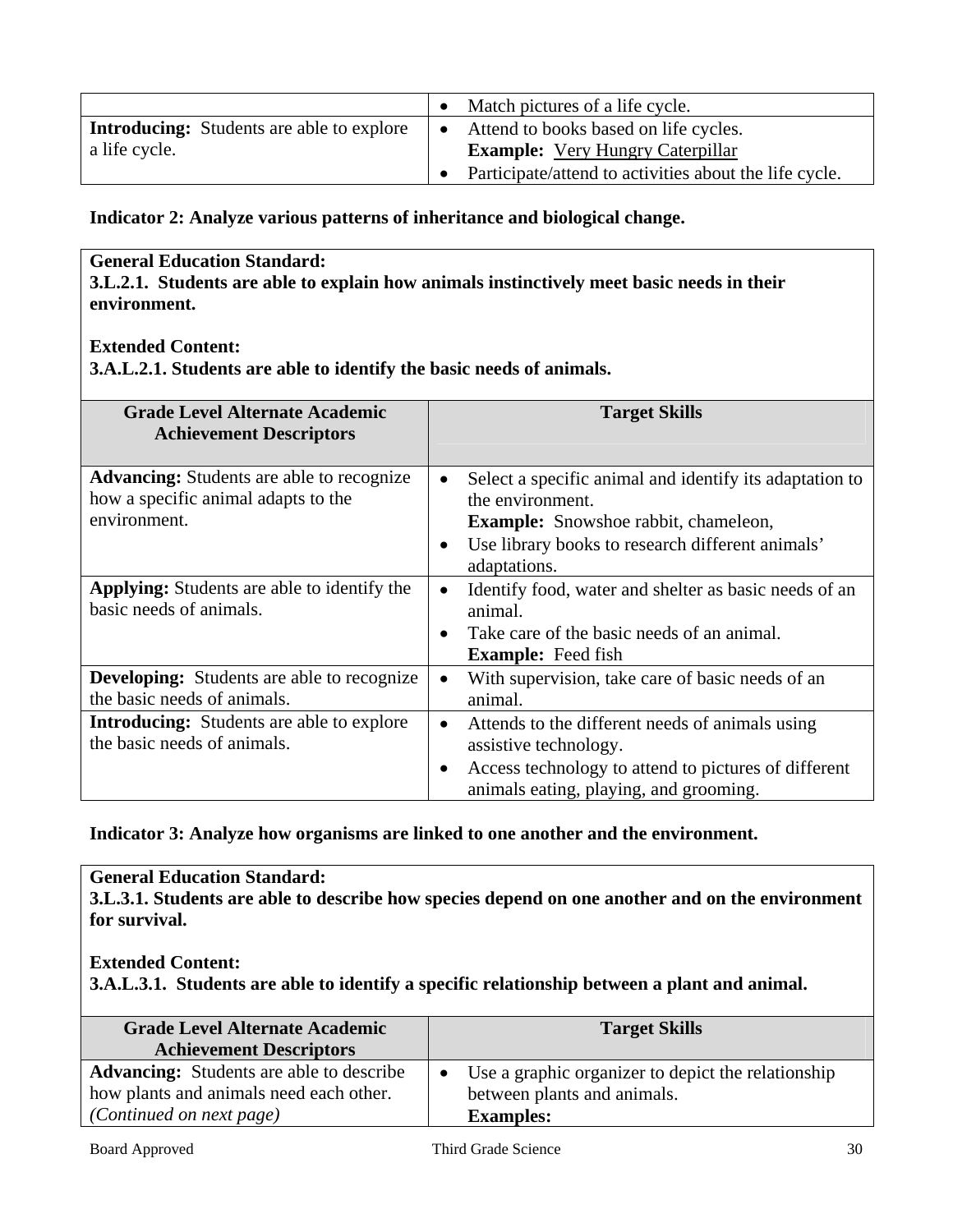| | • Match pictures of a life cycle. |
|---|---|
| **Introducing:** Students are able to explore a life cycle. | • Attend to books based on life cycles.<br>**Example:** Very Hungry Caterpillar<br>• Participate/attend to activities about the life cycle. |

**Indicator 2: Analyze various patterns of inheritance and biological change.**

**General Education Standard:**
**3.L.2.1. Students are able to explain how animals instinctively meet basic needs in their environment.**

**Extended Content:**
**3.A.L.2.1. Students are able to identify the basic needs of animals.**

| Grade Level Alternate Academic Achievement Descriptors | Target Skills |
|---|---|
| **Advancing:** Students are able to recognize how a specific animal adapts to the environment. | • Select a specific animal and identify its adaptation to the environment.<br>**Example:** Snowshoe rabbit, chameleon,<br>• Use library books to research different animals' adaptations. |
| **Applying:** Students are able to identify the basic needs of animals. | • Identify food, water and shelter as basic needs of an animal.<br>• Take care of the basic needs of an animal.<br>**Example:** Feed fish |
| **Developing:** Students are able to recognize the basic needs of animals. | • With supervision, take care of basic needs of an animal. |
| **Introducing:** Students are able to explore the basic needs of animals. | • Attends to the different needs of animals using assistive technology.<br>• Access technology to attend to pictures of different animals eating, playing, and grooming. |

**Indicator 3: Analyze how organisms are linked to one another and the environment.**

**General Education Standard:**
**3.L.3.1. Students are able to describe how species depend on one another and on the environment for survival.**

**Extended Content:**
**3.A.L.3.1. Students are able to identify a specific relationship between a plant and animal.**

| Grade Level Alternate Academic Achievement Descriptors | Target Skills |
|---|---|
| **Advancing:** Students are able to describe how plants and animals need each other.<br>*(Continued on next page)* | • Use a graphic organizer to depict the relationship between plants and animals.<br>**Examples:** |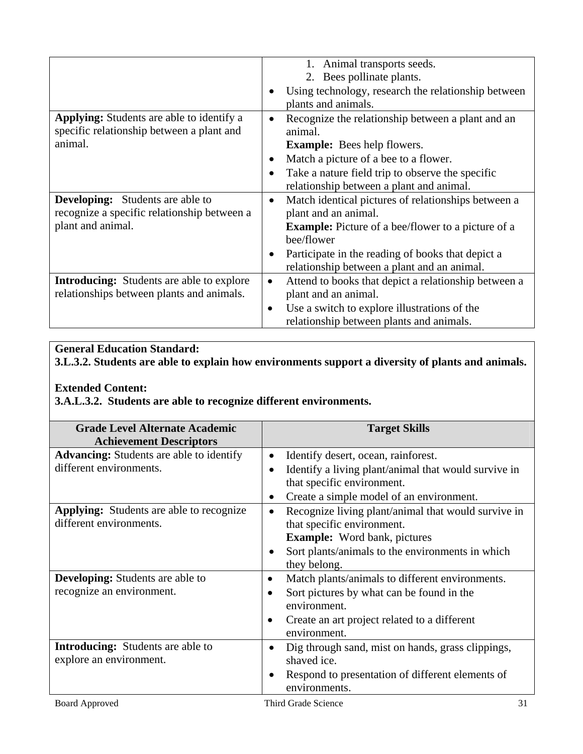| | |
|---|---|
| | 1. Animal transports seeds. <br> 2. Bees pollinate plants. <br> • Using technology, research the relationship between plants and animals. |
| **Applying:** Students are able to identify a specific relationship between a plant and animal. | • Recognize the relationship between a plant and an animal. <br> **Example:** Bees help flowers. <br> • Match a picture of a bee to a flower. <br> • Take a nature field trip to observe the specific relationship between a plant and animal. |
| **Developing:** Students are able to recognize a specific relationship between a plant and animal. | • Match identical pictures of relationships between a plant and an animal. <br> **Example:** Picture of a bee/flower to a picture of a bee/flower <br> • Participate in the reading of books that depict a relationship between a plant and an animal. |
| **Introducing:** Students are able to explore relationships between plants and animals. | • Attend to books that depict a relationship between a plant and an animal. <br> • Use a switch to explore illustrations of the relationship between plants and animals. |

**General Education Standard:**
**3.L.3.2. Students are able to explain how environments support a diversity of plants and animals.**

**Extended Content:**
**3.A.L.3.2. Students are able to recognize different environments.**

| Grade Level Alternate Academic Achievement Descriptors | Target Skills |
|---|---|
| **Advancing:** Students are able to identify different environments. | • Identify desert, ocean, rainforest. <br> • Identify a living plant/animal that would survive in that specific environment. <br> • Create a simple model of an environment. |
| **Applying:** Students are able to recognize different environments. | • Recognize living plant/animal that would survive in that specific environment. <br> **Example:** Word bank, pictures <br> • Sort plants/animals to the environments in which they belong. |
| **Developing:** Students are able to recognize an environment. | • Match plants/animals to different environments. <br> • Sort pictures by what can be found in the environment. <br> • Create an art project related to a different environment. |
| **Introducing:** Students are able to explore an environment. | • Dig through sand, mist on hands, grass clippings, shaved ice. <br> • Respond to presentation of different elements of environments. |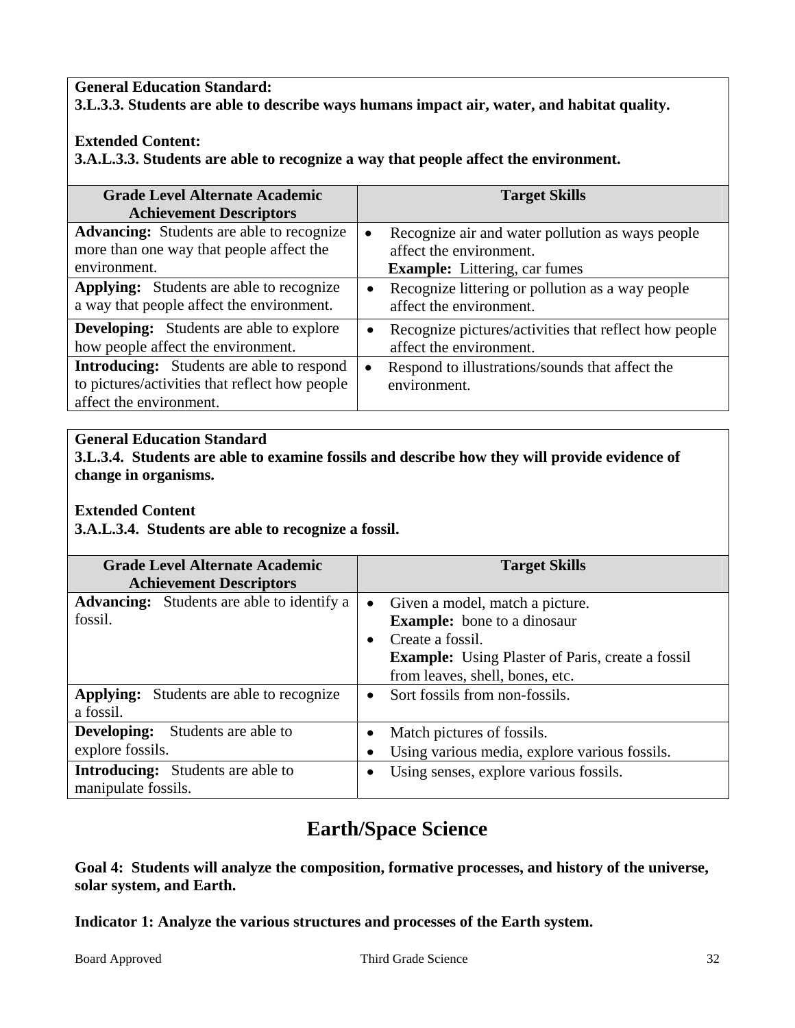**General Education Standard:**
**3.L.3.3. Students are able to describe ways humans impact air, water, and habitat quality.**

**Extended Content:**
**3.A.L.3.3. Students are able to recognize a way that people affect the environment.**

| Grade Level Alternate Academic Achievement Descriptors | Target Skills |
|---|---|
| **Advancing:** Students are able to recognize more than one way that people affect the environment. | • Recognize air and water pollution as ways people affect the environment. **Example:** Littering, car fumes |
| **Applying:** Students are able to recognize a way that people affect the environment. | • Recognize littering or pollution as a way people affect the environment. |
| **Developing:** Students are able to explore how people affect the environment. | • Recognize pictures/activities that reflect how people affect the environment. |
| **Introducing:** Students are able to respond to pictures/activities that reflect how people affect the environment. | • Respond to illustrations/sounds that affect the environment. |

**General Education Standard**
**3.L.3.4. Students are able to examine fossils and describe how they will provide evidence of change in organisms.**

**Extended Content**
**3.A.L.3.4. Students are able to recognize a fossil.**

| Grade Level Alternate Academic Achievement Descriptors | Target Skills |
|---|---|
| **Advancing:** Students are able to identify a fossil. | • Given a model, match a picture. **Example:** bone to a dinosaur<br>• Create a fossil. **Example:** Using Plaster of Paris, create a fossil from leaves, shell, bones, etc. |
| **Applying:** Students are able to recognize a fossil. | • Sort fossils from non-fossils. |
| **Developing:** Students are able to explore fossils. | • Match pictures of fossils.<br>• Using various media, explore various fossils. |
| **Introducing:** Students are able to manipulate fossils. | • Using senses, explore various fossils. |

# Earth/Space Science

**Goal 4: Students will analyze the composition, formative processes, and history of the universe, solar system, and Earth.**

**Indicator 1: Analyze the various structures and processes of the Earth system.**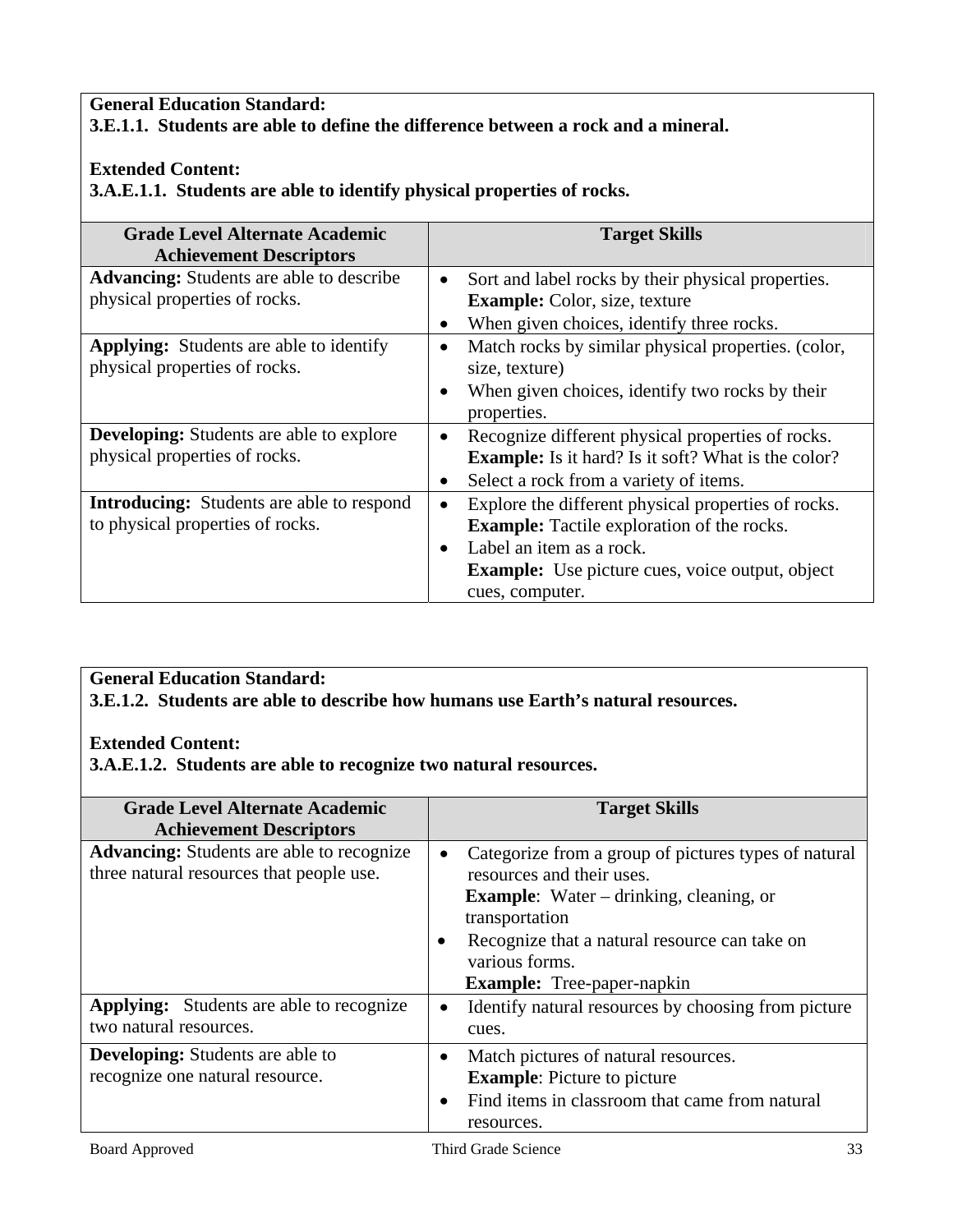**General Education Standard:**
**3.E.1.1. Students are able to define the difference between a rock and a mineral.**

**Extended Content:**
**3.A.E.1.1. Students are able to identify physical properties of rocks.**

| Grade Level Alternate Academic Achievement Descriptors | Target Skills |
|---|---|
| **Advancing:** Students are able to describe physical properties of rocks. | • Sort and label rocks by their physical properties. **Example:** Color, size, texture<br>• When given choices, identify three rocks. |
| **Applying:** Students are able to identify physical properties of rocks. | • Match rocks by similar physical properties. (color, size, texture)<br>• When given choices, identify two rocks by their properties. |
| **Developing:** Students are able to explore physical properties of rocks. | • Recognize different physical properties of rocks. **Example:** Is it hard? Is it soft? What is the color?<br>• Select a rock from a variety of items. |
| **Introducing:** Students are able to respond to physical properties of rocks. | • Explore the different physical properties of rocks. **Example:** Tactile exploration of the rocks.<br>• Label an item as a rock. **Example:** Use picture cues, voice output, object cues, computer. |

**General Education Standard:**
**3.E.1.2. Students are able to describe how humans use Earth's natural resources.**

**Extended Content:**
**3.A.E.1.2. Students are able to recognize two natural resources.**

| Grade Level Alternate Academic Achievement Descriptors | Target Skills |
|---|---|
| **Advancing:** Students are able to recognize three natural resources that people use. | • Categorize from a group of pictures types of natural resources and their uses. **Example**: Water – drinking, cleaning, or transportation<br>• Recognize that a natural resource can take on various forms. **Example:** Tree-paper-napkin |
| **Applying:** Students are able to recognize two natural resources. | • Identify natural resources by choosing from picture cues. |
| **Developing:** Students are able to recognize one natural resource. | • Match pictures of natural resources. **Example**: Picture to picture<br>• Find items in classroom that came from natural resources. |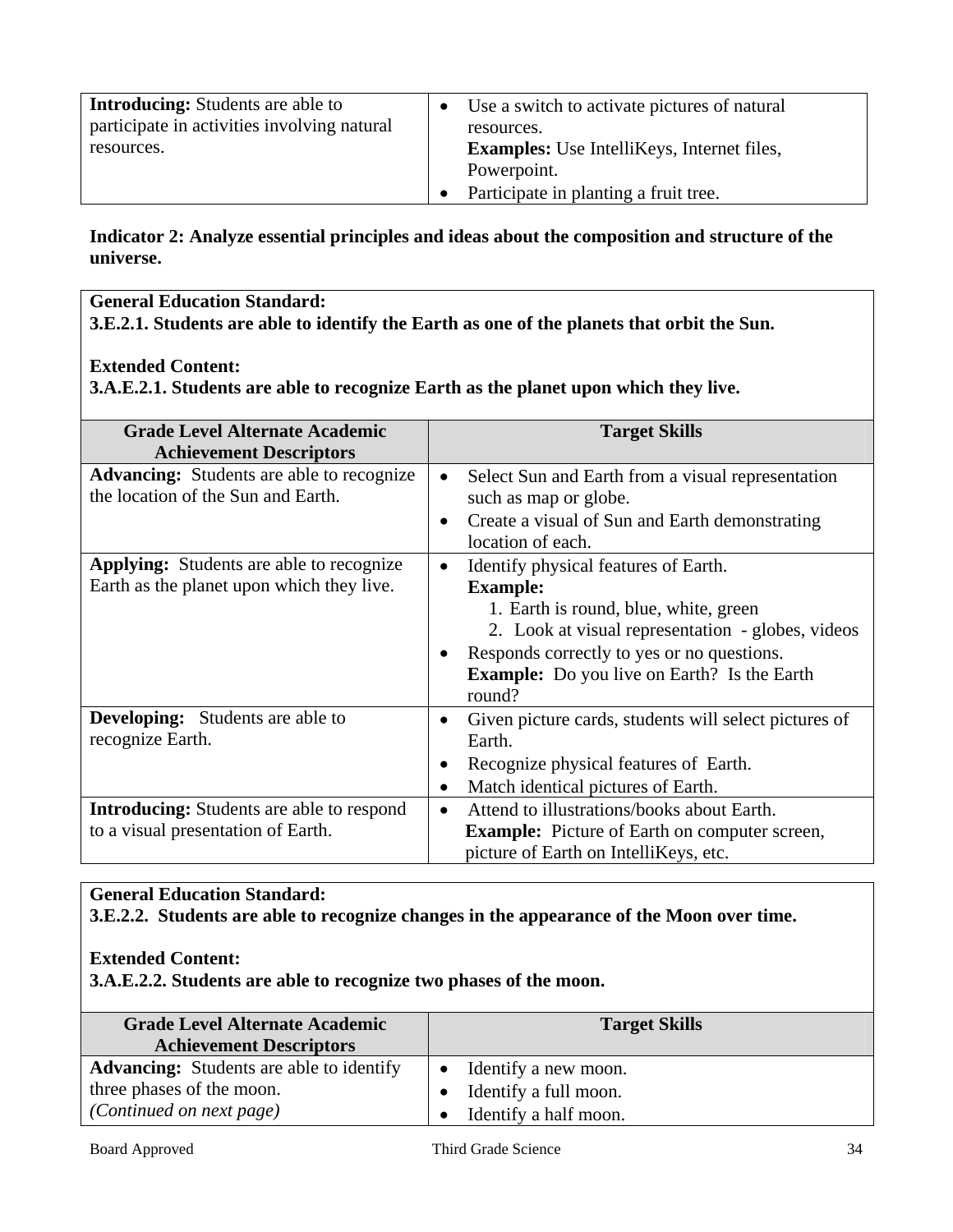| | |
|---|---|
| **Introducing:** Students are able to participate in activities involving natural resources. | • Use a switch to activate pictures of natural resources. **Examples:** Use IntelliKeys, Internet files, Powerpoint. • Participate in planting a fruit tree. |

**Indicator 2: Analyze essential principles and ideas about the composition and structure of the universe.**

**General Education Standard:**
**3.E.2.1. Students are able to identify the Earth as one of the planets that orbit the Sun.**

**Extended Content:**
**3.A.E.2.1. Students are able to recognize Earth as the planet upon which they live.**

| Grade Level Alternate Academic Achievement Descriptors | Target Skills |
|---|---|
| **Advancing:** Students are able to recognize the location of the Sun and Earth. | • Select Sun and Earth from a visual representation such as map or globe. • Create a visual of Sun and Earth demonstrating location of each. |
| **Applying:** Students are able to recognize Earth as the planet upon which they live. | • Identify physical features of Earth. **Example:** 1. Earth is round, blue, white, green 2. Look at visual representation - globes, videos • Responds correctly to yes or no questions. **Example:** Do you live on Earth? Is the Earth round? |
| **Developing:** Students are able to recognize Earth. | • Given picture cards, students will select pictures of Earth. • Recognize physical features of Earth. • Match identical pictures of Earth. |
| **Introducing:** Students are able to respond to a visual presentation of Earth. | • Attend to illustrations/books about Earth. **Example:** Picture of Earth on computer screen, picture of Earth on IntelliKeys, etc. |

**General Education Standard:**
**3.E.2.2. Students are able to recognize changes in the appearance of the Moon over time.**

**Extended Content:**
**3.A.E.2.2. Students are able to recognize two phases of the moon.**

| Grade Level Alternate Academic Achievement Descriptors | Target Skills |
|---|---|
| **Advancing:** Students are able to identify three phases of the moon. *(Continued on next page)* | • Identify a new moon. • Identify a full moon. • Identify a half moon. |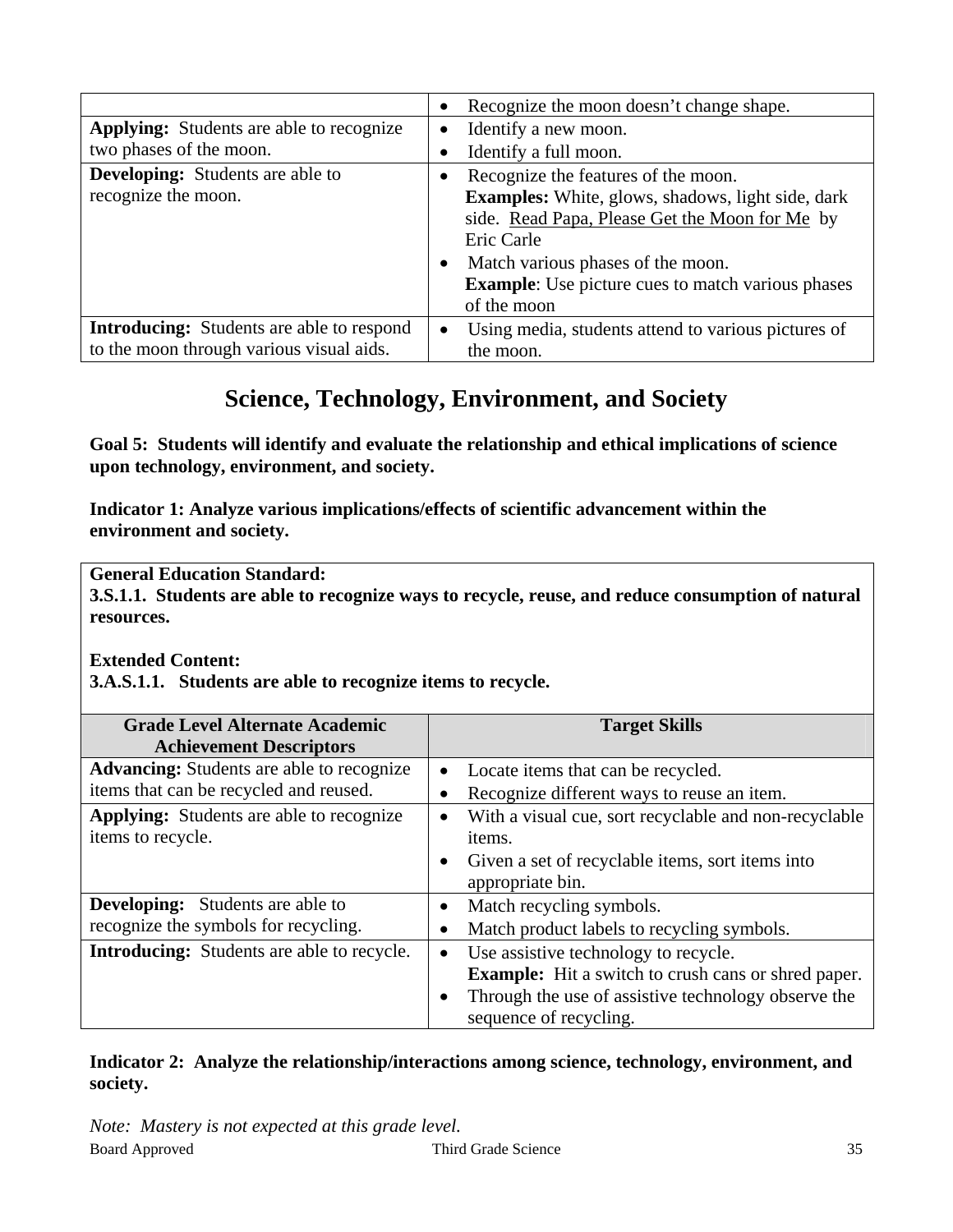| | |
|---|---|
| | • Recognize the moon doesn't change shape. |
| **Applying:** Students are able to recognize two phases of the moon. | • Identify a new moon.<br>• Identify a full moon. |
| **Developing:** Students are able to recognize the moon. | • Recognize the features of the moon.<br>**Examples:** White, glows, shadows, light side, dark side. Read Papa, Please Get the Moon for Me by Eric Carle<br>• Match various phases of the moon.<br>**Example**: Use picture cues to match various phases of the moon |
| **Introducing:** Students are able to respond to the moon through various visual aids. | • Using media, students attend to various pictures of the moon. |

# Science, Technology, Environment, and Society

**Goal 5: Students will identify and evaluate the relationship and ethical implications of science upon technology, environment, and society.**

**Indicator 1: Analyze various implications/effects of scientific advancement within the environment and society.**

**General Education Standard:**
**3.S.1.1. Students are able to recognize ways to recycle, reuse, and reduce consumption of natural resources.**

**Extended Content:**
**3.A.S.1.1. Students are able to recognize items to recycle.**

| Grade Level Alternate Academic Achievement Descriptors | Target Skills |
|---|---|
| **Advancing:** Students are able to recognize items that can be recycled and reused. | • Locate items that can be recycled.<br>• Recognize different ways to reuse an item. |
| **Applying:** Students are able to recognize items to recycle. | • With a visual cue, sort recyclable and non-recyclable items.<br>• Given a set of recyclable items, sort items into appropriate bin. |
| **Developing:** Students are able to recognize the symbols for recycling. | • Match recycling symbols.<br>• Match product labels to recycling symbols. |
| **Introducing:** Students are able to recycle. | • Use assistive technology to recycle.<br>**Example:** Hit a switch to crush cans or shred paper.<br>• Through the use of assistive technology observe the sequence of recycling. |

**Indicator 2: Analyze the relationship/interactions among science, technology, environment, and society.**

*Note: Mastery is not expected at this grade level.*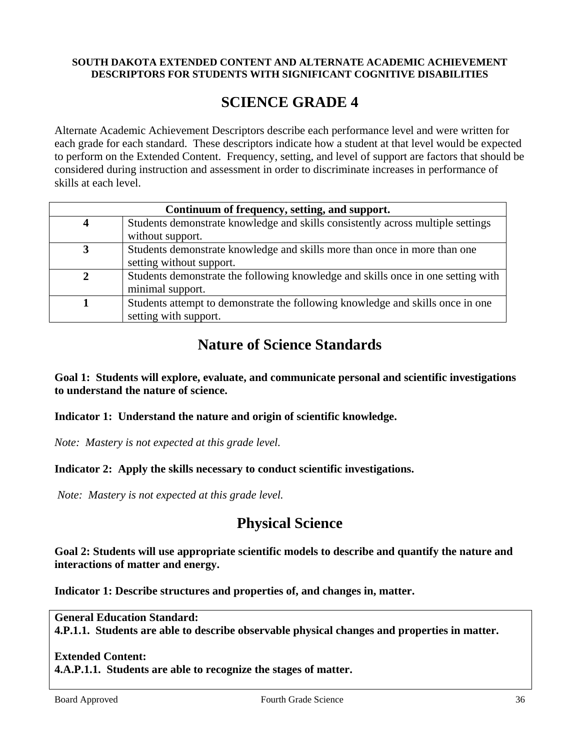**SOUTH DAKOTA EXTENDED CONTENT AND ALTERNATE ACADEMIC ACHIEVEMENT DESCRIPTORS FOR STUDENTS WITH SIGNIFICANT COGNITIVE DISABILITIES**

# SCIENCE GRADE 4

Alternate Academic Achievement Descriptors describe each performance level and were written for each grade for each standard. These descriptors indicate how a student at that level would be expected to perform on the Extended Content. Frequency, setting, and level of support are factors that should be considered during instruction and assessment in order to discriminate increases in performance of skills at each level.

| Continuum of frequency, setting, and support. | |
|---|---|
| **4** | Students demonstrate knowledge and skills consistently across multiple settings without support. |
| **3** | Students demonstrate knowledge and skills more than once in more than one setting without support. |
| **2** | Students demonstrate the following knowledge and skills once in one setting with minimal support. |
| **1** | Students attempt to demonstrate the following knowledge and skills once in one setting with support. |

## Nature of Science Standards

**Goal 1: Students will explore, evaluate, and communicate personal and scientific investigations to understand the nature of science.**

**Indicator 1: Understand the nature and origin of scientific knowledge.**

*Note: Mastery is not expected at this grade level.*

**Indicator 2: Apply the skills necessary to conduct scientific investigations.**

*Note: Mastery is not expected at this grade level.*

## Physical Science

**Goal 2: Students will use appropriate scientific models to describe and quantify the nature and interactions of matter and energy.**

**Indicator 1: Describe structures and properties of, and changes in, matter.**

**General Education Standard:**
**4.P.1.1. Students are able to describe observable physical changes and properties in matter.**

**Extended Content:**
**4.A.P.1.1. Students are able to recognize the stages of matter.**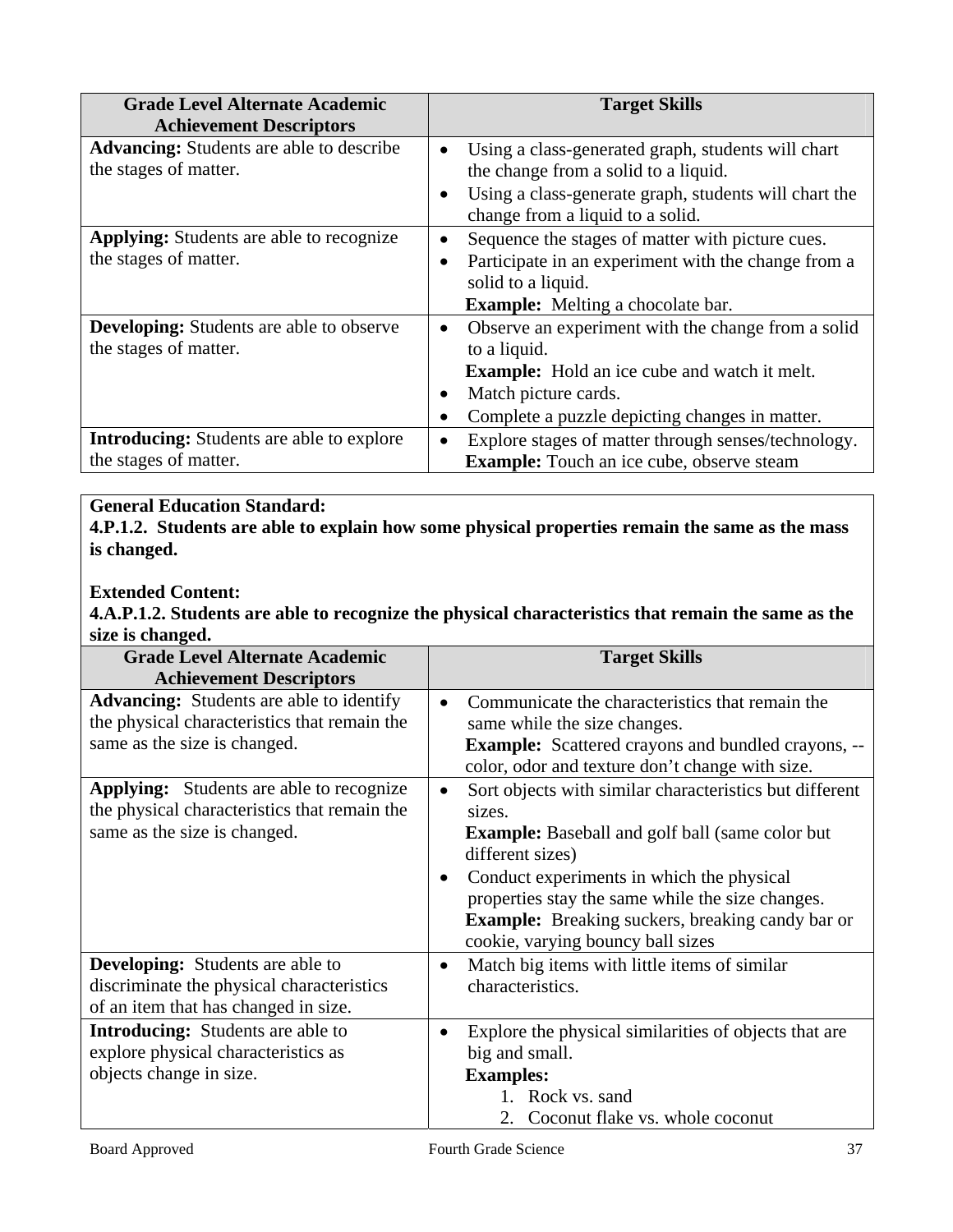| Grade Level Alternate Academic Achievement Descriptors | Target Skills |
|---|---|
| **Advancing:** Students are able to describe the stages of matter. | • Using a class-generated graph, students will chart the change from a solid to a liquid.<br>• Using a class-generate graph, students will chart the change from a liquid to a solid. |
| **Applying:** Students are able to recognize the stages of matter. | • Sequence the stages of matter with picture cues.<br>• Participate in an experiment with the change from a solid to a liquid.<br>**Example:** Melting a chocolate bar. |
| **Developing:** Students are able to observe the stages of matter. | • Observe an experiment with the change from a solid to a liquid.<br>**Example:** Hold an ice cube and watch it melt.<br>• Match picture cards.<br>• Complete a puzzle depicting changes in matter. |
| **Introducing:** Students are able to explore the stages of matter. | • Explore stages of matter through senses/technology.<br>**Example:** Touch an ice cube, observe steam |

**General Education Standard:**
**4.P.1.2. Students are able to explain how some physical properties remain the same as the mass is changed.**

**Extended Content:**
**4.A.P.1.2. Students are able to recognize the physical characteristics that remain the same as the size is changed.**

| Grade Level Alternate Academic Achievement Descriptors | Target Skills |
|---|---|
| **Advancing:** Students are able to identify the physical characteristics that remain the same as the size is changed. | • Communicate the characteristics that remain the same while the size changes.<br>**Example:** Scattered crayons and bundled crayons, -- color, odor and texture don't change with size. |
| **Applying:** Students are able to recognize the physical characteristics that remain the same as the size is changed. | • Sort objects with similar characteristics but different sizes.<br>**Example:** Baseball and golf ball (same color but different sizes)<br>• Conduct experiments in which the physical properties stay the same while the size changes.<br>**Example:** Breaking suckers, breaking candy bar or cookie, varying bouncy ball sizes |
| **Developing:** Students are able to discriminate the physical characteristics of an item that has changed in size. | • Match big items with little items of similar characteristics. |
| **Introducing:** Students are able to explore physical characteristics as objects change in size. | • Explore the physical similarities of objects that are big and small.<br>**Examples:**<br>1. Rock vs. sand<br>2. Coconut flake vs. whole coconut |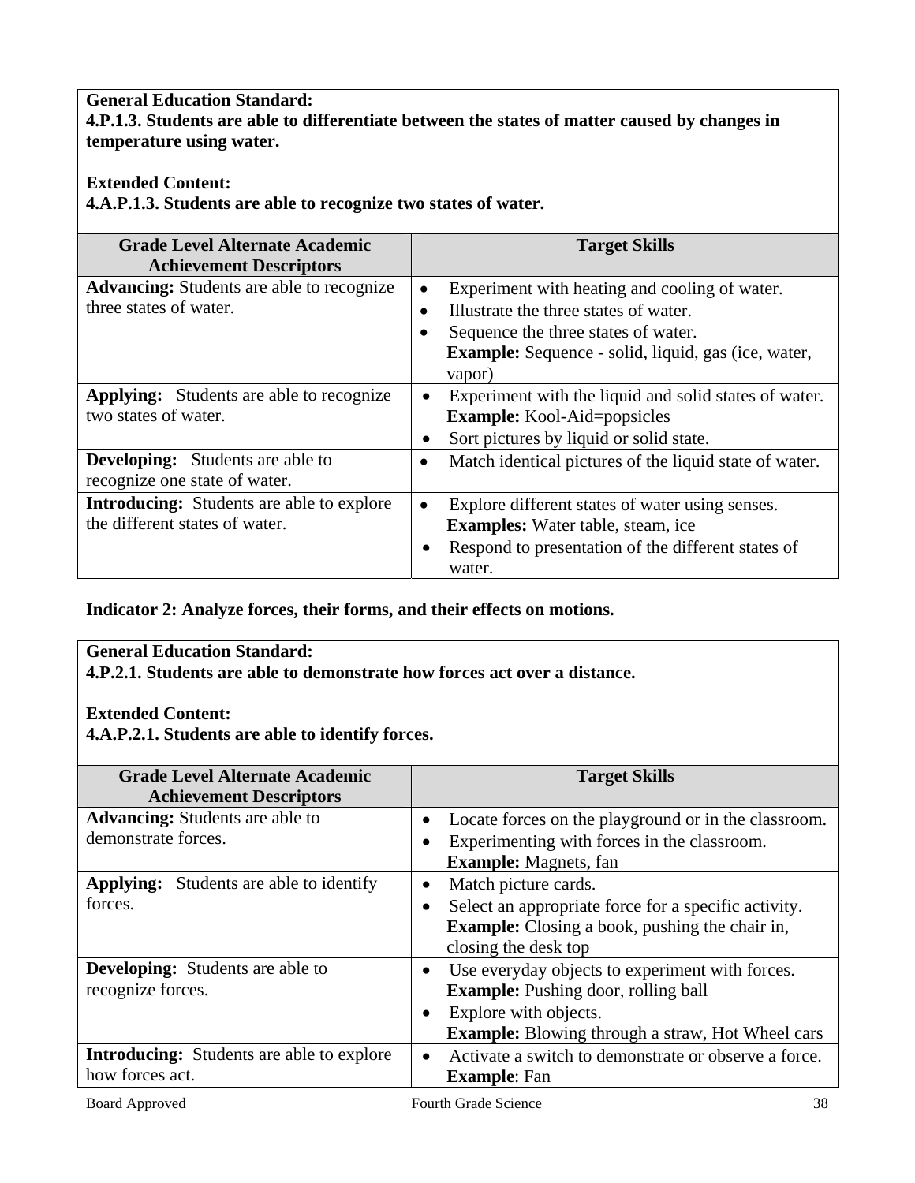**General Education Standard:**
**4.P.1.3. Students are able to differentiate between the states of matter caused by changes in temperature using water.**

**Extended Content:**
**4.A.P.1.3. Students are able to recognize two states of water.**

| Grade Level Alternate Academic Achievement Descriptors | Target Skills |
|---|---|
| **Advancing:** Students are able to recognize three states of water. | • Experiment with heating and cooling of water.<br>• Illustrate the three states of water.<br>• Sequence the three states of water.<br>**Example:** Sequence - solid, liquid, gas (ice, water, vapor) |
| **Applying:** Students are able to recognize two states of water. | • Experiment with the liquid and solid states of water.<br>**Example:** Kool-Aid=popsicles<br>• Sort pictures by liquid or solid state. |
| **Developing:** Students are able to recognize one state of water. | • Match identical pictures of the liquid state of water. |
| **Introducing:** Students are able to explore the different states of water. | • Explore different states of water using senses.<br>**Examples:** Water table, steam, ice<br>• Respond to presentation of the different states of water. |

**Indicator 2: Analyze forces, their forms, and their effects on motions.**

**General Education Standard:**
**4.P.2.1. Students are able to demonstrate how forces act over a distance.**

**Extended Content:**
**4.A.P.2.1. Students are able to identify forces.**

| Grade Level Alternate Academic Achievement Descriptors | Target Skills |
|---|---|
| **Advancing:** Students are able to demonstrate forces. | • Locate forces on the playground or in the classroom.<br>• Experimenting with forces in the classroom.<br>**Example:** Magnets, fan |
| **Applying:** Students are able to identify forces. | • Match picture cards.<br>• Select an appropriate force for a specific activity.<br>**Example:** Closing a book, pushing the chair in, closing the desk top |
| **Developing:** Students are able to recognize forces. | • Use everyday objects to experiment with forces.<br>**Example:** Pushing door, rolling ball<br>• Explore with objects.<br>**Example:** Blowing through a straw, Hot Wheel cars |
| **Introducing:** Students are able to explore how forces act. | • Activate a switch to demonstrate or observe a force.<br>**Example**: Fan |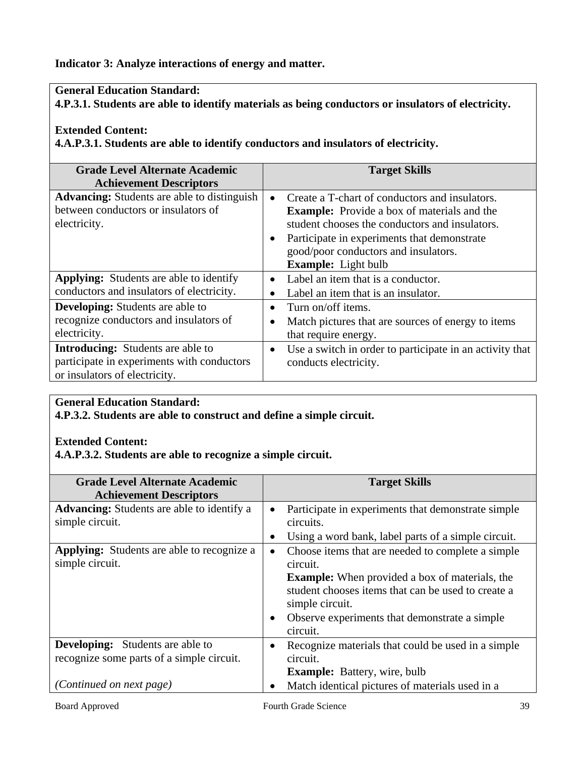**Indicator 3: Analyze interactions of energy and matter.**

**General Education Standard:**
**4.P.3.1. Students are able to identify materials as being conductors or insulators of electricity.**

**Extended Content:**
**4.A.P.3.1. Students are able to identify conductors and insulators of electricity.**

| Grade Level Alternate Academic Achievement Descriptors | Target Skills |
|---|---|
| **Advancing:** Students are able to distinguish between conductors or insulators of electricity. | • Create a T-chart of conductors and insulators. **Example:** Provide a box of materials and the student chooses the conductors and insulators.<br>• Participate in experiments that demonstrate good/poor conductors and insulators. **Example:** Light bulb |
| **Applying:** Students are able to identify conductors and insulators of electricity. | • Label an item that is a conductor.<br>• Label an item that is an insulator. |
| **Developing:** Students are able to recognize conductors and insulators of electricity. | • Turn on/off items.<br>• Match pictures that are sources of energy to items that require energy. |
| **Introducing:** Students are able to participate in experiments with conductors or insulators of electricity. | • Use a switch in order to participate in an activity that conducts electricity. |

**General Education Standard:**
**4.P.3.2. Students are able to construct and define a simple circuit.**

**Extended Content:**
**4.A.P.3.2. Students are able to recognize a simple circuit.**

| Grade Level Alternate Academic Achievement Descriptors | Target Skills |
|---|---|
| **Advancing:** Students are able to identify a simple circuit. | • Participate in experiments that demonstrate simple circuits.<br>• Using a word bank, label parts of a simple circuit. |
| **Applying:** Students are able to recognize a simple circuit. | • Choose items that are needed to complete a simple circuit. **Example:** When provided a box of materials, the student chooses items that can be used to create a simple circuit.<br>• Observe experiments that demonstrate a simple circuit. |
| **Developing:** Students are able to recognize some parts of a simple circuit.<br><br>*(Continued on next page)* | • Recognize materials that could be used in a simple circuit. **Example:** Battery, wire, bulb<br>• Match identical pictures of materials used in a |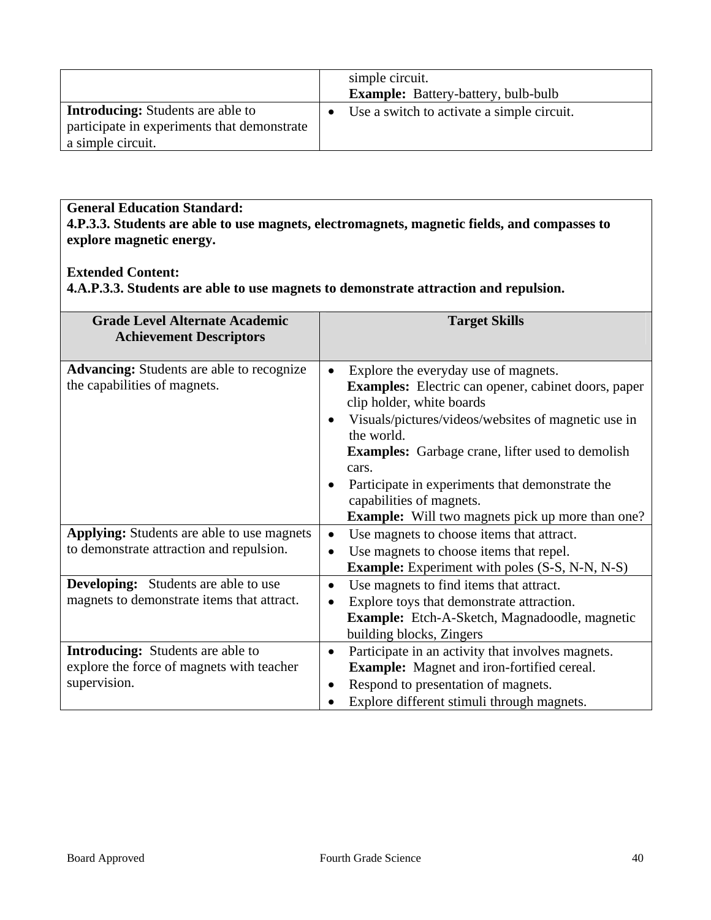| | |
|---|---|
| | simple circuit.<br>**Example:** Battery-battery, bulb-bulb |
| **Introducing:** Students are able to participate in experiments that demonstrate a simple circuit. | • Use a switch to activate a simple circuit. |

**General Education Standard:**
**4.P.3.3. Students are able to use magnets, electromagnets, magnetic fields, and compasses to explore magnetic energy.**

**Extended Content:**
**4.A.P.3.3. Students are able to use magnets to demonstrate attraction and repulsion.**

| Grade Level Alternate Academic Achievement Descriptors | Target Skills |
|---|---|
| **Advancing:** Students are able to recognize the capabilities of magnets. | • Explore the everyday use of magnets.<br>**Examples:** Electric can opener, cabinet doors, paper clip holder, white boards<br>• Visuals/pictures/videos/websites of magnetic use in the world.<br>**Examples:** Garbage crane, lifter used to demolish cars.<br>• Participate in experiments that demonstrate the capabilities of magnets.<br>**Example:** Will two magnets pick up more than one? |
| **Applying:** Students are able to use magnets to demonstrate attraction and repulsion. | • Use magnets to choose items that attract.<br>• Use magnets to choose items that repel.<br>**Example:** Experiment with poles (S-S, N-N, N-S) |
| **Developing:** Students are able to use magnets to demonstrate items that attract. | • Use magnets to find items that attract.<br>• Explore toys that demonstrate attraction.<br>**Example:** Etch-A-Sketch, Magnadoodle, magnetic building blocks, Zingers |
| **Introducing:** Students are able to explore the force of magnets with teacher supervision. | • Participate in an activity that involves magnets.<br>**Example:** Magnet and iron-fortified cereal.<br>• Respond to presentation of magnets.<br>• Explore different stimuli through magnets. |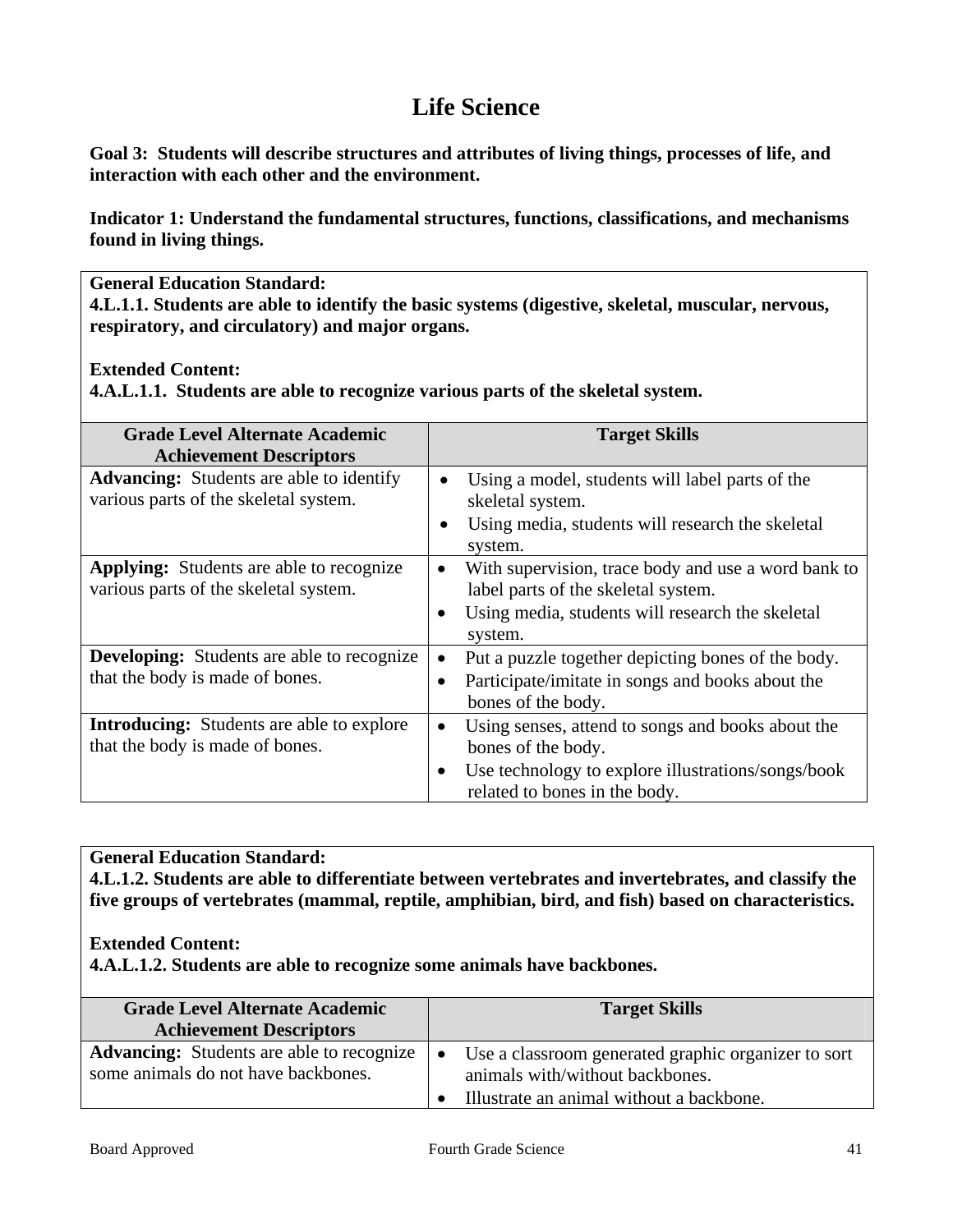# Life Science

**Goal 3: Students will describe structures and attributes of living things, processes of life, and interaction with each other and the environment.**

**Indicator 1: Understand the fundamental structures, functions, classifications, and mechanisms found in living things.**

**General Education Standard:**
**4.L.1.1. Students are able to identify the basic systems (digestive, skeletal, muscular, nervous, respiratory, and circulatory) and major organs.**

**Extended Content:**
**4.A.L.1.1. Students are able to recognize various parts of the skeletal system.**

| Grade Level Alternate Academic Achievement Descriptors | Target Skills |
|---|---|
| **Advancing:** Students are able to identify various parts of the skeletal system. | • Using a model, students will label parts of the skeletal system.<br>• Using media, students will research the skeletal system. |
| **Applying:** Students are able to recognize various parts of the skeletal system. | • With supervision, trace body and use a word bank to label parts of the skeletal system.<br>• Using media, students will research the skeletal system. |
| **Developing:** Students are able to recognize that the body is made of bones. | • Put a puzzle together depicting bones of the body.<br>• Participate/imitate in songs and books about the bones of the body. |
| **Introducing:** Students are able to explore that the body is made of bones. | • Using senses, attend to songs and books about the bones of the body.<br>• Use technology to explore illustrations/songs/book related to bones in the body. |

**General Education Standard:**
**4.L.1.2. Students are able to differentiate between vertebrates and invertebrates, and classify the five groups of vertebrates (mammal, reptile, amphibian, bird, and fish) based on characteristics.**

**Extended Content:**
**4.A.L.1.2. Students are able to recognize some animals have backbones.**

| Grade Level Alternate Academic Achievement Descriptors | Target Skills |
|---|---|
| **Advancing:** Students are able to recognize some animals do not have backbones. | • Use a classroom generated graphic organizer to sort animals with/without backbones.<br>• Illustrate an animal without a backbone. |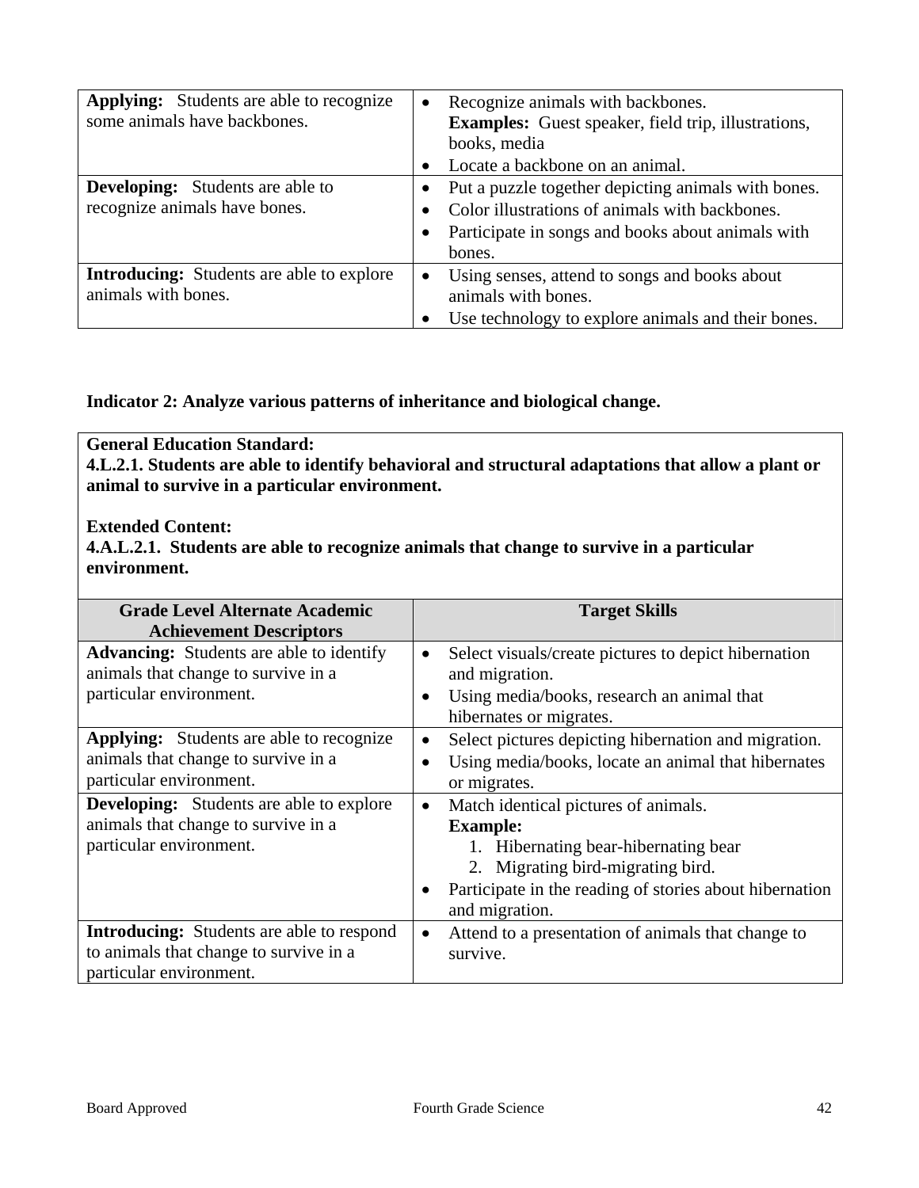| | |
|---|---|
| **Applying:** Students are able to recognize some animals have backbones. | • Recognize animals with backbones. **Examples:** Guest speaker, field trip, illustrations, books, media<br>• Locate a backbone on an animal. |
| **Developing:** Students are able to recognize animals have bones. | • Put a puzzle together depicting animals with bones.<br>• Color illustrations of animals with backbones.<br>• Participate in songs and books about animals with bones. |
| **Introducing:** Students are able to explore animals with bones. | • Using senses, attend to songs and books about animals with bones.<br>• Use technology to explore animals and their bones. |

**Indicator 2: Analyze various patterns of inheritance and biological change.**

**General Education Standard:**
**4.L.2.1. Students are able to identify behavioral and structural adaptations that allow a plant or animal to survive in a particular environment.**

**Extended Content:**
**4.A.L.2.1. Students are able to recognize animals that change to survive in a particular environment.**

| Grade Level Alternate Academic Achievement Descriptors | Target Skills |
|---|---|
| **Advancing:** Students are able to identify animals that change to survive in a particular environment. | • Select visuals/create pictures to depict hibernation and migration.<br>• Using media/books, research an animal that hibernates or migrates. |
| **Applying:** Students are able to recognize animals that change to survive in a particular environment. | • Select pictures depicting hibernation and migration.<br>• Using media/books, locate an animal that hibernates or migrates. |
| **Developing:** Students are able to explore animals that change to survive in a particular environment. | • Match identical pictures of animals. **Example:** 1. Hibernating bear-hibernating bear 2. Migrating bird-migrating bird.<br>• Participate in the reading of stories about hibernation and migration. |
| **Introducing:** Students are able to respond to animals that change to survive in a particular environment. | • Attend to a presentation of animals that change to survive. |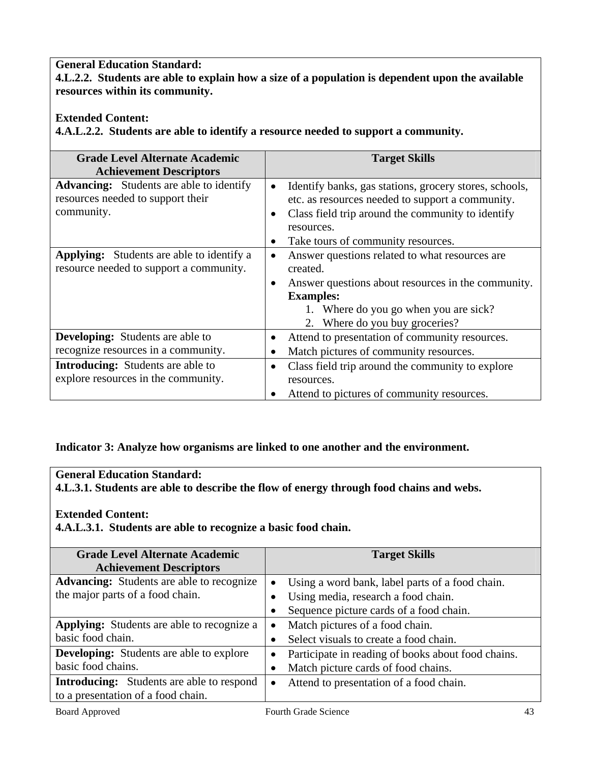**General Education Standard:**
**4.L.2.2. Students are able to explain how a size of a population is dependent upon the available resources within its community.**

**Extended Content:**
**4.A.L.2.2. Students are able to identify a resource needed to support a community.**

| Grade Level Alternate Academic Achievement Descriptors | Target Skills |
|---|---|
| **Advancing:** Students are able to identify resources needed to support their community. | • Identify banks, gas stations, grocery stores, schools, etc. as resources needed to support a community.<br>• Class field trip around the community to identify resources.<br>• Take tours of community resources. |
| **Applying:** Students are able to identify a resource needed to support a community. | • Answer questions related to what resources are created.<br>• Answer questions about resources in the community.<br>**Examples:**<br>1. Where do you go when you are sick?<br>2. Where do you buy groceries? |
| **Developing:** Students are able to recognize resources in a community. | • Attend to presentation of community resources.<br>• Match pictures of community resources. |
| **Introducing:** Students are able to explore resources in the community. | • Class field trip around the community to explore resources.<br>• Attend to pictures of community resources. |

**Indicator 3: Analyze how organisms are linked to one another and the environment.**

**General Education Standard:**
**4.L.3.1. Students are able to describe the flow of energy through food chains and webs.**

**Extended Content:**
**4.A.L.3.1. Students are able to recognize a basic food chain.**

| Grade Level Alternate Academic Achievement Descriptors | Target Skills |
|---|---|
| **Advancing:** Students are able to recognize the major parts of a food chain. | • Using a word bank, label parts of a food chain.<br>• Using media, research a food chain.<br>• Sequence picture cards of a food chain. |
| **Applying:** Students are able to recognize a basic food chain. | • Match pictures of a food chain.<br>• Select visuals to create a food chain. |
| **Developing:** Students are able to explore basic food chains. | • Participate in reading of books about food chains.<br>• Match picture cards of food chains. |
| **Introducing:** Students are able to respond to a presentation of a food chain. | • Attend to presentation of a food chain. |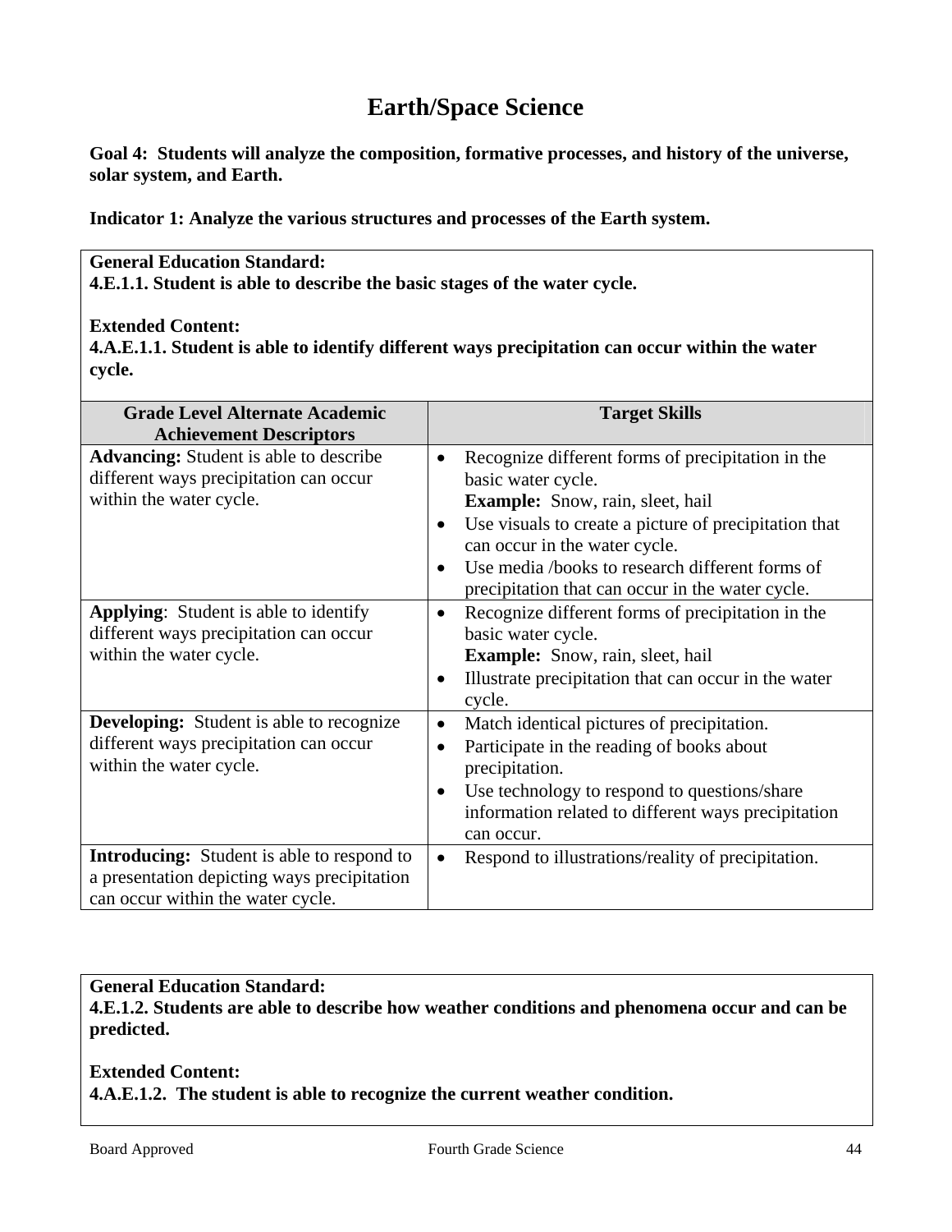# Earth/Space Science

**Goal 4: Students will analyze the composition, formative processes, and history of the universe, solar system, and Earth.**

**Indicator 1: Analyze the various structures and processes of the Earth system.**

**General Education Standard:**
**4.E.1.1. Student is able to describe the basic stages of the water cycle.**

**Extended Content:**
**4.A.E.1.1. Student is able to identify different ways precipitation can occur within the water cycle.**

| Grade Level Alternate Academic Achievement Descriptors | Target Skills |
|---|---|
| **Advancing:** Student is able to describe different ways precipitation can occur within the water cycle. | • Recognize different forms of precipitation in the basic water cycle. **Example:** Snow, rain, sleet, hail<br>• Use visuals to create a picture of precipitation that can occur in the water cycle.<br>• Use media /books to research different forms of precipitation that can occur in the water cycle. |
| **Applying**: Student is able to identify different ways precipitation can occur within the water cycle. | • Recognize different forms of precipitation in the basic water cycle. **Example:** Snow, rain, sleet, hail<br>• Illustrate precipitation that can occur in the water cycle. |
| **Developing:** Student is able to recognize different ways precipitation can occur within the water cycle. | • Match identical pictures of precipitation.<br>• Participate in the reading of books about precipitation.<br>• Use technology to respond to questions/share information related to different ways precipitation can occur. |
| **Introducing:** Student is able to respond to a presentation depicting ways precipitation can occur within the water cycle. | • Respond to illustrations/reality of precipitation. |

**General Education Standard:**
**4.E.1.2. Students are able to describe how weather conditions and phenomena occur and can be predicted.**

**Extended Content:**
**4.A.E.1.2. The student is able to recognize the current weather condition.**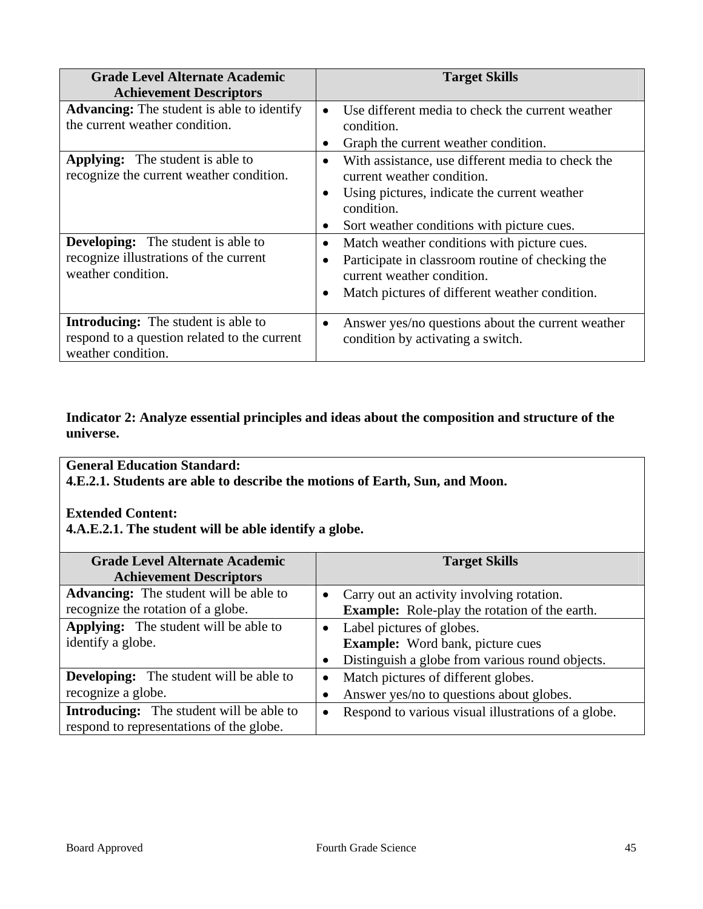| Grade Level Alternate Academic Achievement Descriptors | Target Skills |
|---|---|
| **Advancing:** The student is able to identify the current weather condition. | • Use different media to check the current weather condition.<br>• Graph the current weather condition. |
| **Applying:** The student is able to recognize the current weather condition. | • With assistance, use different media to check the current weather condition.<br>• Using pictures, indicate the current weather condition.<br>• Sort weather conditions with picture cues. |
| **Developing:** The student is able to recognize illustrations of the current weather condition. | • Match weather conditions with picture cues.<br>• Participate in classroom routine of checking the current weather condition.<br>• Match pictures of different weather condition. |
| **Introducing:** The student is able to respond to a question related to the current weather condition. | • Answer yes/no questions about the current weather condition by activating a switch. |

**Indicator 2: Analyze essential principles and ideas about the composition and structure of the universe.**

**General Education Standard:**
**4.E.2.1. Students are able to describe the motions of Earth, Sun, and Moon.**

**Extended Content:**
**4.A.E.2.1. The student will be able identify a globe.**

| Grade Level Alternate Academic Achievement Descriptors | Target Skills |
|---|---|
| **Advancing:** The student will be able to recognize the rotation of a globe. | • Carry out an activity involving rotation.<br>**Example:** Role-play the rotation of the earth. |
| **Applying:** The student will be able to identify a globe. | • Label pictures of globes.<br>**Example:** Word bank, picture cues<br>• Distinguish a globe from various round objects. |
| **Developing:** The student will be able to recognize a globe. | • Match pictures of different globes.<br>• Answer yes/no to questions about globes. |
| **Introducing:** The student will be able to respond to representations of the globe. | • Respond to various visual illustrations of a globe. |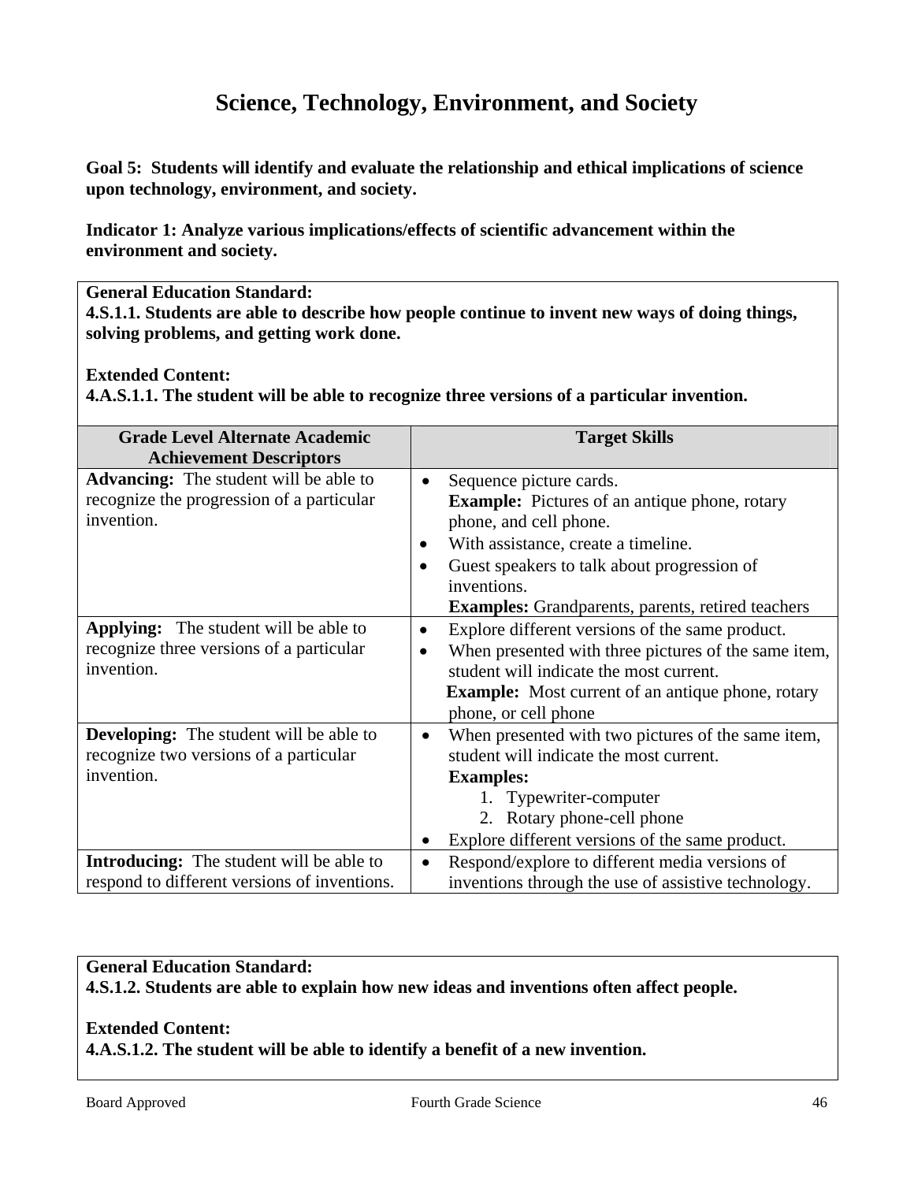# Science, Technology, Environment, and Society

**Goal 5: Students will identify and evaluate the relationship and ethical implications of science upon technology, environment, and society.**

**Indicator 1: Analyze various implications/effects of scientific advancement within the environment and society.**

**General Education Standard:**
**4.S.1.1. Students are able to describe how people continue to invent new ways of doing things, solving problems, and getting work done.**

**Extended Content:**
**4.A.S.1.1. The student will be able to recognize three versions of a particular invention.**

| Grade Level Alternate Academic Achievement Descriptors | Target Skills |
|---|---|
| **Advancing:** The student will be able to recognize the progression of a particular invention. | • Sequence picture cards. **Example:** Pictures of an antique phone, rotary phone, and cell phone.<br>• With assistance, create a timeline.<br>• Guest speakers to talk about progression of inventions. **Examples:** Grandparents, parents, retired teachers |
| **Applying:** The student will be able to recognize three versions of a particular invention. | • Explore different versions of the same product.<br>• When presented with three pictures of the same item, student will indicate the most current. **Example:** Most current of an antique phone, rotary phone, or cell phone |
| **Developing:** The student will be able to recognize two versions of a particular invention. | • When presented with two pictures of the same item, student will indicate the most current. **Examples:** 1. Typewriter-computer 2. Rotary phone-cell phone<br>• Explore different versions of the same product. |
| **Introducing:** The student will be able to respond to different versions of inventions. | • Respond/explore to different media versions of inventions through the use of assistive technology. |

**General Education Standard:**
**4.S.1.2. Students are able to explain how new ideas and inventions often affect people.**

**Extended Content:**
**4.A.S.1.2. The student will be able to identify a benefit of a new invention.**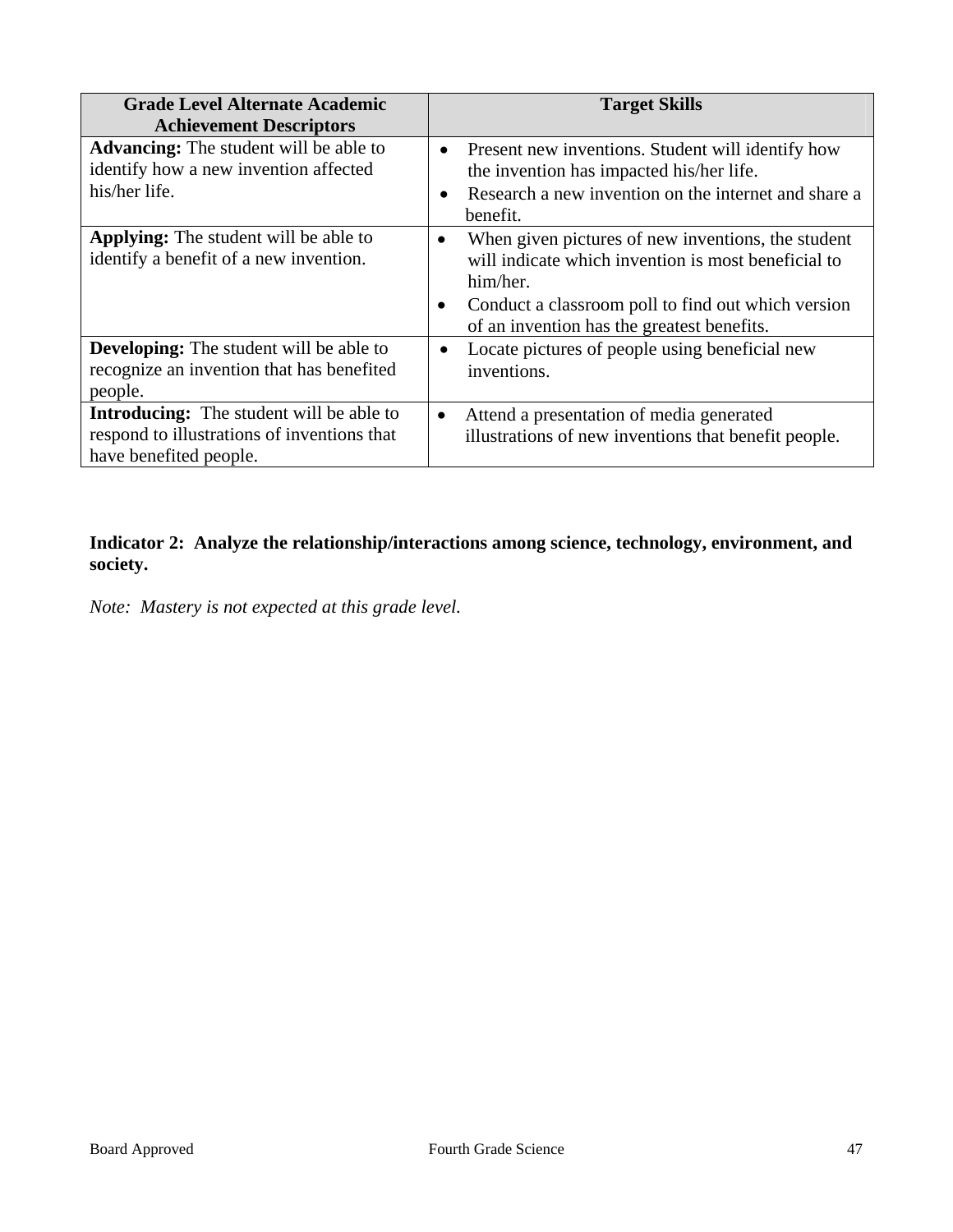| Grade Level Alternate Academic Achievement Descriptors | Target Skills |
| --- | --- |
| **Advancing:** The student will be able to identify how a new invention affected his/her life. | • Present new inventions. Student will identify how the invention has impacted his/her life.<br>• Research a new invention on the internet and share a benefit. |
| **Applying:** The student will be able to identify a benefit of a new invention. | • When given pictures of new inventions, the student will indicate which invention is most beneficial to him/her.<br>• Conduct a classroom poll to find out which version of an invention has the greatest benefits. |
| **Developing:** The student will be able to recognize an invention that has benefited people. | • Locate pictures of people using beneficial new inventions. |
| **Introducing:** The student will be able to respond to illustrations of inventions that have benefited people. | • Attend a presentation of media generated illustrations of new inventions that benefit people. |

**Indicator 2: Analyze the relationship/interactions among science, technology, environment, and society.**

*Note: Mastery is not expected at this grade level.*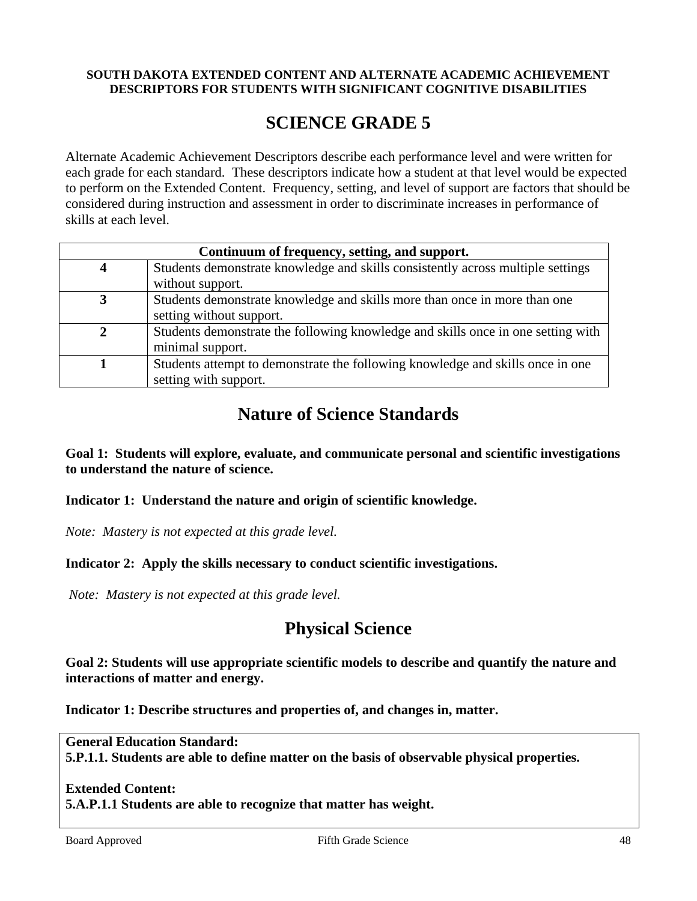**SOUTH DAKOTA EXTENDED CONTENT AND ALTERNATE ACADEMIC ACHIEVEMENT DESCRIPTORS FOR STUDENTS WITH SIGNIFICANT COGNITIVE DISABILITIES**

# SCIENCE GRADE 5

Alternate Academic Achievement Descriptors describe each performance level and were written for each grade for each standard. These descriptors indicate how a student at that level would be expected to perform on the Extended Content. Frequency, setting, and level of support are factors that should be considered during instruction and assessment in order to discriminate increases in performance of skills at each level.

| Continuum of frequency, setting, and support. | |
|---|---|
| **4** | Students demonstrate knowledge and skills consistently across multiple settings without support. |
| **3** | Students demonstrate knowledge and skills more than once in more than one setting without support. |
| **2** | Students demonstrate the following knowledge and skills once in one setting with minimal support. |
| **1** | Students attempt to demonstrate the following knowledge and skills once in one setting with support. |

## Nature of Science Standards

**Goal 1: Students will explore, evaluate, and communicate personal and scientific investigations to understand the nature of science.**

**Indicator 1: Understand the nature and origin of scientific knowledge.**

*Note: Mastery is not expected at this grade level.*

**Indicator 2: Apply the skills necessary to conduct scientific investigations.**

*Note: Mastery is not expected at this grade level.*

## Physical Science

**Goal 2: Students will use appropriate scientific models to describe and quantify the nature and interactions of matter and energy.**

**Indicator 1: Describe structures and properties of, and changes in, matter.**

**General Education Standard:**
**5.P.1.1. Students are able to define matter on the basis of observable physical properties.**

**Extended Content:**
**5.A.P.1.1 Students are able to recognize that matter has weight.**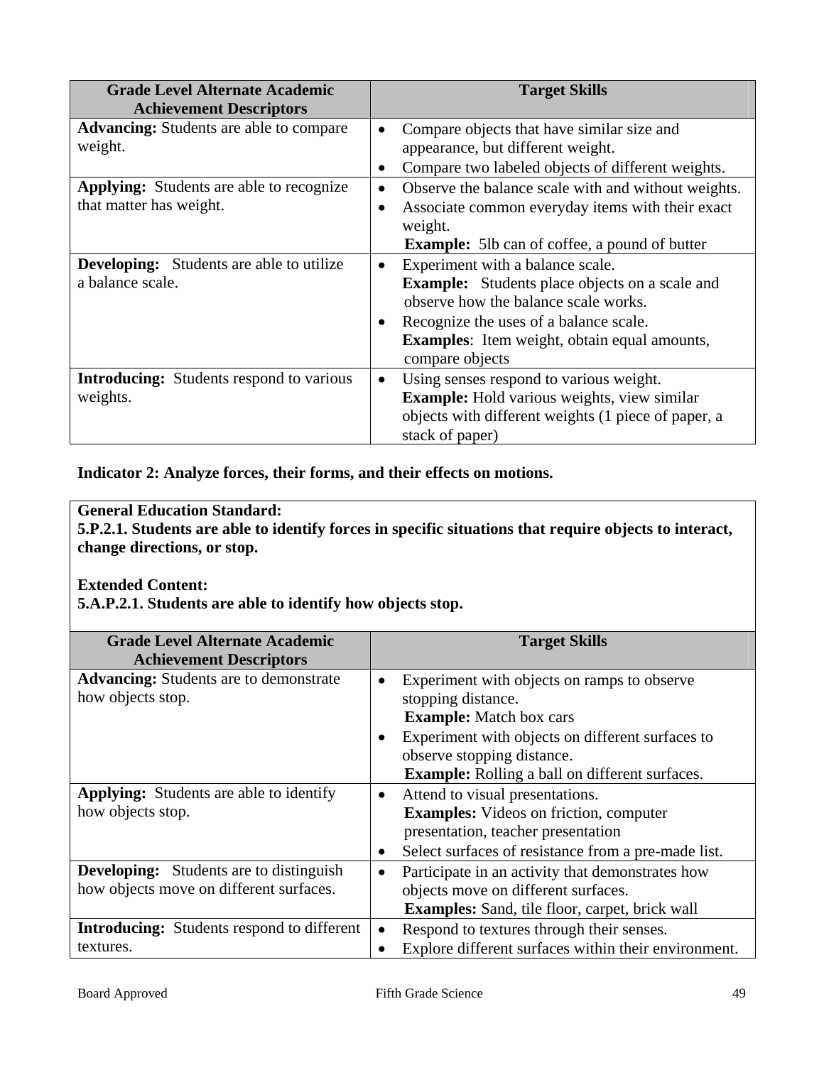| Grade Level Alternate Academic Achievement Descriptors | Target Skills |
|---|---|
| **Advancing:** Students are able to compare weight. | • Compare objects that have similar size and appearance, but different weight.<br>• Compare two labeled objects of different weights. |
| **Applying:** Students are able to recognize that matter has weight. | • Observe the balance scale with and without weights.<br>• Associate common everyday items with their exact weight.<br>**Example:** 5lb can of coffee, a pound of butter |
| **Developing:** Students are able to utilize a balance scale. | • Experiment with a balance scale.<br>**Example:** Students place objects on a scale and observe how the balance scale works.<br>• Recognize the uses of a balance scale.<br>**Examples**: Item weight, obtain equal amounts, compare objects |
| **Introducing:** Students respond to various weights. | • Using senses respond to various weight.<br>**Example:** Hold various weights, view similar objects with different weights (1 piece of paper, a stack of paper) |

**Indicator 2: Analyze forces, their forms, and their effects on motions.**

**General Education Standard:**
**5.P.2.1. Students are able to identify forces in specific situations that require objects to interact, change directions, or stop.**

**Extended Content:**
**5.A.P.2.1. Students are able to identify how objects stop.**

| Grade Level Alternate Academic Achievement Descriptors | Target Skills |
|---|---|
| **Advancing:** Students are to demonstrate how objects stop. | • Experiment with objects on ramps to observe stopping distance.<br>**Example:** Match box cars<br>• Experiment with objects on different surfaces to observe stopping distance.<br>**Example:** Rolling a ball on different surfaces. |
| **Applying:** Students are able to identify how objects stop. | • Attend to visual presentations.<br>**Examples:** Videos on friction, computer presentation, teacher presentation<br>• Select surfaces of resistance from a pre-made list. |
| **Developing:** Students are to distinguish how objects move on different surfaces. | • Participate in an activity that demonstrates how objects move on different surfaces.<br>**Examples:** Sand, tile floor, carpet, brick wall |
| **Introducing:** Students respond to different textures. | • Respond to textures through their senses.<br>• Explore different surfaces within their environment. |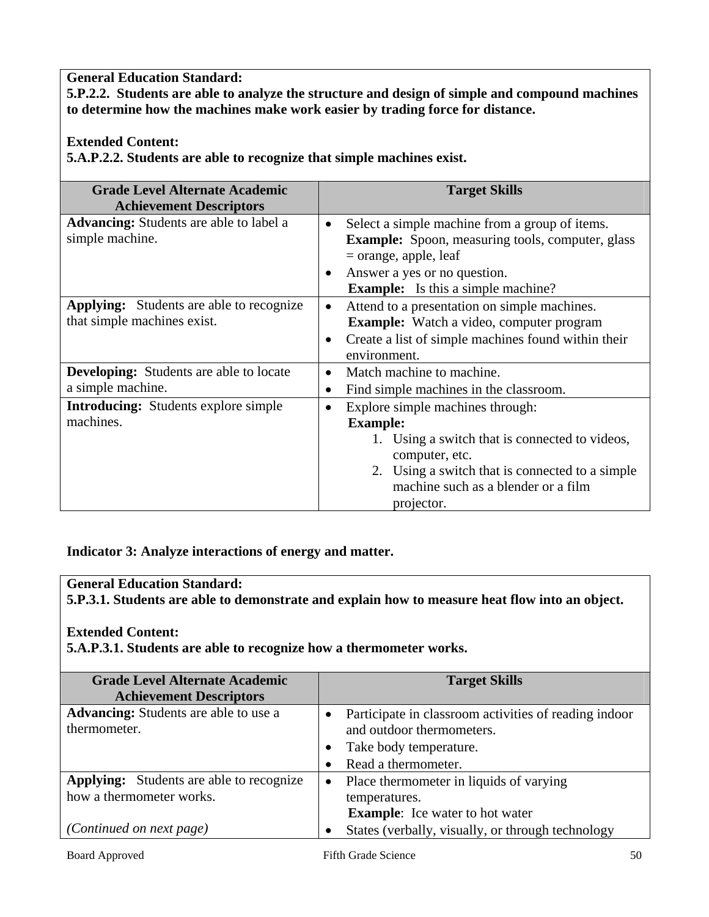**General Education Standard:**
**5.P.2.2. Students are able to analyze the structure and design of simple and compound machines to determine how the machines make work easier by trading force for distance.**

**Extended Content:**
**5.A.P.2.2. Students are able to recognize that simple machines exist.**

| Grade Level Alternate Academic Achievement Descriptors | Target Skills |
|---|---|
| **Advancing:** Students are able to label a simple machine. | • Select a simple machine from a group of items. **Example:** Spoon, measuring tools, computer, glass = orange, apple, leaf<br>• Answer a yes or no question. **Example:** Is this a simple machine? |
| **Applying:** Students are able to recognize that simple machines exist. | • Attend to a presentation on simple machines. **Example:** Watch a video, computer program<br>• Create a list of simple machines found within their environment. |
| **Developing:** Students are able to locate a simple machine. | • Match machine to machine.<br>• Find simple machines in the classroom. |
| **Introducing:** Students explore simple machines. | • Explore simple machines through: **Example:**<br>1. Using a switch that is connected to videos, computer, etc.<br>2. Using a switch that is connected to a simple machine such as a blender or a film projector. |

**Indicator 3: Analyze interactions of energy and matter.**

**General Education Standard:**
**5.P.3.1. Students are able to demonstrate and explain how to measure heat flow into an object.**

**Extended Content:**
**5.A.P.3.1. Students are able to recognize how a thermometer works.**

| Grade Level Alternate Academic Achievement Descriptors | Target Skills |
|---|---|
| **Advancing:** Students are able to use a thermometer. | • Participate in classroom activities of reading indoor and outdoor thermometers.<br>• Take body temperature.<br>• Read a thermometer. |
| **Applying:** Students are able to recognize how a thermometer works.<br><br>*(Continued on next page)* | • Place thermometer in liquids of varying temperatures. **Example**: Ice water to hot water<br>• States (verbally, visually, or through technology |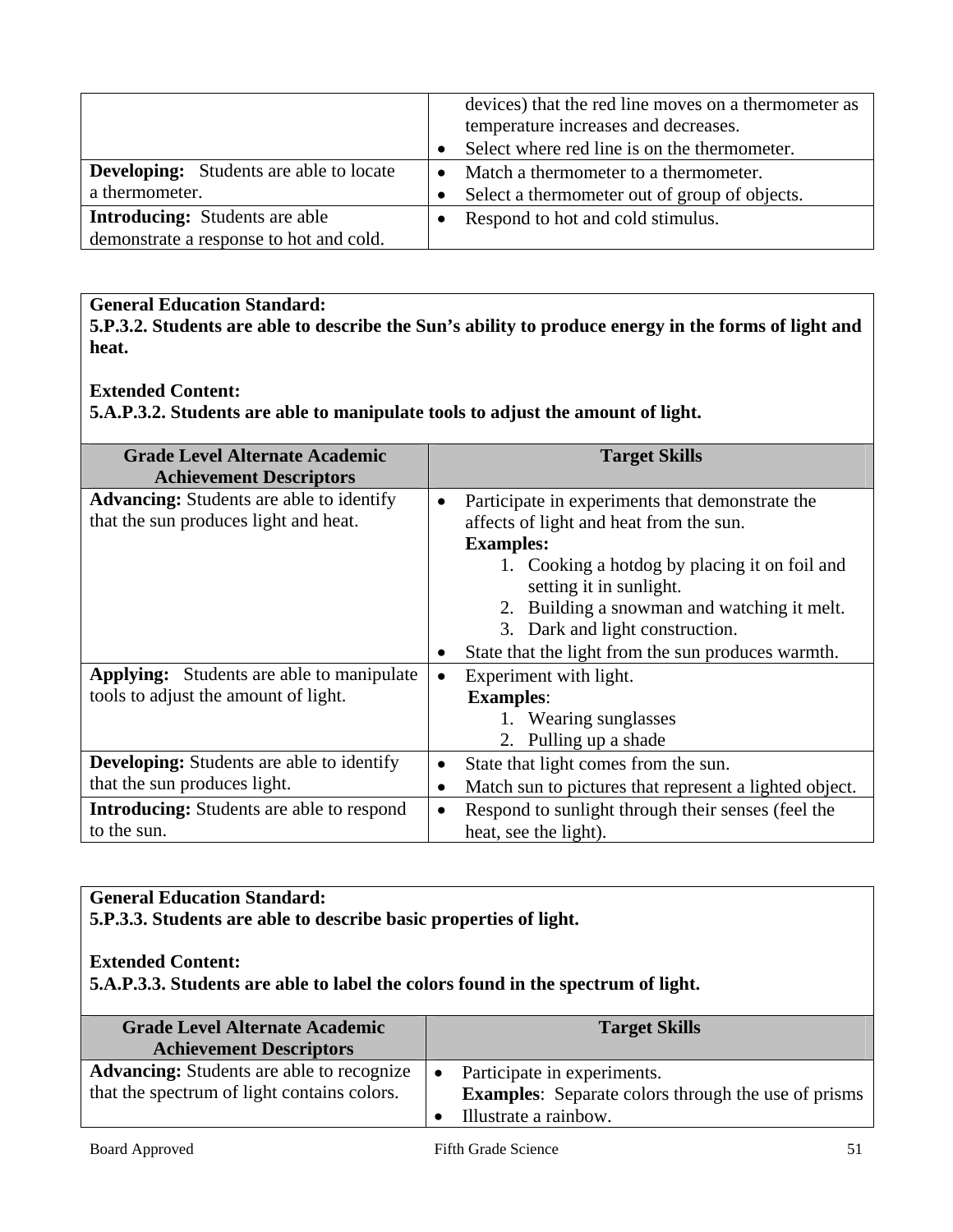| | |
|---|---|
| | devices) that the red line moves on a thermometer as temperature increases and decreases.<br>• Select where red line is on the thermometer. |
| **Developing:** Students are able to locate a thermometer. | • Match a thermometer to a thermometer.<br>• Select a thermometer out of group of objects. |
| **Introducing:** Students are able demonstrate a response to hot and cold. | • Respond to hot and cold stimulus. |

**General Education Standard:**
**5.P.3.2. Students are able to describe the Sun's ability to produce energy in the forms of light and heat.**

**Extended Content:**
**5.A.P.3.2. Students are able to manipulate tools to adjust the amount of light.**

| Grade Level Alternate Academic Achievement Descriptors | Target Skills |
|---|---|
| **Advancing:** Students are able to identify that the sun produces light and heat. | • Participate in experiments that demonstrate the affects of light and heat from the sun.<br>**Examples:**<br>1. Cooking a hotdog by placing it on foil and setting it in sunlight.<br>2. Building a snowman and watching it melt.<br>3. Dark and light construction.<br>• State that the light from the sun produces warmth. |
| **Applying:** Students are able to manipulate tools to adjust the amount of light. | • Experiment with light.<br>**Examples**:<br>1. Wearing sunglasses<br>2. Pulling up a shade |
| **Developing:** Students are able to identify that the sun produces light. | • State that light comes from the sun.<br>• Match sun to pictures that represent a lighted object. |
| **Introducing:** Students are able to respond to the sun. | • Respond to sunlight through their senses (feel the heat, see the light). |

**General Education Standard:**
**5.P.3.3. Students are able to describe basic properties of light.**

**Extended Content:**
**5.A.P.3.3. Students are able to label the colors found in the spectrum of light.**

| Grade Level Alternate Academic Achievement Descriptors | Target Skills |
|---|---|
| **Advancing:** Students are able to recognize that the spectrum of light contains colors. | • Participate in experiments.<br>**Examples**: Separate colors through the use of prisms<br>• Illustrate a rainbow. |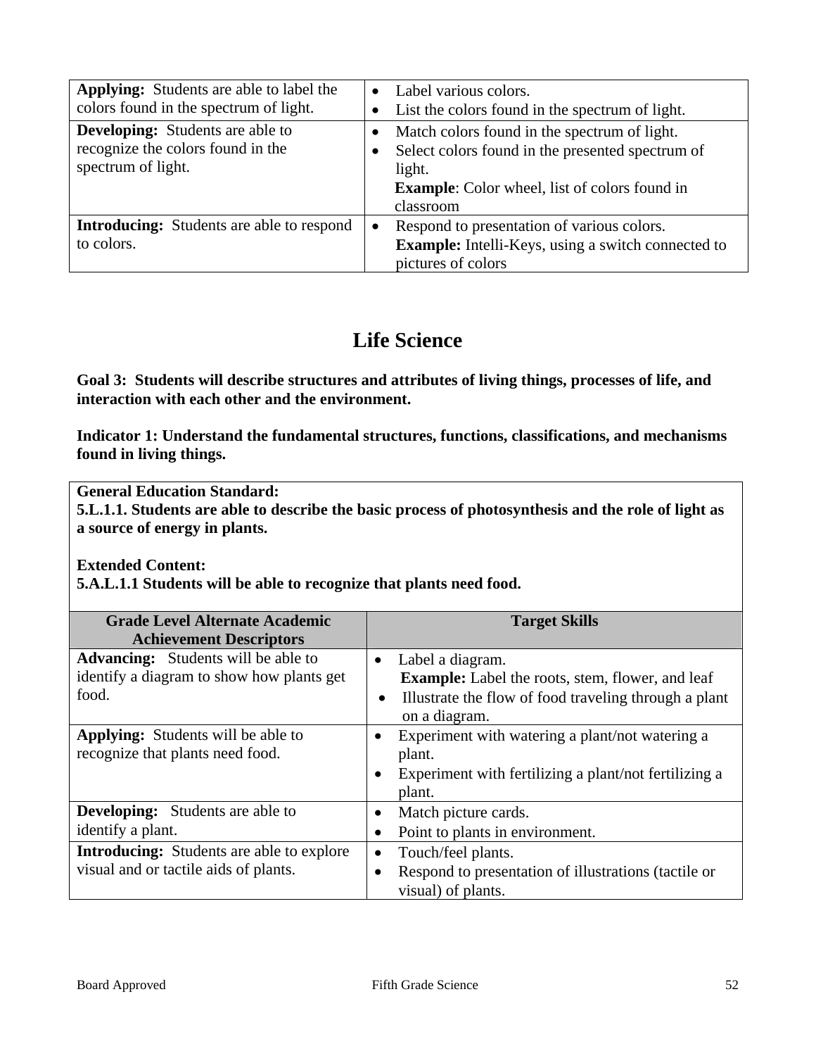| | |
|---|---|
| **Applying:** Students are able to label the colors found in the spectrum of light. | • Label various colors.<br>• List the colors found in the spectrum of light. |
| **Developing:** Students are able to recognize the colors found in the spectrum of light. | • Match colors found in the spectrum of light.<br>• Select colors found in the presented spectrum of light.<br>**Example**: Color wheel, list of colors found in classroom |
| **Introducing:** Students are able to respond to colors. | • Respond to presentation of various colors.<br>**Example:** Intelli-Keys, using a switch connected to pictures of colors |

# Life Science

**Goal 3: Students will describe structures and attributes of living things, processes of life, and interaction with each other and the environment.**

**Indicator 1: Understand the fundamental structures, functions, classifications, and mechanisms found in living things.**

**General Education Standard:**
**5.L.1.1. Students are able to describe the basic process of photosynthesis and the role of light as a source of energy in plants.**

**Extended Content:**
**5.A.L.1.1 Students will be able to recognize that plants need food.**

| Grade Level Alternate Academic Achievement Descriptors | Target Skills |
|---|---|
| **Advancing:** Students will be able to identify a diagram to show how plants get food. | • Label a diagram.<br>**Example:** Label the roots, stem, flower, and leaf<br>• Illustrate the flow of food traveling through a plant on a diagram. |
| **Applying:** Students will be able to recognize that plants need food. | • Experiment with watering a plant/not watering a plant.<br>• Experiment with fertilizing a plant/not fertilizing a plant. |
| **Developing:** Students are able to identify a plant. | • Match picture cards.<br>• Point to plants in environment. |
| **Introducing:** Students are able to explore visual and or tactile aids of plants. | • Touch/feel plants.<br>• Respond to presentation of illustrations (tactile or visual) of plants. |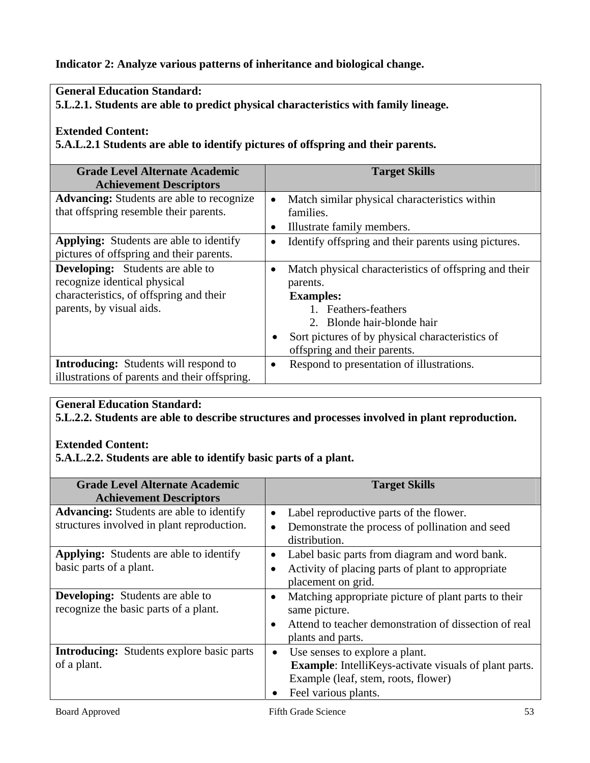**Indicator 2: Analyze various patterns of inheritance and biological change.**

**General Education Standard:**
**5.L.2.1. Students are able to predict physical characteristics with family lineage.**

**Extended Content:**
**5.A.L.2.1 Students are able to identify pictures of offspring and their parents.**

| Grade Level Alternate Academic Achievement Descriptors | Target Skills |
|---|---|
| **Advancing:** Students are able to recognize that offspring resemble their parents. | • Match similar physical characteristics within families.<br>• Illustrate family members. |
| **Applying:** Students are able to identify pictures of offspring and their parents. | • Identify offspring and their parents using pictures. |
| **Developing:** Students are able to recognize identical physical characteristics, of offspring and their parents, by visual aids. | • Match physical characteristics of offspring and their parents.<br>**Examples:**<br>1. Feathers-feathers<br>2. Blonde hair-blonde hair<br>• Sort pictures of by physical characteristics of offspring and their parents. |
| **Introducing:** Students will respond to illustrations of parents and their offspring. | • Respond to presentation of illustrations. |

**General Education Standard:**
**5.L.2.2. Students are able to describe structures and processes involved in plant reproduction.**

**Extended Content:**
**5.A.L.2.2. Students are able to identify basic parts of a plant.**

| Grade Level Alternate Academic Achievement Descriptors | Target Skills |
|---|---|
| **Advancing:** Students are able to identify structures involved in plant reproduction. | • Label reproductive parts of the flower.<br>• Demonstrate the process of pollination and seed distribution. |
| **Applying:** Students are able to identify basic parts of a plant. | • Label basic parts from diagram and word bank.<br>• Activity of placing parts of plant to appropriate placement on grid. |
| **Developing:** Students are able to recognize the basic parts of a plant. | • Matching appropriate picture of plant parts to their same picture.<br>• Attend to teacher demonstration of dissection of real plants and parts. |
| **Introducing:** Students explore basic parts of a plant. | • Use senses to explore a plant.<br>**Example**: IntelliKeys-activate visuals of plant parts. Example (leaf, stem, roots, flower)<br>• Feel various plants. |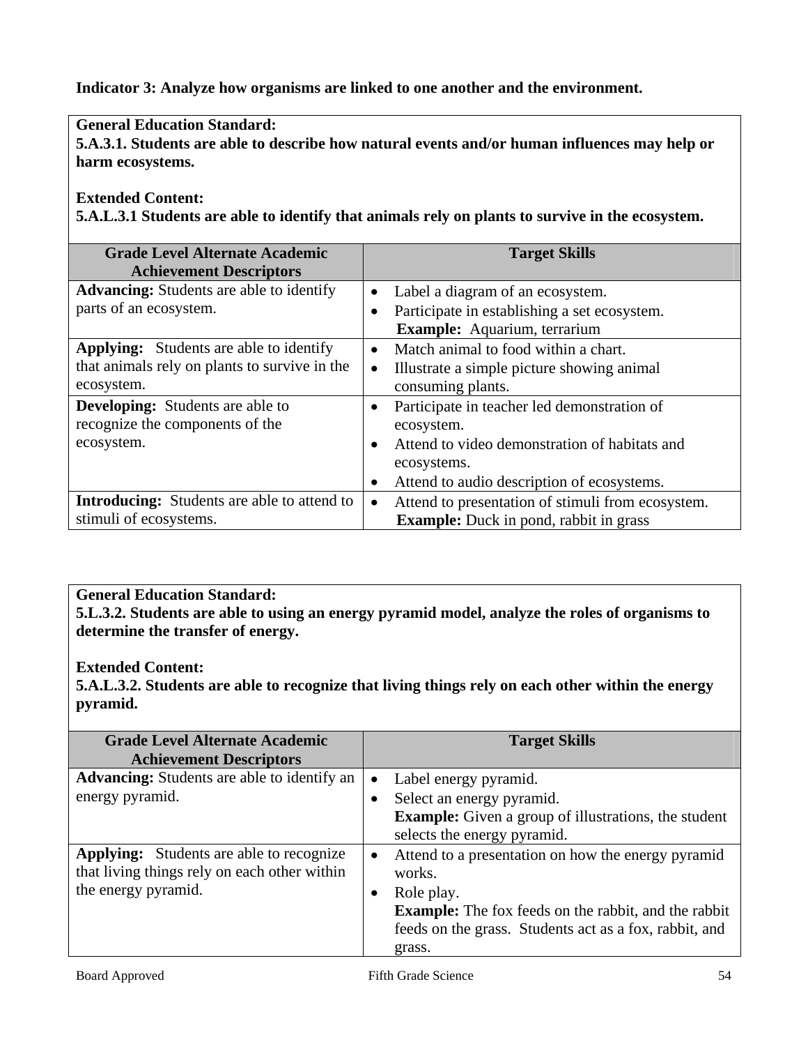**Indicator 3: Analyze how organisms are linked to one another and the environment.**

**General Education Standard:**
**5.A.3.1. Students are able to describe how natural events and/or human influences may help or harm ecosystems.**

**Extended Content:**
**5.A.L.3.1 Students are able to identify that animals rely on plants to survive in the ecosystem.**

| Grade Level Alternate Academic Achievement Descriptors | Target Skills |
|---|---|
| **Advancing:** Students are able to identify parts of an ecosystem. | • Label a diagram of an ecosystem.<br>• Participate in establishing a set ecosystem.<br>**Example:** Aquarium, terrarium |
| **Applying:** Students are able to identify that animals rely on plants to survive in the ecosystem. | • Match animal to food within a chart.<br>• Illustrate a simple picture showing animal consuming plants. |
| **Developing:** Students are able to recognize the components of the ecosystem. | • Participate in teacher led demonstration of ecosystem.<br>• Attend to video demonstration of habitats and ecosystems.<br>• Attend to audio description of ecosystems. |
| **Introducing:** Students are able to attend to stimuli of ecosystems. | • Attend to presentation of stimuli from ecosystem.<br>**Example:** Duck in pond, rabbit in grass |

**General Education Standard:**
**5.L.3.2. Students are able to using an energy pyramid model, analyze the roles of organisms to determine the transfer of energy.**

**Extended Content:**
**5.A.L.3.2. Students are able to recognize that living things rely on each other within the energy pyramid.**

| Grade Level Alternate Academic Achievement Descriptors | Target Skills |
|---|---|
| **Advancing:** Students are able to identify an energy pyramid. | • Label energy pyramid.<br>• Select an energy pyramid.<br>**Example:** Given a group of illustrations, the student selects the energy pyramid. |
| **Applying:** Students are able to recognize that living things rely on each other within the energy pyramid. | • Attend to a presentation on how the energy pyramid works.<br>• Role play.<br>**Example:** The fox feeds on the rabbit, and the rabbit feeds on the grass. Students act as a fox, rabbit, and grass. |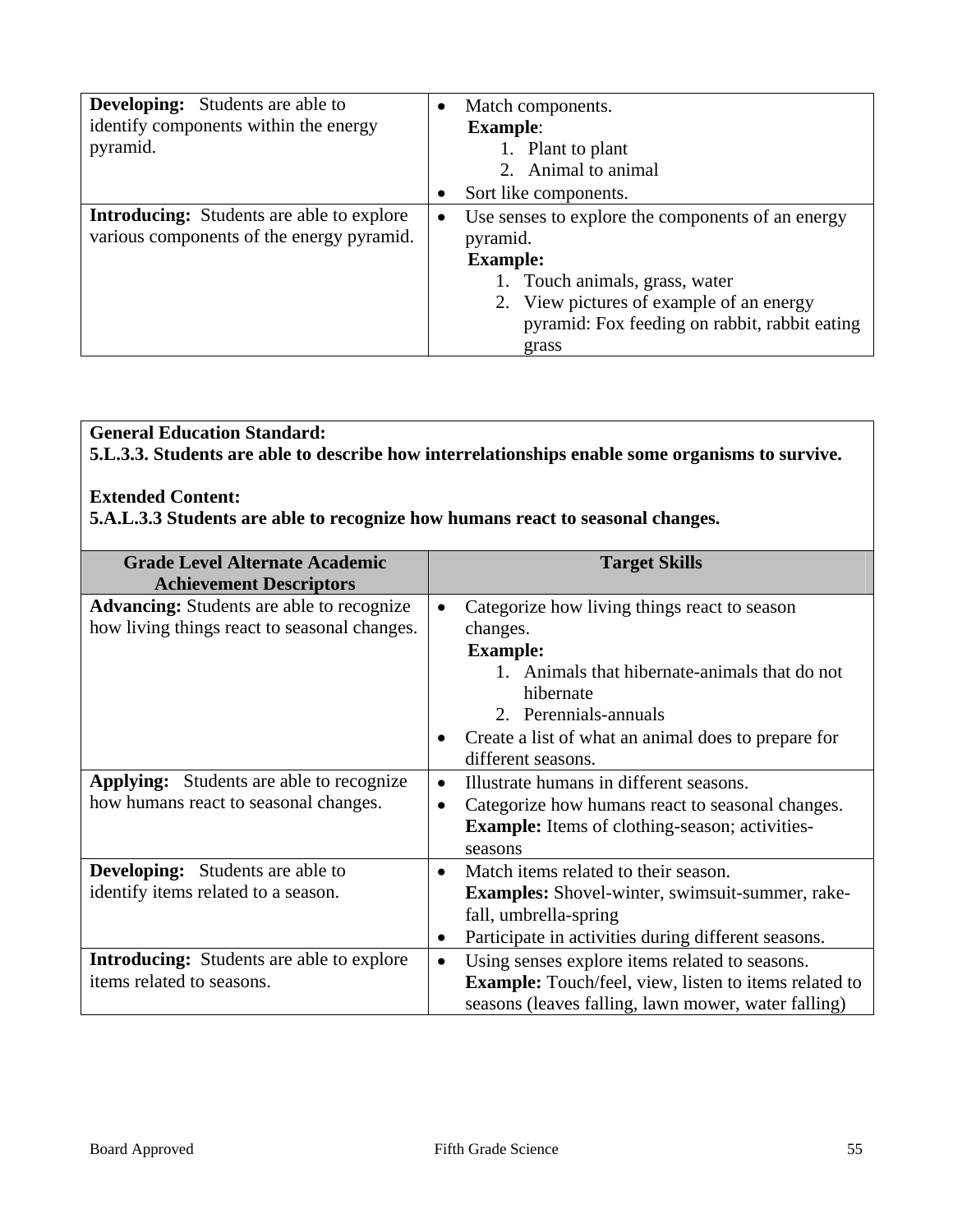| | |
|---|---|
| **Developing:** Students are able to identify components within the energy pyramid. | • Match components.<br>**Example**:<br>1. Plant to plant<br>2. Animal to animal<br>• Sort like components. |
| **Introducing:** Students are able to explore various components of the energy pyramid. | • Use senses to explore the components of an energy pyramid.<br>**Example:**<br>1. Touch animals, grass, water<br>2. View pictures of example of an energy pyramid: Fox feeding on rabbit, rabbit eating grass |

**General Education Standard:**
**5.L.3.3. Students are able to describe how interrelationships enable some organisms to survive.**

**Extended Content:**
**5.A.L.3.3 Students are able to recognize how humans react to seasonal changes.**

| Grade Level Alternate Academic Achievement Descriptors | Target Skills |
|---|---|
| **Advancing:** Students are able to recognize how living things react to seasonal changes. | • Categorize how living things react to season changes.<br>**Example:**<br>1. Animals that hibernate-animals that do not hibernate<br>2. Perennials-annuals<br>• Create a list of what an animal does to prepare for different seasons. |
| **Applying:** Students are able to recognize how humans react to seasonal changes. | • Illustrate humans in different seasons.<br>• Categorize how humans react to seasonal changes. **Example:** Items of clothing-season; activities-seasons |
| **Developing:** Students are able to identify items related to a season. | • Match items related to their season. **Examples:** Shovel-winter, swimsuit-summer, rake-fall, umbrella-spring<br>• Participate in activities during different seasons. |
| **Introducing:** Students are able to explore items related to seasons. | • Using senses explore items related to seasons. **Example:** Touch/feel, view, listen to items related to seasons (leaves falling, lawn mower, water falling) |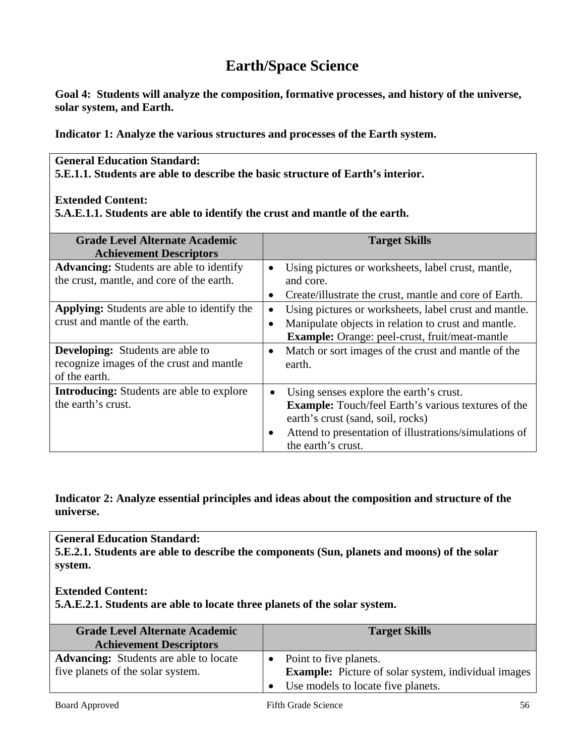# Earth/Space Science

**Goal 4: Students will analyze the composition, formative processes, and history of the universe, solar system, and Earth.**

**Indicator 1: Analyze the various structures and processes of the Earth system.**

**General Education Standard:**
**5.E.1.1. Students are able to describe the basic structure of Earth's interior.**

**Extended Content:**
**5.A.E.1.1. Students are able to identify the crust and mantle of the earth.**

| Grade Level Alternate Academic Achievement Descriptors | Target Skills |
|---|---|
| **Advancing:** Students are able to identify the crust, mantle, and core of the earth. | • Using pictures or worksheets, label crust, mantle, and core.<br>• Create/illustrate the crust, mantle and core of Earth. |
| **Applying:** Students are able to identify the crust and mantle of the earth. | • Using pictures or worksheets, label crust and mantle.<br>• Manipulate objects in relation to crust and mantle. **Example:** Orange: peel-crust, fruit/meat-mantle |
| **Developing:** Students are able to recognize images of the crust and mantle of the earth. | • Match or sort images of the crust and mantle of the earth. |
| **Introducing:** Students are able to explore the earth's crust. | • Using senses explore the earth's crust. **Example:** Touch/feel Earth's various textures of the earth's crust (sand, soil, rocks)<br>• Attend to presentation of illustrations/simulations of the earth's crust. |

**Indicator 2: Analyze essential principles and ideas about the composition and structure of the universe.**

**General Education Standard:**
**5.E.2.1. Students are able to describe the components (Sun, planets and moons) of the solar system.**

**Extended Content:**
**5.A.E.2.1. Students are able to locate three planets of the solar system.**

| Grade Level Alternate Academic Achievement Descriptors | Target Skills |
|---|---|
| **Advancing:** Students are able to locate five planets of the solar system. | • Point to five planets. **Example:** Picture of solar system, individual images<br>• Use models to locate five planets. |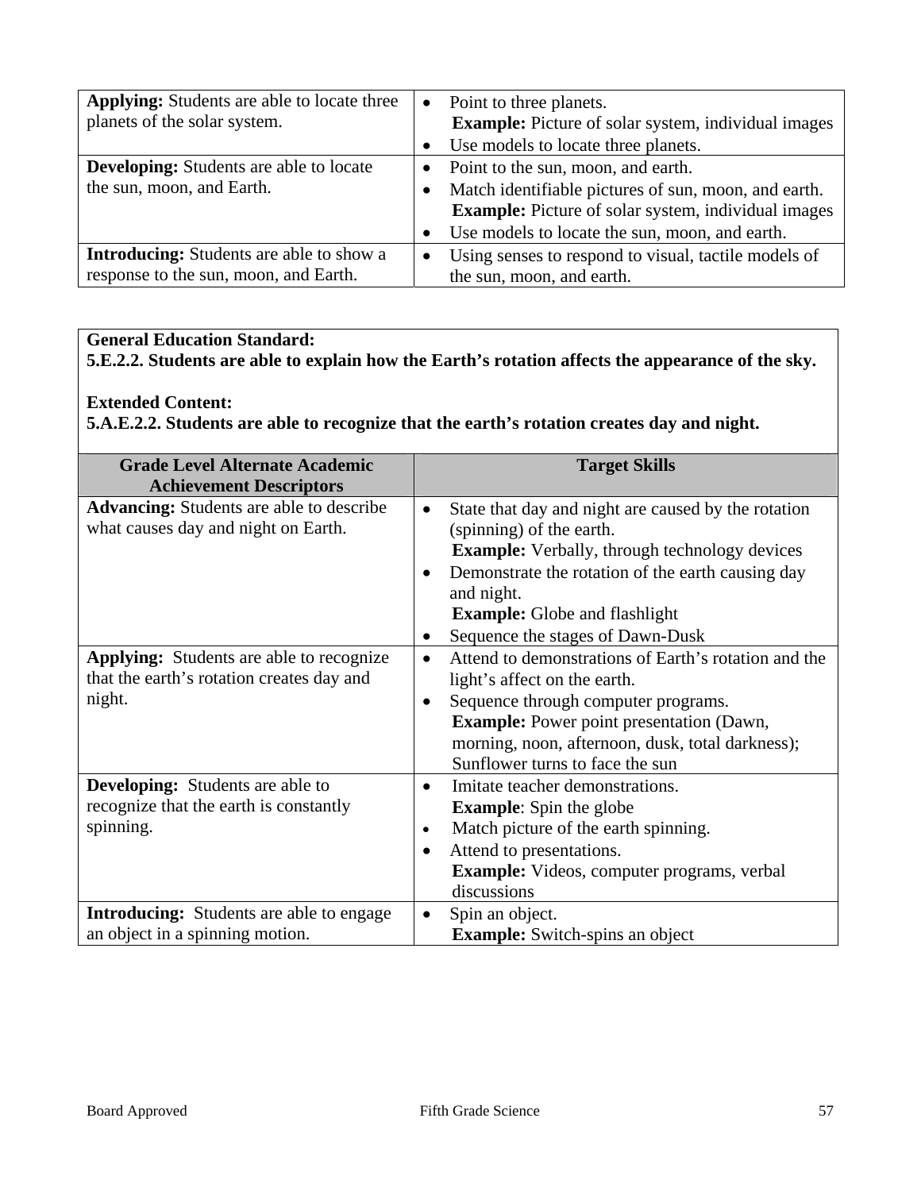| | |
|---|---|
| **Applying:** Students are able to locate three planets of the solar system. | • Point to three planets.<br>**Example:** Picture of solar system, individual images<br>• Use models to locate three planets. |
| **Developing:** Students are able to locate the sun, moon, and Earth. | • Point to the sun, moon, and earth.<br>• Match identifiable pictures of sun, moon, and earth.<br>**Example:** Picture of solar system, individual images<br>• Use models to locate the sun, moon, and earth. |
| **Introducing:** Students are able to show a response to the sun, moon, and Earth. | • Using senses to respond to visual, tactile models of the sun, moon, and earth. |

**General Education Standard:**
**5.E.2.2. Students are able to explain how the Earth's rotation affects the appearance of the sky.**

**Extended Content:**
**5.A.E.2.2. Students are able to recognize that the earth's rotation creates day and night.**

| Grade Level Alternate Academic Achievement Descriptors | Target Skills |
|---|---|
| **Advancing:** Students are able to describe what causes day and night on Earth. | • State that day and night are caused by the rotation (spinning) of the earth.<br>**Example:** Verbally, through technology devices<br>• Demonstrate the rotation of the earth causing day and night.<br>**Example:** Globe and flashlight<br>• Sequence the stages of Dawn-Dusk |
| **Applying:** Students are able to recognize that the earth's rotation creates day and night. | • Attend to demonstrations of Earth's rotation and the light's affect on the earth.<br>• Sequence through computer programs.<br>**Example:** Power point presentation (Dawn, morning, noon, afternoon, dusk, total darkness); Sunflower turns to face the sun |
| **Developing:** Students are able to recognize that the earth is constantly spinning. | • Imitate teacher demonstrations.<br>**Example**: Spin the globe<br>• Match picture of the earth spinning.<br>• Attend to presentations.<br>**Example:** Videos, computer programs, verbal discussions |
| **Introducing:** Students are able to engage an object in a spinning motion. | • Spin an object.<br>**Example:** Switch-spins an object |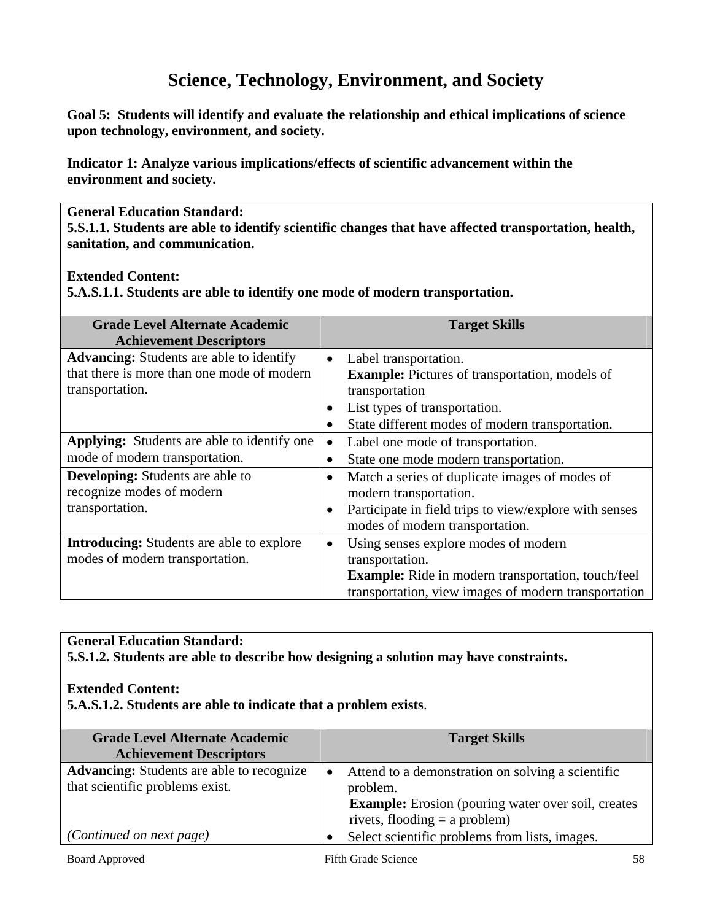# Science, Technology, Environment, and Society

**Goal 5: Students will identify and evaluate the relationship and ethical implications of science upon technology, environment, and society.**

**Indicator 1: Analyze various implications/effects of scientific advancement within the environment and society.**

**General Education Standard:**
**5.S.1.1. Students are able to identify scientific changes that have affected transportation, health, sanitation, and communication.**

**Extended Content:**
**5.A.S.1.1. Students are able to identify one mode of modern transportation.**

| Grade Level Alternate Academic Achievement Descriptors | Target Skills |
|---|---|
| **Advancing:** Students are able to identify that there is more than one mode of modern transportation. | • Label transportation. **Example:** Pictures of transportation, models of transportation<br>• List types of transportation.<br>• State different modes of modern transportation. |
| **Applying:** Students are able to identify one mode of modern transportation. | • Label one mode of transportation.<br>• State one mode modern transportation. |
| **Developing:** Students are able to recognize modes of modern transportation. | • Match a series of duplicate images of modes of modern transportation.<br>• Participate in field trips to view/explore with senses modes of modern transportation. |
| **Introducing:** Students are able to explore modes of modern transportation. | • Using senses explore modes of modern transportation. **Example:** Ride in modern transportation, touch/feel transportation, view images of modern transportation |

**General Education Standard:**
**5.S.1.2. Students are able to describe how designing a solution may have constraints.**

**Extended Content:**
**5.A.S.1.2. Students are able to indicate that a problem exists**.

| Grade Level Alternate Academic Achievement Descriptors | Target Skills |
|---|---|
| **Advancing:** Students are able to recognize that scientific problems exist.<br><br>*(Continued on next page)* | • Attend to a demonstration on solving a scientific problem. **Example:** Erosion (pouring water over soil, creates rivets, flooding = a problem)<br>• Select scientific problems from lists, images. |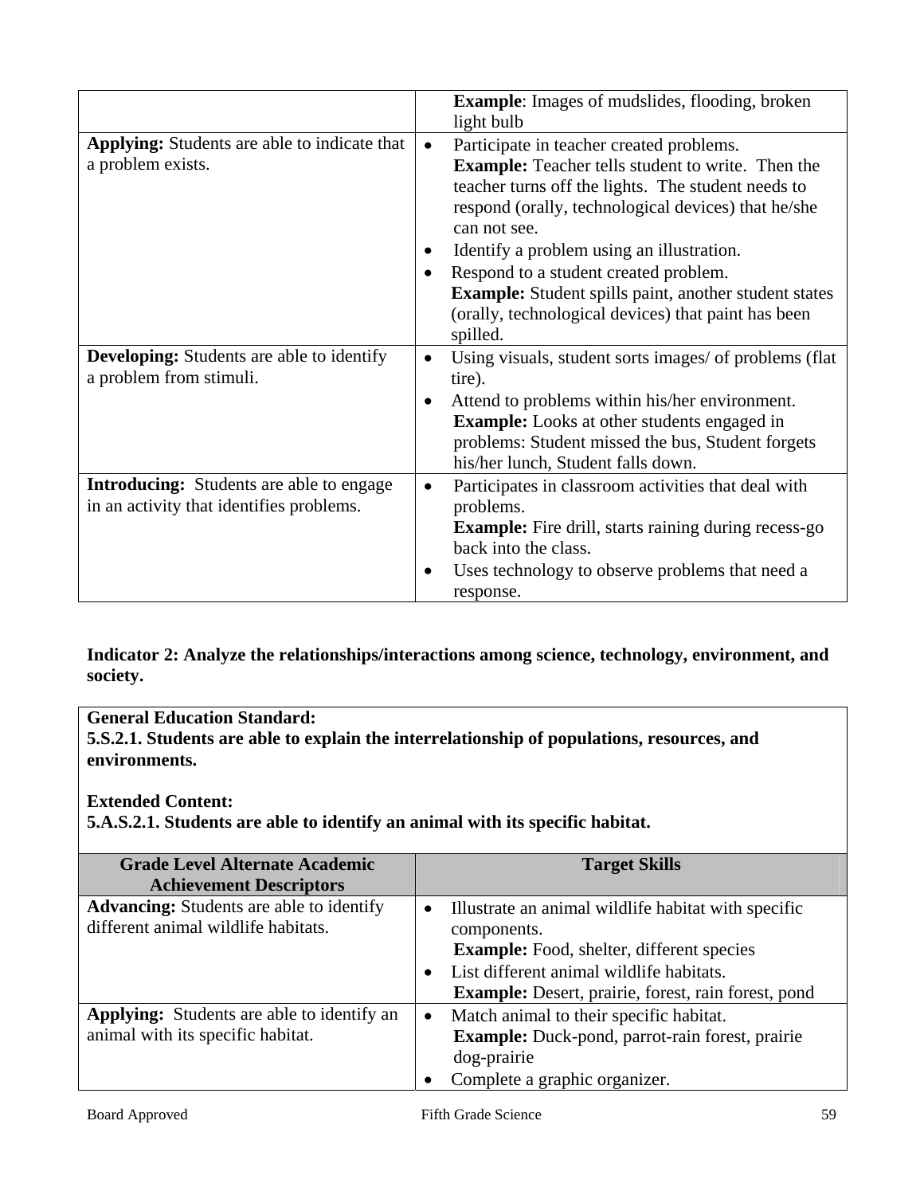| | |
|---|---|
| | **Example**: Images of mudslides, flooding, broken light bulb |
| **Applying:** Students are able to indicate that a problem exists. | • Participate in teacher created problems. **Example:** Teacher tells student to write. Then the teacher turns off the lights. The student needs to respond (orally, technological devices) that he/she can not see.<br>• Identify a problem using an illustration.<br>• Respond to a student created problem. **Example:** Student spills paint, another student states (orally, technological devices) that paint has been spilled. |
| **Developing:** Students are able to identify a problem from stimuli. | • Using visuals, student sorts images/ of problems (flat tire).<br>• Attend to problems within his/her environment. **Example:** Looks at other students engaged in problems: Student missed the bus, Student forgets his/her lunch, Student falls down. |
| **Introducing:** Students are able to engage in an activity that identifies problems. | • Participates in classroom activities that deal with problems. **Example:** Fire drill, starts raining during recess-go back into the class.<br>• Uses technology to observe problems that need a response. |

**Indicator 2: Analyze the relationships/interactions among science, technology, environment, and society.**

**General Education Standard:**
**5.S.2.1. Students are able to explain the interrelationship of populations, resources, and environments.**

**Extended Content:**
**5.A.S.2.1. Students are able to identify an animal with its specific habitat.**

| Grade Level Alternate Academic Achievement Descriptors | Target Skills |
|---|---|
| **Advancing:** Students are able to identify different animal wildlife habitats. | • Illustrate an animal wildlife habitat with specific components. **Example:** Food, shelter, different species<br>• List different animal wildlife habitats. **Example:** Desert, prairie, forest, rain forest, pond |
| **Applying:** Students are able to identify an animal with its specific habitat. | • Match animal to their specific habitat. **Example:** Duck-pond, parrot-rain forest, prairie dog-prairie<br>• Complete a graphic organizer. |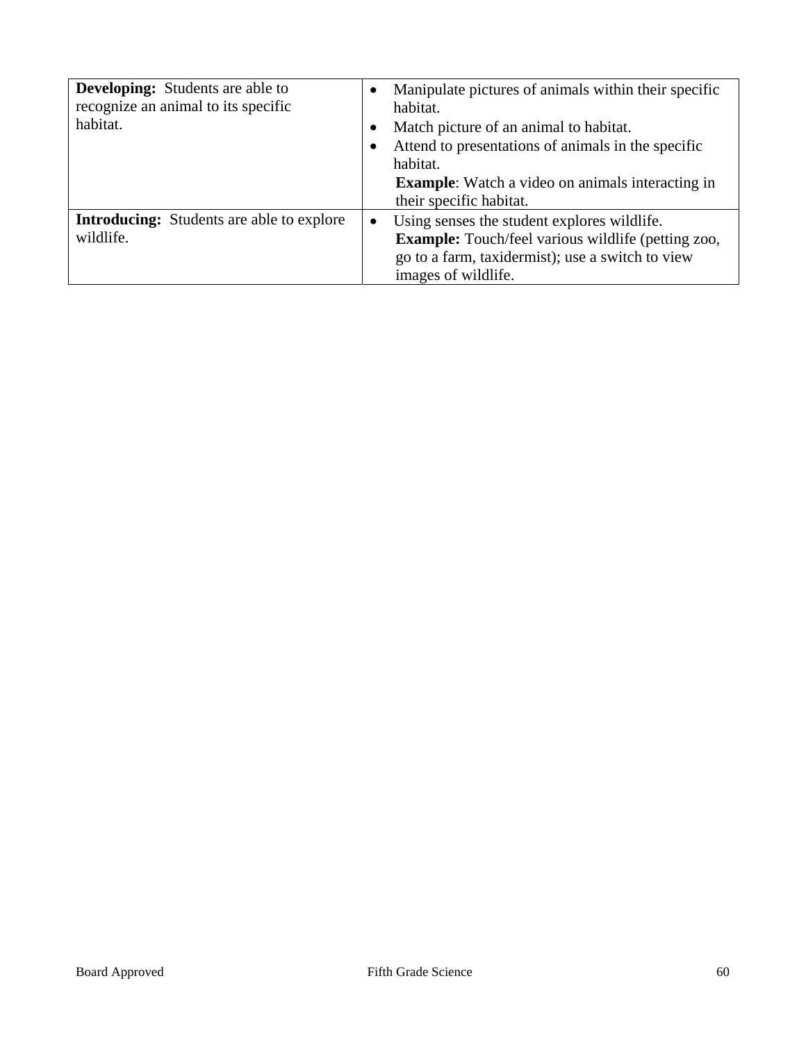| | |
|---|---|
| **Developing:** Students are able to recognize an animal to its specific habitat. | • Manipulate pictures of animals within their specific habitat.<br>• Match picture of an animal to habitat.<br>• Attend to presentations of animals in the specific habitat.<br>**Example**: Watch a video on animals interacting in their specific habitat. |
| **Introducing:** Students are able to explore wildlife. | • Using senses the student explores wildlife.<br>**Example:** Touch/feel various wildlife (petting zoo, go to a farm, taxidermist); use a switch to view images of wildlife. |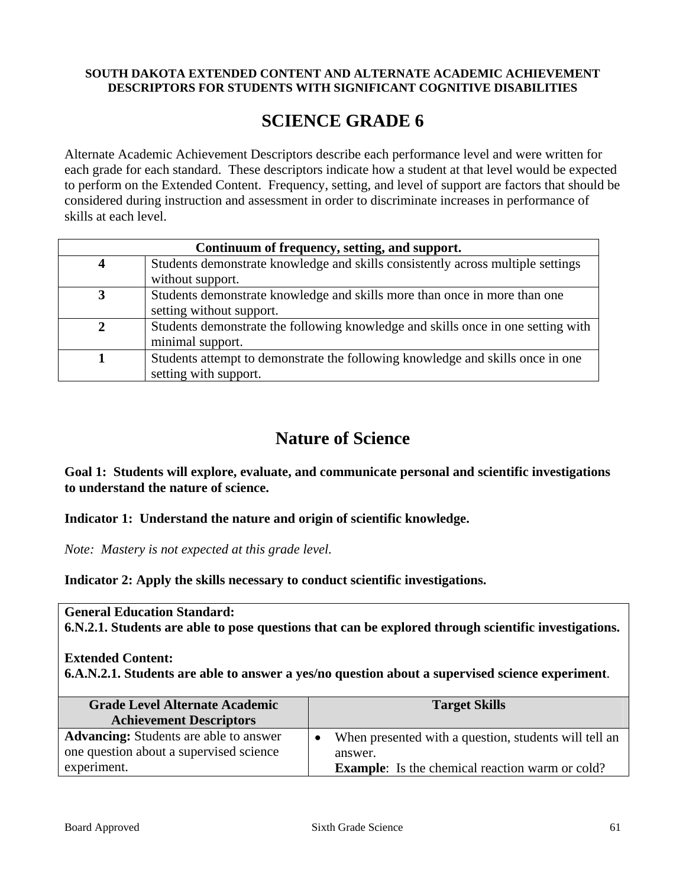**SOUTH DAKOTA EXTENDED CONTENT AND ALTERNATE ACADEMIC ACHIEVEMENT DESCRIPTORS FOR STUDENTS WITH SIGNIFICANT COGNITIVE DISABILITIES**

# SCIENCE GRADE 6

Alternate Academic Achievement Descriptors describe each performance level and were written for each grade for each standard. These descriptors indicate how a student at that level would be expected to perform on the Extended Content. Frequency, setting, and level of support are factors that should be considered during instruction and assessment in order to discriminate increases in performance of skills at each level.

| **Continuum of frequency, setting, and support.** | |
|---|---|
| **4** | Students demonstrate knowledge and skills consistently across multiple settings without support. |
| **3** | Students demonstrate knowledge and skills more than once in more than one setting without support. |
| **2** | Students demonstrate the following knowledge and skills once in one setting with minimal support. |
| **1** | Students attempt to demonstrate the following knowledge and skills once in one setting with support. |

## Nature of Science

**Goal 1: Students will explore, evaluate, and communicate personal and scientific investigations to understand the nature of science.**

**Indicator 1: Understand the nature and origin of scientific knowledge.**

*Note: Mastery is not expected at this grade level.*

**Indicator 2: Apply the skills necessary to conduct scientific investigations.**

**General Education Standard:**
**6.N.2.1. Students are able to pose questions that can be explored through scientific investigations.**

**Extended Content:**
**6.A.N.2.1. Students are able to answer a yes/no question about a supervised science experiment.**

| Grade Level Alternate Academic Achievement Descriptors | Target Skills |
|---|---|
| **Advancing:** Students are able to answer one question about a supervised science experiment. | • When presented with a question, students will tell an answer. **Example**: Is the chemical reaction warm or cold? |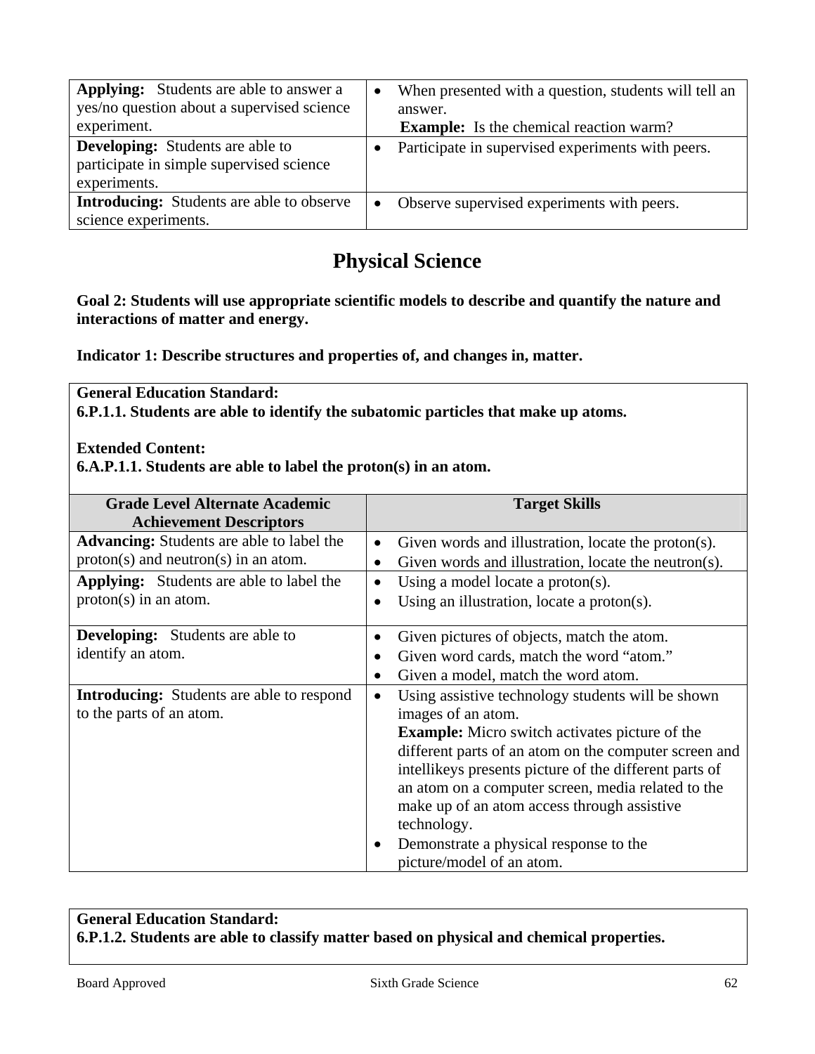| | |
|---|---|
| **Applying:** Students are able to answer a yes/no question about a supervised science experiment. | • When presented with a question, students will tell an answer. **Example:** Is the chemical reaction warm? |
| **Developing:** Students are able to participate in simple supervised science experiments. | • Participate in supervised experiments with peers. |
| **Introducing:** Students are able to observe science experiments. | • Observe supervised experiments with peers. |

## Physical Science

**Goal 2: Students will use appropriate scientific models to describe and quantify the nature and interactions of matter and energy.**

**Indicator 1: Describe structures and properties of, and changes in, matter.**

**General Education Standard:**
**6.P.1.1. Students are able to identify the subatomic particles that make up atoms.**

**Extended Content:**
**6.A.P.1.1. Students are able to label the proton(s) in an atom.**

| Grade Level Alternate Academic Achievement Descriptors | Target Skills |
|---|---|
| **Advancing:** Students are able to label the proton(s) and neutron(s) in an atom. | • Given words and illustration, locate the proton(s).<br>• Given words and illustration, locate the neutron(s). |
| **Applying:** Students are able to label the proton(s) in an atom. | • Using a model locate a proton(s).<br>• Using an illustration, locate a proton(s). |
| **Developing:** Students are able to identify an atom. | • Given pictures of objects, match the atom.<br>• Given word cards, match the word "atom."<br>• Given a model, match the word atom. |
| **Introducing:** Students are able to respond to the parts of an atom. | • Using assistive technology students will be shown images of an atom. **Example:** Micro switch activates picture of the different parts of an atom on the computer screen and intellikeys presents picture of the different parts of an atom on a computer screen, media related to the make up of an atom access through assistive technology.<br>• Demonstrate a physical response to the picture/model of an atom. |

**General Education Standard:**
**6.P.1.2. Students are able to classify matter based on physical and chemical properties.**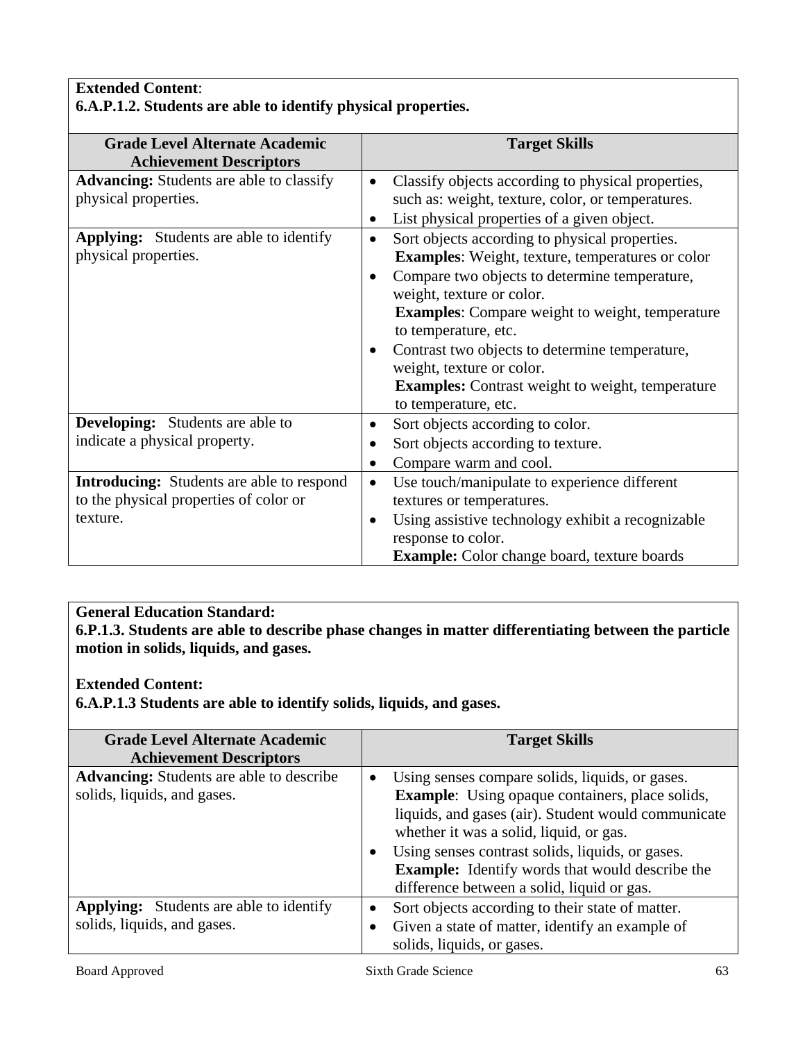**Extended Content**:
**6.A.P.1.2. Students are able to identify physical properties.**

| Grade Level Alternate Academic Achievement Descriptors | Target Skills |
|---|---|
| **Advancing:** Students are able to classify physical properties. | • Classify objects according to physical properties, such as: weight, texture, color, or temperatures.<br>• List physical properties of a given object. |
| **Applying:** Students are able to identify physical properties. | • Sort objects according to physical properties. **Examples**: Weight, texture, temperatures or color<br>• Compare two objects to determine temperature, weight, texture or color. **Examples**: Compare weight to weight, temperature to temperature, etc.<br>• Contrast two objects to determine temperature, weight, texture or color. **Examples:** Contrast weight to weight, temperature to temperature, etc. |
| **Developing:** Students are able to indicate a physical property. | • Sort objects according to color.<br>• Sort objects according to texture.<br>• Compare warm and cool. |
| **Introducing:** Students are able to respond to the physical properties of color or texture. | • Use touch/manipulate to experience different textures or temperatures.<br>• Using assistive technology exhibit a recognizable response to color. **Example:** Color change board, texture boards |

**General Education Standard:**
**6.P.1.3. Students are able to describe phase changes in matter differentiating between the particle motion in solids, liquids, and gases.**

**Extended Content:**
**6.A.P.1.3 Students are able to identify solids, liquids, and gases.**

| Grade Level Alternate Academic Achievement Descriptors | Target Skills |
|---|---|
| **Advancing:** Students are able to describe solids, liquids, and gases. | • Using senses compare solids, liquids, or gases. **Example**: Using opaque containers, place solids, liquids, and gases (air). Student would communicate whether it was a solid, liquid, or gas.<br>• Using senses contrast solids, liquids, or gases. **Example:** Identify words that would describe the difference between a solid, liquid or gas. |
| **Applying:** Students are able to identify solids, liquids, and gases. | • Sort objects according to their state of matter.<br>• Given a state of matter, identify an example of solids, liquids, or gases. |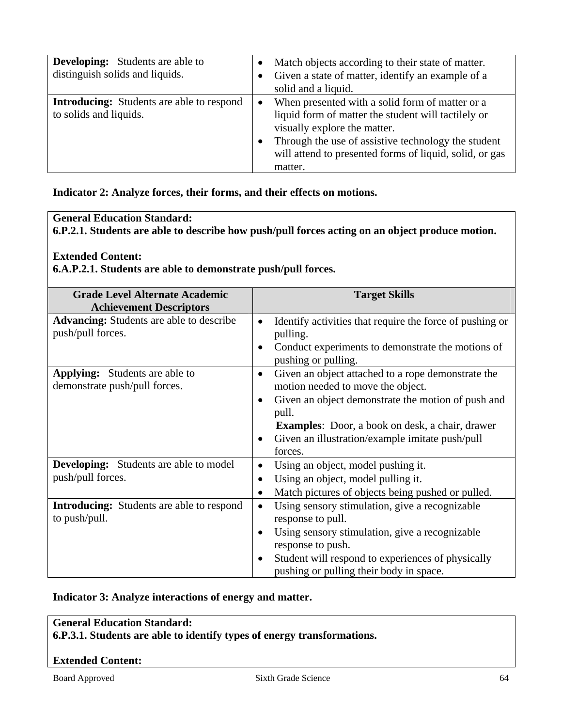| | |
|---|---|
| **Developing:** Students are able to distinguish solids and liquids. | • Match objects according to their state of matter.<br>• Given a state of matter, identify an example of a solid and a liquid. |
| **Introducing:** Students are able to respond to solids and liquids. | • When presented with a solid form of matter or a liquid form of matter the student will tactilely or visually explore the matter.<br>• Through the use of assistive technology the student will attend to presented forms of liquid, solid, or gas matter. |

**Indicator 2: Analyze forces, their forms, and their effects on motions.**

**General Education Standard:**
**6.P.2.1. Students are able to describe how push/pull forces acting on an object produce motion.**

**Extended Content:**
**6.A.P.2.1. Students are able to demonstrate push/pull forces.**

| Grade Level Alternate Academic Achievement Descriptors | Target Skills |
|---|---|
| **Advancing:** Students are able to describe push/pull forces. | • Identify activities that require the force of pushing or pulling.<br>• Conduct experiments to demonstrate the motions of pushing or pulling. |
| **Applying:** Students are able to demonstrate push/pull forces. | • Given an object attached to a rope demonstrate the motion needed to move the object.<br>• Given an object demonstrate the motion of push and pull.<br>**Examples**: Door, a book on desk, a chair, drawer<br>• Given an illustration/example imitate push/pull forces. |
| **Developing:** Students are able to model push/pull forces. | • Using an object, model pushing it.<br>• Using an object, model pulling it.<br>• Match pictures of objects being pushed or pulled. |
| **Introducing:** Students are able to respond to push/pull. | • Using sensory stimulation, give a recognizable response to pull.<br>• Using sensory stimulation, give a recognizable response to push.<br>• Student will respond to experiences of physically pushing or pulling their body in space. |

**Indicator 3: Analyze interactions of energy and matter.**

**General Education Standard:**
**6.P.3.1. Students are able to identify types of energy transformations.**

**Extended Content:**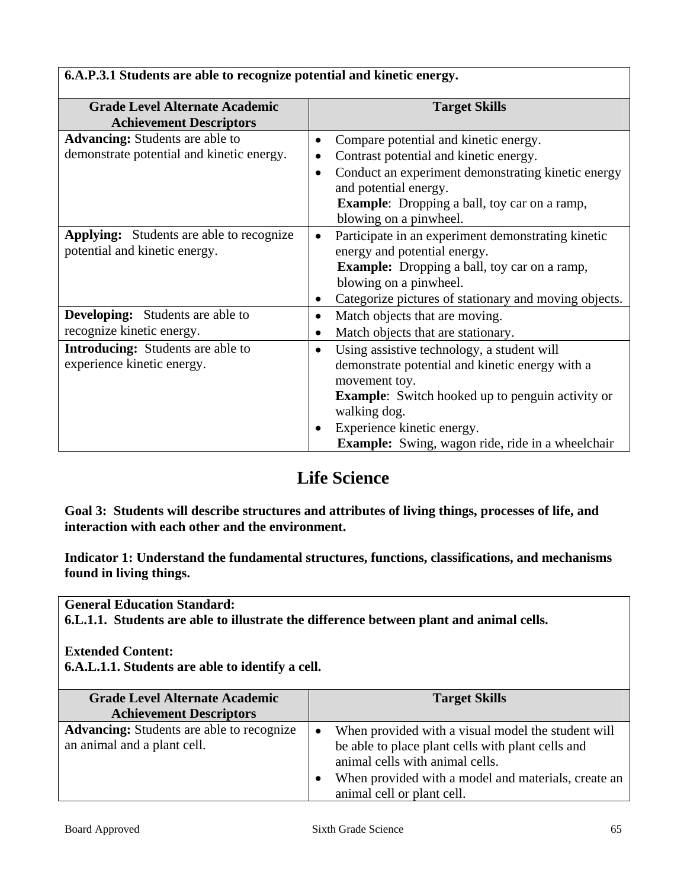| 6.A.P.3.1 Students are able to recognize potential and kinetic energy. | |
|---|---|
| **Grade Level Alternate Academic Achievement Descriptors** | **Target Skills** |
| **Advancing:** Students are able to demonstrate potential and kinetic energy. | • Compare potential and kinetic energy.<br>• Contrast potential and kinetic energy.<br>• Conduct an experiment demonstrating kinetic energy and potential energy.<br>**Example**: Dropping a ball, toy car on a ramp, blowing on a pinwheel. |
| **Applying:** Students are able to recognize potential and kinetic energy. | • Participate in an experiment demonstrating kinetic energy and potential energy.<br>**Example:** Dropping a ball, toy car on a ramp, blowing on a pinwheel.<br>• Categorize pictures of stationary and moving objects. |
| **Developing:** Students are able to recognize kinetic energy. | • Match objects that are moving.<br>• Match objects that are stationary. |
| **Introducing:** Students are able to experience kinetic energy. | • Using assistive technology, a student will demonstrate potential and kinetic energy with a movement toy.<br>**Example**: Switch hooked up to penguin activity or walking dog.<br>• Experience kinetic energy.<br>**Example:** Swing, wagon ride, ride in a wheelchair |

# Life Science

**Goal 3: Students will describe structures and attributes of living things, processes of life, and interaction with each other and the environment.**

**Indicator 1: Understand the fundamental structures, functions, classifications, and mechanisms found in living things.**

| General Education Standard:<br>6.L.1.1. Students are able to illustrate the difference between plant and animal cells.<br><br>Extended Content:<br>6.A.L.1.1. Students are able to identify a cell. | |
|---|---|
| **Grade Level Alternate Academic Achievement Descriptors** | **Target Skills** |
| **Advancing:** Students are able to recognize an animal and a plant cell. | • When provided with a visual model the student will be able to place plant cells with plant cells and animal cells with animal cells.<br>• When provided with a model and materials, create an animal cell or plant cell. |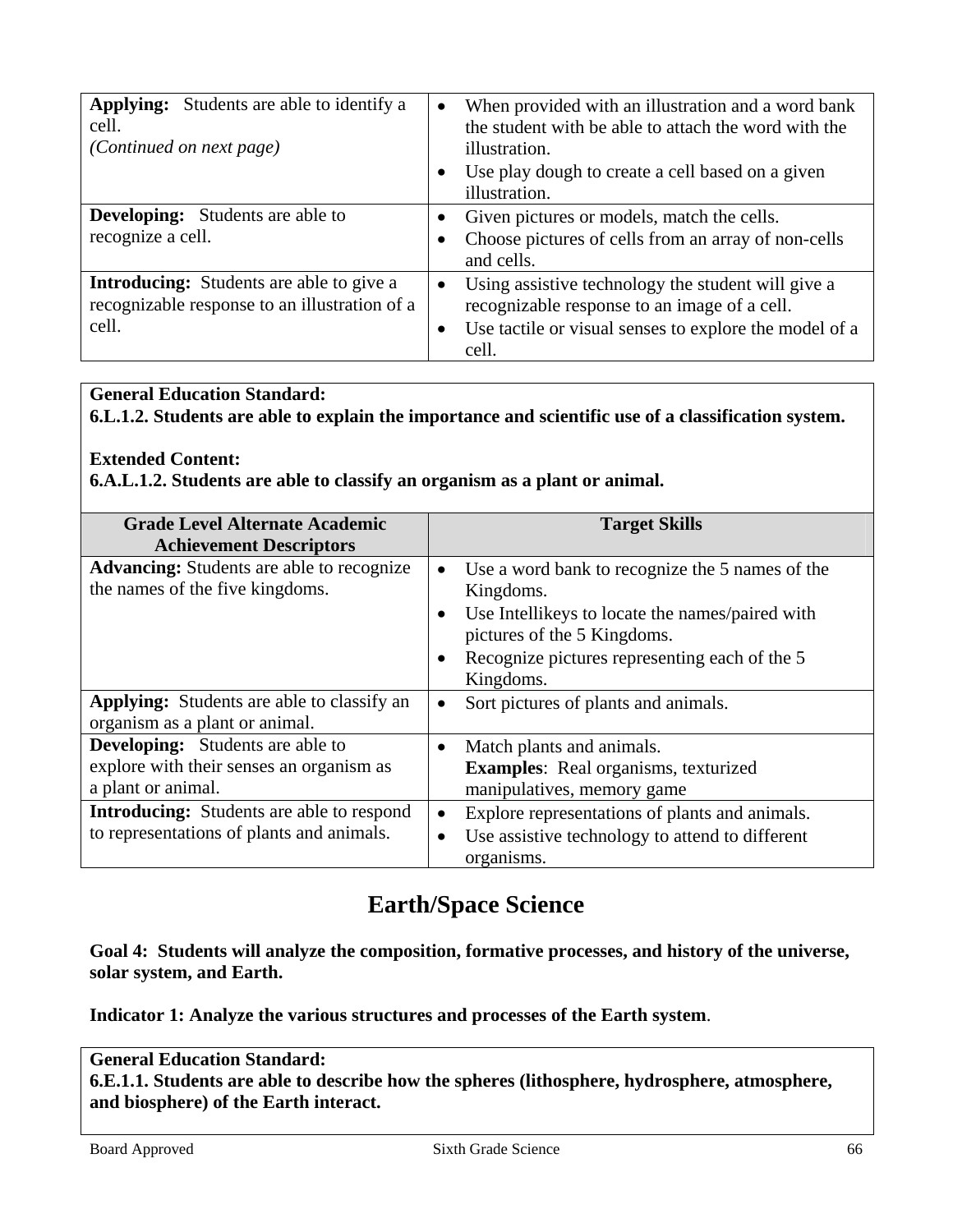| | |
|---|---|
| **Applying:** Students are able to identify a cell. *(Continued on next page)* | • When provided with an illustration and a word bank the student with be able to attach the word with the illustration. • Use play dough to create a cell based on a given illustration. |
| **Developing:** Students are able to recognize a cell. | • Given pictures or models, match the cells. • Choose pictures of cells from an array of non-cells and cells. |
| **Introducing:** Students are able to give a recognizable response to an illustration of a cell. | • Using assistive technology the student will give a recognizable response to an image of a cell. • Use tactile or visual senses to explore the model of a cell. |

**General Education Standard:**
**6.L.1.2. Students are able to explain the importance and scientific use of a classification system.**

**Extended Content:**
**6.A.L.1.2. Students are able to classify an organism as a plant or animal.**

| Grade Level Alternate Academic Achievement Descriptors | Target Skills |
|---|---|
| **Advancing:** Students are able to recognize the names of the five kingdoms. | • Use a word bank to recognize the 5 names of the Kingdoms. • Use Intellikeys to locate the names/paired with pictures of the 5 Kingdoms. • Recognize pictures representing each of the 5 Kingdoms. |
| **Applying:** Students are able to classify an organism as a plant or animal. | • Sort pictures of plants and animals. |
| **Developing:** Students are able to explore with their senses an organism as a plant or animal. | • Match plants and animals. **Examples**: Real organisms, texturized manipulatives, memory game |
| **Introducing:** Students are able to respond to representations of plants and animals. | • Explore representations of plants and animals. • Use assistive technology to attend to different organisms. |

## Earth/Space Science

**Goal 4: Students will analyze the composition, formative processes, and history of the universe, solar system, and Earth.**

**Indicator 1: Analyze the various structures and processes of the Earth system**.

**General Education Standard:**
**6.E.1.1. Students are able to describe how the spheres (lithosphere, hydrosphere, atmosphere, and biosphere) of the Earth interact.**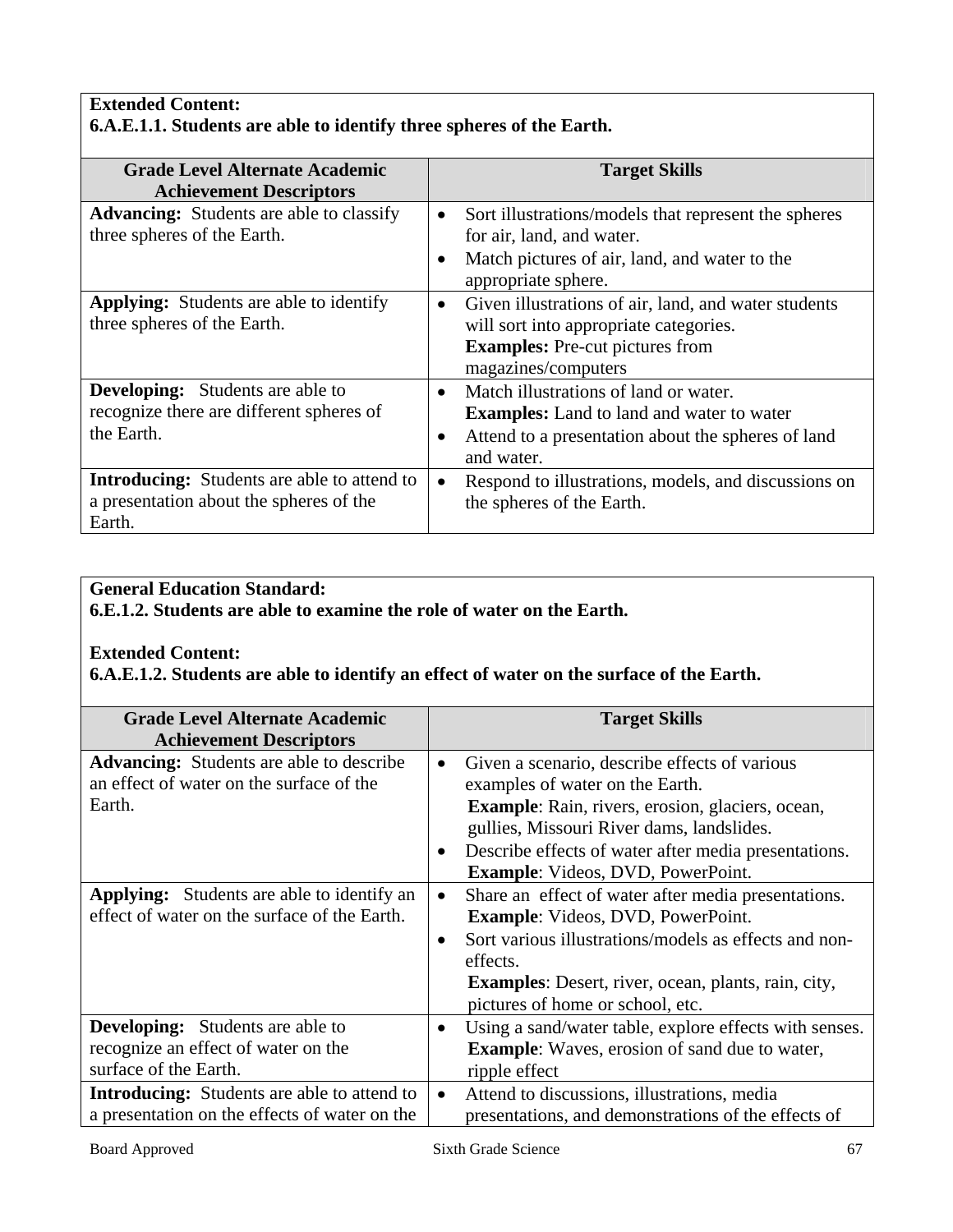**Extended Content:**
**6.A.E.1.1. Students are able to identify three spheres of the Earth.**

| Grade Level Alternate Academic Achievement Descriptors | Target Skills |
|---|---|
| **Advancing:** Students are able to classify three spheres of the Earth. | • Sort illustrations/models that represent the spheres for air, land, and water.<br>• Match pictures of air, land, and water to the appropriate sphere. |
| **Applying:** Students are able to identify three spheres of the Earth. | • Given illustrations of air, land, and water students will sort into appropriate categories.<br>**Examples:** Pre-cut pictures from magazines/computers |
| **Developing:** Students are able to recognize there are different spheres of the Earth. | • Match illustrations of land or water.<br>**Examples:** Land to land and water to water<br>• Attend to a presentation about the spheres of land and water. |
| **Introducing:** Students are able to attend to a presentation about the spheres of the Earth. | • Respond to illustrations, models, and discussions on the spheres of the Earth. |

**General Education Standard:**
**6.E.1.2. Students are able to examine the role of water on the Earth.**

**Extended Content:**
**6.A.E.1.2. Students are able to identify an effect of water on the surface of the Earth.**

| Grade Level Alternate Academic Achievement Descriptors | Target Skills |
|---|---|
| **Advancing:** Students are able to describe an effect of water on the surface of the Earth. | • Given a scenario, describe effects of various examples of water on the Earth.<br>**Example**: Rain, rivers, erosion, glaciers, ocean, gullies, Missouri River dams, landslides.<br>• Describe effects of water after media presentations.<br>**Example**: Videos, DVD, PowerPoint. |
| **Applying:** Students are able to identify an effect of water on the surface of the Earth. | • Share an effect of water after media presentations.<br>**Example**: Videos, DVD, PowerPoint.<br>• Sort various illustrations/models as effects and non-effects.<br>**Examples**: Desert, river, ocean, plants, rain, city, pictures of home or school, etc. |
| **Developing:** Students are able to recognize an effect of water on the surface of the Earth. | • Using a sand/water table, explore effects with senses.<br>**Example**: Waves, erosion of sand due to water, ripple effect |
| **Introducing:** Students are able to attend to a presentation on the effects of water on the | • Attend to discussions, illustrations, media presentations, and demonstrations of the effects of |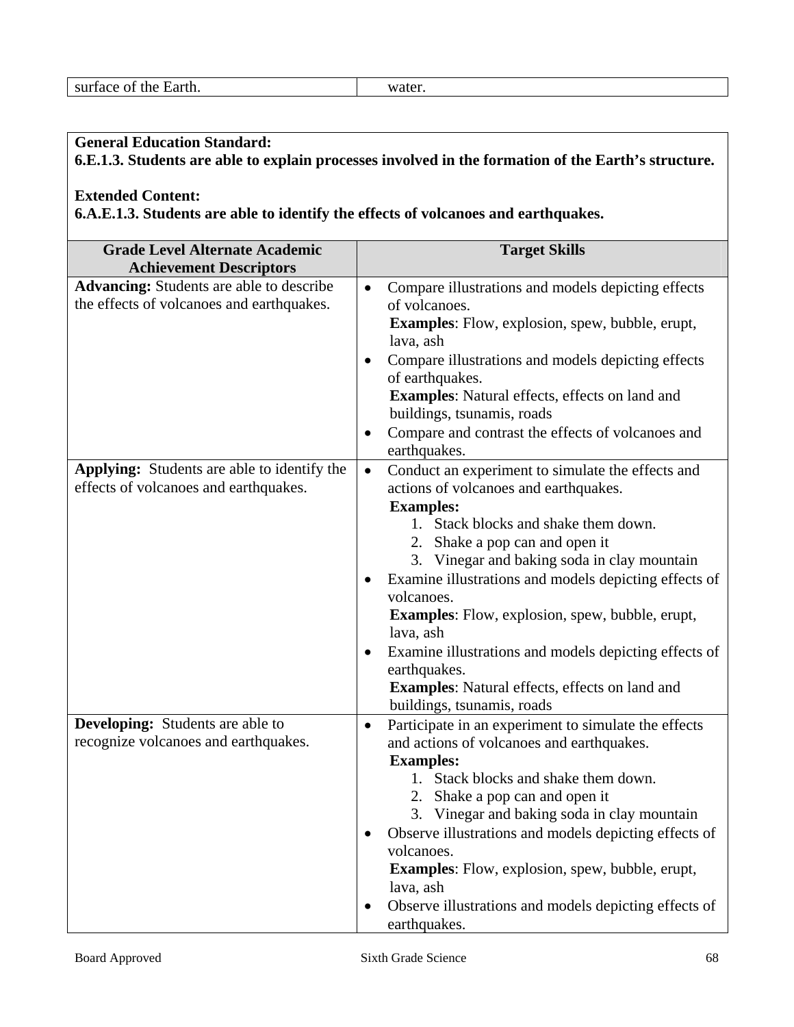| surface of the Earth. | water. |
|---|---|

**General Education Standard:**
**6.E.1.3. Students are able to explain processes involved in the formation of the Earth's structure.**

**Extended Content:**
**6.A.E.1.3. Students are able to identify the effects of volcanoes and earthquakes.**

| Grade Level Alternate Academic Achievement Descriptors | Target Skills |
|---|---|
| **Advancing:** Students are able to describe the effects of volcanoes and earthquakes. | • Compare illustrations and models depicting effects of volcanoes.<br>**Examples**: Flow, explosion, spew, bubble, erupt, lava, ash<br>• Compare illustrations and models depicting effects of earthquakes.<br>**Examples**: Natural effects, effects on land and buildings, tsunamis, roads<br>• Compare and contrast the effects of volcanoes and earthquakes. |
| **Applying:** Students are able to identify the effects of volcanoes and earthquakes. | • Conduct an experiment to simulate the effects and actions of volcanoes and earthquakes.<br>**Examples:**<br>1. Stack blocks and shake them down.<br>2. Shake a pop can and open it<br>3. Vinegar and baking soda in clay mountain<br>• Examine illustrations and models depicting effects of volcanoes.<br>**Examples**: Flow, explosion, spew, bubble, erupt, lava, ash<br>• Examine illustrations and models depicting effects of earthquakes.<br>**Examples**: Natural effects, effects on land and buildings, tsunamis, roads |
| **Developing:** Students are able to recognize volcanoes and earthquakes. | • Participate in an experiment to simulate the effects and actions of volcanoes and earthquakes.<br>**Examples:**<br>1. Stack blocks and shake them down.<br>2. Shake a pop can and open it<br>3. Vinegar and baking soda in clay mountain<br>• Observe illustrations and models depicting effects of volcanoes.<br>**Examples**: Flow, explosion, spew, bubble, erupt, lava, ash<br>• Observe illustrations and models depicting effects of earthquakes. |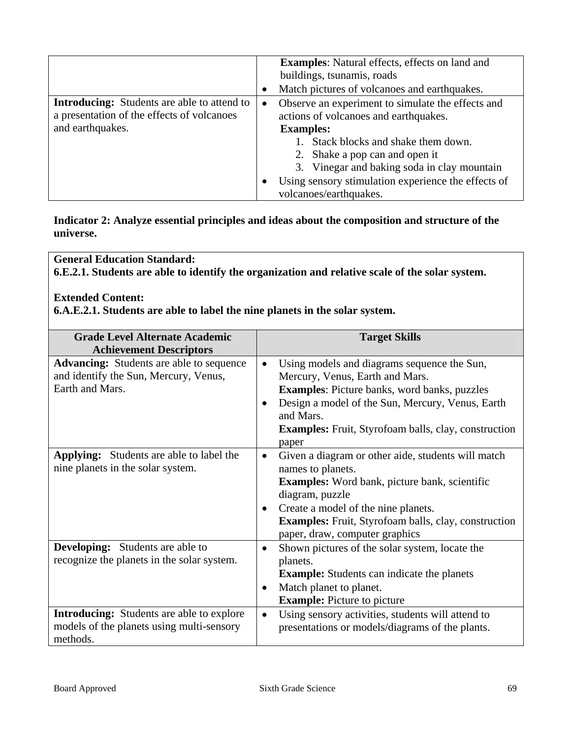| | |
|---|---|
| | **Examples**: Natural effects, effects on land and buildings, tsunamis, roads<br>• Match pictures of volcanoes and earthquakes. |
| **Introducing:** Students are able to attend to a presentation of the effects of volcanoes and earthquakes. | • Observe an experiment to simulate the effects and actions of volcanoes and earthquakes.<br>**Examples:**<br>1. Stack blocks and shake them down.<br>2. Shake a pop can and open it<br>3. Vinegar and baking soda in clay mountain<br>• Using sensory stimulation experience the effects of volcanoes/earthquakes. |

**Indicator 2: Analyze essential principles and ideas about the composition and structure of the universe.**

**General Education Standard:**
**6.E.2.1. Students are able to identify the organization and relative scale of the solar system.**

**Extended Content:**
**6.A.E.2.1. Students are able to label the nine planets in the solar system.**

| Grade Level Alternate Academic Achievement Descriptors | Target Skills |
|---|---|
| **Advancing:** Students are able to sequence and identify the Sun, Mercury, Venus, Earth and Mars. | • Using models and diagrams sequence the Sun, Mercury, Venus, Earth and Mars.<br>**Examples**: Picture banks, word banks, puzzles<br>• Design a model of the Sun, Mercury, Venus, Earth and Mars.<br>**Examples:** Fruit, Styrofoam balls, clay, construction paper |
| **Applying:** Students are able to label the nine planets in the solar system. | • Given a diagram or other aide, students will match names to planets.<br>**Examples:** Word bank, picture bank, scientific diagram, puzzle<br>• Create a model of the nine planets.<br>**Examples:** Fruit, Styrofoam balls, clay, construction paper, draw, computer graphics |
| **Developing:** Students are able to recognize the planets in the solar system. | • Shown pictures of the solar system, locate the planets.<br>**Example:** Students can indicate the planets<br>• Match planet to planet.<br>**Example:** Picture to picture |
| **Introducing:** Students are able to explore models of the planets using multi-sensory methods. | • Using sensory activities, students will attend to presentations or models/diagrams of the plants. |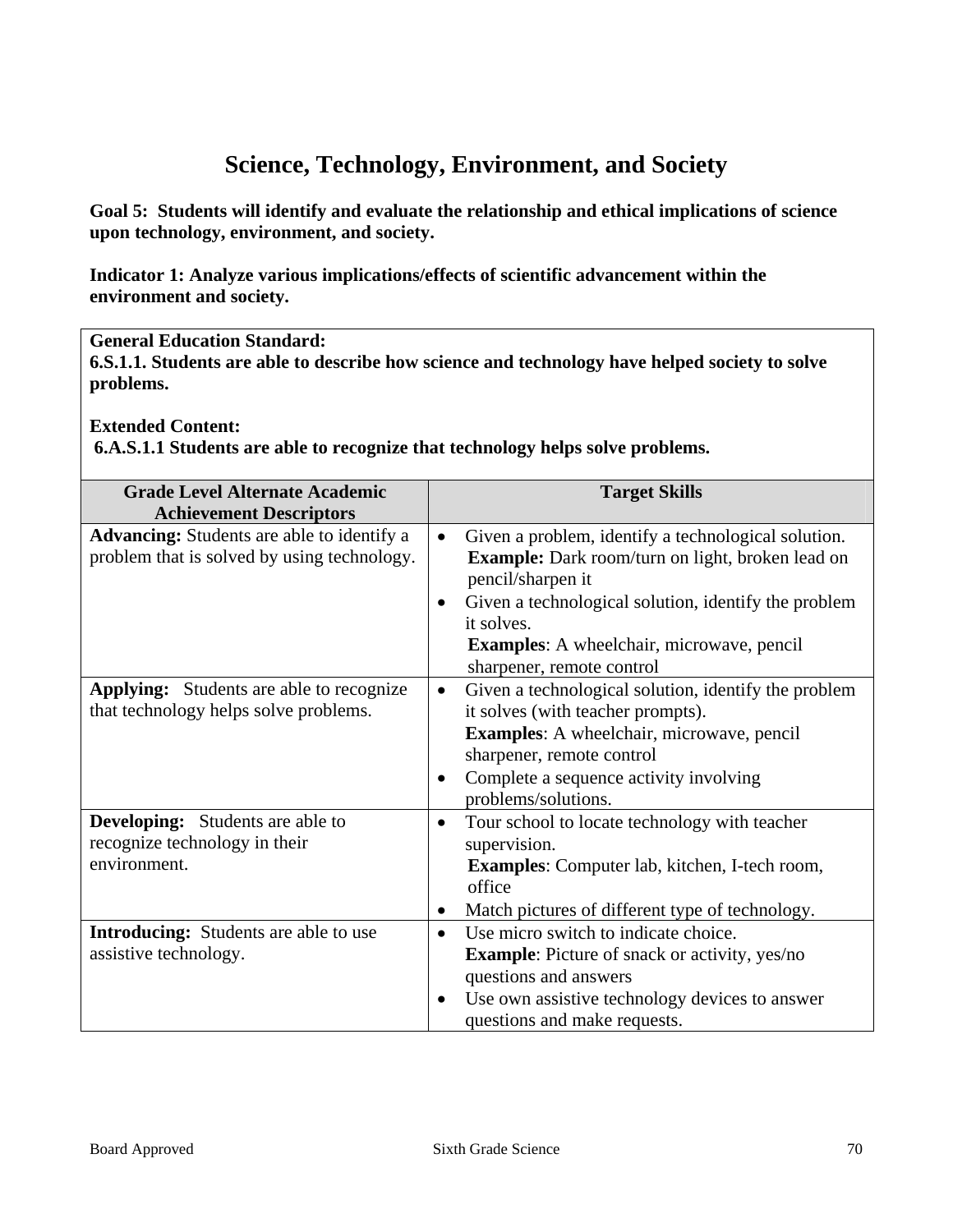# Science, Technology, Environment, and Society

**Goal 5: Students will identify and evaluate the relationship and ethical implications of science upon technology, environment, and society.**

**Indicator 1: Analyze various implications/effects of scientific advancement within the environment and society.**

**General Education Standard:**
**6.S.1.1. Students are able to describe how science and technology have helped society to solve problems.**

**Extended Content:**
**6.A.S.1.1 Students are able to recognize that technology helps solve problems.**

| Grade Level Alternate Academic Achievement Descriptors | Target Skills |
|---|---|
| **Advancing:** Students are able to identify a problem that is solved by using technology. | • Given a problem, identify a technological solution. **Example:** Dark room/turn on light, broken lead on pencil/sharpen it<br>• Given a technological solution, identify the problem it solves. **Examples**: A wheelchair, microwave, pencil sharpener, remote control |
| **Applying:** Students are able to recognize that technology helps solve problems. | • Given a technological solution, identify the problem it solves (with teacher prompts). **Examples**: A wheelchair, microwave, pencil sharpener, remote control<br>• Complete a sequence activity involving problems/solutions. |
| **Developing:** Students are able to recognize technology in their environment. | • Tour school to locate technology with teacher supervision. **Examples**: Computer lab, kitchen, I-tech room, office<br>• Match pictures of different type of technology. |
| **Introducing:** Students are able to use assistive technology. | • Use micro switch to indicate choice. **Example**: Picture of snack or activity, yes/no questions and answers<br>• Use own assistive technology devices to answer questions and make requests. |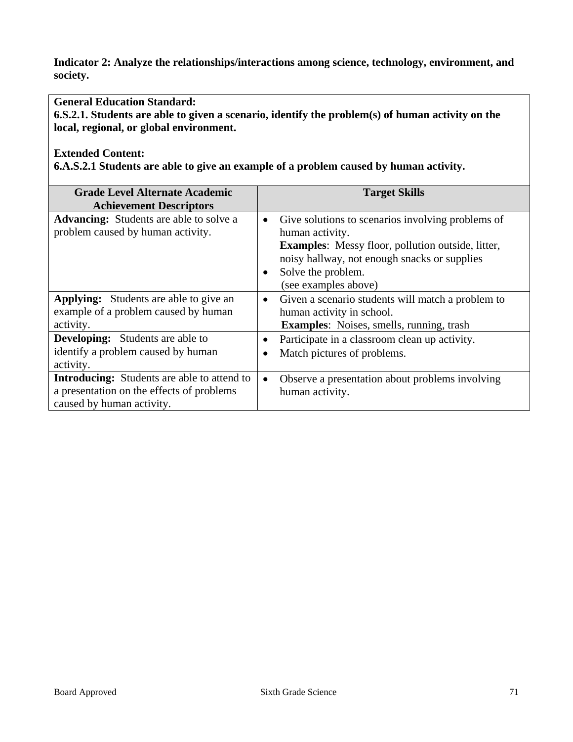**Indicator 2: Analyze the relationships/interactions among science, technology, environment, and society.**

**General Education Standard:**
**6.S.2.1. Students are able to given a scenario, identify the problem(s) of human activity on the local, regional, or global environment.**

**Extended Content:**
**6.A.S.2.1 Students are able to give an example of a problem caused by human activity.**

| Grade Level Alternate Academic Achievement Descriptors | Target Skills |
|---|---|
| **Advancing:** Students are able to solve a problem caused by human activity. | • Give solutions to scenarios involving problems of human activity. **Examples**: Messy floor, pollution outside, litter, noisy hallway, not enough snacks or supplies<br>• Solve the problem. (see examples above) |
| **Applying:** Students are able to give an example of a problem caused by human activity. | • Given a scenario students will match a problem to human activity in school. **Examples**: Noises, smells, running, trash |
| **Developing:** Students are able to identify a problem caused by human activity. | • Participate in a classroom clean up activity.<br>• Match pictures of problems. |
| **Introducing:** Students are able to attend to a presentation on the effects of problems caused by human activity. | • Observe a presentation about problems involving human activity. |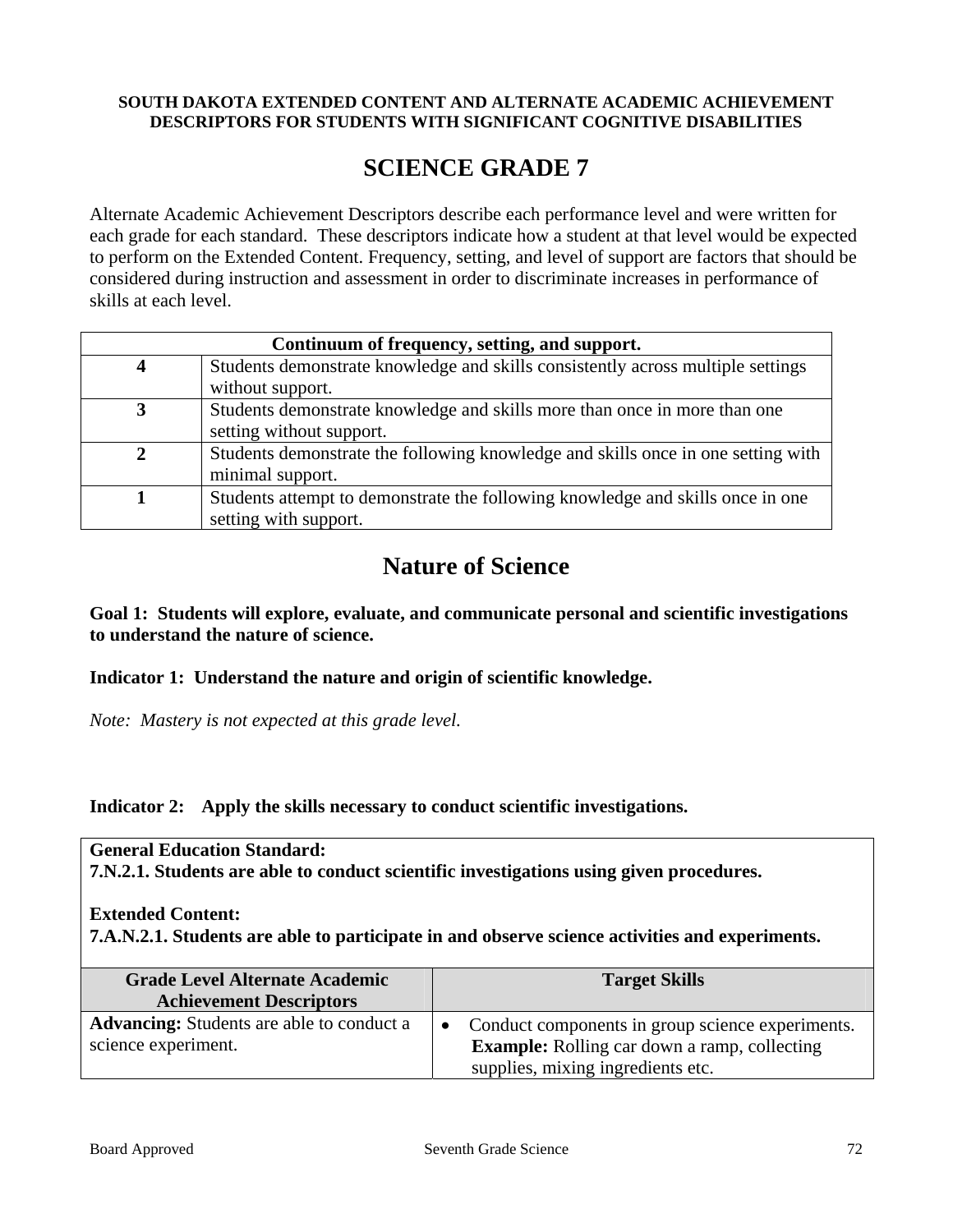**SOUTH DAKOTA EXTENDED CONTENT AND ALTERNATE ACADEMIC ACHIEVEMENT DESCRIPTORS FOR STUDENTS WITH SIGNIFICANT COGNITIVE DISABILITIES**

# SCIENCE GRADE 7

Alternate Academic Achievement Descriptors describe each performance level and were written for each grade for each standard. These descriptors indicate how a student at that level would be expected to perform on the Extended Content. Frequency, setting, and level of support are factors that should be considered during instruction and assessment in order to discriminate increases in performance of skills at each level.

| **Continuum of frequency, setting, and support.** | |
|---|---|
| **4** | Students demonstrate knowledge and skills consistently across multiple settings without support. |
| **3** | Students demonstrate knowledge and skills more than once in more than one setting without support. |
| **2** | Students demonstrate the following knowledge and skills once in one setting with minimal support. |
| **1** | Students attempt to demonstrate the following knowledge and skills once in one setting with support. |

## Nature of Science

**Goal 1: Students will explore, evaluate, and communicate personal and scientific investigations to understand the nature of science.**

**Indicator 1: Understand the nature and origin of scientific knowledge.**

*Note: Mastery is not expected at this grade level.*

**Indicator 2: Apply the skills necessary to conduct scientific investigations.**

**General Education Standard:**
**7.N.2.1. Students are able to conduct scientific investigations using given procedures.**

**Extended Content:**
**7.A.N.2.1. Students are able to participate in and observe science activities and experiments.**

| Grade Level Alternate Academic Achievement Descriptors | Target Skills |
|---|---|
| **Advancing:** Students are able to conduct a science experiment. | • Conduct components in group science experiments. **Example:** Rolling car down a ramp, collecting supplies, mixing ingredients etc. |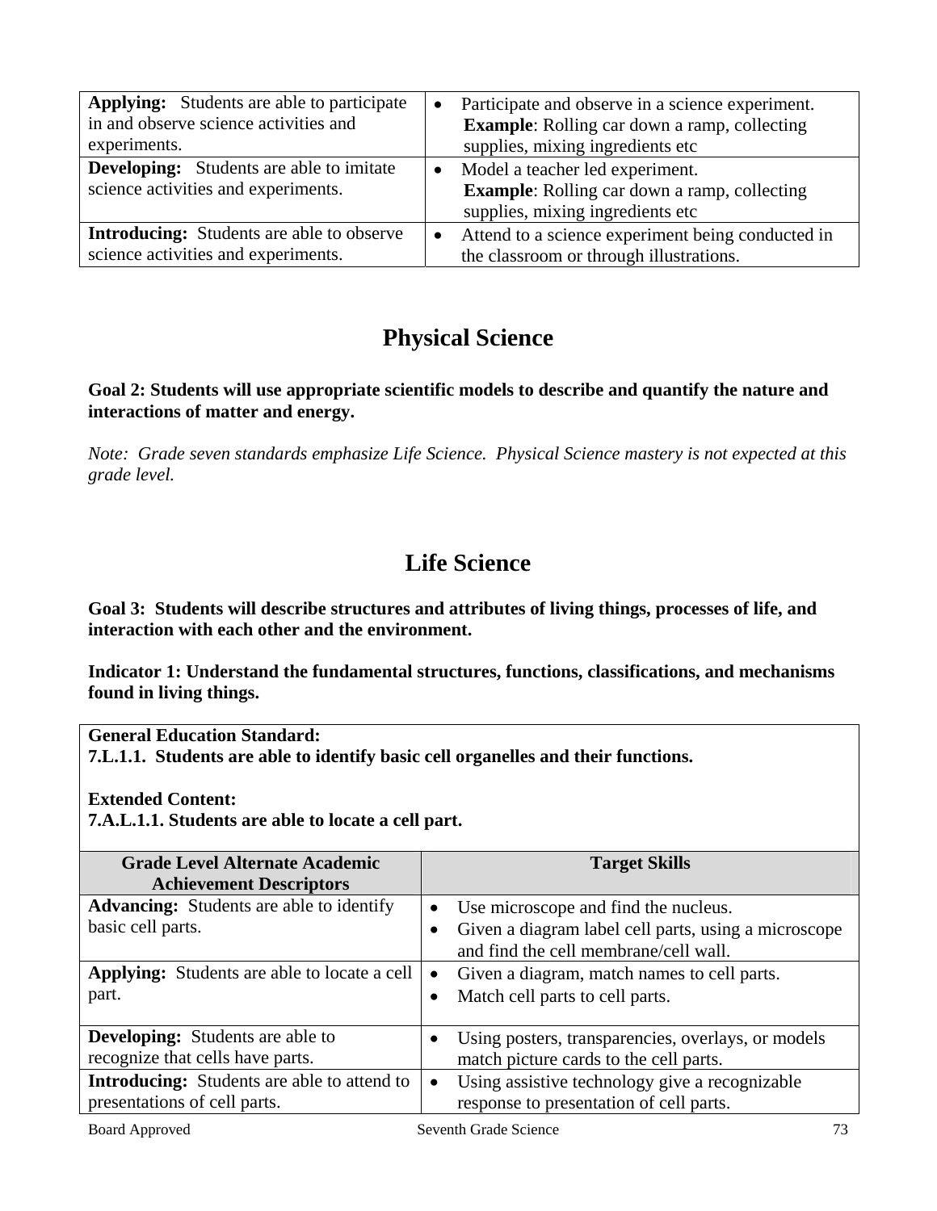| | |
|---|---|
| **Applying:** Students are able to participate in and observe science activities and experiments. | • Participate and observe in a science experiment. **Example**: Rolling car down a ramp, collecting supplies, mixing ingredients etc |
| **Developing:** Students are able to imitate science activities and experiments. | • Model a teacher led experiment. **Example**: Rolling car down a ramp, collecting supplies, mixing ingredients etc |
| **Introducing:** Students are able to observe science activities and experiments. | • Attend to a science experiment being conducted in the classroom or through illustrations. |

# Physical Science

**Goal 2: Students will use appropriate scientific models to describe and quantify the nature and interactions of matter and energy.**

*Note: Grade seven standards emphasize Life Science. Physical Science mastery is not expected at this grade level.*

# Life Science

**Goal 3: Students will describe structures and attributes of living things, processes of life, and interaction with each other and the environment.**

**Indicator 1: Understand the fundamental structures, functions, classifications, and mechanisms found in living things.**

**General Education Standard:**
**7.L.1.1. Students are able to identify basic cell organelles and their functions.**

**Extended Content:**
**7.A.L.1.1. Students are able to locate a cell part.**

| Grade Level Alternate Academic Achievement Descriptors | Target Skills |
|---|---|
| **Advancing:** Students are able to identify basic cell parts. | • Use microscope and find the nucleus.<br>• Given a diagram label cell parts, using a microscope and find the cell membrane/cell wall. |
| **Applying:** Students are able to locate a cell part. | • Given a diagram, match names to cell parts.<br>• Match cell parts to cell parts. |
| **Developing:** Students are able to recognize that cells have parts. | • Using posters, transparencies, overlays, or models match picture cards to the cell parts. |
| **Introducing:** Students are able to attend to presentations of cell parts. | • Using assistive technology give a recognizable response to presentation of cell parts. |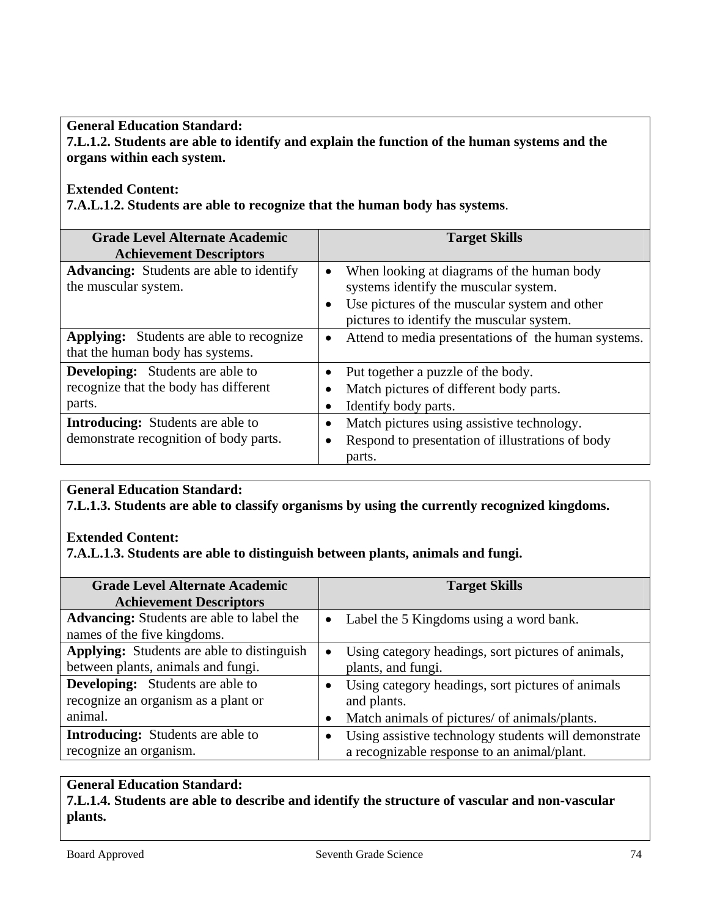**General Education Standard:**
**7.L.1.2. Students are able to identify and explain the function of the human systems and the organs within each system.**

**Extended Content:**
**7.A.L.1.2. Students are able to recognize that the human body has systems.**

| Grade Level Alternate Academic Achievement Descriptors | Target Skills |
|---|---|
| **Advancing:** Students are able to identify the muscular system. | • When looking at diagrams of the human body systems identify the muscular system.<br>• Use pictures of the muscular system and other pictures to identify the muscular system. |
| **Applying:** Students are able to recognize that the human body has systems. | • Attend to media presentations of the human systems. |
| **Developing:** Students are able to recognize that the body has different parts. | • Put together a puzzle of the body.<br>• Match pictures of different body parts.<br>• Identify body parts. |
| **Introducing:** Students are able to demonstrate recognition of body parts. | • Match pictures using assistive technology.<br>• Respond to presentation of illustrations of body parts. |

**General Education Standard:**
**7.L.1.3. Students are able to classify organisms by using the currently recognized kingdoms.**

**Extended Content:**
**7.A.L.1.3. Students are able to distinguish between plants, animals and fungi.**

| Grade Level Alternate Academic Achievement Descriptors | Target Skills |
|---|---|
| **Advancing:** Students are able to label the names of the five kingdoms. | • Label the 5 Kingdoms using a word bank. |
| **Applying:** Students are able to distinguish between plants, animals and fungi. | • Using category headings, sort pictures of animals, plants, and fungi. |
| **Developing:** Students are able to recognize an organism as a plant or animal. | • Using category headings, sort pictures of animals and plants.<br>• Match animals of pictures/ of animals/plants. |
| **Introducing:** Students are able to recognize an organism. | • Using assistive technology students will demonstrate a recognizable response to an animal/plant. |

**General Education Standard:**
**7.L.1.4. Students are able to describe and identify the structure of vascular and non-vascular plants.**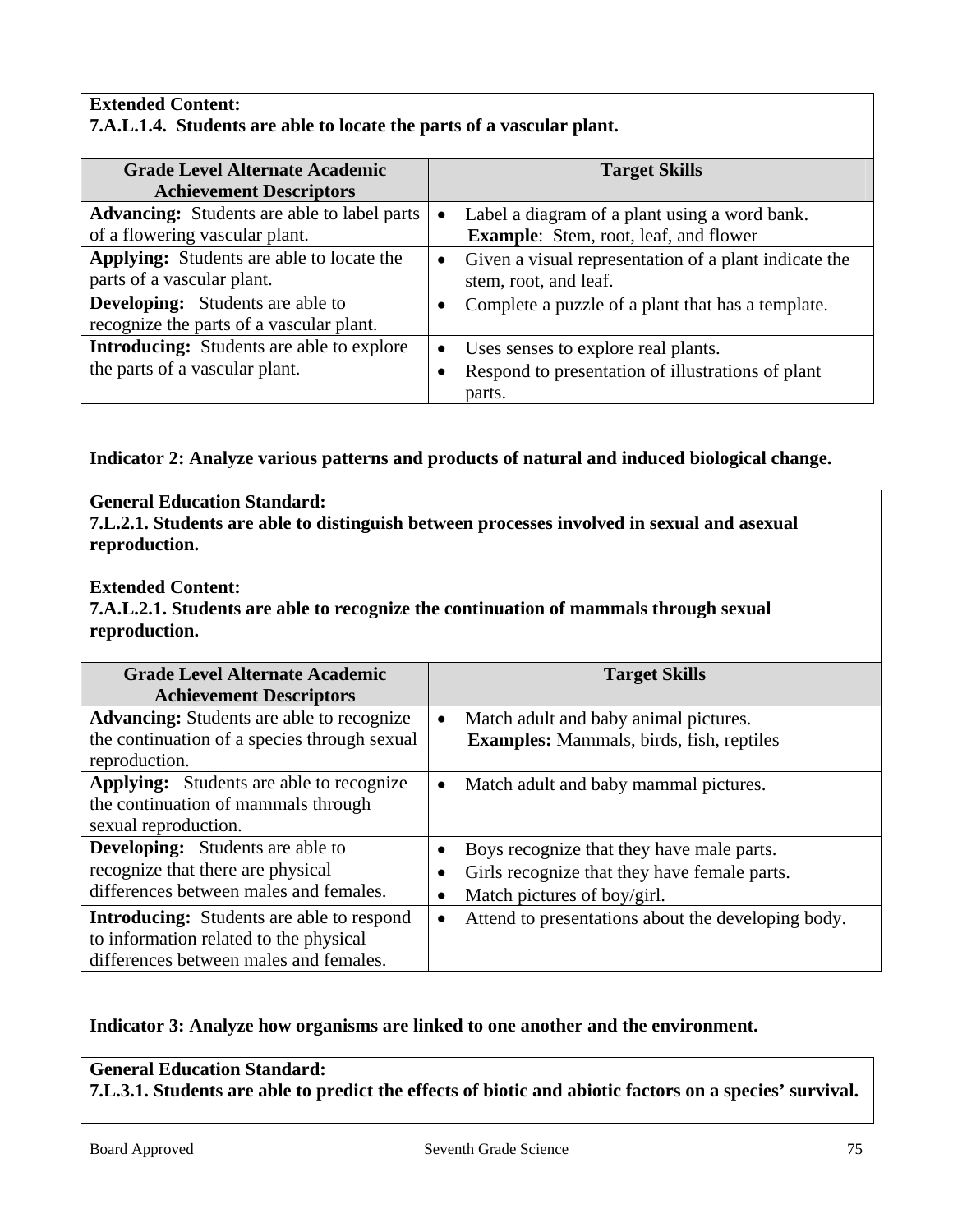**Extended Content:**
**7.A.L.1.4. Students are able to locate the parts of a vascular plant.**

| Grade Level Alternate Academic Achievement Descriptors | Target Skills |
|---|---|
| **Advancing:** Students are able to label parts of a flowering vascular plant. | • Label a diagram of a plant using a word bank. **Example**: Stem, root, leaf, and flower |
| **Applying:** Students are able to locate the parts of a vascular plant. | • Given a visual representation of a plant indicate the stem, root, and leaf. |
| **Developing:** Students are able to recognize the parts of a vascular plant. | • Complete a puzzle of a plant that has a template. |
| **Introducing:** Students are able to explore the parts of a vascular plant. | • Uses senses to explore real plants. • Respond to presentation of illustrations of plant parts. |

**Indicator 2: Analyze various patterns and products of natural and induced biological change.**

**General Education Standard:**
**7.L.2.1. Students are able to distinguish between processes involved in sexual and asexual reproduction.**

**Extended Content:**
**7.A.L.2.1. Students are able to recognize the continuation of mammals through sexual reproduction.**

| Grade Level Alternate Academic Achievement Descriptors | Target Skills |
|---|---|
| **Advancing:** Students are able to recognize the continuation of a species through sexual reproduction. | • Match adult and baby animal pictures. **Examples:** Mammals, birds, fish, reptiles |
| **Applying:** Students are able to recognize the continuation of mammals through sexual reproduction. | • Match adult and baby mammal pictures. |
| **Developing:** Students are able to recognize that there are physical differences between males and females. | • Boys recognize that they have male parts. • Girls recognize that they have female parts. • Match pictures of boy/girl. |
| **Introducing:** Students are able to respond to information related to the physical differences between males and females. | • Attend to presentations about the developing body. |

**Indicator 3: Analyze how organisms are linked to one another and the environment.**

**General Education Standard:**
**7.L.3.1. Students are able to predict the effects of biotic and abiotic factors on a species' survival.**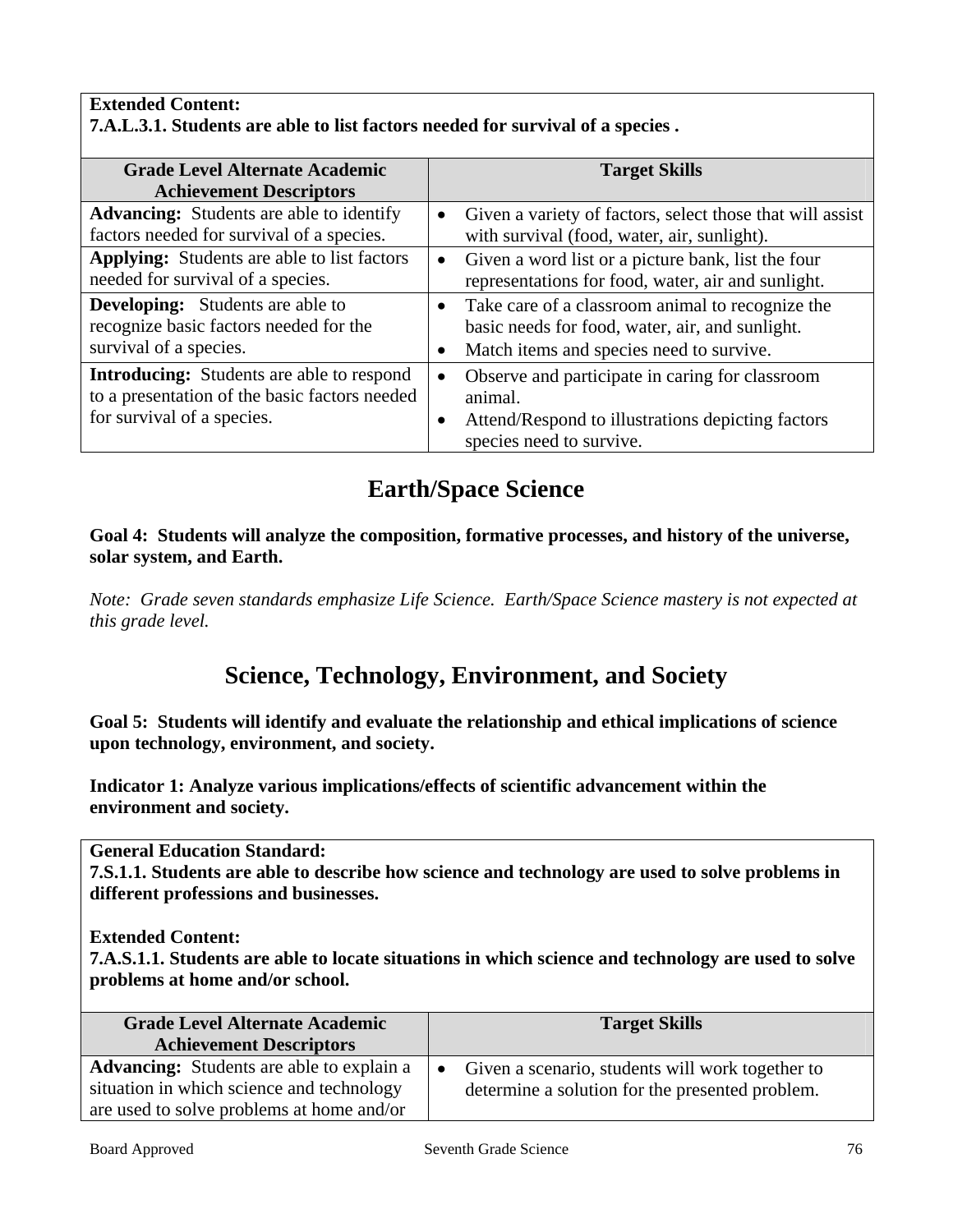**Extended Content:**
**7.A.L.3.1. Students are able to list factors needed for survival of a species .**

| Grade Level Alternate Academic Achievement Descriptors | Target Skills |
|---|---|
| **Advancing:** Students are able to identify factors needed for survival of a species. | • Given a variety of factors, select those that will assist with survival (food, water, air, sunlight). |
| **Applying:** Students are able to list factors needed for survival of a species. | • Given a word list or a picture bank, list the four representations for food, water, air and sunlight. |
| **Developing:** Students are able to recognize basic factors needed for the survival of a species. | • Take care of a classroom animal to recognize the basic needs for food, water, air, and sunlight. • Match items and species need to survive. |
| **Introducing:** Students are able to respond to a presentation of the basic factors needed for survival of a species. | • Observe and participate in caring for classroom animal. • Attend/Respond to illustrations depicting factors species need to survive. |

# Earth/Space Science

**Goal 4: Students will analyze the composition, formative processes, and history of the universe, solar system, and Earth.**

*Note: Grade seven standards emphasize Life Science. Earth/Space Science mastery is not expected at this grade level.*

# Science, Technology, Environment, and Society

**Goal 5: Students will identify and evaluate the relationship and ethical implications of science upon technology, environment, and society.**

**Indicator 1: Analyze various implications/effects of scientific advancement within the environment and society.**

**General Education Standard:**
**7.S.1.1. Students are able to describe how science and technology are used to solve problems in different professions and businesses.**

**Extended Content:**
**7.A.S.1.1. Students are able to locate situations in which science and technology are used to solve problems at home and/or school.**

| Grade Level Alternate Academic Achievement Descriptors | Target Skills |
|---|---|
| **Advancing:** Students are able to explain a situation in which science and technology are used to solve problems at home and/or | • Given a scenario, students will work together to determine a solution for the presented problem. |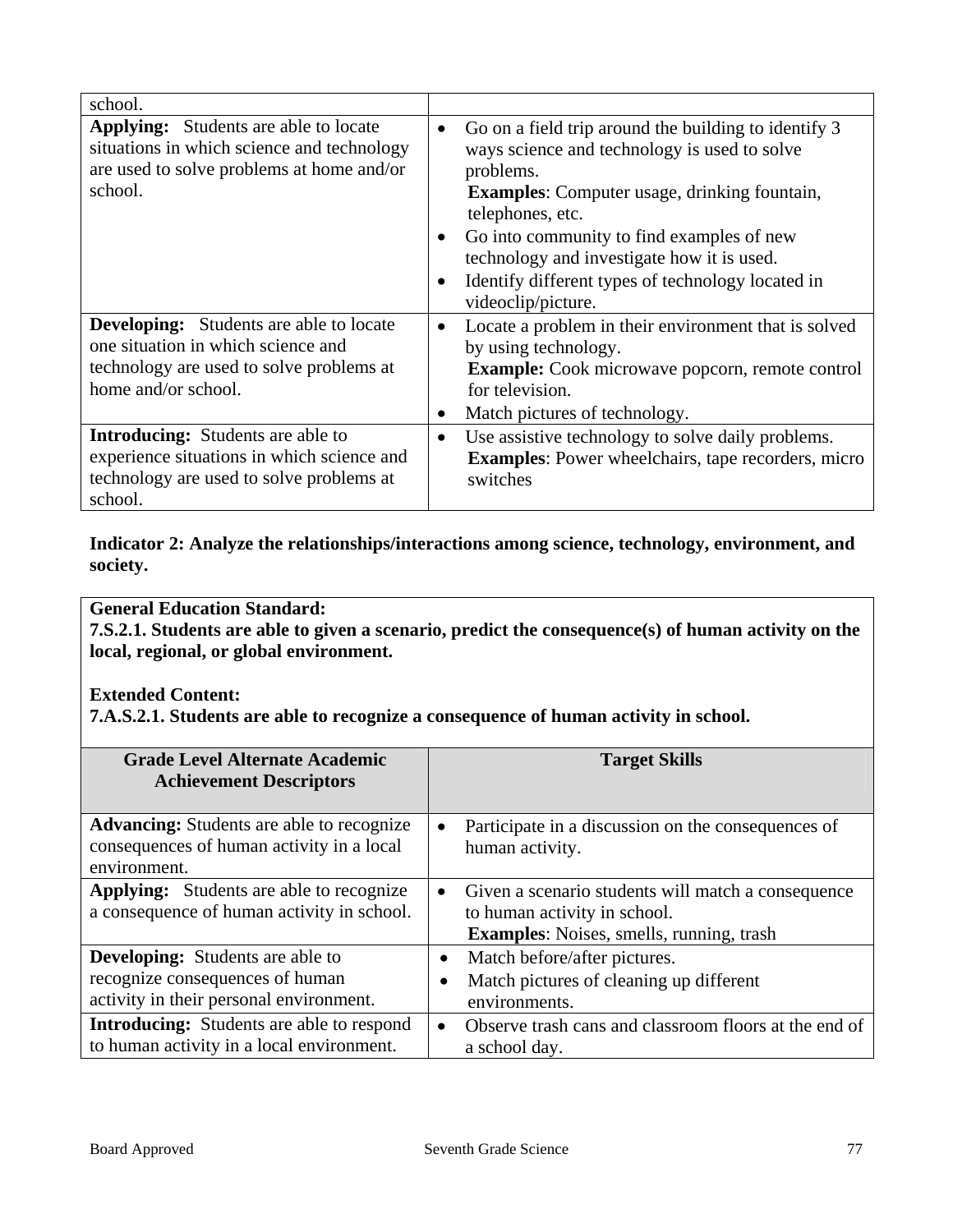| | |
|---|---|
| school. | |
| **Applying:** Students are able to locate situations in which science and technology are used to solve problems at home and/or school. | • Go on a field trip around the building to identify 3 ways science and technology is used to solve problems. **Examples**: Computer usage, drinking fountain, telephones, etc. • Go into community to find examples of new technology and investigate how it is used. • Identify different types of technology located in videoclip/picture. |
| **Developing:** Students are able to locate one situation in which science and technology are used to solve problems at home and/or school. | • Locate a problem in their environment that is solved by using technology. **Example:** Cook microwave popcorn, remote control for television. • Match pictures of technology. |
| **Introducing:** Students are able to experience situations in which science and technology are used to solve problems at school. | • Use assistive technology to solve daily problems. **Examples**: Power wheelchairs, tape recorders, micro switches |

**Indicator 2: Analyze the relationships/interactions among science, technology, environment, and society.**

**General Education Standard:**
**7.S.2.1. Students are able to given a scenario, predict the consequence(s) of human activity on the local, regional, or global environment.**

**Extended Content:**
**7.A.S.2.1. Students are able to recognize a consequence of human activity in school.**

| Grade Level Alternate Academic Achievement Descriptors | Target Skills |
|---|---|
| **Advancing:** Students are able to recognize consequences of human activity in a local environment. | • Participate in a discussion on the consequences of human activity. |
| **Applying:** Students are able to recognize a consequence of human activity in school. | • Given a scenario students will match a consequence to human activity in school. **Examples**: Noises, smells, running, trash |
| **Developing:** Students are able to recognize consequences of human activity in their personal environment. | • Match before/after pictures. • Match pictures of cleaning up different environments. |
| **Introducing:** Students are able to respond to human activity in a local environment. | • Observe trash cans and classroom floors at the end of a school day. |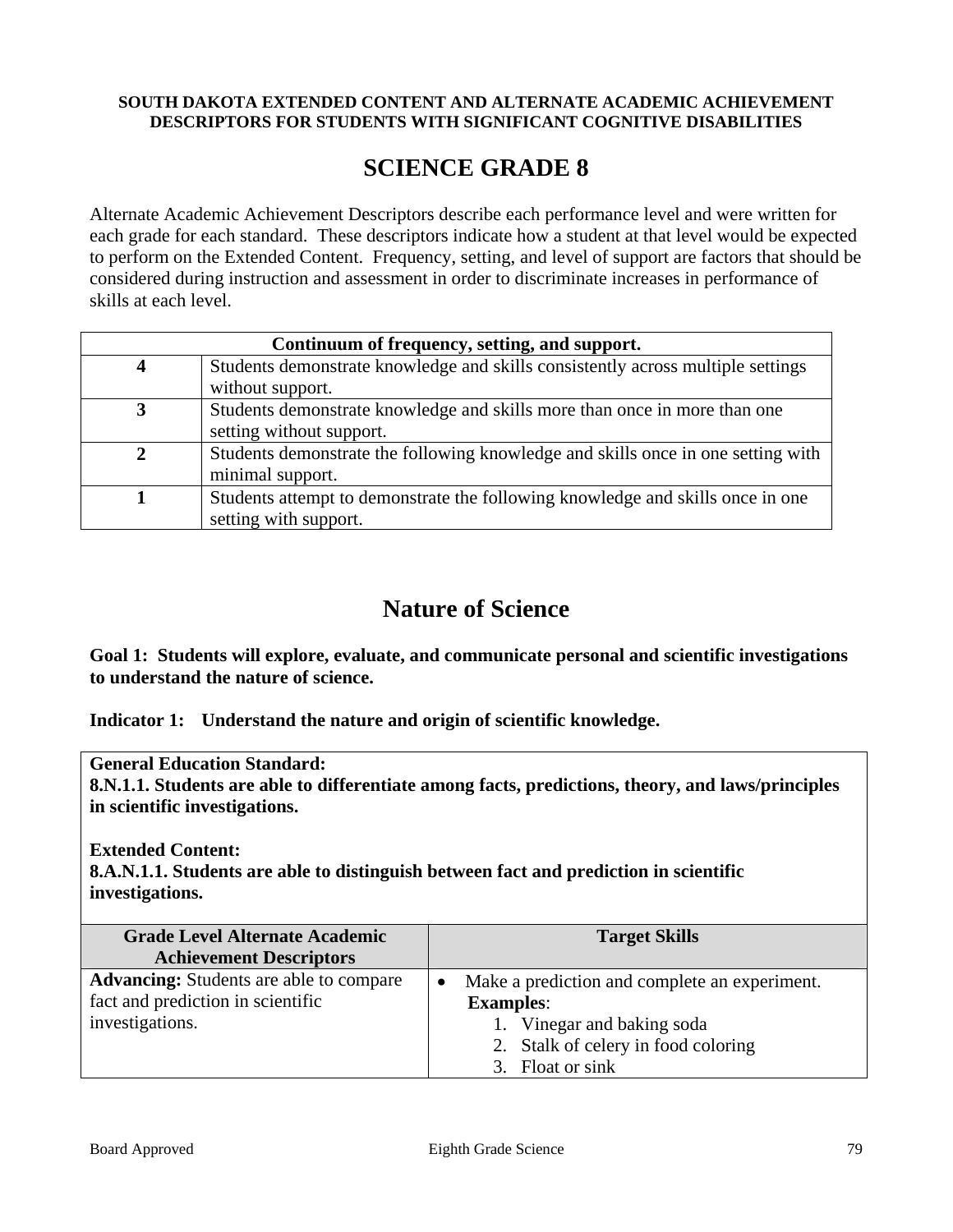**SOUTH DAKOTA EXTENDED CONTENT AND ALTERNATE ACADEMIC ACHIEVEMENT DESCRIPTORS FOR STUDENTS WITH SIGNIFICANT COGNITIVE DISABILITIES**

# SCIENCE GRADE 8

Alternate Academic Achievement Descriptors describe each performance level and were written for each grade for each standard. These descriptors indicate how a student at that level would be expected to perform on the Extended Content. Frequency, setting, and level of support are factors that should be considered during instruction and assessment in order to discriminate increases in performance of skills at each level.

| Continuum of frequency, setting, and support. | |
|---|---|
| **4** | Students demonstrate knowledge and skills consistently across multiple settings without support. |
| **3** | Students demonstrate knowledge and skills more than once in more than one setting without support. |
| **2** | Students demonstrate the following knowledge and skills once in one setting with minimal support. |
| **1** | Students attempt to demonstrate the following knowledge and skills once in one setting with support. |

## Nature of Science

**Goal 1: Students will explore, evaluate, and communicate personal and scientific investigations to understand the nature of science.**

**Indicator 1: Understand the nature and origin of scientific knowledge.**

**General Education Standard:**
**8.N.1.1. Students are able to differentiate among facts, predictions, theory, and laws/principles in scientific investigations.**

**Extended Content:**
**8.A.N.1.1. Students are able to distinguish between fact and prediction in scientific investigations.**

| Grade Level Alternate Academic Achievement Descriptors | Target Skills |
|---|---|
| **Advancing:** Students are able to compare fact and prediction in scientific investigations. | • Make a prediction and complete an experiment. **Examples**: 1. Vinegar and baking soda 2. Stalk of celery in food coloring 3. Float or sink |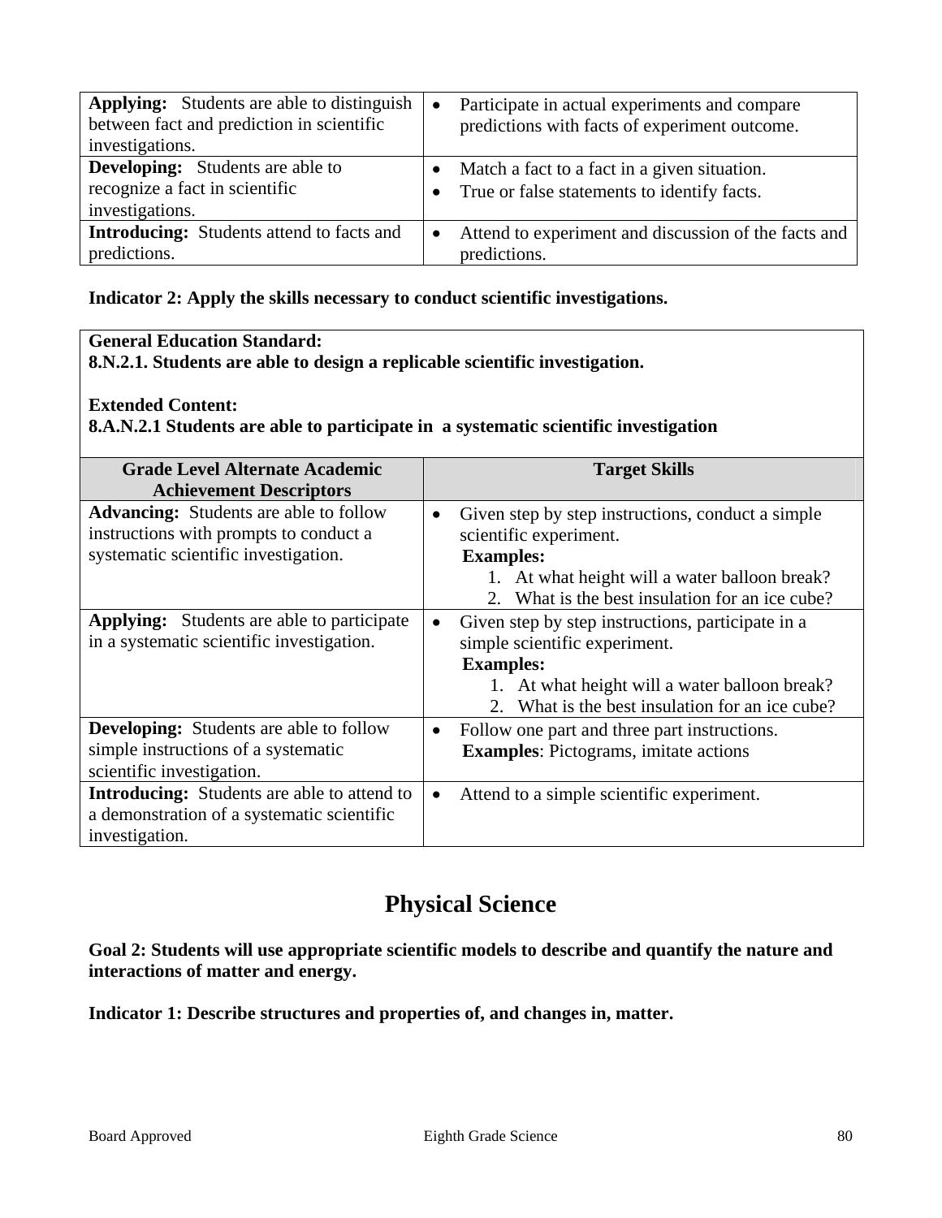| | |
|---|---|
| **Applying:** Students are able to distinguish between fact and prediction in scientific investigations. | • Participate in actual experiments and compare predictions with facts of experiment outcome. |
| **Developing:** Students are able to recognize a fact in scientific investigations. | • Match a fact to a fact in a given situation.<br>• True or false statements to identify facts. |
| **Introducing:** Students attend to facts and predictions. | • Attend to experiment and discussion of the facts and predictions. |

**Indicator 2: Apply the skills necessary to conduct scientific investigations.**

**General Education Standard:**
**8.N.2.1. Students are able to design a replicable scientific investigation.**

**Extended Content:**
**8.A.N.2.1 Students are able to participate in a systematic scientific investigation**

| Grade Level Alternate Academic Achievement Descriptors | Target Skills |
|---|---|
| **Advancing:** Students are able to follow instructions with prompts to conduct a systematic scientific investigation. | • Given step by step instructions, conduct a simple scientific experiment.<br>**Examples:**<br>1. At what height will a water balloon break?<br>2. What is the best insulation for an ice cube? |
| **Applying:** Students are able to participate in a systematic scientific investigation. | • Given step by step instructions, participate in a simple scientific experiment.<br>**Examples:**<br>1. At what height will a water balloon break?<br>2. What is the best insulation for an ice cube? |
| **Developing:** Students are able to follow simple instructions of a systematic scientific investigation. | • Follow one part and three part instructions.<br>**Examples**: Pictograms, imitate actions |
| **Introducing:** Students are able to attend to a demonstration of a systematic scientific investigation. | • Attend to a simple scientific experiment. |

# Physical Science

**Goal 2: Students will use appropriate scientific models to describe and quantify the nature and interactions of matter and energy.**

**Indicator 1: Describe structures and properties of, and changes in, matter.**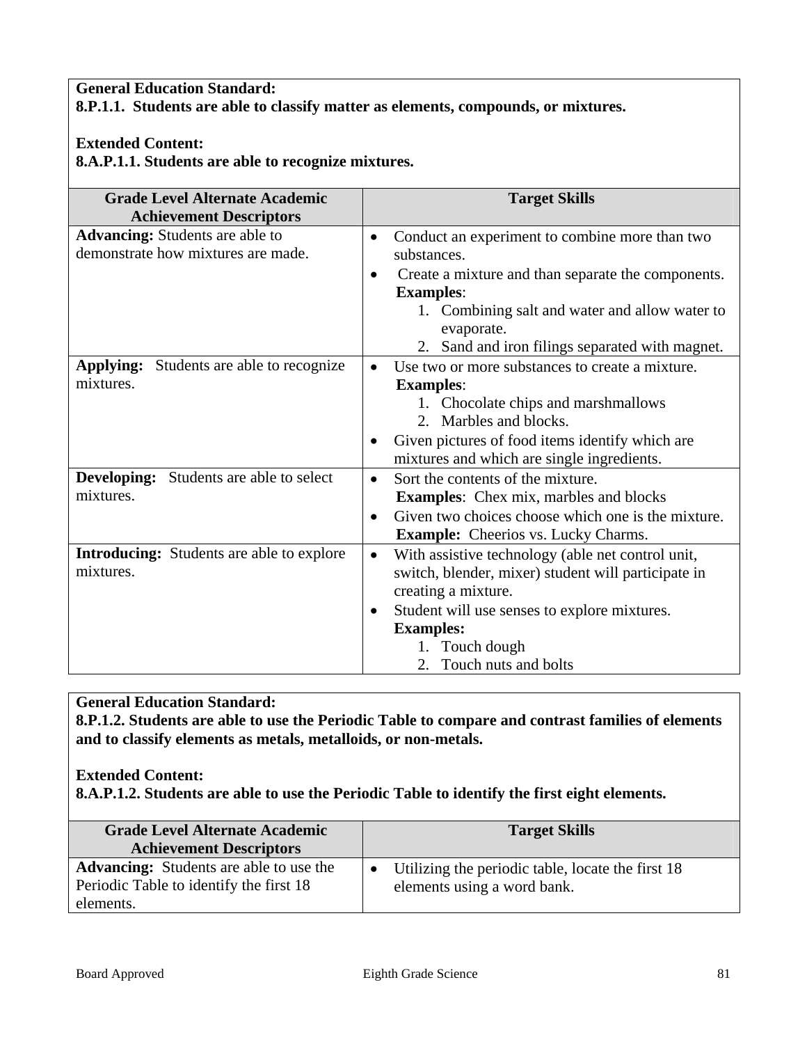**General Education Standard:**
**8.P.1.1. Students are able to classify matter as elements, compounds, or mixtures.**

**Extended Content:**
**8.A.P.1.1. Students are able to recognize mixtures.**

| Grade Level Alternate Academic Achievement Descriptors | Target Skills |
|---|---|
| **Advancing:** Students are able to demonstrate how mixtures are made. | • Conduct an experiment to combine more than two substances.<br>• Create a mixture and than separate the components.<br>**Examples**:<br>1. Combining salt and water and allow water to evaporate.<br>2. Sand and iron filings separated with magnet. |
| **Applying:** Students are able to recognize mixtures. | • Use two or more substances to create a mixture.<br>**Examples**:<br>1. Chocolate chips and marshmallows<br>2. Marbles and blocks.<br>• Given pictures of food items identify which are mixtures and which are single ingredients. |
| **Developing:** Students are able to select mixtures. | • Sort the contents of the mixture.<br>**Examples**: Chex mix, marbles and blocks<br>• Given two choices choose which one is the mixture.<br>**Example:** Cheerios vs. Lucky Charms. |
| **Introducing:** Students are able to explore mixtures. | • With assistive technology (able net control unit, switch, blender, mixer) student will participate in creating a mixture.<br>• Student will use senses to explore mixtures.<br>**Examples:**<br>1. Touch dough<br>2. Touch nuts and bolts |

**General Education Standard:**
**8.P.1.2. Students are able to use the Periodic Table to compare and contrast families of elements and to classify elements as metals, metalloids, or non-metals.**

**Extended Content:**
**8.A.P.1.2. Students are able to use the Periodic Table to identify the first eight elements.**

| Grade Level Alternate Academic Achievement Descriptors | Target Skills |
|---|---|
| **Advancing:** Students are able to use the Periodic Table to identify the first 18 elements. | • Utilizing the periodic table, locate the first 18 elements using a word bank. |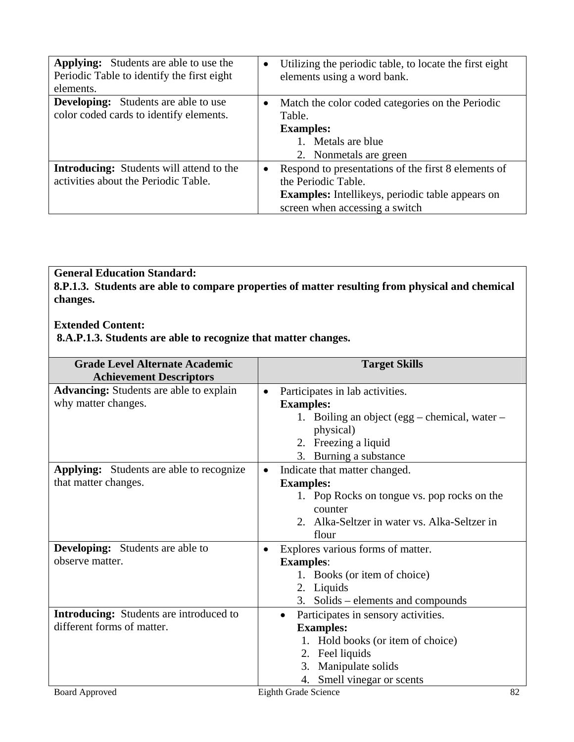| | |
|---|---|
| **Applying:** Students are able to use the Periodic Table to identify the first eight elements. | • Utilizing the periodic table, to locate the first eight elements using a word bank. |
| **Developing:** Students are able to use color coded cards to identify elements. | • Match the color coded categories on the Periodic Table.<br>**Examples:**<br>1. Metals are blue<br>2. Nonmetals are green |
| **Introducing:** Students will attend to the activities about the Periodic Table. | • Respond to presentations of the first 8 elements of the Periodic Table.<br>**Examples:** Intellikeys, periodic table appears on screen when accessing a switch |

**General Education Standard:**
**8.P.1.3. Students are able to compare properties of matter resulting from physical and chemical changes.**

**Extended Content:**
**8.A.P.1.3. Students are able to recognize that matter changes.**

| Grade Level Alternate Academic Achievement Descriptors | Target Skills |
|---|---|
| **Advancing:** Students are able to explain why matter changes. | • Participates in lab activities.<br>**Examples:**<br>1. Boiling an object (egg – chemical, water – physical)<br>2. Freezing a liquid<br>3. Burning a substance |
| **Applying:** Students are able to recognize that matter changes. | • Indicate that matter changed.<br>**Examples:**<br>1. Pop Rocks on tongue vs. pop rocks on the counter<br>2. Alka-Seltzer in water vs. Alka-Seltzer in flour |
| **Developing:** Students are able to observe matter. | • Explores various forms of matter.<br>**Examples**:<br>1. Books (or item of choice)<br>2. Liquids<br>3. Solids – elements and compounds |
| **Introducing:** Students are introduced to different forms of matter. | • Participates in sensory activities.<br>**Examples:**<br>1. Hold books (or item of choice)<br>2. Feel liquids<br>3. Manipulate solids<br>4. Smell vinegar or scents |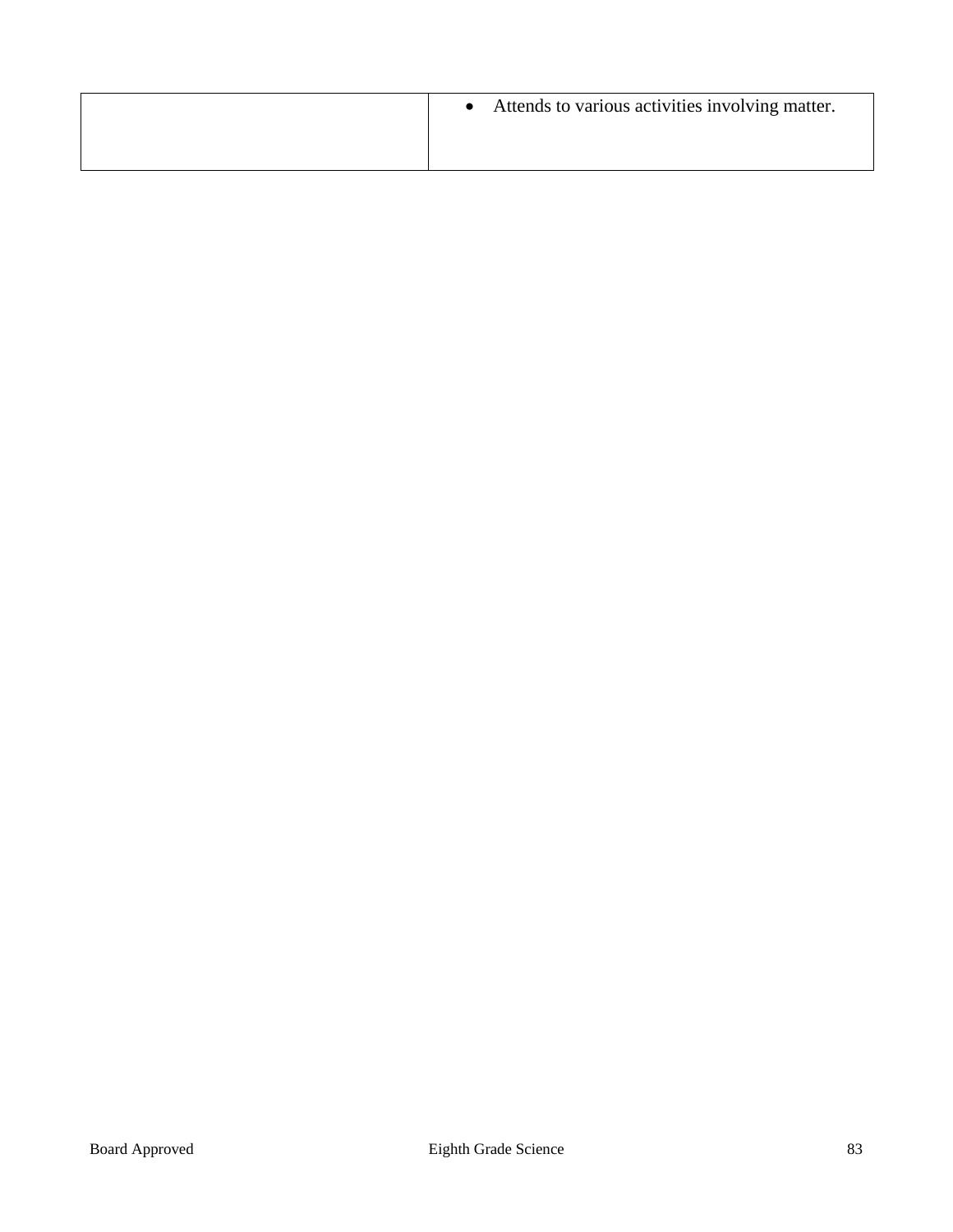| | |
|---|---|
| | • Attends to various activities involving matter. |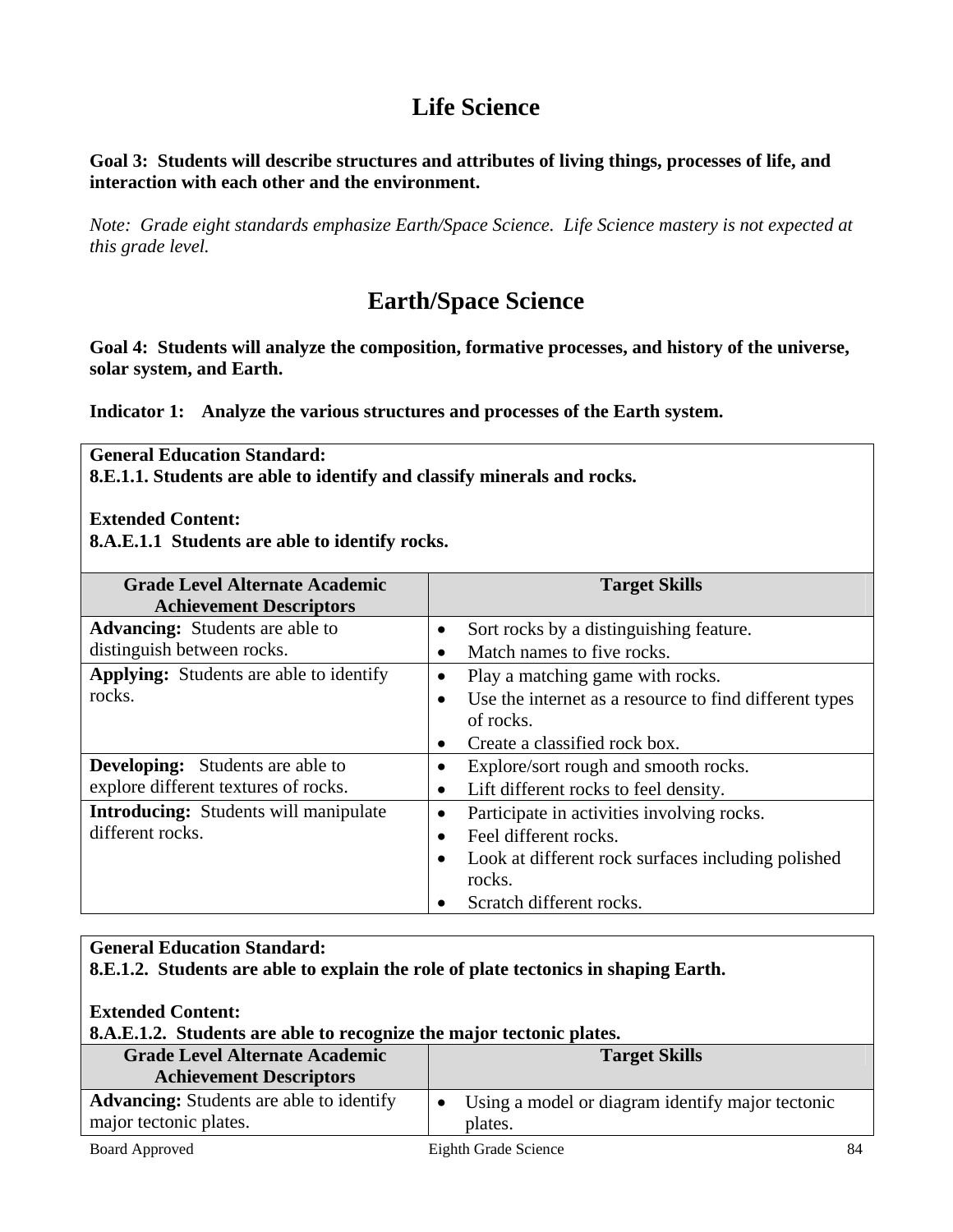# Life Science

**Goal 3: Students will describe structures and attributes of living things, processes of life, and interaction with each other and the environment.**

*Note: Grade eight standards emphasize Earth/Space Science. Life Science mastery is not expected at this grade level.*

# Earth/Space Science

**Goal 4: Students will analyze the composition, formative processes, and history of the universe, solar system, and Earth.**

**Indicator 1: Analyze the various structures and processes of the Earth system.**

**General Education Standard:**
**8.E.1.1. Students are able to identify and classify minerals and rocks.**

**Extended Content:**
**8.A.E.1.1 Students are able to identify rocks.**

| Grade Level Alternate Academic Achievement Descriptors | Target Skills |
|---|---|
| **Advancing:** Students are able to distinguish between rocks. | • Sort rocks by a distinguishing feature.<br>• Match names to five rocks. |
| **Applying:** Students are able to identify rocks. | • Play a matching game with rocks.<br>• Use the internet as a resource to find different types of rocks.<br>• Create a classified rock box. |
| **Developing:** Students are able to explore different textures of rocks. | • Explore/sort rough and smooth rocks.<br>• Lift different rocks to feel density. |
| **Introducing:** Students will manipulate different rocks. | • Participate in activities involving rocks.<br>• Feel different rocks.<br>• Look at different rock surfaces including polished rocks.<br>• Scratch different rocks. |

**General Education Standard:**
**8.E.1.2. Students are able to explain the role of plate tectonics in shaping Earth.**

**Extended Content:**
**8.A.E.1.2. Students are able to recognize the major tectonic plates.**

| Grade Level Alternate Academic Achievement Descriptors | Target Skills |
|---|---|
| **Advancing:** Students are able to identify major tectonic plates. | • Using a model or diagram identify major tectonic plates. |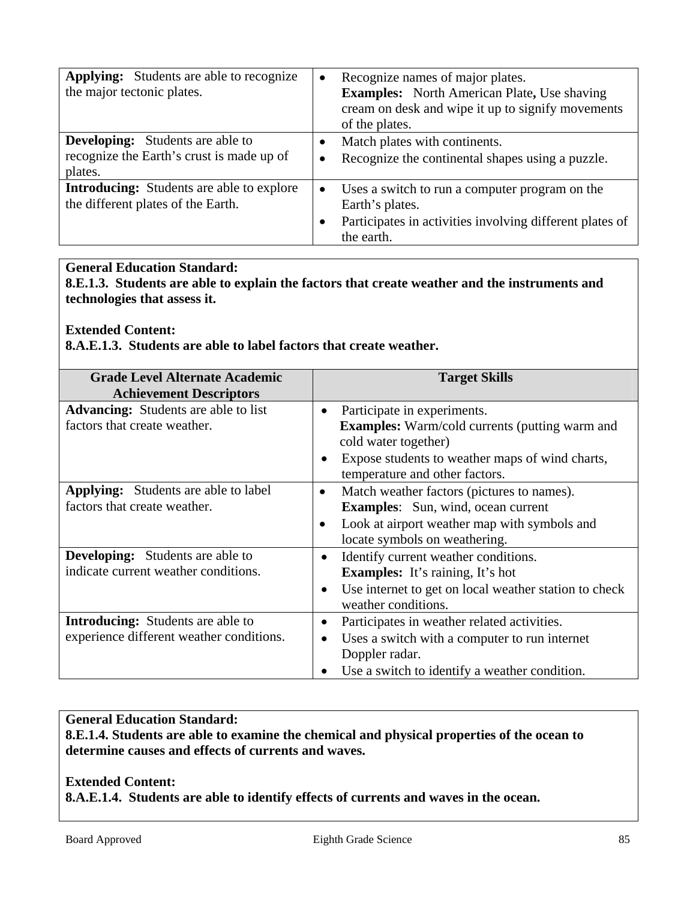| | |
|---|---|
| **Applying:** Students are able to recognize the major tectonic plates. | • Recognize names of major plates. **Examples:** North American Plate**,** Use shaving cream on desk and wipe it up to signify movements of the plates. |
| **Developing:** Students are able to recognize the Earth's crust is made up of plates. | • Match plates with continents.<br>• Recognize the continental shapes using a puzzle. |
| **Introducing:** Students are able to explore the different plates of the Earth. | • Uses a switch to run a computer program on the Earth's plates.<br>• Participates in activities involving different plates of the earth. |

**General Education Standard:**
**8.E.1.3. Students are able to explain the factors that create weather and the instruments and technologies that assess it.**

**Extended Content:**
**8.A.E.1.3. Students are able to label factors that create weather.**

| Grade Level Alternate Academic Achievement Descriptors | Target Skills |
|---|---|
| **Advancing:** Students are able to list factors that create weather. | • Participate in experiments. **Examples:** Warm/cold currents (putting warm and cold water together)<br>• Expose students to weather maps of wind charts, temperature and other factors. |
| **Applying:** Students are able to label factors that create weather. | • Match weather factors (pictures to names). **Examples**: Sun, wind, ocean current<br>• Look at airport weather map with symbols and locate symbols on weathering. |
| **Developing:** Students are able to indicate current weather conditions. | • Identify current weather conditions. **Examples:** It's raining, It's hot<br>• Use internet to get on local weather station to check weather conditions. |
| **Introducing:** Students are able to experience different weather conditions. | • Participates in weather related activities.<br>• Uses a switch with a computer to run internet Doppler radar.<br>• Use a switch to identify a weather condition. |

**General Education Standard:**
**8.E.1.4. Students are able to examine the chemical and physical properties of the ocean to determine causes and effects of currents and waves.**

**Extended Content:**
**8.A.E.1.4. Students are able to identify effects of currents and waves in the ocean.**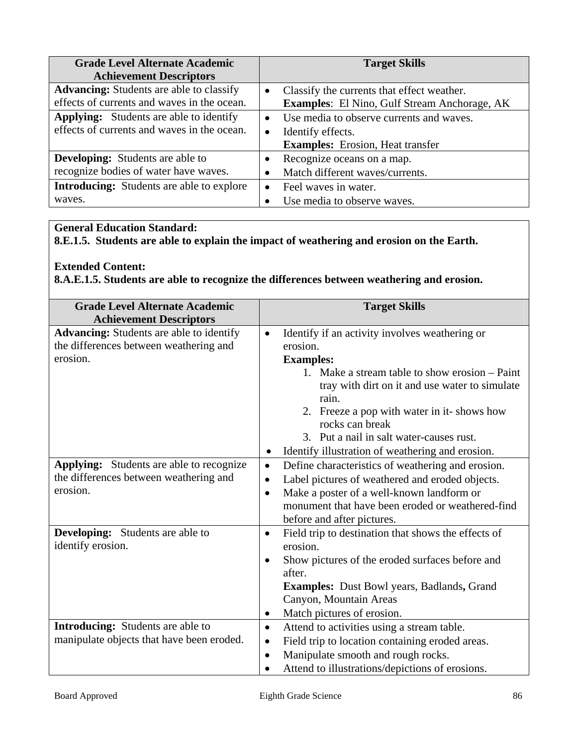| Grade Level Alternate Academic Achievement Descriptors | Target Skills |
|---|---|
| **Advancing:** Students are able to classify effects of currents and waves in the ocean. | • Classify the currents that effect weather. **Examples**: El Nino, Gulf Stream Anchorage, AK |
| **Applying:** Students are able to identify effects of currents and waves in the ocean. | • Use media to observe currents and waves. • Identify effects. **Examples:** Erosion, Heat transfer |
| **Developing:** Students are able to recognize bodies of water have waves. | • Recognize oceans on a map. • Match different waves/currents. |
| **Introducing:** Students are able to explore waves. | • Feel waves in water. • Use media to observe waves. |

**General Education Standard:**
**8.E.1.5. Students are able to explain the impact of weathering and erosion on the Earth.**

**Extended Content:**
**8.A.E.1.5. Students are able to recognize the differences between weathering and erosion.**

| Grade Level Alternate Academic Achievement Descriptors | Target Skills |
|---|---|
| **Advancing:** Students are able to identify the differences between weathering and erosion. | • Identify if an activity involves weathering or erosion. **Examples:** 1. Make a stream table to show erosion – Paint tray with dirt on it and use water to simulate rain. 2. Freeze a pop with water in it- shows how rocks can break 3. Put a nail in salt water-causes rust. • Identify illustration of weathering and erosion. |
| **Applying:** Students are able to recognize the differences between weathering and erosion. | • Define characteristics of weathering and erosion. • Label pictures of weathered and eroded objects. • Make a poster of a well-known landform or monument that have been eroded or weathered-find before and after pictures. |
| **Developing:** Students are able to identify erosion. | • Field trip to destination that shows the effects of erosion. • Show pictures of the eroded surfaces before and after. **Examples:** Dust Bowl years, Badlands, Grand Canyon, Mountain Areas • Match pictures of erosion. |
| **Introducing:** Students are able to manipulate objects that have been eroded. | • Attend to activities using a stream table. • Field trip to location containing eroded areas. • Manipulate smooth and rough rocks. • Attend to illustrations/depictions of erosions. |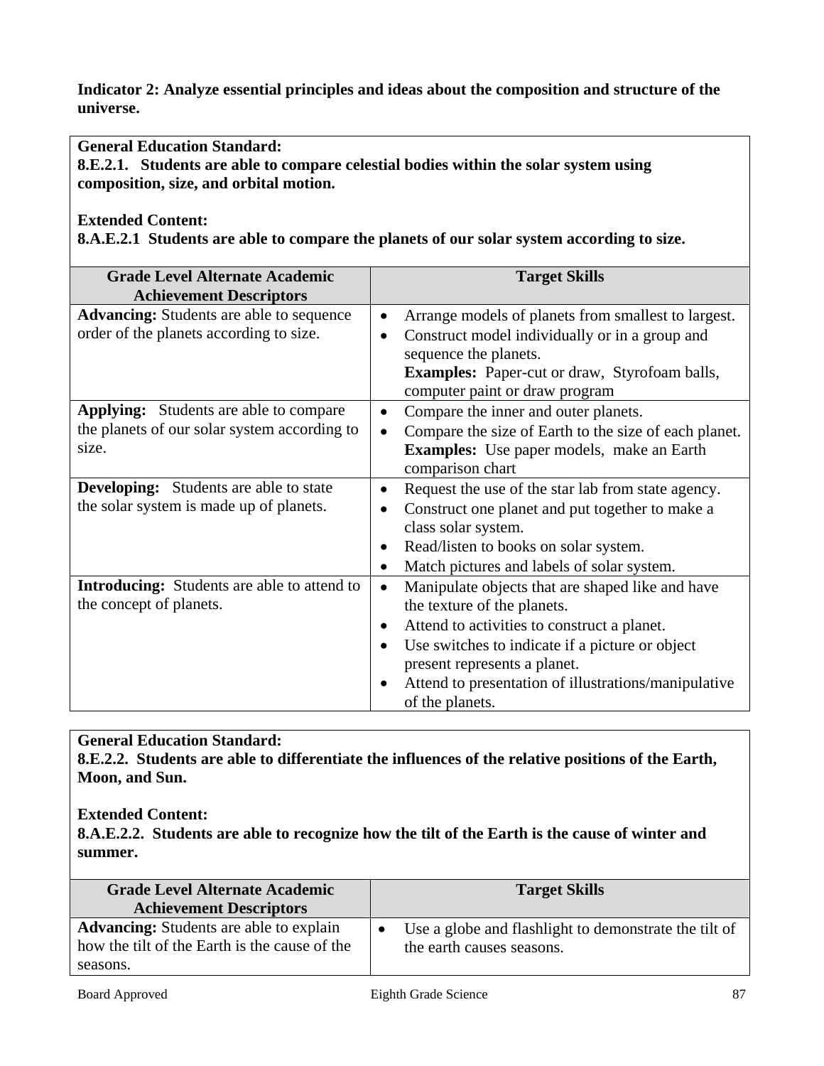**Indicator 2: Analyze essential principles and ideas about the composition and structure of the universe.**

**General Education Standard:**
**8.E.2.1. Students are able to compare celestial bodies within the solar system using composition, size, and orbital motion.**

**Extended Content:**
**8.A.E.2.1 Students are able to compare the planets of our solar system according to size.**

| Grade Level Alternate Academic Achievement Descriptors | Target Skills |
|---|---|
| **Advancing:** Students are able to sequence order of the planets according to size. | • Arrange models of planets from smallest to largest.<br>• Construct model individually or in a group and sequence the planets.<br>**Examples:** Paper-cut or draw, Styrofoam balls, computer paint or draw program |
| **Applying:** Students are able to compare the planets of our solar system according to size. | • Compare the inner and outer planets.<br>• Compare the size of Earth to the size of each planet.<br>**Examples:** Use paper models, make an Earth comparison chart |
| **Developing:** Students are able to state the solar system is made up of planets. | • Request the use of the star lab from state agency.<br>• Construct one planet and put together to make a class solar system.<br>• Read/listen to books on solar system.<br>• Match pictures and labels of solar system. |
| **Introducing:** Students are able to attend to the concept of planets. | • Manipulate objects that are shaped like and have the texture of the planets.<br>• Attend to activities to construct a planet.<br>• Use switches to indicate if a picture or object present represents a planet.<br>• Attend to presentation of illustrations/manipulative of the planets. |

**General Education Standard:**
**8.E.2.2. Students are able to differentiate the influences of the relative positions of the Earth, Moon, and Sun.**

**Extended Content:**
**8.A.E.2.2. Students are able to recognize how the tilt of the Earth is the cause of winter and summer.**

| Grade Level Alternate Academic Achievement Descriptors | Target Skills |
|---|---|
| **Advancing:** Students are able to explain how the tilt of the Earth is the cause of the seasons. | • Use a globe and flashlight to demonstrate the tilt of the earth causes seasons. |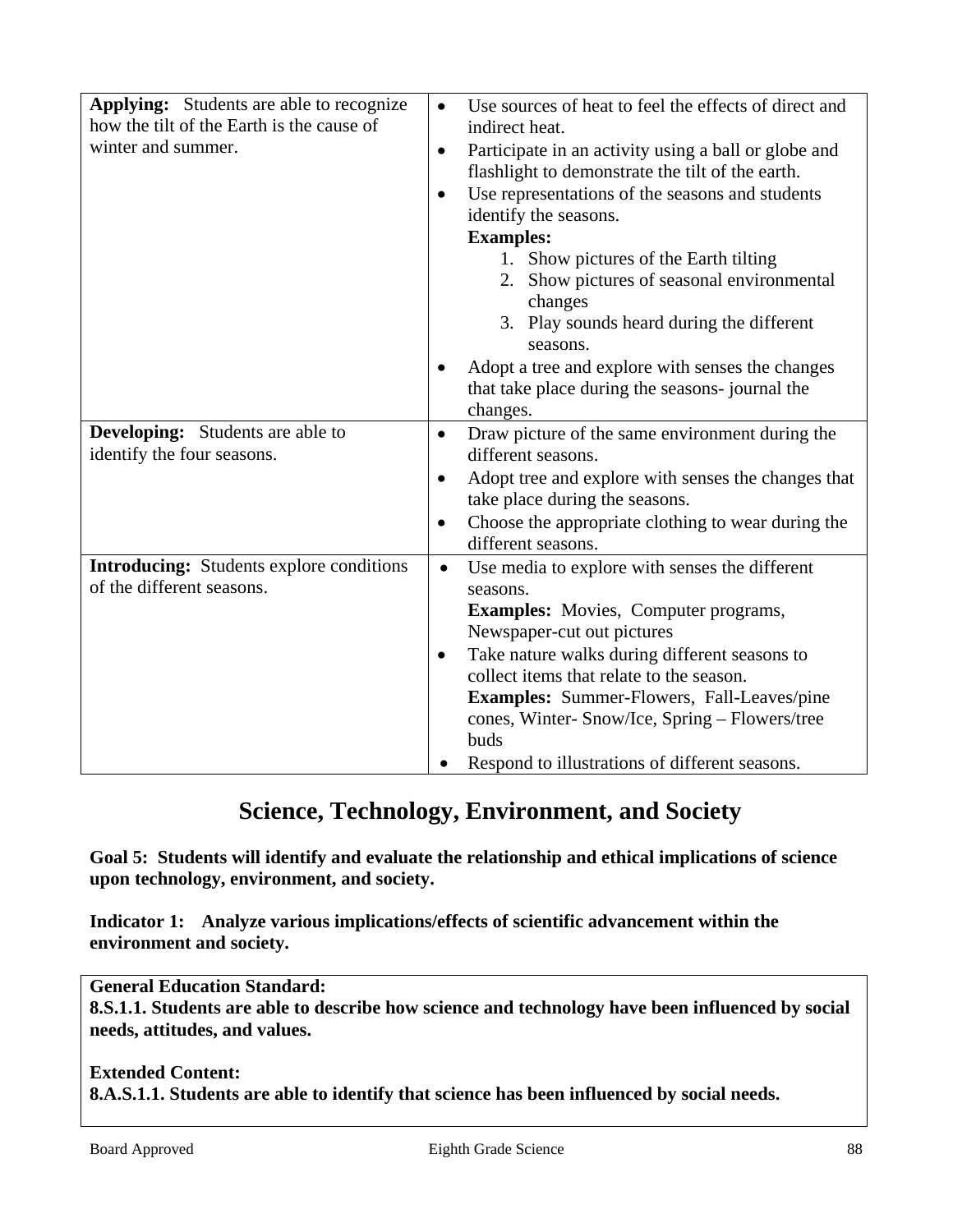| | |
|---|---|
| **Applying:** Students are able to recognize how the tilt of the Earth is the cause of winter and summer. | • Use sources of heat to feel the effects of direct and indirect heat.<br>• Participate in an activity using a ball or globe and flashlight to demonstrate the tilt of the earth.<br>• Use representations of the seasons and students identify the seasons.<br>**Examples:**<br>1. Show pictures of the Earth tilting<br>2. Show pictures of seasonal environmental changes<br>3. Play sounds heard during the different seasons.<br>• Adopt a tree and explore with senses the changes that take place during the seasons- journal the changes. |
| **Developing:** Students are able to identify the four seasons. | • Draw picture of the same environment during the different seasons.<br>• Adopt tree and explore with senses the changes that take place during the seasons.<br>• Choose the appropriate clothing to wear during the different seasons. |
| **Introducing:** Students explore conditions of the different seasons. | • Use media to explore with senses the different seasons.<br>**Examples:** Movies, Computer programs, Newspaper-cut out pictures<br>• Take nature walks during different seasons to collect items that relate to the season.<br>**Examples:** Summer-Flowers, Fall-Leaves/pine cones, Winter- Snow/Ice, Spring – Flowers/tree buds<br>• Respond to illustrations of different seasons. |

## Science, Technology, Environment, and Society

**Goal 5: Students will identify and evaluate the relationship and ethical implications of science upon technology, environment, and society.**

**Indicator 1: Analyze various implications/effects of scientific advancement within the environment and society.**

**General Education Standard:**
**8.S.1.1. Students are able to describe how science and technology have been influenced by social needs, attitudes, and values.**

**Extended Content:**
**8.A.S.1.1. Students are able to identify that science has been influenced by social needs.**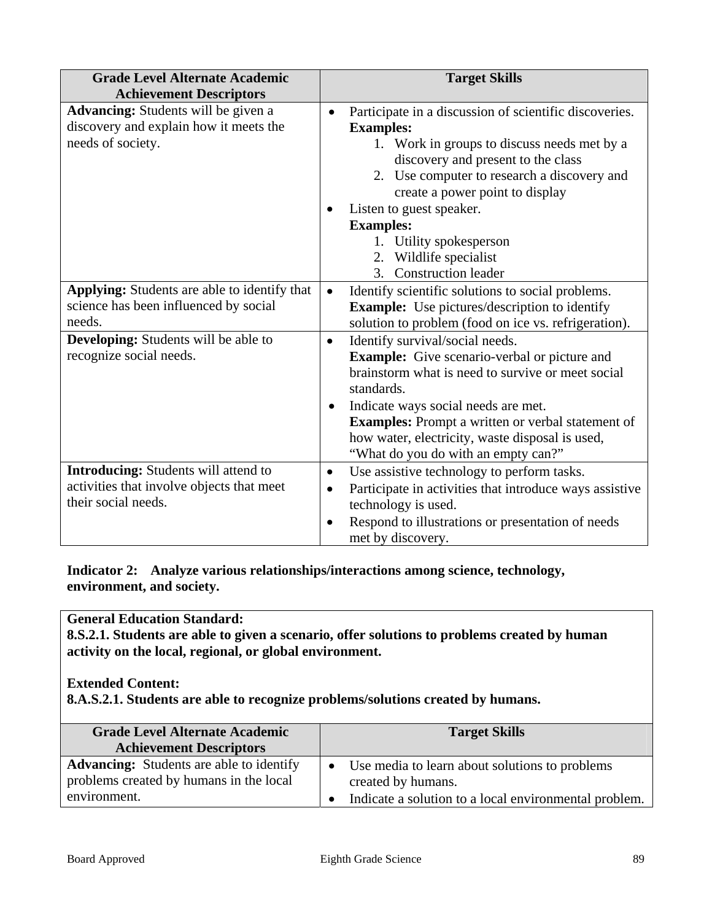| Grade Level Alternate Academic Achievement Descriptors | Target Skills |
|---|---|
| **Advancing:** Students will be given a discovery and explain how it meets the needs of society. | • Participate in a discussion of scientific discoveries. **Examples:** 1. Work in groups to discuss needs met by a discovery and present to the class 2. Use computer to research a discovery and create a power point to display<br>• Listen to guest speaker. **Examples:** 1. Utility spokesperson 2. Wildlife specialist 3. Construction leader |
| **Applying:** Students are able to identify that science has been influenced by social needs. | • Identify scientific solutions to social problems. **Example:** Use pictures/description to identify solution to problem (food on ice vs. refrigeration). |
| **Developing:** Students will be able to recognize social needs. | • Identify survival/social needs. **Example:** Give scenario-verbal or picture and brainstorm what is need to survive or meet social standards.<br>• Indicate ways social needs are met. **Examples:** Prompt a written or verbal statement of how water, electricity, waste disposal is used, "What do you do with an empty can?" |
| **Introducing:** Students will attend to activities that involve objects that meet their social needs. | • Use assistive technology to perform tasks.<br>• Participate in activities that introduce ways assistive technology is used.<br>• Respond to illustrations or presentation of needs met by discovery. |

**Indicator 2: Analyze various relationships/interactions among science, technology, environment, and society.**

**General Education Standard:**
**8.S.2.1. Students are able to given a scenario, offer solutions to problems created by human activity on the local, regional, or global environment.**

**Extended Content:**
**8.A.S.2.1. Students are able to recognize problems/solutions created by humans.**

| Grade Level Alternate Academic Achievement Descriptors | Target Skills |
|---|---|
| **Advancing:** Students are able to identify problems created by humans in the local environment. | • Use media to learn about solutions to problems created by humans.<br>• Indicate a solution to a local environmental problem. |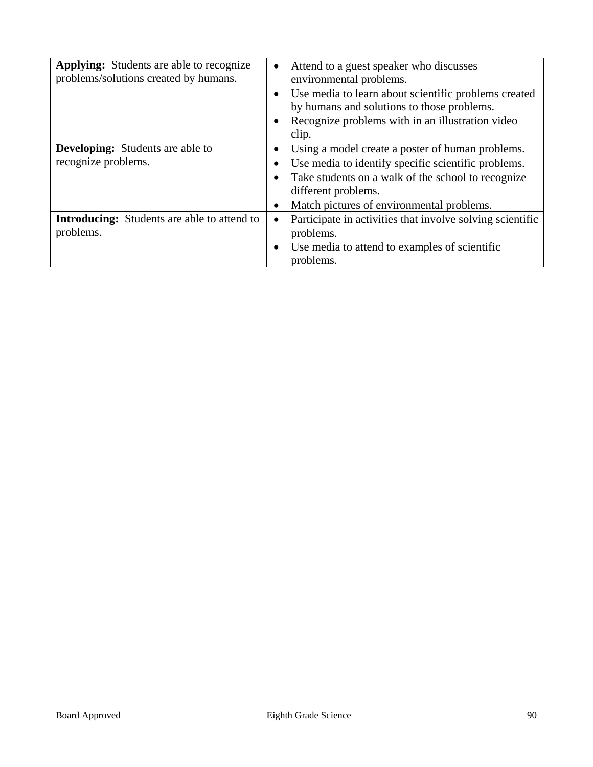| | |
|---|---|
| **Applying:** Students are able to recognize problems/solutions created by humans. | • Attend to a guest speaker who discusses environmental problems.<br>• Use media to learn about scientific problems created by humans and solutions to those problems.<br>• Recognize problems with in an illustration video clip. |
| **Developing:** Students are able to recognize problems. | • Using a model create a poster of human problems.<br>• Use media to identify specific scientific problems.<br>• Take students on a walk of the school to recognize different problems.<br>• Match pictures of environmental problems. |
| **Introducing:** Students are able to attend to problems. | • Participate in activities that involve solving scientific problems.<br>• Use media to attend to examples of scientific problems. |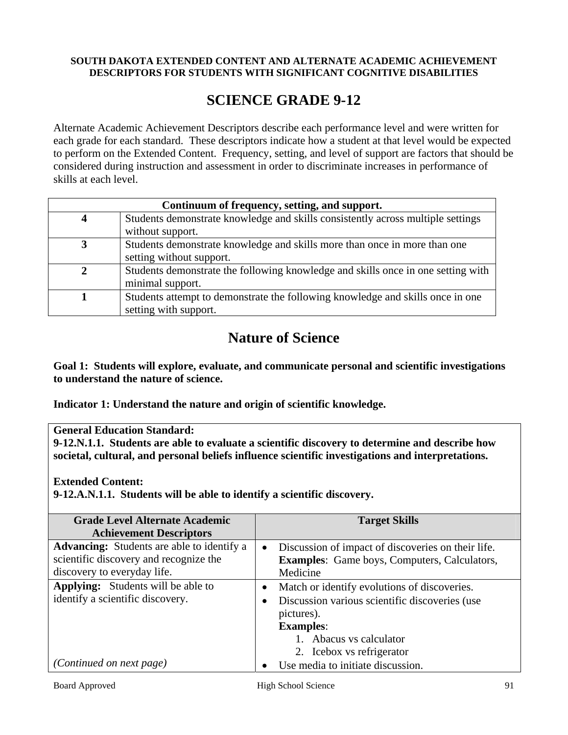**SOUTH DAKOTA EXTENDED CONTENT AND ALTERNATE ACADEMIC ACHIEVEMENT DESCRIPTORS FOR STUDENTS WITH SIGNIFICANT COGNITIVE DISABILITIES**

# SCIENCE GRADE 9-12

Alternate Academic Achievement Descriptors describe each performance level and were written for each grade for each standard. These descriptors indicate how a student at that level would be expected to perform on the Extended Content. Frequency, setting, and level of support are factors that should be considered during instruction and assessment in order to discriminate increases in performance of skills at each level.

| **Continuum of frequency, setting, and support.** | |
|---|---|
| **4** | Students demonstrate knowledge and skills consistently across multiple settings without support. |
| **3** | Students demonstrate knowledge and skills more than once in more than one setting without support. |
| **2** | Students demonstrate the following knowledge and skills once in one setting with minimal support. |
| **1** | Students attempt to demonstrate the following knowledge and skills once in one setting with support. |

## Nature of Science

**Goal 1: Students will explore, evaluate, and communicate personal and scientific investigations to understand the nature of science.**

**Indicator 1: Understand the nature and origin of scientific knowledge.**

**General Education Standard:**
**9-12.N.1.1. Students are able to evaluate a scientific discovery to determine and describe how societal, cultural, and personal beliefs influence scientific investigations and interpretations.**

**Extended Content:**
**9-12.A.N.1.1. Students will be able to identify a scientific discovery.**

| Grade Level Alternate Academic Achievement Descriptors | Target Skills |
|---|---|
| **Advancing:** Students are able to identify a scientific discovery and recognize the discovery to everyday life. | • Discussion of impact of discoveries on their life. **Examples**: Game boys, Computers, Calculators, Medicine |
| **Applying:** Students will be able to identify a scientific discovery.<br><br>*(Continued on next page)* | • Match or identify evolutions of discoveries.<br>• Discussion various scientific discoveries (use pictures).<br>**Examples**:<br>1. Abacus vs calculator<br>2. Icebox vs refrigerator<br>• Use media to initiate discussion. |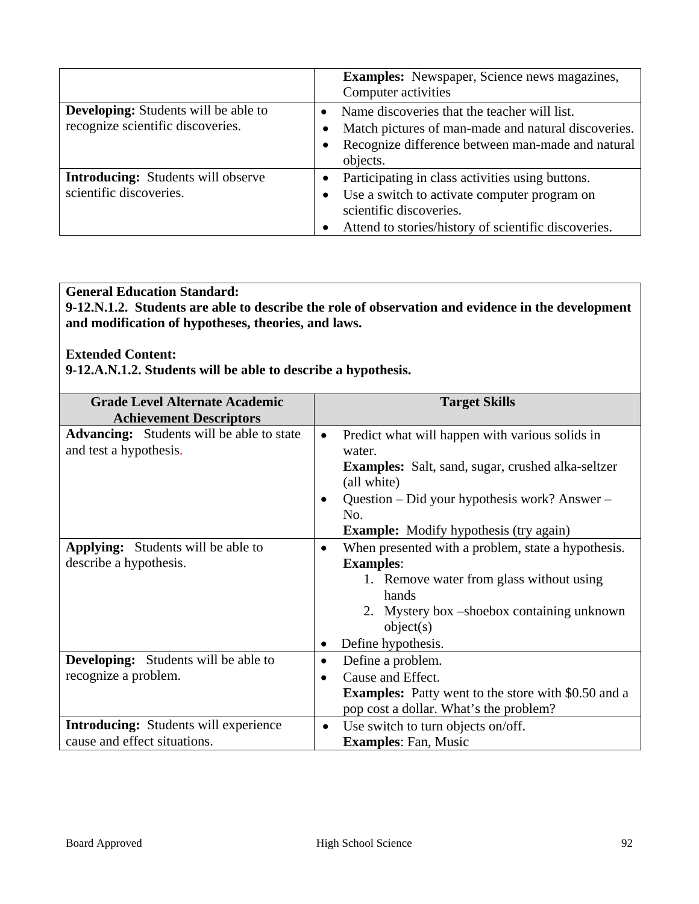| | |
|---|---|
| | **Examples:** Newspaper, Science news magazines, Computer activities |
| **Developing:** Students will be able to recognize scientific discoveries. | • Name discoveries that the teacher will list.<br>• Match pictures of man-made and natural discoveries.<br>• Recognize difference between man-made and natural objects. |
| **Introducing:** Students will observe scientific discoveries. | • Participating in class activities using buttons.<br>• Use a switch to activate computer program on scientific discoveries.<br>• Attend to stories/history of scientific discoveries. |

**General Education Standard:**
**9-12.N.1.2. Students are able to describe the role of observation and evidence in the development and modification of hypotheses, theories, and laws.**

**Extended Content:**
**9-12.A.N.1.2. Students will be able to describe a hypothesis.**

| Grade Level Alternate Academic Achievement Descriptors | Target Skills |
|---|---|
| **Advancing:** Students will be able to state and test a hypothesis. | • Predict what will happen with various solids in water.<br>**Examples:** Salt, sand, sugar, crushed alka-seltzer (all white)<br>• Question – Did your hypothesis work? Answer – No.<br>**Example:** Modify hypothesis (try again) |
| **Applying:** Students will be able to describe a hypothesis. | • When presented with a problem, state a hypothesis.<br>**Examples**:<br>1. Remove water from glass without using hands<br>2. Mystery box –shoebox containing unknown object(s)<br>• Define hypothesis. |
| **Developing:** Students will be able to recognize a problem. | • Define a problem.<br>• Cause and Effect.<br>**Examples:** Patty went to the store with $0.50 and a pop cost a dollar. What's the problem? |
| **Introducing:** Students will experience cause and effect situations. | • Use switch to turn objects on/off.<br>**Examples**: Fan, Music |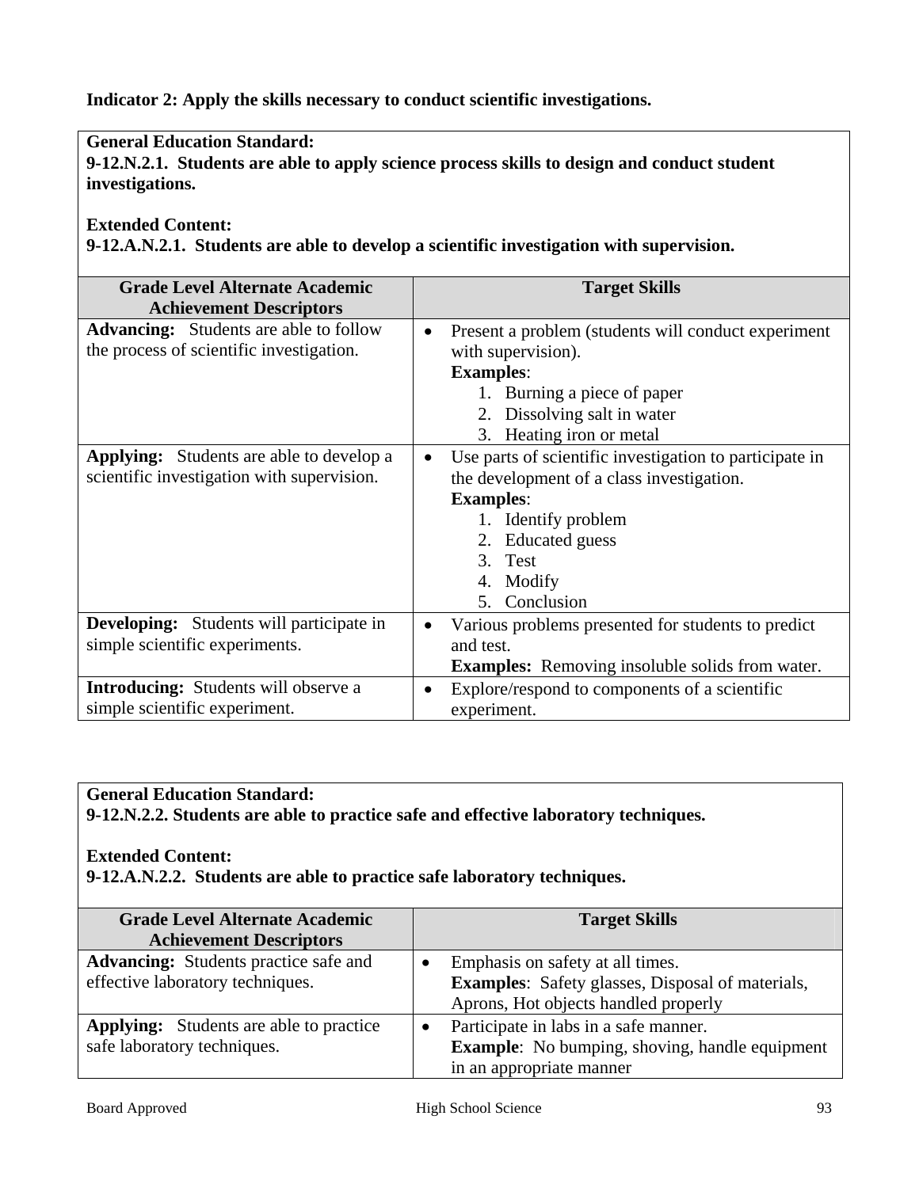**Indicator 2: Apply the skills necessary to conduct scientific investigations.**

**General Education Standard:**
**9-12.N.2.1. Students are able to apply science process skills to design and conduct student investigations.**

**Extended Content:**
**9-12.A.N.2.1. Students are able to develop a scientific investigation with supervision.**

| Grade Level Alternate Academic Achievement Descriptors | Target Skills |
|---|---|
| **Advancing:** Students are able to follow the process of scientific investigation. | • Present a problem (students will conduct experiment with supervision). **Examples**: 1. Burning a piece of paper 2. Dissolving salt in water 3. Heating iron or metal |
| **Applying:** Students are able to develop a scientific investigation with supervision. | • Use parts of scientific investigation to participate in the development of a class investigation. **Examples**: 1. Identify problem 2. Educated guess 3. Test 4. Modify 5. Conclusion |
| **Developing:** Students will participate in simple scientific experiments. | • Various problems presented for students to predict and test. **Examples:** Removing insoluble solids from water. |
| **Introducing:** Students will observe a simple scientific experiment. | • Explore/respond to components of a scientific experiment. |

**General Education Standard:**
**9-12.N.2.2. Students are able to practice safe and effective laboratory techniques.**

**Extended Content:**
**9-12.A.N.2.2. Students are able to practice safe laboratory techniques.**

| Grade Level Alternate Academic Achievement Descriptors | Target Skills |
|---|---|
| **Advancing:** Students practice safe and effective laboratory techniques. | • Emphasis on safety at all times. **Examples**: Safety glasses, Disposal of materials, Aprons, Hot objects handled properly |
| **Applying:** Students are able to practice safe laboratory techniques. | • Participate in labs in a safe manner. **Example**: No bumping, shoving, handle equipment in an appropriate manner |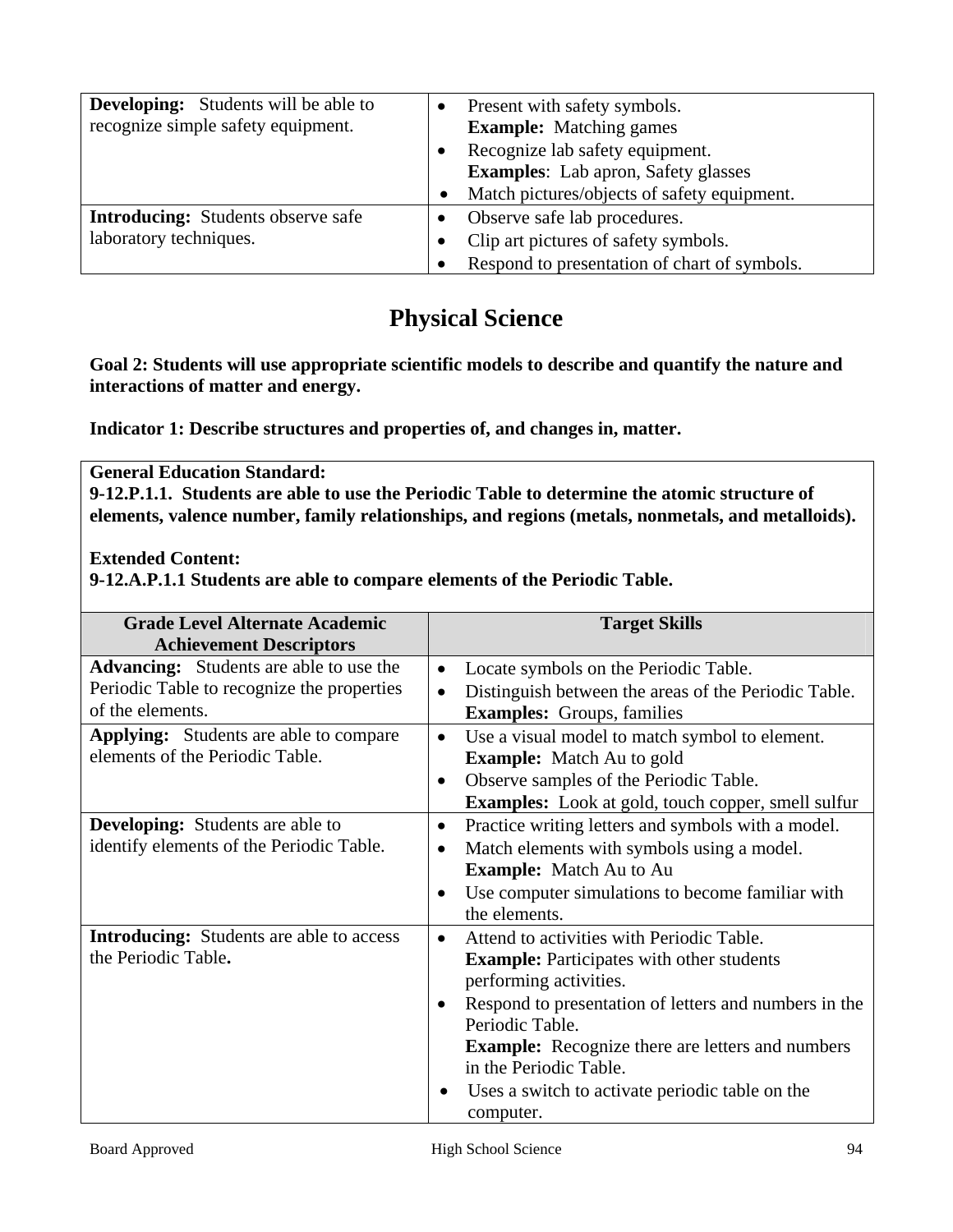| | |
|---|---|
| **Developing:** Students will be able to recognize simple safety equipment. | • Present with safety symbols.<br>**Example:** Matching games<br>• Recognize lab safety equipment.<br>**Examples**: Lab apron, Safety glasses<br>• Match pictures/objects of safety equipment. |
| **Introducing:** Students observe safe laboratory techniques. | • Observe safe lab procedures.<br>• Clip art pictures of safety symbols.<br>• Respond to presentation of chart of symbols. |

# Physical Science

**Goal 2: Students will use appropriate scientific models to describe and quantify the nature and interactions of matter and energy.**

**Indicator 1: Describe structures and properties of, and changes in, matter.**

**General Education Standard:**
**9-12.P.1.1. Students are able to use the Periodic Table to determine the atomic structure of elements, valence number, family relationships, and regions (metals, nonmetals, and metalloids).**

**Extended Content:**
**9-12.A.P.1.1 Students are able to compare elements of the Periodic Table.**

| Grade Level Alternate Academic Achievement Descriptors | Target Skills |
|---|---|
| **Advancing:** Students are able to use the Periodic Table to recognize the properties of the elements. | • Locate symbols on the Periodic Table.<br>• Distinguish between the areas of the Periodic Table.<br>**Examples:** Groups, families |
| **Applying:** Students are able to compare elements of the Periodic Table. | • Use a visual model to match symbol to element.<br>**Example:** Match Au to gold<br>• Observe samples of the Periodic Table.<br>**Examples:** Look at gold, touch copper, smell sulfur |
| **Developing:** Students are able to identify elements of the Periodic Table. | • Practice writing letters and symbols with a model.<br>• Match elements with symbols using a model.<br>**Example:** Match Au to Au<br>• Use computer simulations to become familiar with the elements. |
| **Introducing:** Students are able to access the Periodic Table**.** | • Attend to activities with Periodic Table.<br>**Example:** Participates with other students performing activities.<br>• Respond to presentation of letters and numbers in the Periodic Table.<br>**Example:** Recognize there are letters and numbers in the Periodic Table.<br>• Uses a switch to activate periodic table on the computer. |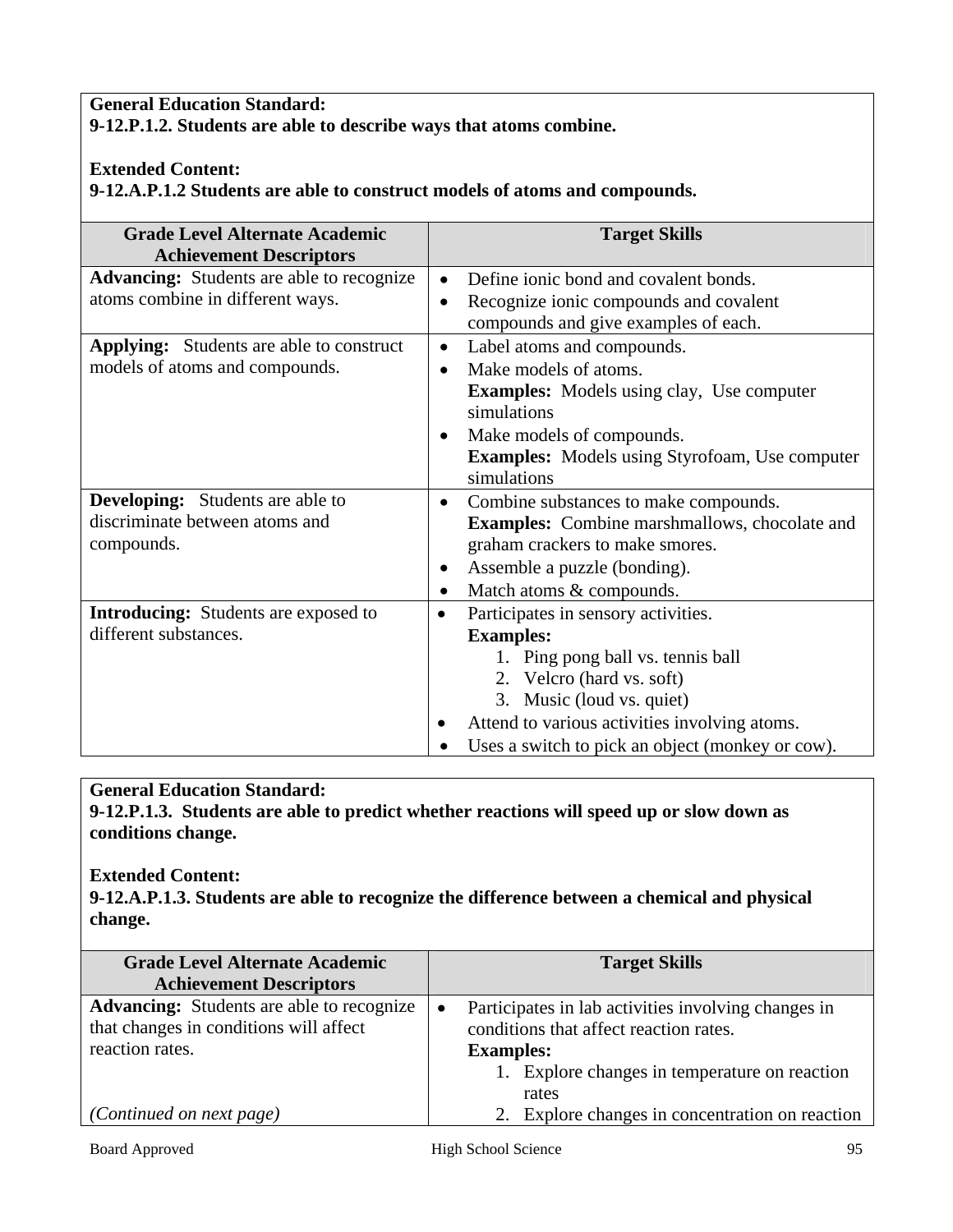**General Education Standard:**
**9-12.P.1.2. Students are able to describe ways that atoms combine.**

**Extended Content:**
**9-12.A.P.1.2 Students are able to construct models of atoms and compounds.**

| Grade Level Alternate Academic Achievement Descriptors | Target Skills |
|---|---|
| **Advancing:** Students are able to recognize atoms combine in different ways. | • Define ionic bond and covalent bonds.<br>• Recognize ionic compounds and covalent compounds and give examples of each. |
| **Applying:** Students are able to construct models of atoms and compounds. | • Label atoms and compounds.<br>• Make models of atoms.<br>**Examples:** Models using clay, Use computer simulations<br>• Make models of compounds.<br>**Examples:** Models using Styrofoam, Use computer simulations |
| **Developing:** Students are able to discriminate between atoms and compounds. | • Combine substances to make compounds.<br>**Examples:** Combine marshmallows, chocolate and graham crackers to make smores.<br>• Assemble a puzzle (bonding).<br>• Match atoms & compounds. |
| **Introducing:** Students are exposed to different substances. | • Participates in sensory activities.<br>**Examples:**<br>1. Ping pong ball vs. tennis ball<br>2. Velcro (hard vs. soft)<br>3. Music (loud vs. quiet)<br>• Attend to various activities involving atoms.<br>• Uses a switch to pick an object (monkey or cow). |

**General Education Standard:**
**9-12.P.1.3. Students are able to predict whether reactions will speed up or slow down as conditions change.**

**Extended Content:**
**9-12.A.P.1.3. Students are able to recognize the difference between a chemical and physical change.**

| Grade Level Alternate Academic Achievement Descriptors | Target Skills |
|---|---|
| **Advancing:** Students are able to recognize that changes in conditions will affect reaction rates.<br><br>*(Continued on next page)* | • Participates in lab activities involving changes in conditions that affect reaction rates.<br>**Examples:**<br>1. Explore changes in temperature on reaction rates<br>2. Explore changes in concentration on reaction |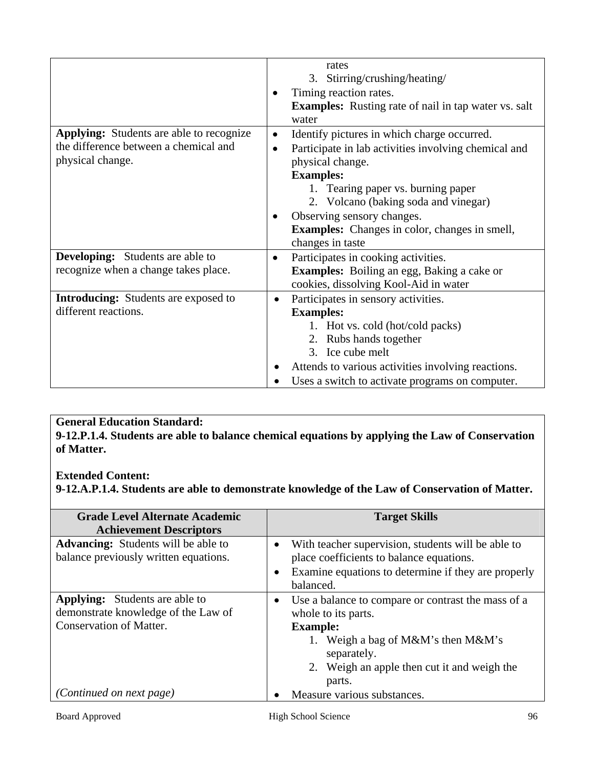| | |
|---|---|
| | rates<br>3. Stirring/crushing/heating/<br>• Timing reaction rates.<br>**Examples:** Rusting rate of nail in tap water vs. salt water |
| **Applying:** Students are able to recognize the difference between a chemical and physical change. | • Identify pictures in which charge occurred.<br>• Participate in lab activities involving chemical and physical change.<br>**Examples:**<br>1. Tearing paper vs. burning paper<br>2. Volcano (baking soda and vinegar)<br>• Observing sensory changes.<br>**Examples:** Changes in color, changes in smell, changes in taste |
| **Developing:** Students are able to recognize when a change takes place. | • Participates in cooking activities.<br>**Examples:** Boiling an egg, Baking a cake or cookies, dissolving Kool-Aid in water |
| **Introducing:** Students are exposed to different reactions. | • Participates in sensory activities.<br>**Examples:**<br>1. Hot vs. cold (hot/cold packs)<br>2. Rubs hands together<br>3. Ice cube melt<br>• Attends to various activities involving reactions.<br>• Uses a switch to activate programs on computer. |

**General Education Standard:**
**9-12.P.1.4. Students are able to balance chemical equations by applying the Law of Conservation of Matter.**

**Extended Content:**
**9-12.A.P.1.4. Students are able to demonstrate knowledge of the Law of Conservation of Matter.**

| Grade Level Alternate Academic Achievement Descriptors | Target Skills |
|---|---|
| **Advancing:** Students will be able to balance previously written equations. | • With teacher supervision, students will be able to place coefficients to balance equations.<br>• Examine equations to determine if they are properly balanced. |
| **Applying:** Students are able to demonstrate knowledge of the Law of Conservation of Matter.<br><br>*(Continued on next page)* | • Use a balance to compare or contrast the mass of a whole to its parts.<br>**Example:**<br>1. Weigh a bag of M&M's then M&M's separately.<br>2. Weigh an apple then cut it and weigh the parts.<br>• Measure various substances. |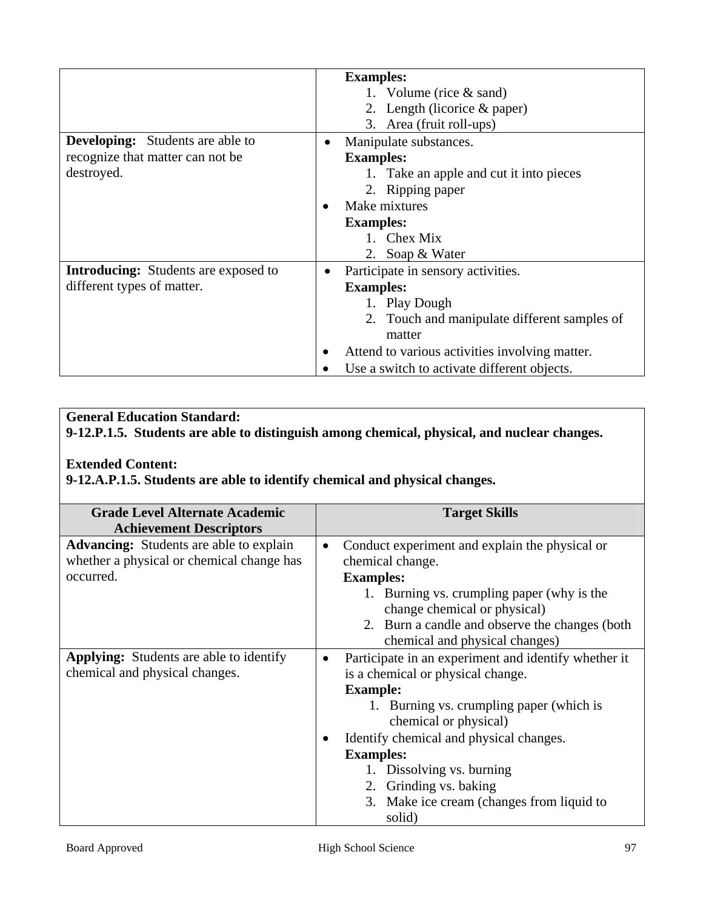| | |
|---|---|
| | **Examples:**<br>1. Volume (rice & sand)<br>2. Length (licorice & paper)<br>3. Area (fruit roll-ups) |
| **Developing:** Students are able to recognize that matter can not be destroyed. | • Manipulate substances.<br>**Examples:**<br>1. Take an apple and cut it into pieces<br>2. Ripping paper<br>• Make mixtures<br>**Examples:**<br>1. Chex Mix<br>2. Soap & Water |
| **Introducing:** Students are exposed to different types of matter. | • Participate in sensory activities.<br>**Examples:**<br>1. Play Dough<br>2. Touch and manipulate different samples of matter<br>• Attend to various activities involving matter.<br>• Use a switch to activate different objects. |

**General Education Standard:**
**9-12.P.1.5. Students are able to distinguish among chemical, physical, and nuclear changes.**

**Extended Content:**
**9-12.A.P.1.5. Students are able to identify chemical and physical changes.**

| Grade Level Alternate Academic Achievement Descriptors | Target Skills |
|---|---|
| **Advancing:** Students are able to explain whether a physical or chemical change has occurred. | • Conduct experiment and explain the physical or chemical change.<br>**Examples:**<br>1. Burning vs. crumpling paper (why is the change chemical or physical)<br>2. Burn a candle and observe the changes (both chemical and physical changes) |
| **Applying:** Students are able to identify chemical and physical changes. | • Participate in an experiment and identify whether it is a chemical or physical change.<br>**Example:**<br>1. Burning vs. crumpling paper (which is chemical or physical)<br>• Identify chemical and physical changes.<br>**Examples:**<br>1. Dissolving vs. burning<br>2. Grinding vs. baking<br>3. Make ice cream (changes from liquid to solid) |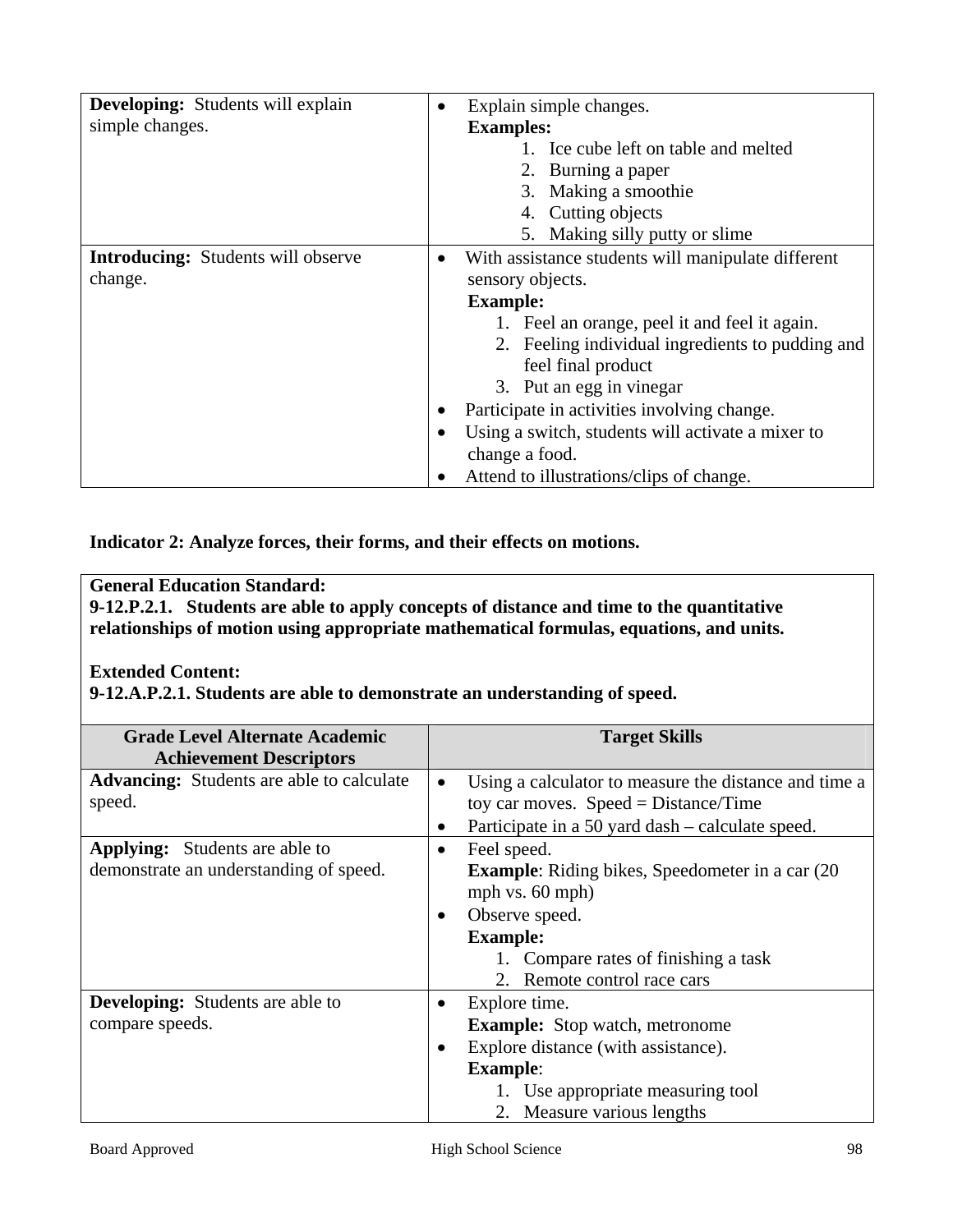| | |
|---|---|
| **Developing:** Students will explain simple changes. | • Explain simple changes.<br>**Examples:**<br>1. Ice cube left on table and melted<br>2. Burning a paper<br>3. Making a smoothie<br>4. Cutting objects<br>5. Making silly putty or slime |
| **Introducing:** Students will observe change. | • With assistance students will manipulate different sensory objects.<br>**Example:**<br>1. Feel an orange, peel it and feel it again.<br>2. Feeling individual ingredients to pudding and feel final product<br>3. Put an egg in vinegar<br>• Participate in activities involving change.<br>• Using a switch, students will activate a mixer to change a food.<br>• Attend to illustrations/clips of change. |

**Indicator 2: Analyze forces, their forms, and their effects on motions.**

**General Education Standard:**
**9-12.P.2.1. Students are able to apply concepts of distance and time to the quantitative relationships of motion using appropriate mathematical formulas, equations, and units.**

**Extended Content:**
**9-12.A.P.2.1. Students are able to demonstrate an understanding of speed.**

| Grade Level Alternate Academic Achievement Descriptors | Target Skills |
|---|---|
| **Advancing:** Students are able to calculate speed. | • Using a calculator to measure the distance and time a toy car moves. Speed = Distance/Time<br>• Participate in a 50 yard dash – calculate speed. |
| **Applying:** Students are able to demonstrate an understanding of speed. | • Feel speed.<br>**Example**: Riding bikes, Speedometer in a car (20 mph vs. 60 mph)<br>• Observe speed.<br>**Example:**<br>1. Compare rates of finishing a task<br>2. Remote control race cars |
| **Developing:** Students are able to compare speeds. | • Explore time.<br>**Example:** Stop watch, metronome<br>• Explore distance (with assistance).<br>**Example**:<br>1. Use appropriate measuring tool<br>2. Measure various lengths |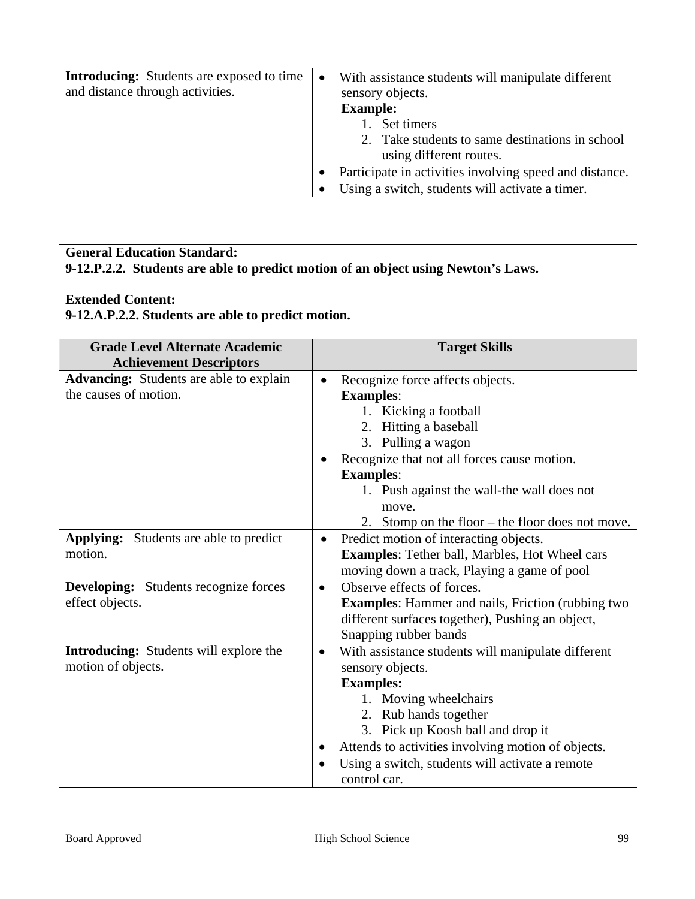| Grade Level Alternate Academic Achievement Descriptors | Target Skills |
|---|---|
| **Introducing:** Students are exposed to time and distance through activities. | • With assistance students will manipulate different sensory objects.<br>**Example:**<br>1. Set timers<br>2. Take students to same destinations in school using different routes.<br>• Participate in activities involving speed and distance.<br>• Using a switch, students will activate a timer. |

**General Education Standard:**
**9-12.P.2.2. Students are able to predict motion of an object using Newton's Laws.**

**Extended Content:**
**9-12.A.P.2.2. Students are able to predict motion.**

| Grade Level Alternate Academic Achievement Descriptors | Target Skills |
|---|---|
| **Advancing:** Students are able to explain the causes of motion. | • Recognize force affects objects.<br>**Examples**:<br>1. Kicking a football<br>2. Hitting a baseball<br>3. Pulling a wagon<br>• Recognize that not all forces cause motion.<br>**Examples**:<br>1. Push against the wall-the wall does not move.<br>2. Stomp on the floor – the floor does not move. |
| **Applying:** Students are able to predict motion. | • Predict motion of interacting objects.<br>**Examples**: Tether ball, Marbles, Hot Wheel cars moving down a track, Playing a game of pool |
| **Developing:** Students recognize forces effect objects. | • Observe effects of forces.<br>**Examples**: Hammer and nails, Friction (rubbing two different surfaces together), Pushing an object, Snapping rubber bands |
| **Introducing:** Students will explore the motion of objects. | • With assistance students will manipulate different sensory objects.<br>**Examples:**<br>1. Moving wheelchairs<br>2. Rub hands together<br>3. Pick up Koosh ball and drop it<br>• Attends to activities involving motion of objects.<br>• Using a switch, students will activate a remote control car. |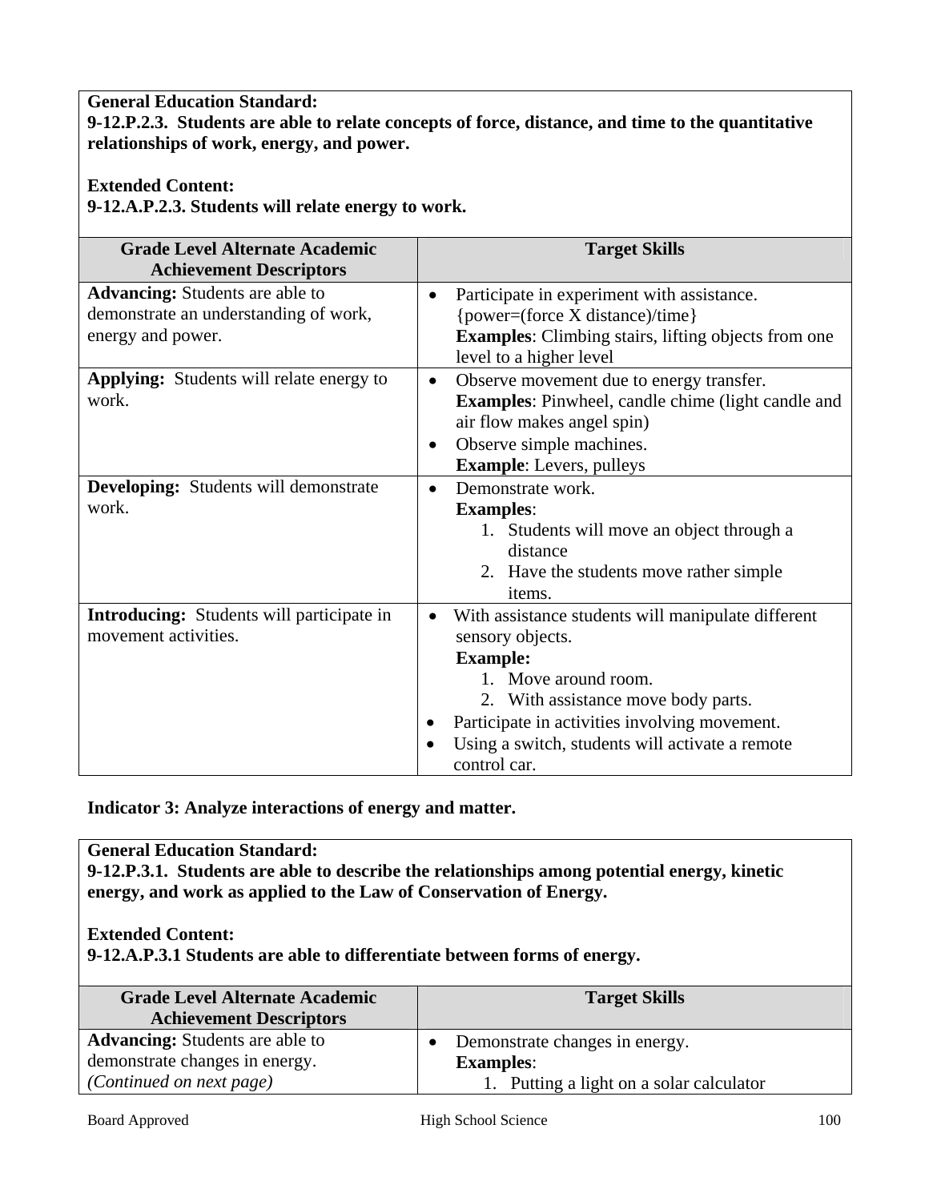**General Education Standard:**
**9-12.P.2.3. Students are able to relate concepts of force, distance, and time to the quantitative relationships of work, energy, and power.**

**Extended Content:**
**9-12.A.P.2.3. Students will relate energy to work.**

| Grade Level Alternate Academic Achievement Descriptors | Target Skills |
|---|---|
| **Advancing:** Students are able to demonstrate an understanding of work, energy and power. | • Participate in experiment with assistance. {power=(force X distance)/time}<br>**Examples**: Climbing stairs, lifting objects from one level to a higher level |
| **Applying:** Students will relate energy to work. | • Observe movement due to energy transfer.<br>**Examples**: Pinwheel, candle chime (light candle and air flow makes angel spin)<br>• Observe simple machines.<br>**Example**: Levers, pulleys |
| **Developing:** Students will demonstrate work. | • Demonstrate work.<br>**Examples**:<br>1. Students will move an object through a distance<br>2. Have the students move rather simple items. |
| **Introducing:** Students will participate in movement activities. | • With assistance students will manipulate different sensory objects.<br>**Example:**<br>1. Move around room.<br>2. With assistance move body parts.<br>• Participate in activities involving movement.<br>• Using a switch, students will activate a remote control car. |

**Indicator 3: Analyze interactions of energy and matter.**

**General Education Standard:**
**9-12.P.3.1. Students are able to describe the relationships among potential energy, kinetic energy, and work as applied to the Law of Conservation of Energy.**

**Extended Content:**
**9-12.A.P.3.1 Students are able to differentiate between forms of energy.**

| Grade Level Alternate Academic Achievement Descriptors | Target Skills |
|---|---|
| **Advancing:** Students are able to demonstrate changes in energy.<br>*(Continued on next page)* | • Demonstrate changes in energy.<br>**Examples**:<br>1. Putting a light on a solar calculator |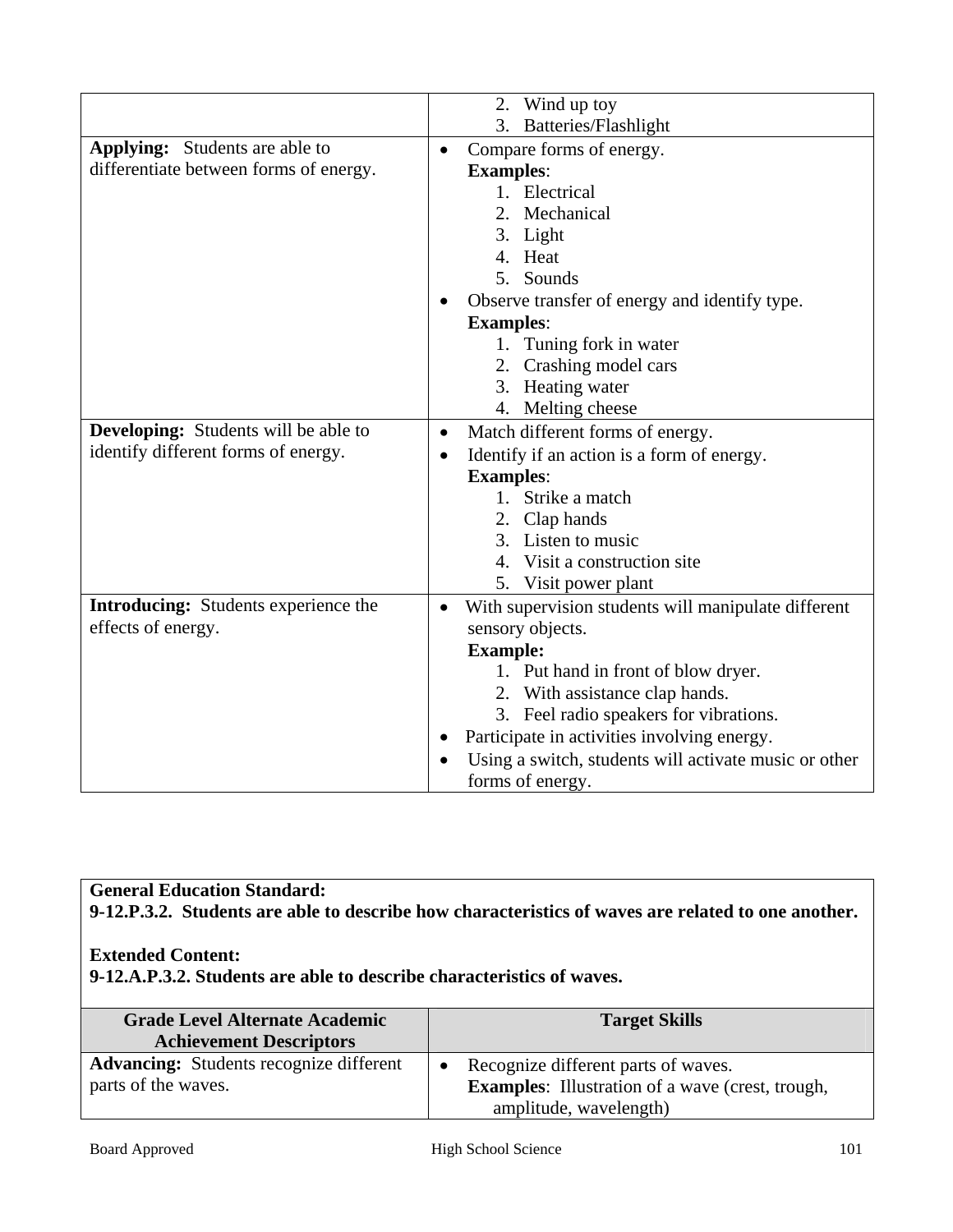| | |
|---|---|
| | 2. Wind up toy<br>3. Batteries/Flashlight |
| **Applying:** Students are able to differentiate between forms of energy. | • Compare forms of energy.<br>**Examples**:<br>1. Electrical<br>2. Mechanical<br>3. Light<br>4. Heat<br>5. Sounds<br>• Observe transfer of energy and identify type.<br>**Examples**:<br>1. Tuning fork in water<br>2. Crashing model cars<br>3. Heating water<br>4. Melting cheese |
| **Developing:** Students will be able to identify different forms of energy. | • Match different forms of energy.<br>• Identify if an action is a form of energy.<br>**Examples**:<br>1. Strike a match<br>2. Clap hands<br>3. Listen to music<br>4. Visit a construction site<br>5. Visit power plant |
| **Introducing:** Students experience the effects of energy. | • With supervision students will manipulate different sensory objects.<br>**Example:**<br>1. Put hand in front of blow dryer.<br>2. With assistance clap hands.<br>3. Feel radio speakers for vibrations.<br>• Participate in activities involving energy.<br>• Using a switch, students will activate music or other forms of energy. |

**General Education Standard:**
**9-12.P.3.2. Students are able to describe how characteristics of waves are related to one another.**

**Extended Content:**
**9-12.A.P.3.2. Students are able to describe characteristics of waves.**

| Grade Level Alternate Academic Achievement Descriptors | Target Skills |
|---|---|
| **Advancing:** Students recognize different parts of the waves. | • Recognize different parts of waves.<br>**Examples**: Illustration of a wave (crest, trough, amplitude, wavelength) |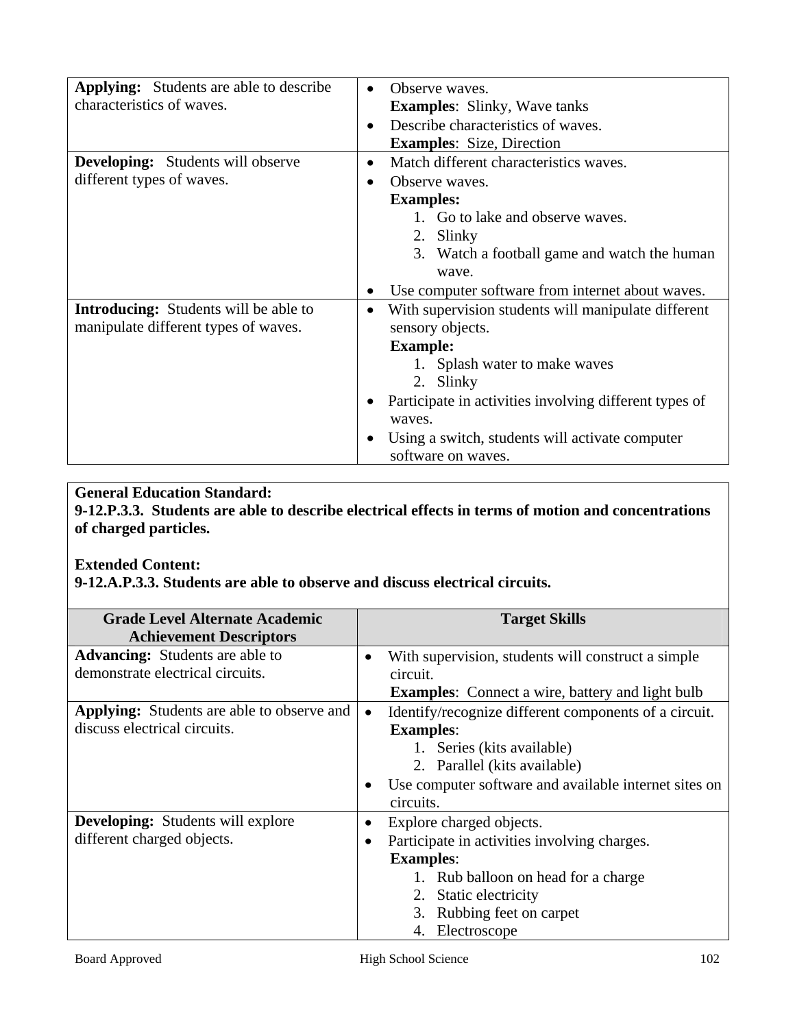| | |
|---|---|
| **Applying:** Students are able to describe characteristics of waves. | • Observe waves.<br>**Examples**: Slinky, Wave tanks<br>• Describe characteristics of waves.<br>**Examples**: Size, Direction |
| **Developing:** Students will observe different types of waves. | • Match different characteristics waves.<br>• Observe waves.<br>**Examples:**<br>1. Go to lake and observe waves.<br>2. Slinky<br>3. Watch a football game and watch the human wave.<br>• Use computer software from internet about waves. |
| **Introducing:** Students will be able to manipulate different types of waves. | • With supervision students will manipulate different sensory objects.<br>**Example:**<br>1. Splash water to make waves<br>2. Slinky<br>• Participate in activities involving different types of waves.<br>• Using a switch, students will activate computer software on waves. |

**General Education Standard:**
**9-12.P.3.3. Students are able to describe electrical effects in terms of motion and concentrations of charged particles.**

**Extended Content:**
**9-12.A.P.3.3. Students are able to observe and discuss electrical circuits.**

| Grade Level Alternate Academic Achievement Descriptors | Target Skills |
|---|---|
| **Advancing:** Students are able to demonstrate electrical circuits. | • With supervision, students will construct a simple circuit.<br>**Examples**: Connect a wire, battery and light bulb |
| **Applying:** Students are able to observe and discuss electrical circuits. | • Identify/recognize different components of a circuit.<br>**Examples**:<br>1. Series (kits available)<br>2. Parallel (kits available)<br>• Use computer software and available internet sites on circuits. |
| **Developing:** Students will explore different charged objects. | • Explore charged objects.<br>• Participate in activities involving charges.<br>**Examples**:<br>1. Rub balloon on head for a charge<br>2. Static electricity<br>3. Rubbing feet on carpet<br>4. Electroscope |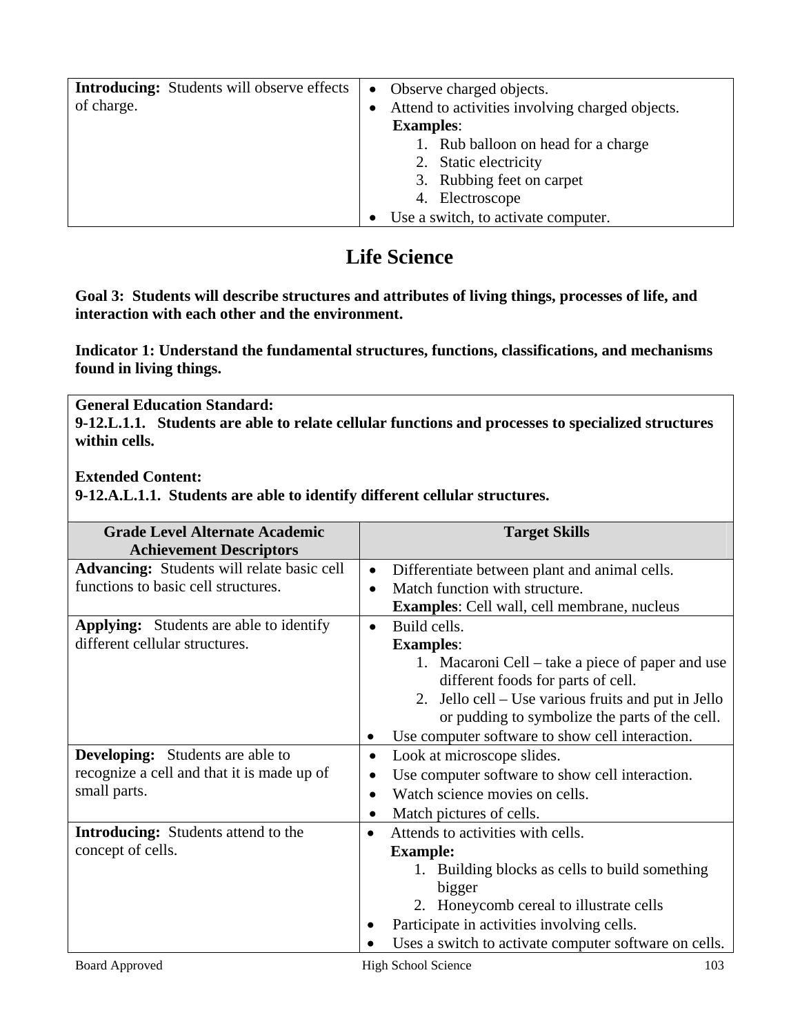| | |
|---|---|
| **Introducing:** Students will observe effects of charge. | • Observe charged objects.<br>• Attend to activities involving charged objects.<br>**Examples**:<br>1. Rub balloon on head for a charge<br>2. Static electricity<br>3. Rubbing feet on carpet<br>4. Electroscope<br>• Use a switch, to activate computer. |

# Life Science

**Goal 3: Students will describe structures and attributes of living things, processes of life, and interaction with each other and the environment.**

**Indicator 1: Understand the fundamental structures, functions, classifications, and mechanisms found in living things.**

**General Education Standard:**
**9-12.L.1.1. Students are able to relate cellular functions and processes to specialized structures within cells.**

**Extended Content:**
**9-12.A.L.1.1. Students are able to identify different cellular structures.**

| Grade Level Alternate Academic Achievement Descriptors | Target Skills |
|---|---|
| **Advancing:** Students will relate basic cell functions to basic cell structures. | • Differentiate between plant and animal cells.<br>• Match function with structure.<br>**Examples**: Cell wall, cell membrane, nucleus |
| **Applying:** Students are able to identify different cellular structures. | • Build cells.<br>**Examples**:<br>1. Macaroni Cell – take a piece of paper and use different foods for parts of cell.<br>2. Jello cell – Use various fruits and put in Jello or pudding to symbolize the parts of the cell.<br>• Use computer software to show cell interaction. |
| **Developing:** Students are able to recognize a cell and that it is made up of small parts. | • Look at microscope slides.<br>• Use computer software to show cell interaction.<br>• Watch science movies on cells.<br>• Match pictures of cells. |
| **Introducing:** Students attend to the concept of cells. | • Attends to activities with cells.<br>**Example:**<br>1. Building blocks as cells to build something bigger<br>2. Honeycomb cereal to illustrate cells<br>• Participate in activities involving cells.<br>• Uses a switch to activate computer software on cells. |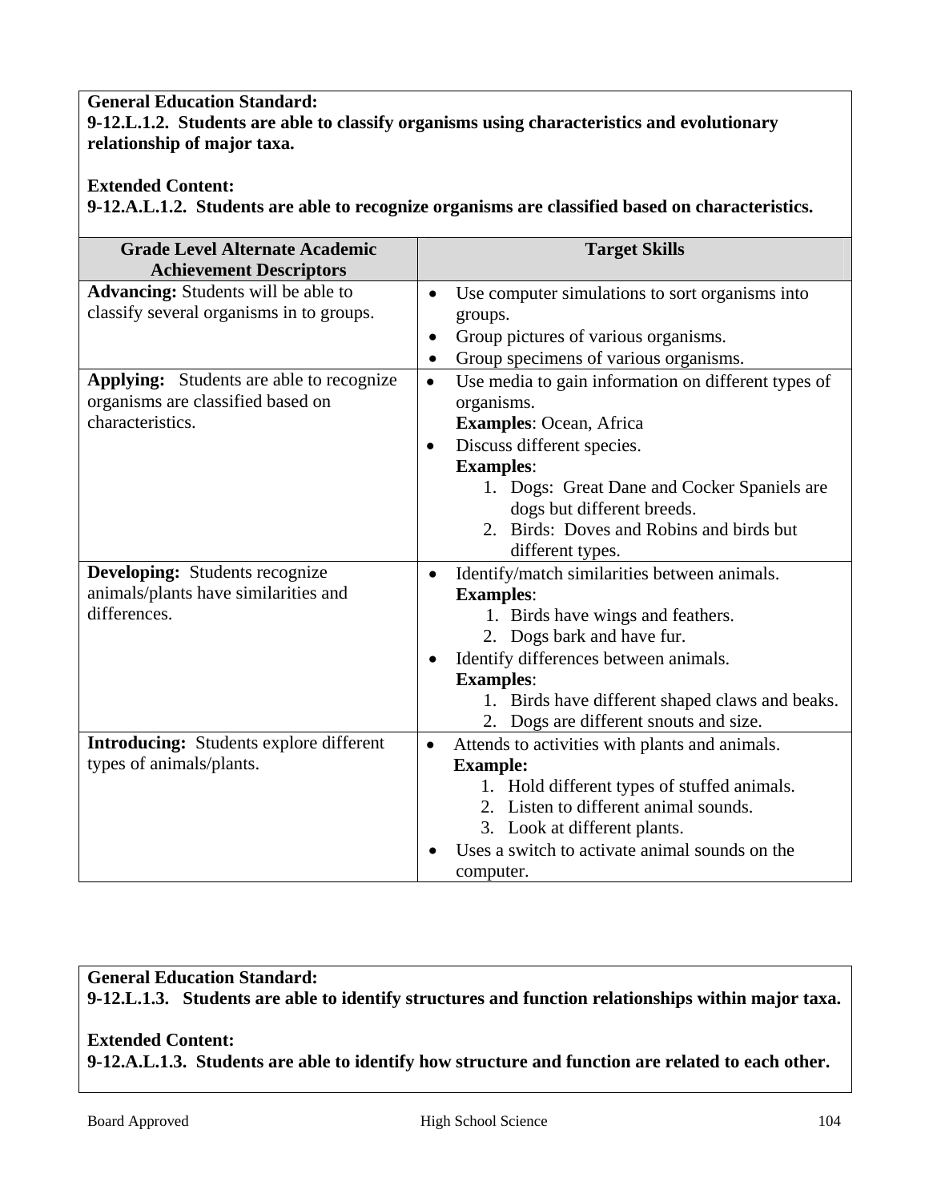**General Education Standard:**
**9-12.L.1.2. Students are able to classify organisms using characteristics and evolutionary relationship of major taxa.**

**Extended Content:**
**9-12.A.L.1.2. Students are able to recognize organisms are classified based on characteristics.**

| Grade Level Alternate Academic Achievement Descriptors | Target Skills |
|---|---|
| **Advancing:** Students will be able to classify several organisms in to groups. | • Use computer simulations to sort organisms into groups.<br>• Group pictures of various organisms.<br>• Group specimens of various organisms. |
| **Applying:** Students are able to recognize organisms are classified based on characteristics. | • Use media to gain information on different types of organisms.<br>**Examples**: Ocean, Africa<br>• Discuss different species.<br>**Examples**:<br>1. Dogs: Great Dane and Cocker Spaniels are dogs but different breeds.<br>2. Birds: Doves and Robins and birds but different types. |
| **Developing:** Students recognize animals/plants have similarities and differences. | • Identify/match similarities between animals.<br>**Examples**:<br>1. Birds have wings and feathers.<br>2. Dogs bark and have fur.<br>• Identify differences between animals.<br>**Examples**:<br>1. Birds have different shaped claws and beaks.<br>2. Dogs are different snouts and size. |
| **Introducing:** Students explore different types of animals/plants. | • Attends to activities with plants and animals.<br>**Example:**<br>1. Hold different types of stuffed animals.<br>2. Listen to different animal sounds.<br>3. Look at different plants.<br>• Uses a switch to activate animal sounds on the computer. |

**General Education Standard:**
**9-12.L.1.3. Students are able to identify structures and function relationships within major taxa.**

**Extended Content:**
**9-12.A.L.1.3. Students are able to identify how structure and function are related to each other.**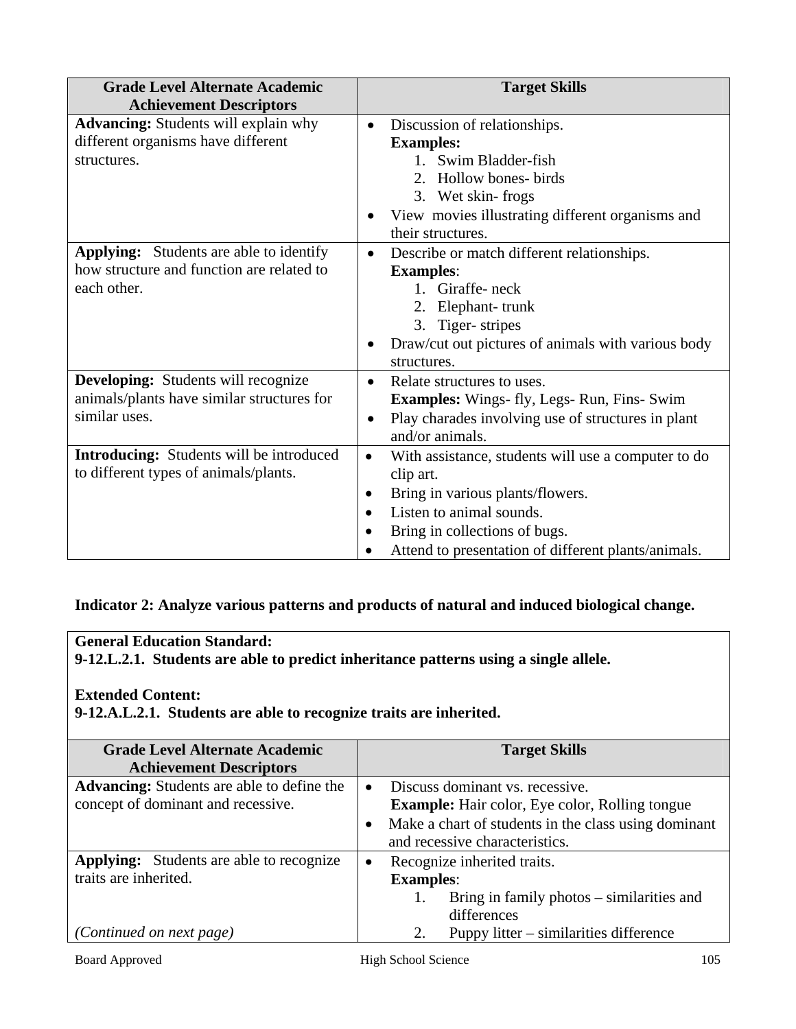| Grade Level Alternate Academic Achievement Descriptors | Target Skills |
|---|---|
| **Advancing:** Students will explain why different organisms have different structures. | • Discussion of relationships.<br>**Examples:**<br>1. Swim Bladder-fish<br>2. Hollow bones- birds<br>3. Wet skin- frogs<br>• View movies illustrating different organisms and their structures. |
| **Applying:** Students are able to identify how structure and function are related to each other. | • Describe or match different relationships.<br>**Examples**:<br>1. Giraffe- neck<br>2. Elephant- trunk<br>3. Tiger- stripes<br>• Draw/cut out pictures of animals with various body structures. |
| **Developing:** Students will recognize animals/plants have similar structures for similar uses. | • Relate structures to uses.<br>**Examples:** Wings- fly, Legs- Run, Fins- Swim<br>• Play charades involving use of structures in plant and/or animals. |
| **Introducing:** Students will be introduced to different types of animals/plants. | • With assistance, students will use a computer to do clip art.<br>• Bring in various plants/flowers.<br>• Listen to animal sounds.<br>• Bring in collections of bugs.<br>• Attend to presentation of different plants/animals. |

**Indicator 2: Analyze various patterns and products of natural and induced biological change.**

**General Education Standard:**
**9-12.L.2.1. Students are able to predict inheritance patterns using a single allele.**

**Extended Content:**
**9-12.A.L.2.1. Students are able to recognize traits are inherited.**

| Grade Level Alternate Academic Achievement Descriptors | Target Skills |
|---|---|
| **Advancing:** Students are able to define the concept of dominant and recessive. | • Discuss dominant vs. recessive.<br>**Example:** Hair color, Eye color, Rolling tongue<br>• Make a chart of students in the class using dominant and recessive characteristics. |
| **Applying:** Students are able to recognize traits are inherited.<br><br>*(Continued on next page)* | • Recognize inherited traits.<br>**Examples**:<br>1. Bring in family photos – similarities and differences<br>2. Puppy litter – similarities difference |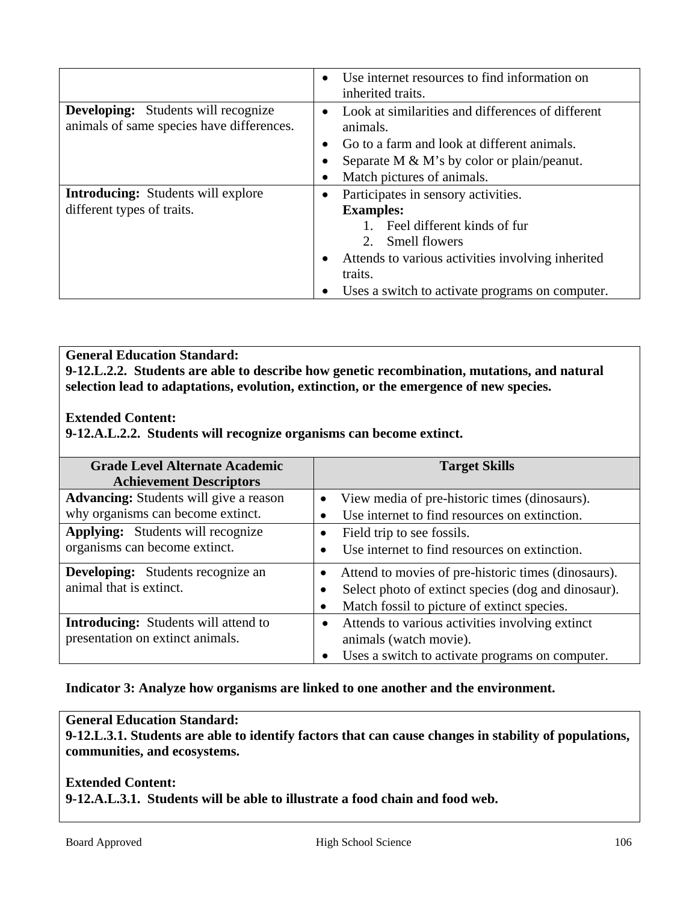| | |
|---|---|
| | • Use internet resources to find information on inherited traits. |
| **Developing:** Students will recognize animals of same species have differences. | • Look at similarities and differences of different animals.<br>• Go to a farm and look at different animals.<br>• Separate M & M's by color or plain/peanut.<br>• Match pictures of animals. |
| **Introducing:** Students will explore different types of traits. | • Participates in sensory activities.<br>**Examples:**<br>1. Feel different kinds of fur<br>2. Smell flowers<br>• Attends to various activities involving inherited traits.<br>• Uses a switch to activate programs on computer. |

**General Education Standard:**
**9-12.L.2.2. Students are able to describe how genetic recombination, mutations, and natural selection lead to adaptations, evolution, extinction, or the emergence of new species.**

**Extended Content:**
**9-12.A.L.2.2. Students will recognize organisms can become extinct.**

| Grade Level Alternate Academic Achievement Descriptors | Target Skills |
|---|---|
| **Advancing:** Students will give a reason why organisms can become extinct. | • View media of pre-historic times (dinosaurs).<br>• Use internet to find resources on extinction. |
| **Applying:** Students will recognize organisms can become extinct. | • Field trip to see fossils.<br>• Use internet to find resources on extinction. |
| **Developing:** Students recognize an animal that is extinct. | • Attend to movies of pre-historic times (dinosaurs).<br>• Select photo of extinct species (dog and dinosaur).<br>• Match fossil to picture of extinct species. |
| **Introducing:** Students will attend to presentation on extinct animals. | • Attends to various activities involving extinct animals (watch movie).<br>• Uses a switch to activate programs on computer. |

**Indicator 3: Analyze how organisms are linked to one another and the environment.**

**General Education Standard:**
**9-12.L.3.1. Students are able to identify factors that can cause changes in stability of populations, communities, and ecosystems.**

**Extended Content:**
**9-12.A.L.3.1. Students will be able to illustrate a food chain and food web.**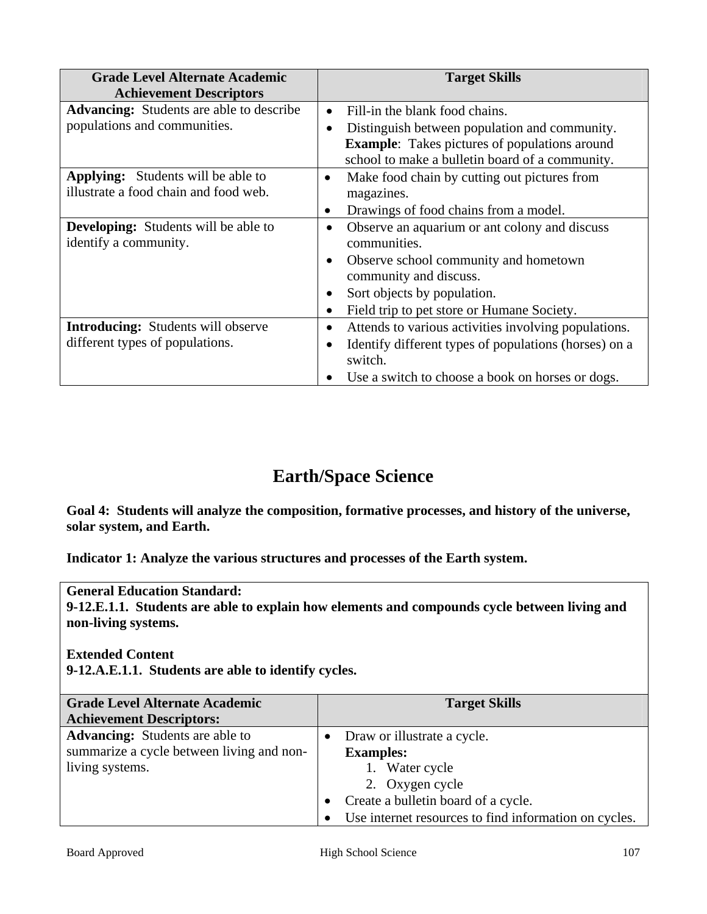| Grade Level Alternate Academic Achievement Descriptors | Target Skills |
|---|---|
| **Advancing:** Students are able to describe populations and communities. | • Fill-in the blank food chains.<br>• Distinguish between population and community. **Example**: Takes pictures of populations around school to make a bulletin board of a community. |
| **Applying:** Students will be able to illustrate a food chain and food web. | • Make food chain by cutting out pictures from magazines.<br>• Drawings of food chains from a model. |
| **Developing:** Students will be able to identify a community. | • Observe an aquarium or ant colony and discuss communities.<br>• Observe school community and hometown community and discuss.<br>• Sort objects by population.<br>• Field trip to pet store or Humane Society. |
| **Introducing:** Students will observe different types of populations. | • Attends to various activities involving populations.<br>• Identify different types of populations (horses) on a switch.<br>• Use a switch to choose a book on horses or dogs. |

# Earth/Space Science

**Goal 4: Students will analyze the composition, formative processes, and history of the universe, solar system, and Earth.**

**Indicator 1: Analyze the various structures and processes of the Earth system.**

**General Education Standard:**
**9-12.E.1.1. Students are able to explain how elements and compounds cycle between living and non-living systems.**

**Extended Content**
**9-12.A.E.1.1. Students are able to identify cycles.**

| Grade Level Alternate Academic Achievement Descriptors: | Target Skills |
|---|---|
| **Advancing:** Students are able to summarize a cycle between living and non-living systems. | • Draw or illustrate a cycle.<br>**Examples:**<br>1. Water cycle<br>2. Oxygen cycle<br>• Create a bulletin board of a cycle.<br>• Use internet resources to find information on cycles. |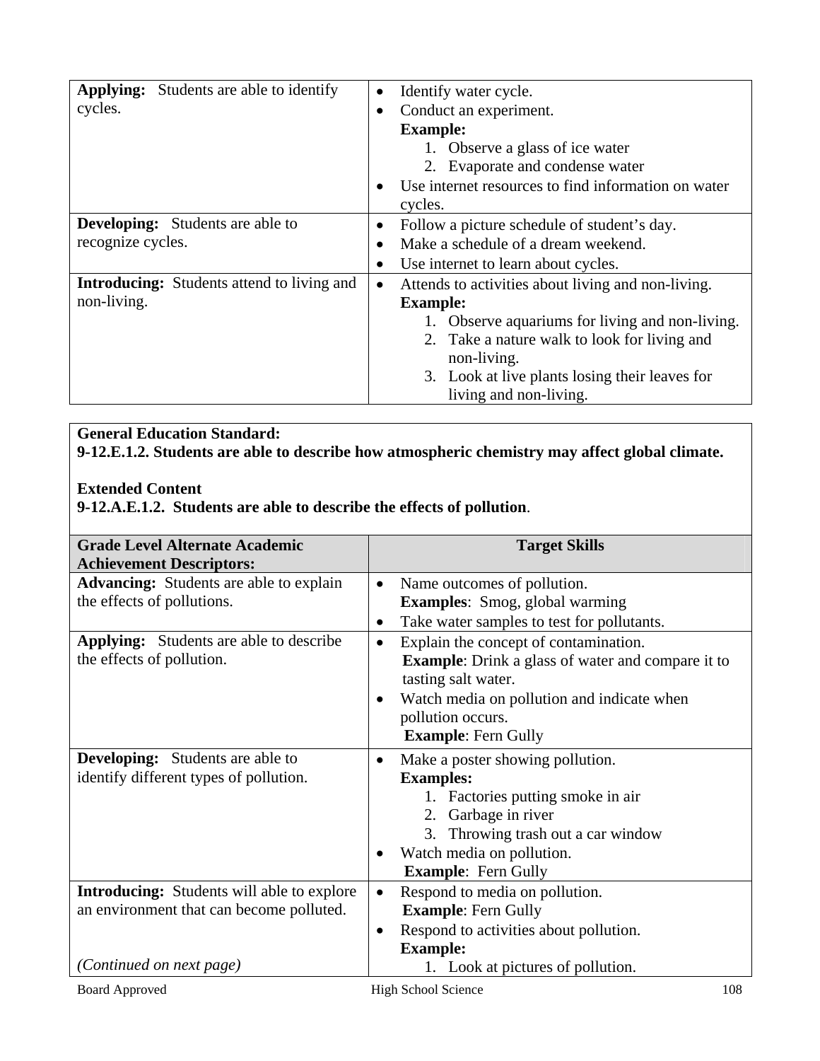| | |
|---|---|
| **Applying:** Students are able to identify cycles. | • Identify water cycle.<br>• Conduct an experiment.<br>**Example:**<br>1. Observe a glass of ice water<br>2. Evaporate and condense water<br>• Use internet resources to find information on water cycles. |
| **Developing:** Students are able to recognize cycles. | • Follow a picture schedule of student's day.<br>• Make a schedule of a dream weekend.<br>• Use internet to learn about cycles. |
| **Introducing:** Students attend to living and non-living. | • Attends to activities about living and non-living.<br>**Example:**<br>1. Observe aquariums for living and non-living.<br>2. Take a nature walk to look for living and non-living.<br>3. Look at live plants losing their leaves for living and non-living. |

**General Education Standard:**
**9-12.E.1.2. Students are able to describe how atmospheric chemistry may affect global climate.**

**Extended Content**
**9-12.A.E.1.2. Students are able to describe the effects of pollution**.

| Grade Level Alternate Academic Achievement Descriptors: | Target Skills |
|---|---|
| **Advancing:** Students are able to explain the effects of pollutions. | • Name outcomes of pollution.<br>**Examples**: Smog, global warming<br>• Take water samples to test for pollutants. |
| **Applying:** Students are able to describe the effects of pollution. | • Explain the concept of contamination.<br>**Example**: Drink a glass of water and compare it to tasting salt water.<br>• Watch media on pollution and indicate when pollution occurs.<br>**Example**: Fern Gully |
| **Developing:** Students are able to identify different types of pollution. | • Make a poster showing pollution.<br>**Examples:**<br>1. Factories putting smoke in air<br>2. Garbage in river<br>3. Throwing trash out a car window<br>• Watch media on pollution.<br>**Example**: Fern Gully |
| **Introducing:** Students will able to explore an environment that can become polluted.<br><br>*(Continued on next page)* | • Respond to media on pollution.<br>**Example**: Fern Gully<br>• Respond to activities about pollution.<br>**Example:**<br>1. Look at pictures of pollution. |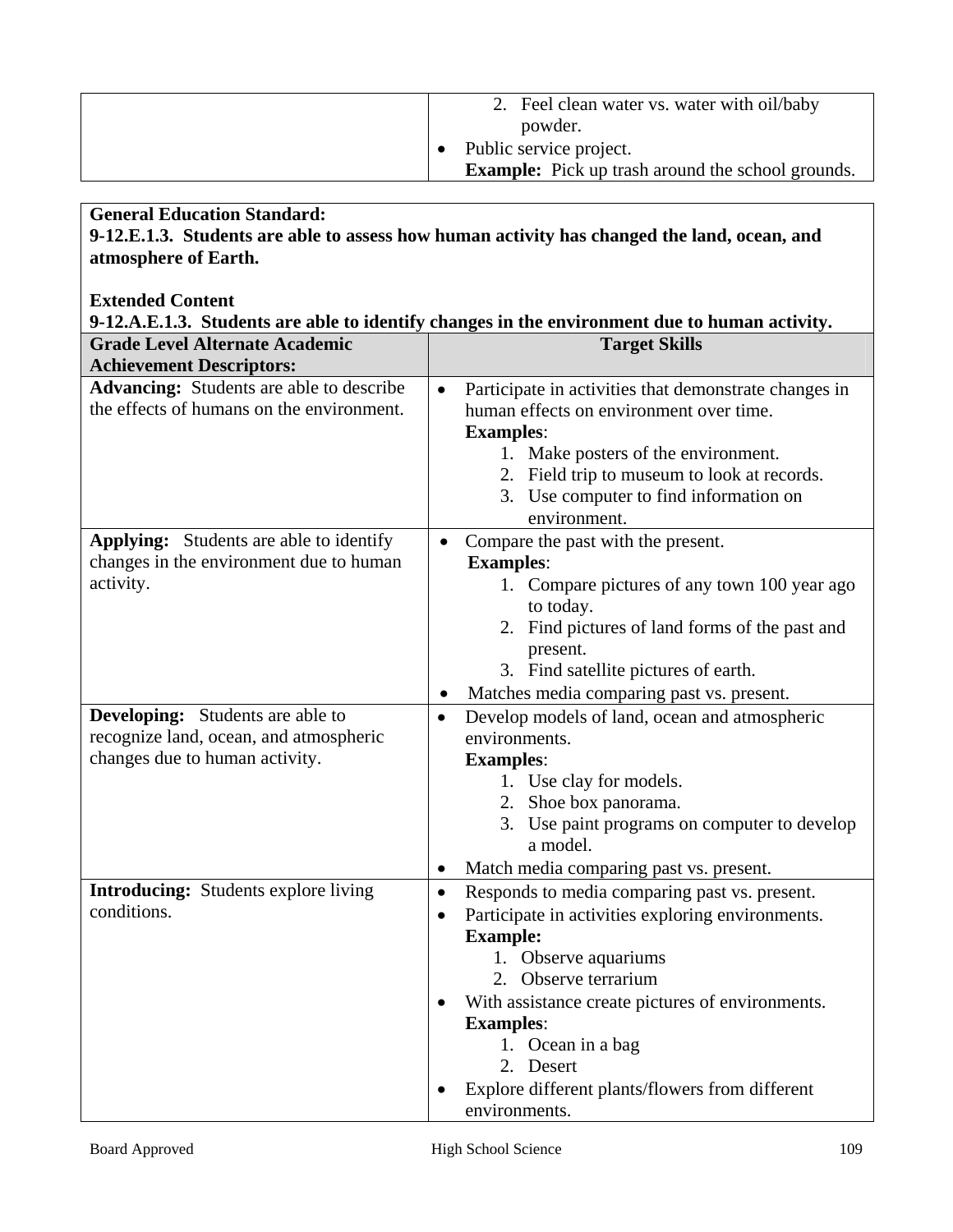| | |
|---|---|
| | 2. Feel clean water vs. water with oil/baby powder.<br>• Public service project.<br>**Example:** Pick up trash around the school grounds. |

**General Education Standard:**
**9-12.E.1.3. Students are able to assess how human activity has changed the land, ocean, and atmosphere of Earth.**

**Extended Content**
**9-12.A.E.1.3. Students are able to identify changes in the environment due to human activity.**

| Grade Level Alternate Academic Achievement Descriptors: | Target Skills |
|---|---|
| **Advancing:** Students are able to describe the effects of humans on the environment. | • Participate in activities that demonstrate changes in human effects on environment over time.<br>**Examples**:<br>1. Make posters of the environment.<br>2. Field trip to museum to look at records.<br>3. Use computer to find information on environment. |
| **Applying:** Students are able to identify changes in the environment due to human activity. | • Compare the past with the present.<br>**Examples**:<br>1. Compare pictures of any town 100 year ago to today.<br>2. Find pictures of land forms of the past and present.<br>3. Find satellite pictures of earth.<br>• Matches media comparing past vs. present. |
| **Developing:** Students are able to recognize land, ocean, and atmospheric changes due to human activity. | • Develop models of land, ocean and atmospheric environments.<br>**Examples**:<br>1. Use clay for models.<br>2. Shoe box panorama.<br>3. Use paint programs on computer to develop a model.<br>• Match media comparing past vs. present. |
| **Introducing:** Students explore living conditions. | • Responds to media comparing past vs. present.<br>• Participate in activities exploring environments.<br>**Example:**<br>1. Observe aquariums<br>2. Observe terrarium<br>• With assistance create pictures of environments.<br>**Examples**:<br>1. Ocean in a bag<br>2. Desert<br>• Explore different plants/flowers from different environments. |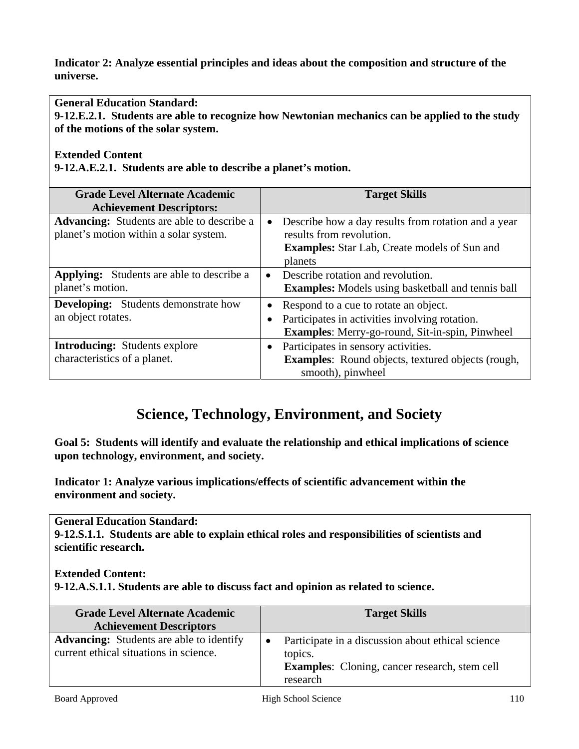**Indicator 2: Analyze essential principles and ideas about the composition and structure of the universe.**

**General Education Standard:**
**9-12.E.2.1. Students are able to recognize how Newtonian mechanics can be applied to the study of the motions of the solar system.**

**Extended Content**
**9-12.A.E.2.1. Students are able to describe a planet's motion.**

| Grade Level Alternate Academic Achievement Descriptors: | Target Skills |
|---|---|
| **Advancing:** Students are able to describe a planet's motion within a solar system. | • Describe how a day results from rotation and a year results from revolution. **Examples:** Star Lab, Create models of Sun and planets |
| **Applying:** Students are able to describe a planet's motion. | • Describe rotation and revolution. **Examples:** Models using basketball and tennis ball |
| **Developing:** Students demonstrate how an object rotates. | • Respond to a cue to rotate an object. • Participates in activities involving rotation. **Examples**: Merry-go-round, Sit-in-spin, Pinwheel |
| **Introducing:** Students explore characteristics of a planet. | • Participates in sensory activities. **Examples**: Round objects, textured objects (rough, smooth), pinwheel |

# Science, Technology, Environment, and Society

**Goal 5: Students will identify and evaluate the relationship and ethical implications of science upon technology, environment, and society.**

**Indicator 1: Analyze various implications/effects of scientific advancement within the environment and society.**

**General Education Standard:**
**9-12.S.1.1. Students are able to explain ethical roles and responsibilities of scientists and scientific research.**

**Extended Content:**
**9-12.A.S.1.1. Students are able to discuss fact and opinion as related to science.**

| Grade Level Alternate Academic Achievement Descriptors | Target Skills |
|---|---|
| **Advancing:** Students are able to identify current ethical situations in science. | • Participate in a discussion about ethical science topics. **Examples**: Cloning, cancer research, stem cell research |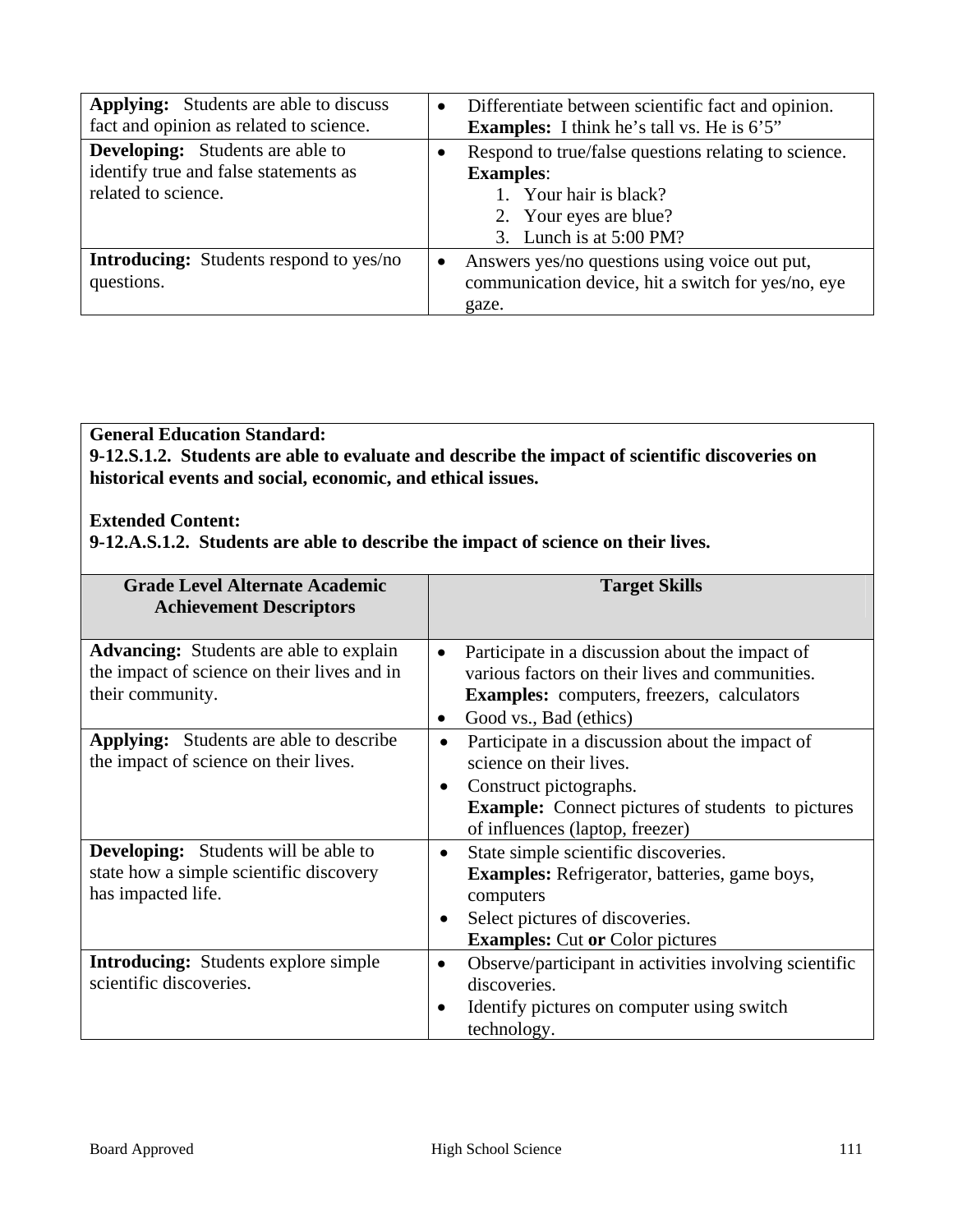| | |
|---|---|
| **Applying:** Students are able to discuss fact and opinion as related to science. | • Differentiate between scientific fact and opinion. **Examples:** I think he's tall vs. He is 6'5" |
| **Developing:** Students are able to identify true and false statements as related to science. | • Respond to true/false questions relating to science. **Examples**: 1. Your hair is black? 2. Your eyes are blue? 3. Lunch is at 5:00 PM? |
| **Introducing:** Students respond to yes/no questions. | • Answers yes/no questions using voice out put, communication device, hit a switch for yes/no, eye gaze. |

**General Education Standard:**
**9-12.S.1.2. Students are able to evaluate and describe the impact of scientific discoveries on historical events and social, economic, and ethical issues.**

**Extended Content:**
**9-12.A.S.1.2. Students are able to describe the impact of science on their lives.**

| Grade Level Alternate Academic Achievement Descriptors | Target Skills |
|---|---|
| **Advancing:** Students are able to explain the impact of science on their lives and in their community. | • Participate in a discussion about the impact of various factors on their lives and communities. **Examples:** computers, freezers, calculators<br>• Good vs., Bad (ethics) |
| **Applying:** Students are able to describe the impact of science on their lives. | • Participate in a discussion about the impact of science on their lives.<br>• Construct pictographs. **Example:** Connect pictures of students to pictures of influences (laptop, freezer) |
| **Developing:** Students will be able to state how a simple scientific discovery has impacted life. | • State simple scientific discoveries. **Examples:** Refrigerator, batteries, game boys, computers<br>• Select pictures of discoveries. **Examples:** Cut **or** Color pictures |
| **Introducing:** Students explore simple scientific discoveries. | • Observe/participant in activities involving scientific discoveries.<br>• Identify pictures on computer using switch technology. |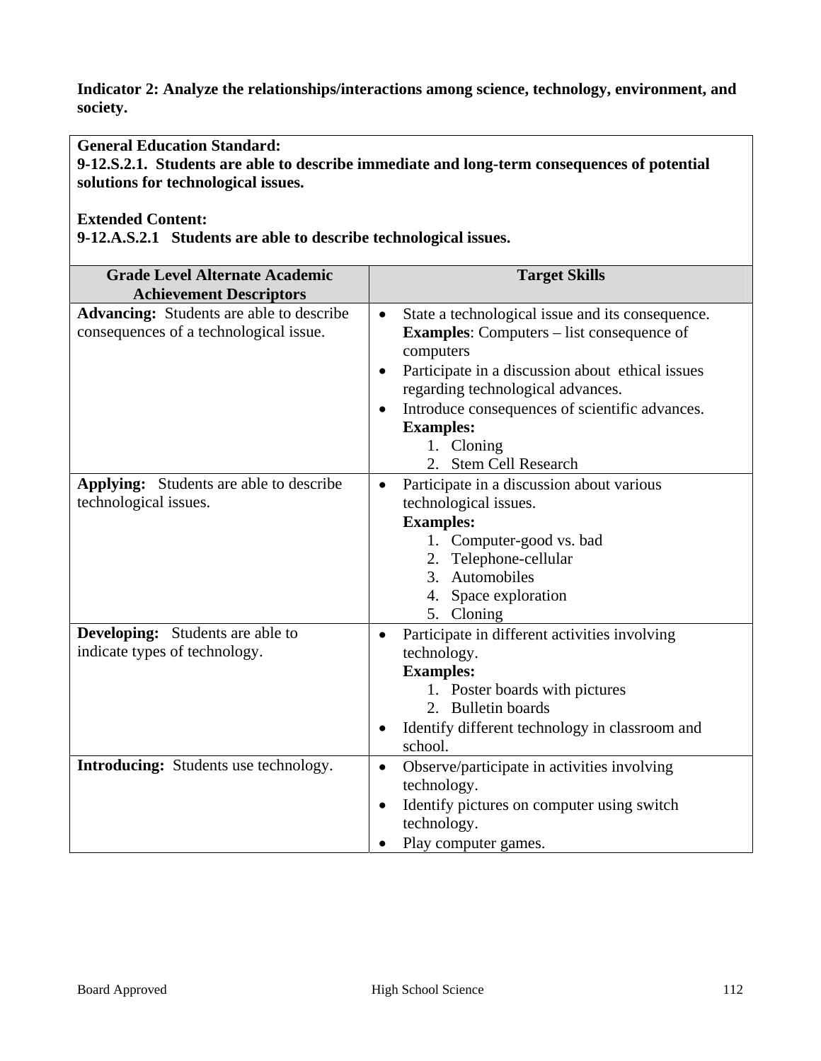**Indicator 2: Analyze the relationships/interactions among science, technology, environment, and society.**

**General Education Standard:**
**9-12.S.2.1. Students are able to describe immediate and long-term consequences of potential solutions for technological issues.**

**Extended Content:**
**9-12.A.S.2.1 Students are able to describe technological issues.**

| Grade Level Alternate Academic Achievement Descriptors | Target Skills |
|---|---|
| **Advancing:** Students are able to describe consequences of a technological issue. | • State a technological issue and its consequence. **Examples**: Computers – list consequence of computers<br>• Participate in a discussion about ethical issues regarding technological advances.<br>• Introduce consequences of scientific advances. **Examples:**<br>1. Cloning<br>2. Stem Cell Research |
| **Applying:** Students are able to describe technological issues. | • Participate in a discussion about various technological issues. **Examples:**<br>1. Computer-good vs. bad<br>2. Telephone-cellular<br>3. Automobiles<br>4. Space exploration<br>5. Cloning |
| **Developing:** Students are able to indicate types of technology. | • Participate in different activities involving technology. **Examples:**<br>1. Poster boards with pictures<br>2. Bulletin boards<br>• Identify different technology in classroom and school. |
| **Introducing:** Students use technology. | • Observe/participate in activities involving technology.<br>• Identify pictures on computer using switch technology.<br>• Play computer games. |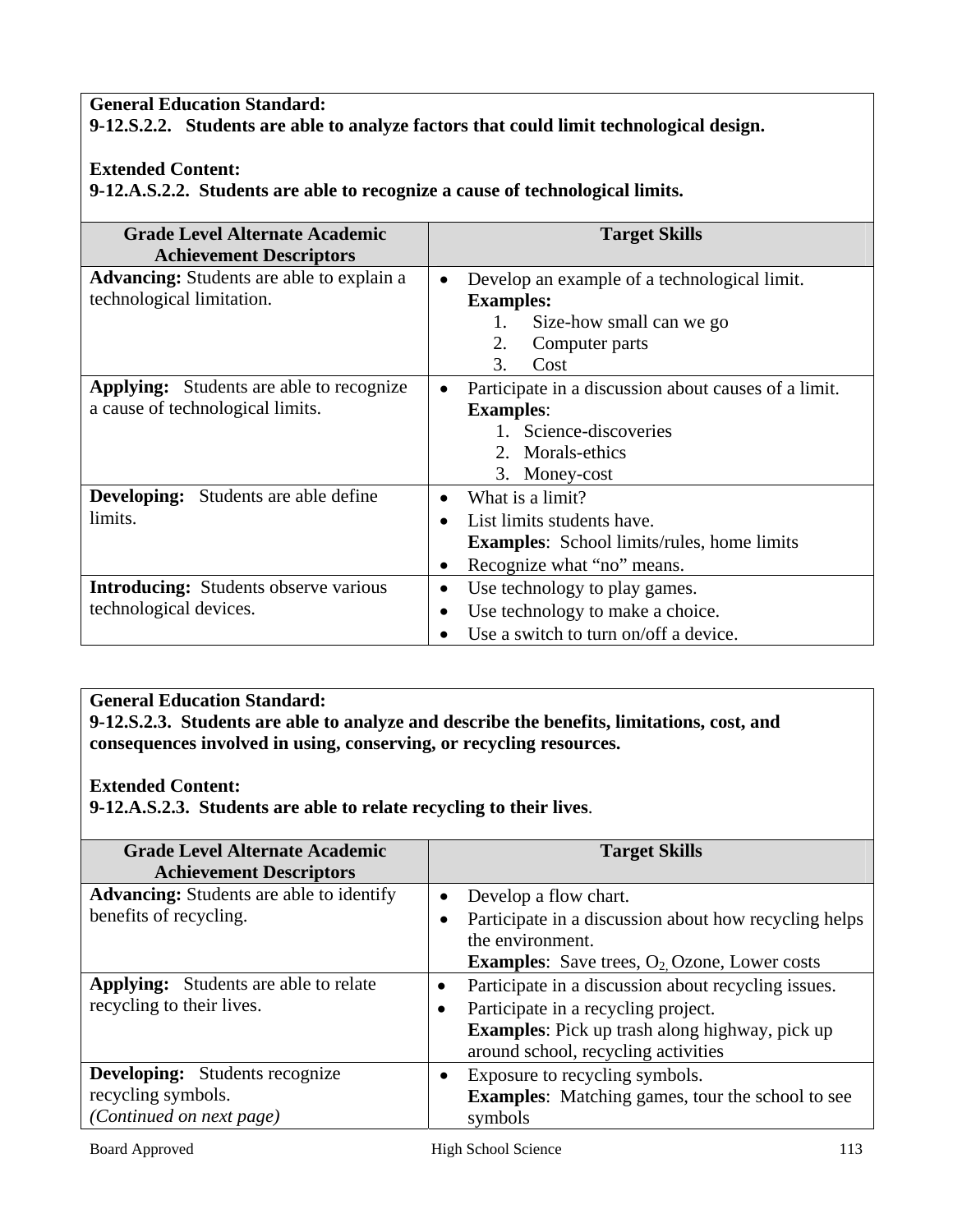**General Education Standard:**
**9-12.S.2.2. Students are able to analyze factors that could limit technological design.**

**Extended Content:**
**9-12.A.S.2.2. Students are able to recognize a cause of technological limits.**

| Grade Level Alternate Academic Achievement Descriptors | Target Skills |
|---|---|
| **Advancing:** Students are able to explain a technological limitation. | • Develop an example of a technological limit.<br>**Examples:**<br>1. Size-how small can we go<br>2. Computer parts<br>3. Cost |
| **Applying:** Students are able to recognize a cause of technological limits. | • Participate in a discussion about causes of a limit.<br>**Examples**:<br>1. Science-discoveries<br>2. Morals-ethics<br>3. Money-cost |
| **Developing:** Students are able define limits. | • What is a limit?<br>• List limits students have.<br>**Examples**: School limits/rules, home limits<br>• Recognize what "no" means. |
| **Introducing:** Students observe various technological devices. | • Use technology to play games.<br>• Use technology to make a choice.<br>• Use a switch to turn on/off a device. |

**General Education Standard:**
**9-12.S.2.3. Students are able to analyze and describe the benefits, limitations, cost, and consequences involved in using, conserving, or recycling resources.**

**Extended Content:**
**9-12.A.S.2.3. Students are able to relate recycling to their lives**.

| Grade Level Alternate Academic Achievement Descriptors | Target Skills |
|---|---|
| **Advancing:** Students are able to identify benefits of recycling. | • Develop a flow chart.<br>• Participate in a discussion about how recycling helps the environment.<br>**Examples**: Save trees, $O_2$, Ozone, Lower costs |
| **Applying:** Students are able to relate recycling to their lives. | • Participate in a discussion about recycling issues.<br>• Participate in a recycling project.<br>**Examples**: Pick up trash along highway, pick up around school, recycling activities |
| **Developing:** Students recognize recycling symbols.<br>*(Continued on next page)* | • Exposure to recycling symbols.<br>**Examples**: Matching games, tour the school to see symbols |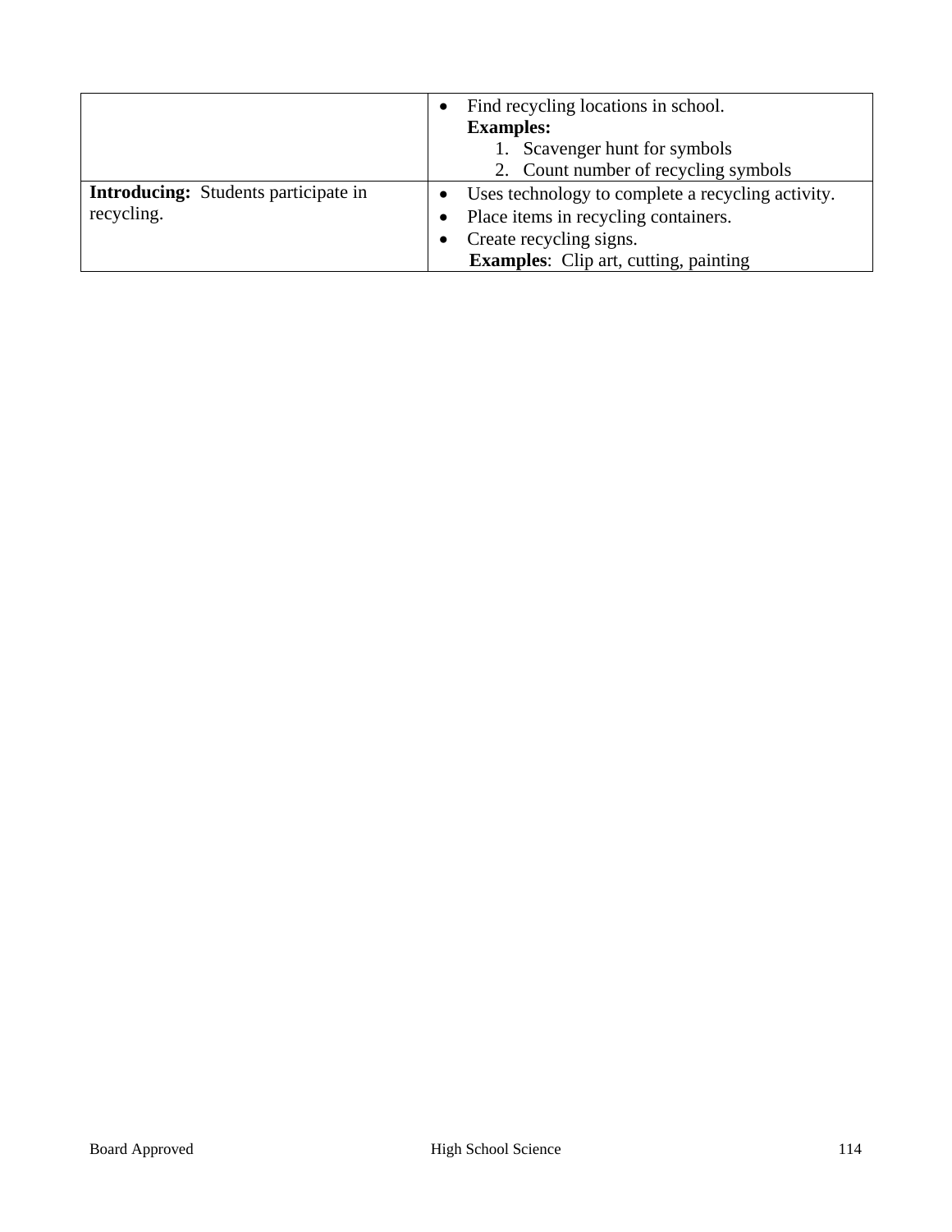| | |
|---|---|
| | • Find recycling locations in school.<br>**Examples:**<br>1. Scavenger hunt for symbols<br>2. Count number of recycling symbols |
| **Introducing:** Students participate in recycling. | • Uses technology to complete a recycling activity.<br>• Place items in recycling containers.<br>• Create recycling signs.<br>**Examples**: Clip art, cutting, painting |